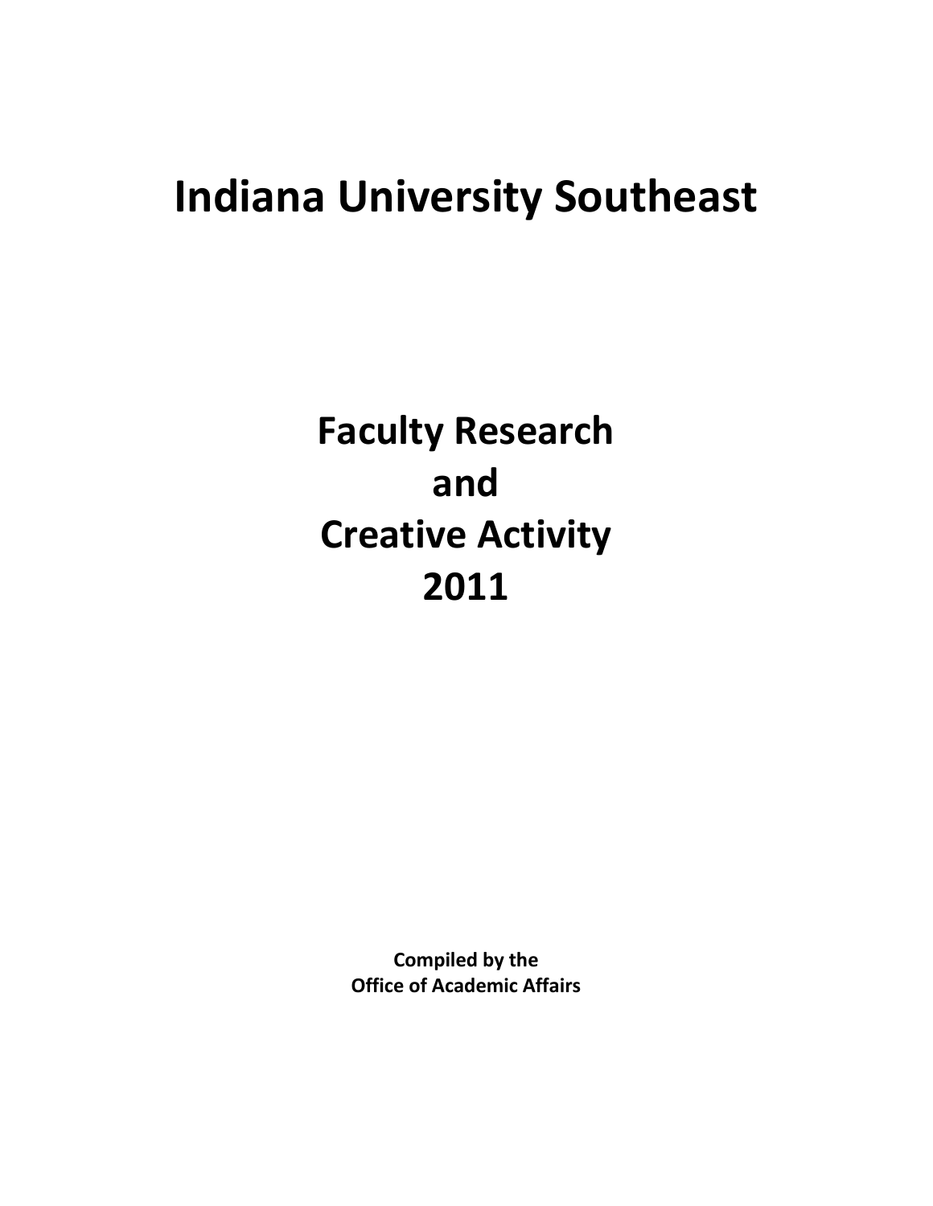# Indiana University Southeast

## Faculty Research
## and
## Creative Activity
## 2011

**Compiled by the**
**Office of Academic Affairs**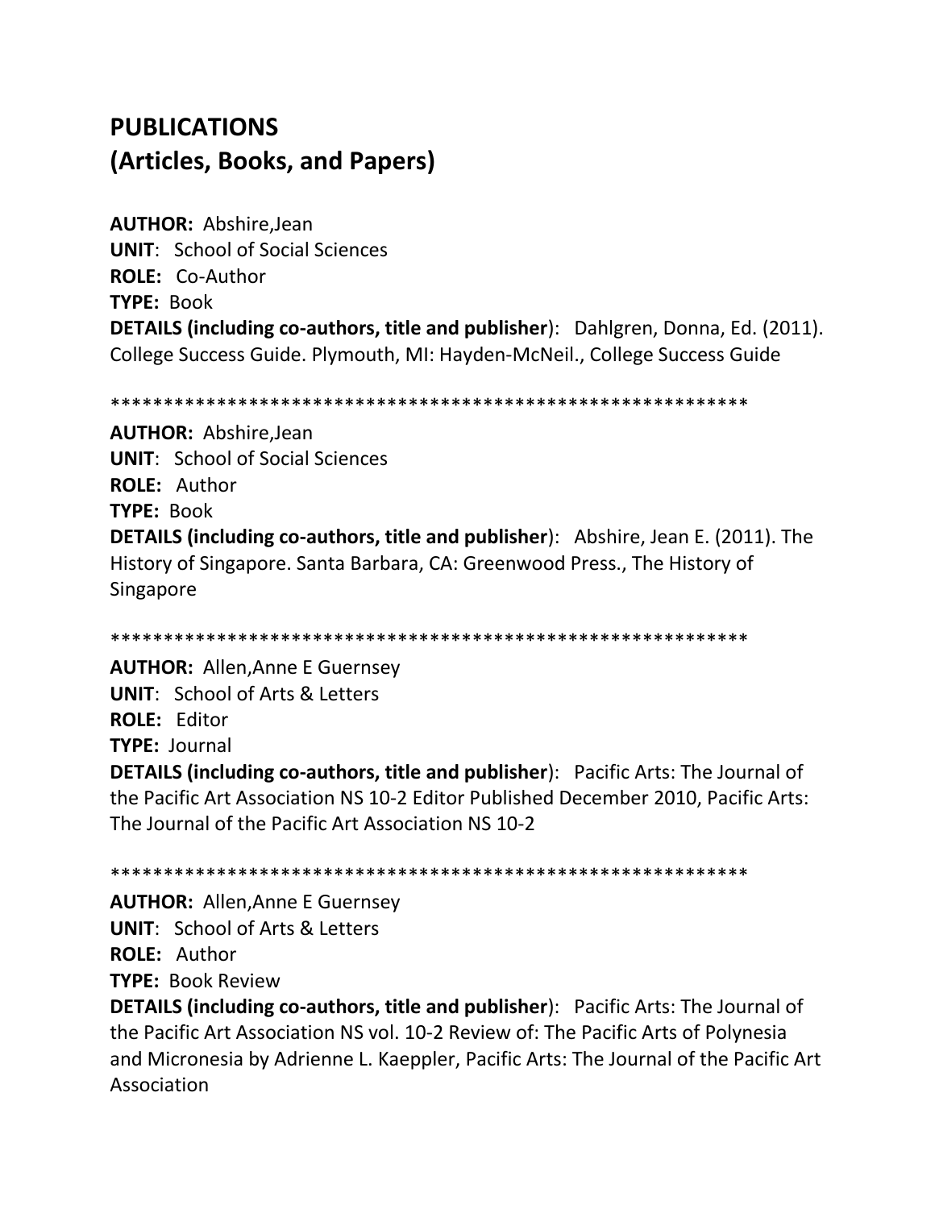# PUBLICATIONS
# (Articles, Books, and Papers)

**AUTHOR:** Abshire,Jean
**UNIT**: School of Social Sciences
**ROLE:** Co-Author
**TYPE:** Book
**DETAILS (including co-authors, title and publisher**): Dahlgren, Donna, Ed. (2011). College Success Guide. Plymouth, MI: Hayden-McNeil., College Success Guide

************************************************************

**AUTHOR:** Abshire,Jean
**UNIT**: School of Social Sciences
**ROLE:** Author
**TYPE:** Book
**DETAILS (including co-authors, title and publisher**): Abshire, Jean E. (2011). The History of Singapore. Santa Barbara, CA: Greenwood Press., The History of Singapore

************************************************************

**AUTHOR:** Allen,Anne E Guernsey
**UNIT**: School of Arts & Letters
**ROLE:** Editor
**TYPE:** Journal
**DETAILS (including co-authors, title and publisher**): Pacific Arts: The Journal of the Pacific Art Association NS 10-2 Editor Published December 2010, Pacific Arts: The Journal of the Pacific Art Association NS 10-2

************************************************************

**AUTHOR:** Allen,Anne E Guernsey
**UNIT**: School of Arts & Letters
**ROLE:** Author
**TYPE:** Book Review
**DETAILS (including co-authors, title and publisher**): Pacific Arts: The Journal of the Pacific Art Association NS vol. 10-2 Review of: The Pacific Arts of Polynesia and Micronesia by Adrienne L. Kaeppler, Pacific Arts: The Journal of the Pacific Art Association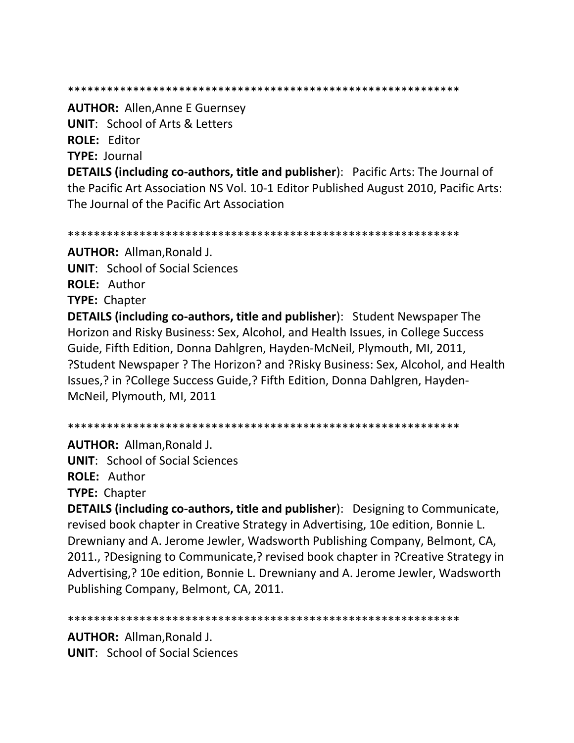************************************************************

**AUTHOR:** Allen,Anne E Guernsey
**UNIT**: School of Arts & Letters
**ROLE:** Editor
**TYPE:** Journal
**DETAILS (including co-authors, title and publisher**): Pacific Arts: The Journal of the Pacific Art Association NS Vol. 10-1 Editor Published August 2010, Pacific Arts: The Journal of the Pacific Art Association

************************************************************

**AUTHOR:** Allman,Ronald J.
**UNIT**: School of Social Sciences
**ROLE:** Author
**TYPE:** Chapter
**DETAILS (including co-authors, title and publisher**): Student Newspaper The Horizon and Risky Business: Sex, Alcohol, and Health Issues, in College Success Guide, Fifth Edition, Donna Dahlgren, Hayden-McNeil, Plymouth, MI, 2011, ?Student Newspaper ? The Horizon? and ?Risky Business: Sex, Alcohol, and Health Issues,? in ?College Success Guide,? Fifth Edition, Donna Dahlgren, Hayden-McNeil, Plymouth, MI, 2011

************************************************************

**AUTHOR:** Allman,Ronald J.
**UNIT**: School of Social Sciences
**ROLE:** Author
**TYPE:** Chapter
**DETAILS (including co-authors, title and publisher**): Designing to Communicate, revised book chapter in Creative Strategy in Advertising, 10e edition, Bonnie L. Drewniany and A. Jerome Jewler, Wadsworth Publishing Company, Belmont, CA, 2011., ?Designing to Communicate,? revised book chapter in ?Creative Strategy in Advertising,? 10e edition, Bonnie L. Drewniany and A. Jerome Jewler, Wadsworth Publishing Company, Belmont, CA, 2011.

************************************************************

**AUTHOR:** Allman,Ronald J.
**UNIT**: School of Social Sciences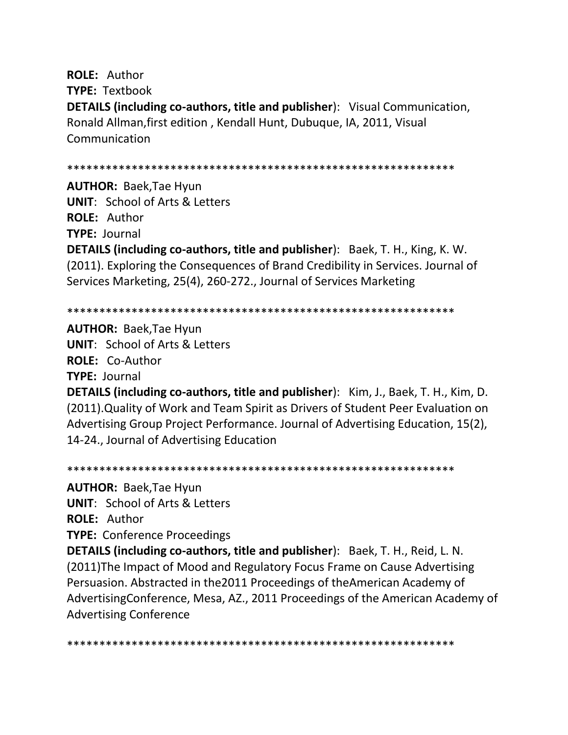**ROLE:** Author

**TYPE:** Textbook

**DETAILS (including co-authors, title and publisher**): Visual Communication, Ronald Allman,first edition , Kendall Hunt, Dubuque, IA, 2011, Visual Communication

************************************************************

**AUTHOR:** Baek,Tae Hyun

**UNIT**: School of Arts & Letters

**ROLE:** Author

**TYPE:** Journal

**DETAILS (including co-authors, title and publisher**): Baek, T. H., King, K. W. (2011). Exploring the Consequences of Brand Credibility in Services. Journal of Services Marketing, 25(4), 260-272., Journal of Services Marketing

************************************************************

**AUTHOR:** Baek,Tae Hyun

**UNIT**: School of Arts & Letters

**ROLE:** Co-Author

**TYPE:** Journal

**DETAILS (including co-authors, title and publisher**): Kim, J., Baek, T. H., Kim, D. (2011).Quality of Work and Team Spirit as Drivers of Student Peer Evaluation on Advertising Group Project Performance. Journal of Advertising Education, 15(2), 14-24., Journal of Advertising Education

************************************************************

**AUTHOR:** Baek,Tae Hyun

**UNIT**: School of Arts & Letters

**ROLE:** Author

**TYPE:** Conference Proceedings

**DETAILS (including co-authors, title and publisher**): Baek, T. H., Reid, L. N. (2011)The Impact of Mood and Regulatory Focus Frame on Cause Advertising Persuasion. Abstracted in the2011 Proceedings of theAmerican Academy of AdvertisingConference, Mesa, AZ., 2011 Proceedings of the American Academy of Advertising Conference

************************************************************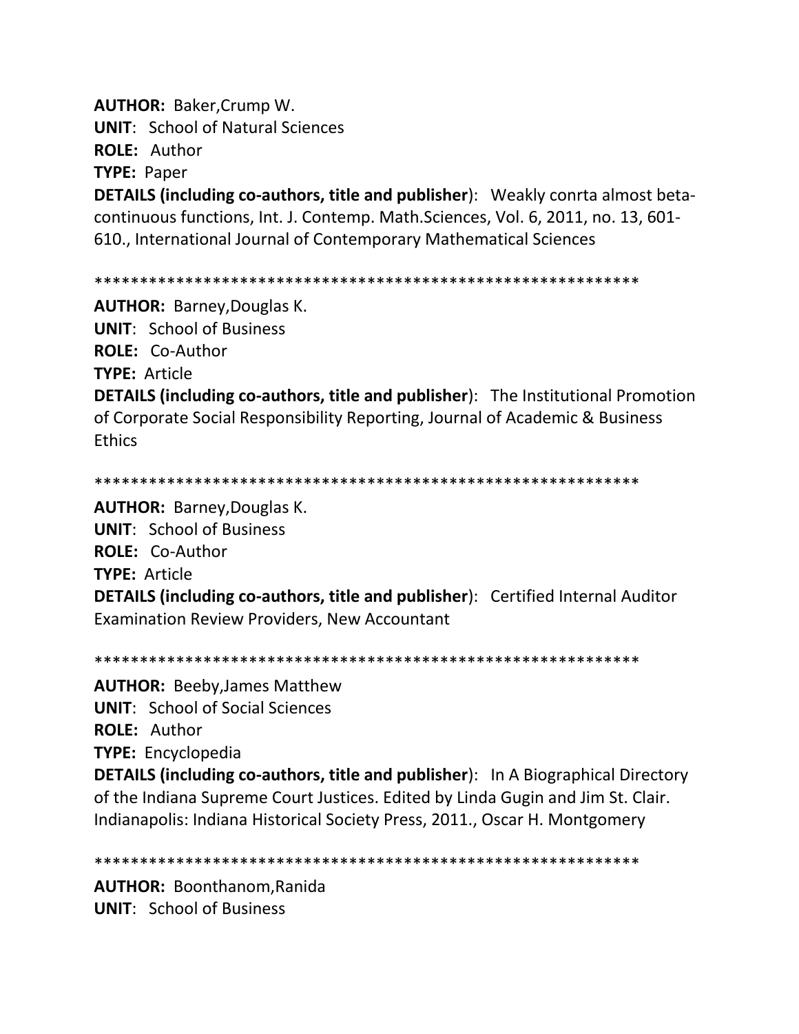**AUTHOR:** Baker,Crump W.
**UNIT**: School of Natural Sciences
**ROLE:** Author
**TYPE:** Paper
**DETAILS (including co-authors, title and publisher**): Weakly conrta almost beta-continuous functions, Int. J. Contemp. Math.Sciences, Vol. 6, 2011, no. 13, 601-610., International Journal of Contemporary Mathematical Sciences

************************************************************

**AUTHOR:** Barney,Douglas K.
**UNIT**: School of Business
**ROLE:** Co-Author
**TYPE:** Article
**DETAILS (including co-authors, title and publisher**): The Institutional Promotion of Corporate Social Responsibility Reporting, Journal of Academic & Business Ethics

************************************************************

**AUTHOR:** Barney,Douglas K.
**UNIT**: School of Business
**ROLE:** Co-Author
**TYPE:** Article
**DETAILS (including co-authors, title and publisher**): Certified Internal Auditor Examination Review Providers, New Accountant

************************************************************

**AUTHOR:** Beeby,James Matthew
**UNIT**: School of Social Sciences
**ROLE:** Author
**TYPE:** Encyclopedia
**DETAILS (including co-authors, title and publisher**): In A Biographical Directory of the Indiana Supreme Court Justices. Edited by Linda Gugin and Jim St. Clair. Indianapolis: Indiana Historical Society Press, 2011., Oscar H. Montgomery

************************************************************

**AUTHOR:** Boonthanom,Ranida
**UNIT**: School of Business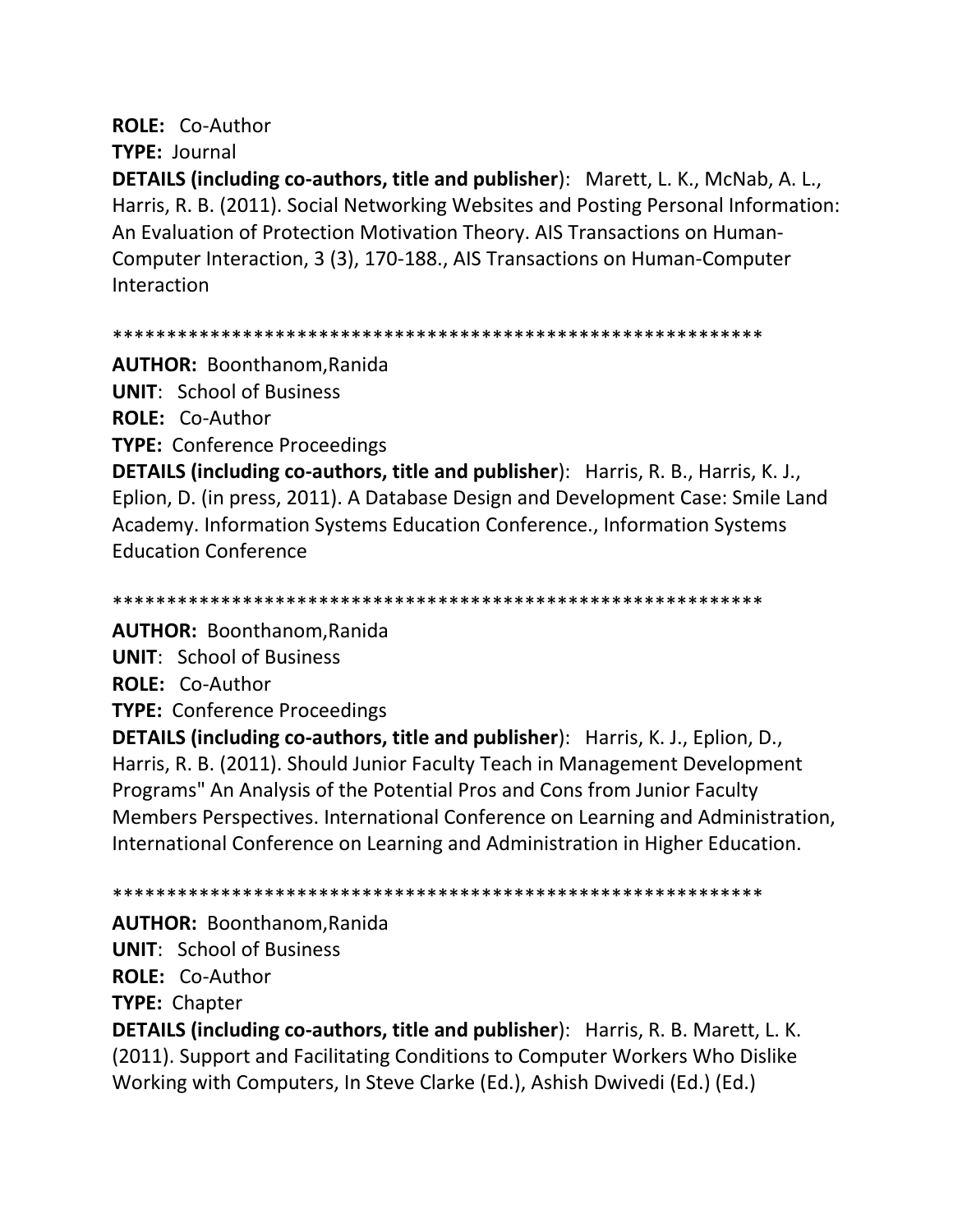**ROLE:** Co-Author

**TYPE:** Journal

**DETAILS (including co-authors, title and publisher)**: Marett, L. K., McNab, A. L., Harris, R. B. (2011). Social Networking Websites and Posting Personal Information: An Evaluation of Protection Motivation Theory. AIS Transactions on Human-Computer Interaction, 3 (3), 170-188., AIS Transactions on Human-Computer Interaction

************************************************************

**AUTHOR:** Boonthanom,Ranida

**UNIT**: School of Business

**ROLE:** Co-Author

**TYPE:** Conference Proceedings

**DETAILS (including co-authors, title and publisher)**: Harris, R. B., Harris, K. J., Eplion, D. (in press, 2011). A Database Design and Development Case: Smile Land Academy. Information Systems Education Conference., Information Systems Education Conference

************************************************************

**AUTHOR:** Boonthanom,Ranida

**UNIT**: School of Business

**ROLE:** Co-Author

**TYPE:** Conference Proceedings

**DETAILS (including co-authors, title and publisher)**: Harris, K. J., Eplion, D., Harris, R. B. (2011). Should Junior Faculty Teach in Management Development Programs" An Analysis of the Potential Pros and Cons from Junior Faculty Members Perspectives. International Conference on Learning and Administration, International Conference on Learning and Administration in Higher Education.

************************************************************

**AUTHOR:** Boonthanom,Ranida

**UNIT**: School of Business

**ROLE:** Co-Author

**TYPE:** Chapter

**DETAILS (including co-authors, title and publisher)**: Harris, R. B. Marett, L. K. (2011). Support and Facilitating Conditions to Computer Workers Who Dislike Working with Computers, In Steve Clarke (Ed.), Ashish Dwivedi (Ed.) (Ed.)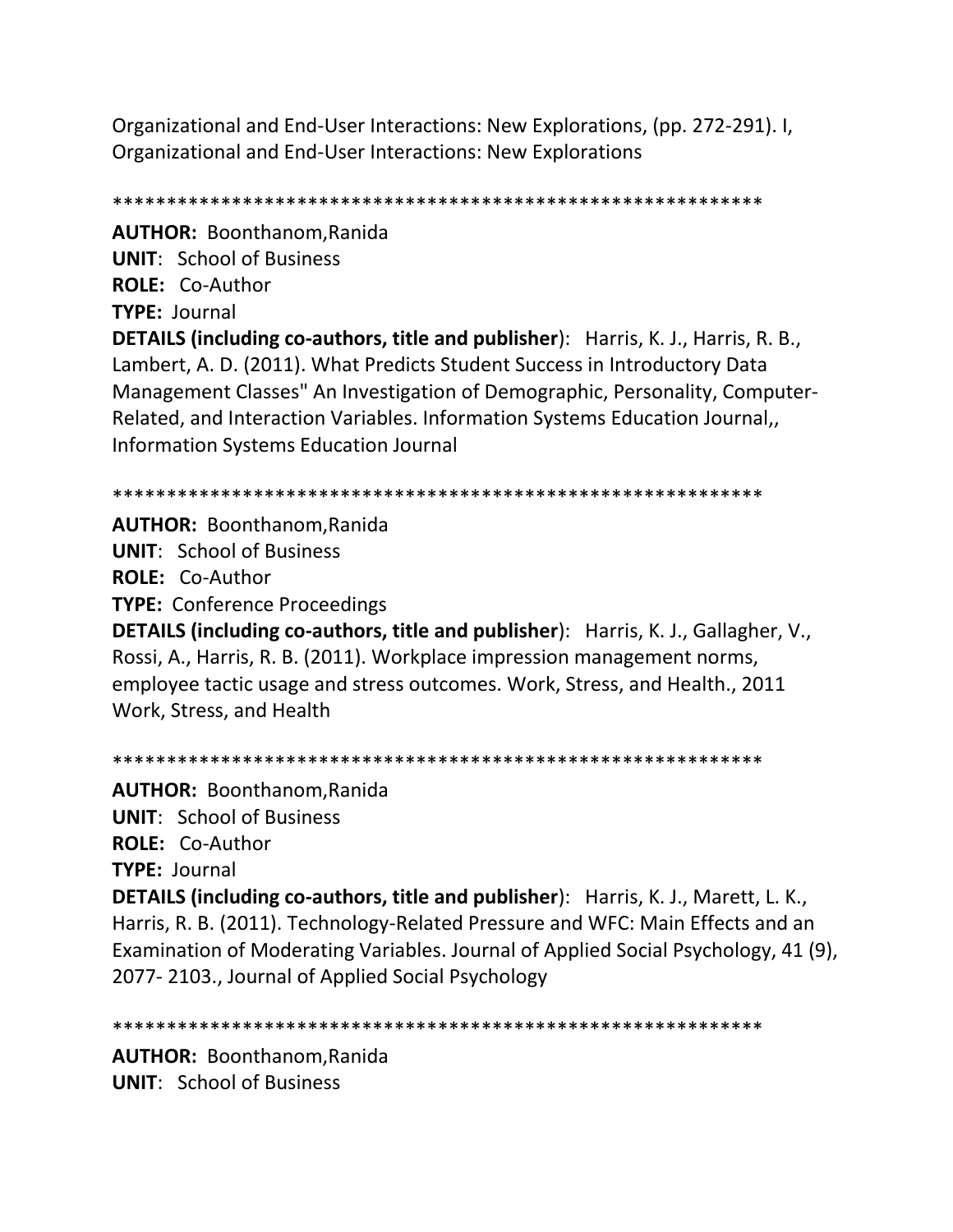Organizational and End-User Interactions: New Explorations, (pp. 272-291). I, Organizational and End-User Interactions: New Explorations

************************************************************

**AUTHOR:** Boonthanom,Ranida
**UNIT**: School of Business
**ROLE:** Co-Author
**TYPE:** Journal
**DETAILS (including co-authors, title and publisher**): Harris, K. J., Harris, R. B., Lambert, A. D. (2011). What Predicts Student Success in Introductory Data Management Classes" An Investigation of Demographic, Personality, Computer-Related, and Interaction Variables. Information Systems Education Journal,, Information Systems Education Journal

************************************************************

**AUTHOR:** Boonthanom,Ranida
**UNIT**: School of Business
**ROLE:** Co-Author
**TYPE:** Conference Proceedings
**DETAILS (including co-authors, title and publisher**): Harris, K. J., Gallagher, V., Rossi, A., Harris, R. B. (2011). Workplace impression management norms, employee tactic usage and stress outcomes. Work, Stress, and Health., 2011 Work, Stress, and Health

************************************************************

**AUTHOR:** Boonthanom,Ranida
**UNIT**: School of Business
**ROLE:** Co-Author
**TYPE:** Journal
**DETAILS (including co-authors, title and publisher**): Harris, K. J., Marett, L. K., Harris, R. B. (2011). Technology-Related Pressure and WFC: Main Effects and an Examination of Moderating Variables. Journal of Applied Social Psychology, 41 (9), 2077- 2103., Journal of Applied Social Psychology

************************************************************

**AUTHOR:** Boonthanom,Ranida
**UNIT**: School of Business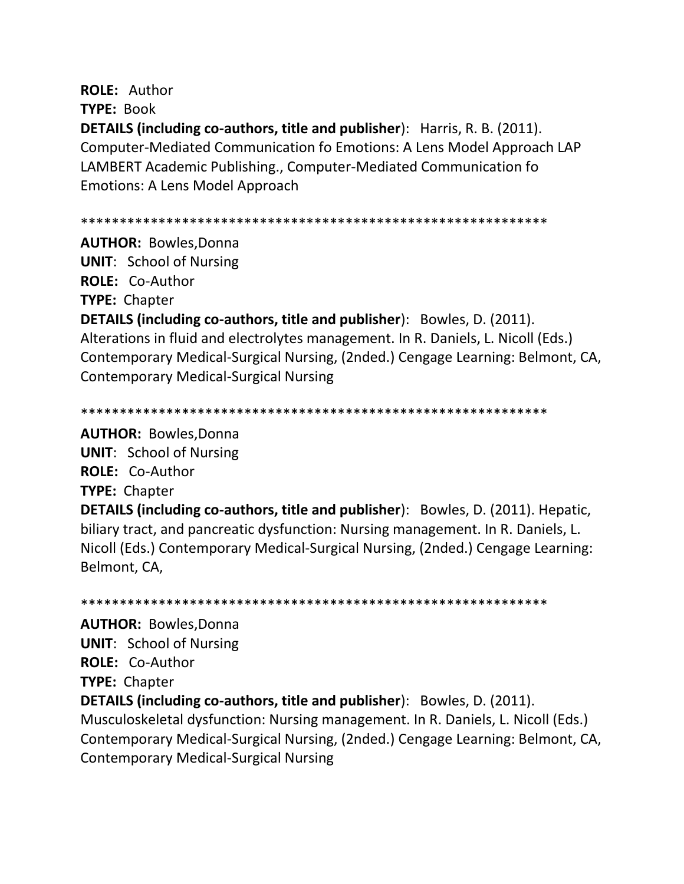**ROLE:** Author
**TYPE:** Book
**DETAILS (including co-authors, title and publisher**): Harris, R. B. (2011). Computer-Mediated Communication fo Emotions: A Lens Model Approach LAP LAMBERT Academic Publishing., Computer-Mediated Communication fo Emotions: A Lens Model Approach

************************************************************

**AUTHOR:** Bowles,Donna
**UNIT**: School of Nursing
**ROLE:** Co-Author
**TYPE:** Chapter
**DETAILS (including co-authors, title and publisher**): Bowles, D. (2011). Alterations in fluid and electrolytes management. In R. Daniels, L. Nicoll (Eds.) Contemporary Medical-Surgical Nursing, (2nded.) Cengage Learning: Belmont, CA, Contemporary Medical-Surgical Nursing

************************************************************

**AUTHOR:** Bowles,Donna
**UNIT**: School of Nursing
**ROLE:** Co-Author
**TYPE:** Chapter
**DETAILS (including co-authors, title and publisher**): Bowles, D. (2011). Hepatic, biliary tract, and pancreatic dysfunction: Nursing management. In R. Daniels, L. Nicoll (Eds.) Contemporary Medical-Surgical Nursing, (2nded.) Cengage Learning: Belmont, CA,

************************************************************

**AUTHOR:** Bowles,Donna
**UNIT**: School of Nursing
**ROLE:** Co-Author
**TYPE:** Chapter
**DETAILS (including co-authors, title and publisher**): Bowles, D. (2011). Musculoskeletal dysfunction: Nursing management. In R. Daniels, L. Nicoll (Eds.) Contemporary Medical-Surgical Nursing, (2nded.) Cengage Learning: Belmont, CA, Contemporary Medical-Surgical Nursing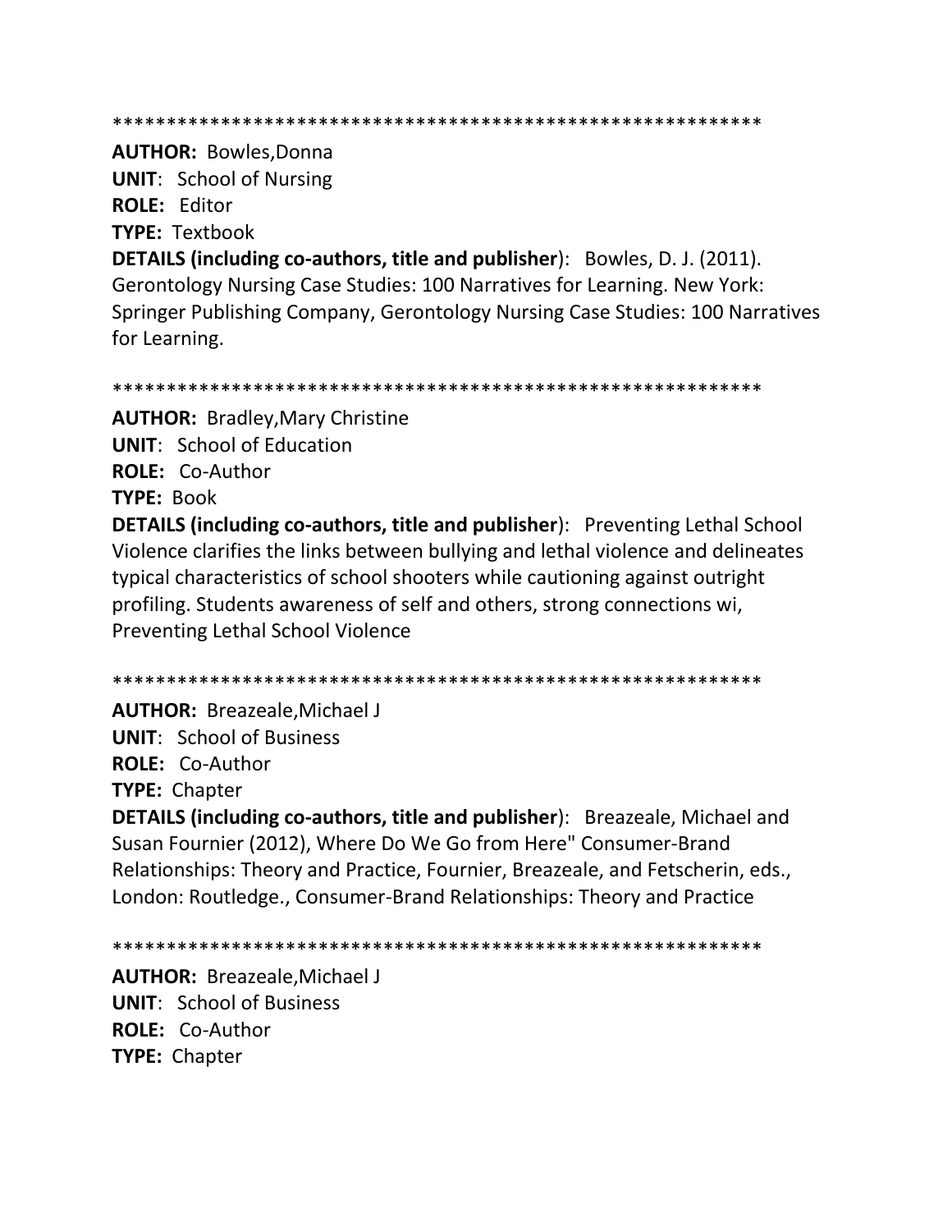************************************************************

**AUTHOR:** Bowles,Donna
**UNIT**: School of Nursing
**ROLE:** Editor
**TYPE:** Textbook
**DETAILS (including co-authors, title and publisher**): Bowles, D. J. (2011). Gerontology Nursing Case Studies: 100 Narratives for Learning. New York: Springer Publishing Company, Gerontology Nursing Case Studies: 100 Narratives for Learning.

************************************************************

**AUTHOR:** Bradley,Mary Christine
**UNIT**: School of Education
**ROLE:** Co-Author
**TYPE:** Book
**DETAILS (including co-authors, title and publisher**): Preventing Lethal School Violence clarifies the links between bullying and lethal violence and delineates typical characteristics of school shooters while cautioning against outright profiling. Students awareness of self and others, strong connections wi, Preventing Lethal School Violence

************************************************************

**AUTHOR:** Breazeale,Michael J
**UNIT**: School of Business
**ROLE:** Co-Author
**TYPE:** Chapter
**DETAILS (including co-authors, title and publisher**): Breazeale, Michael and Susan Fournier (2012), Where Do We Go from Here" Consumer-Brand Relationships: Theory and Practice, Fournier, Breazeale, and Fetscherin, eds., London: Routledge., Consumer-Brand Relationships: Theory and Practice

************************************************************

**AUTHOR:** Breazeale,Michael J
**UNIT**: School of Business
**ROLE:** Co-Author
**TYPE:** Chapter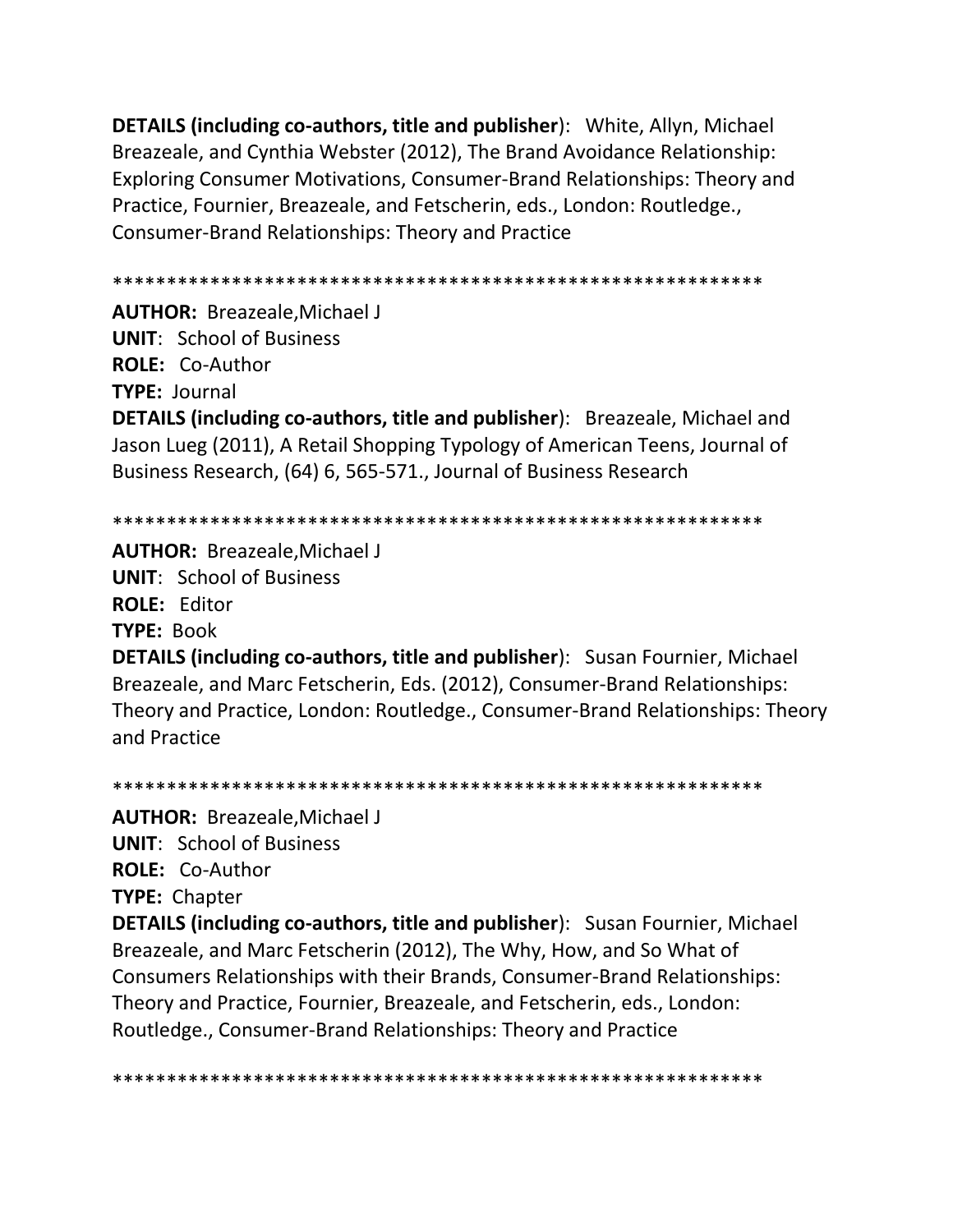**DETAILS (including co-authors, title and publisher)**: White, Allyn, Michael Breazeale, and Cynthia Webster (2012), The Brand Avoidance Relationship: Exploring Consumer Motivations, Consumer-Brand Relationships: Theory and Practice, Fournier, Breazeale, and Fetscherin, eds., London: Routledge., Consumer-Brand Relationships: Theory and Practice

************************************************************

**AUTHOR:** Breazeale,Michael J
**UNIT**: School of Business
**ROLE:** Co-Author
**TYPE:** Journal
**DETAILS (including co-authors, title and publisher)**: Breazeale, Michael and Jason Lueg (2011), A Retail Shopping Typology of American Teens, Journal of Business Research, (64) 6, 565-571., Journal of Business Research

************************************************************

**AUTHOR:** Breazeale,Michael J
**UNIT**: School of Business
**ROLE:** Editor
**TYPE:** Book
**DETAILS (including co-authors, title and publisher)**: Susan Fournier, Michael Breazeale, and Marc Fetscherin, Eds. (2012), Consumer-Brand Relationships: Theory and Practice, London: Routledge., Consumer-Brand Relationships: Theory and Practice

************************************************************

**AUTHOR:** Breazeale,Michael J
**UNIT**: School of Business
**ROLE:** Co-Author
**TYPE:** Chapter
**DETAILS (including co-authors, title and publisher)**: Susan Fournier, Michael Breazeale, and Marc Fetscherin (2012), The Why, How, and So What of Consumers Relationships with their Brands, Consumer-Brand Relationships: Theory and Practice, Fournier, Breazeale, and Fetscherin, eds., London: Routledge., Consumer-Brand Relationships: Theory and Practice

************************************************************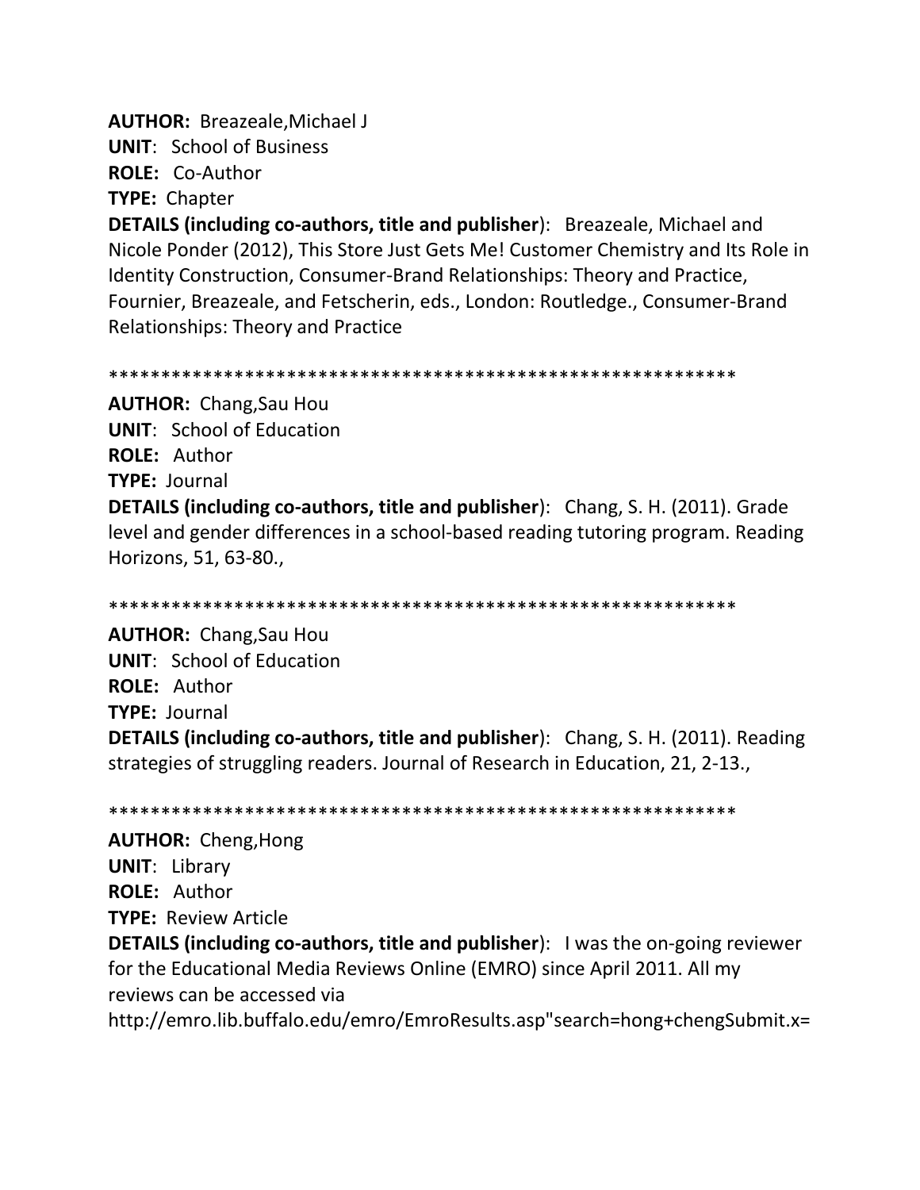**AUTHOR:** Breazeale,Michael J
**UNIT**: School of Business
**ROLE:** Co-Author
**TYPE:** Chapter
**DETAILS (including co-authors, title and publisher**): Breazeale, Michael and Nicole Ponder (2012), This Store Just Gets Me! Customer Chemistry and Its Role in Identity Construction, Consumer-Brand Relationships: Theory and Practice, Fournier, Breazeale, and Fetscherin, eds., London: Routledge., Consumer-Brand Relationships: Theory and Practice

************************************************************

**AUTHOR:** Chang,Sau Hou
**UNIT**: School of Education
**ROLE:** Author
**TYPE:** Journal
**DETAILS (including co-authors, title and publisher**): Chang, S. H. (2011). Grade level and gender differences in a school-based reading tutoring program. Reading Horizons, 51, 63-80.,

************************************************************

**AUTHOR:** Chang,Sau Hou
**UNIT**: School of Education
**ROLE:** Author
**TYPE:** Journal
**DETAILS (including co-authors, title and publisher**): Chang, S. H. (2011). Reading strategies of struggling readers. Journal of Research in Education, 21, 2-13.,

************************************************************

**AUTHOR:** Cheng,Hong
**UNIT**: Library
**ROLE:** Author
**TYPE:** Review Article
**DETAILS (including co-authors, title and publisher**): I was the on-going reviewer for the Educational Media Reviews Online (EMRO) since April 2011. All my reviews can be accessed via
http://emro.lib.buffalo.edu/emro/EmroResults.asp"search=hong+chengSubmit.x=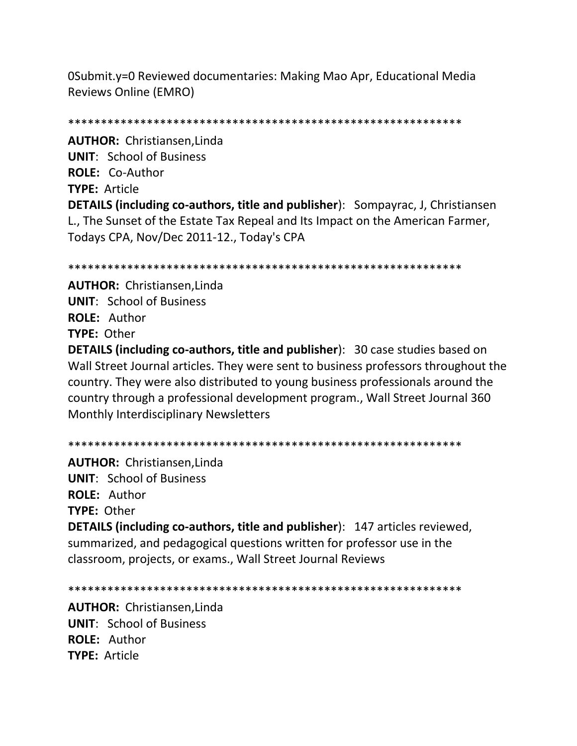0Submit.y=0 Reviewed documentaries: Making Mao Apr, Educational Media Reviews Online (EMRO)

************************************************************

**AUTHOR:** Christiansen,Linda
**UNIT**: School of Business
**ROLE:** Co-Author
**TYPE:** Article
**DETAILS (including co-authors, title and publisher**): Sompayrac, J, Christiansen L., The Sunset of the Estate Tax Repeal and Its Impact on the American Farmer, Todays CPA, Nov/Dec 2011-12., Today's CPA

************************************************************

**AUTHOR:** Christiansen,Linda
**UNIT**: School of Business
**ROLE:** Author
**TYPE:** Other
**DETAILS (including co-authors, title and publisher**): 30 case studies based on Wall Street Journal articles. They were sent to business professors throughout the country. They were also distributed to young business professionals around the country through a professional development program., Wall Street Journal 360 Monthly Interdisciplinary Newsletters

************************************************************

**AUTHOR:** Christiansen,Linda
**UNIT**: School of Business
**ROLE:** Author
**TYPE:** Other
**DETAILS (including co-authors, title and publisher**): 147 articles reviewed, summarized, and pedagogical questions written for professor use in the classroom, projects, or exams., Wall Street Journal Reviews

************************************************************

**AUTHOR:** Christiansen,Linda
**UNIT**: School of Business
**ROLE:** Author
**TYPE:** Article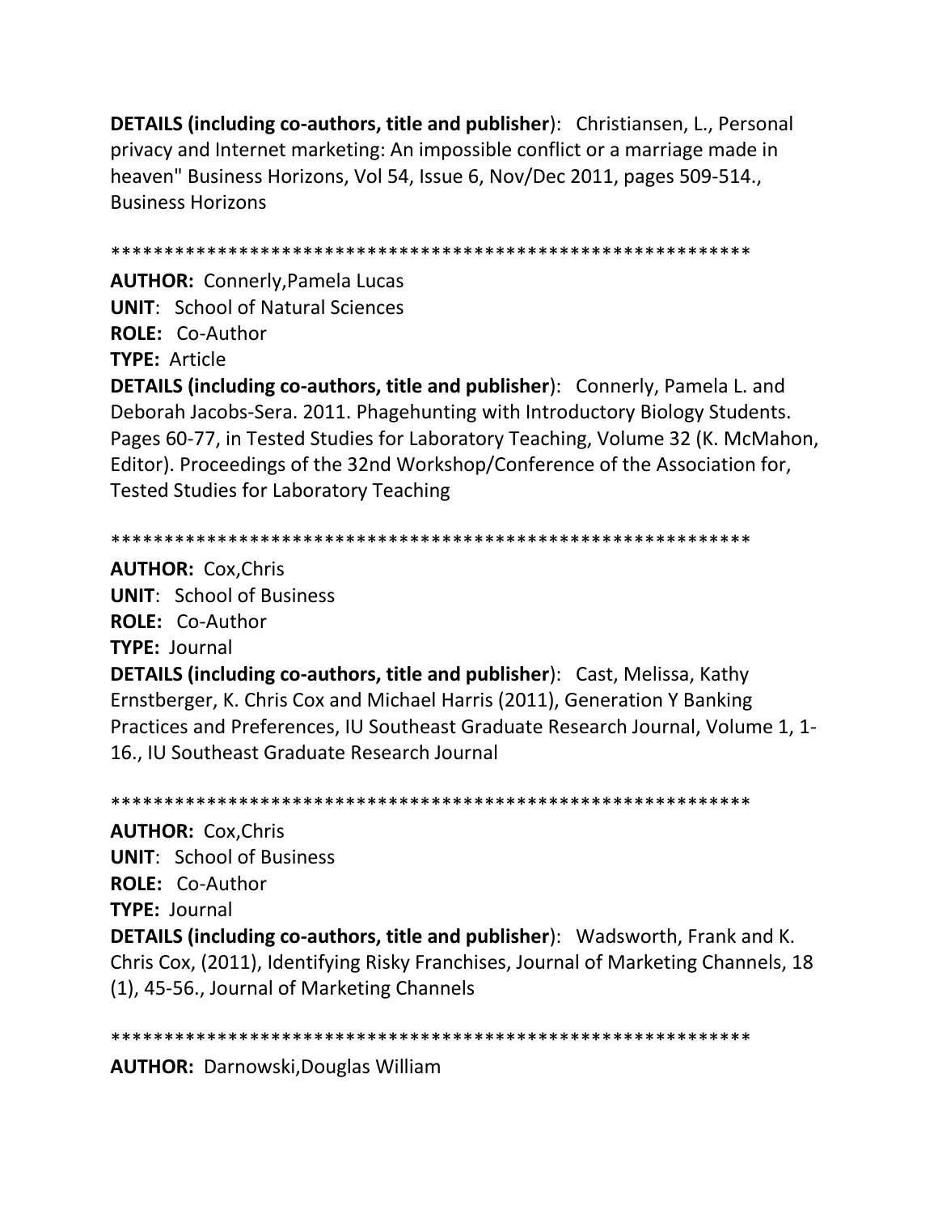**DETAILS (including co-authors, title and publisher**): Christiansen, L., Personal privacy and Internet marketing: An impossible conflict or a marriage made in heaven" Business Horizons, Vol 54, Issue 6, Nov/Dec 2011, pages 509-514., Business Horizons

************************************************************

**AUTHOR:** Connerly,Pamela Lucas
**UNIT**: School of Natural Sciences
**ROLE:** Co-Author
**TYPE:** Article
**DETAILS (including co-authors, title and publisher**): Connerly, Pamela L. and Deborah Jacobs-Sera. 2011. Phagehunting with Introductory Biology Students. Pages 60-77, in Tested Studies for Laboratory Teaching, Volume 32 (K. McMahon, Editor). Proceedings of the 32nd Workshop/Conference of the Association for, Tested Studies for Laboratory Teaching

************************************************************

**AUTHOR:** Cox,Chris
**UNIT**: School of Business
**ROLE:** Co-Author
**TYPE:** Journal
**DETAILS (including co-authors, title and publisher**): Cast, Melissa, Kathy Ernstberger, K. Chris Cox and Michael Harris (2011), Generation Y Banking Practices and Preferences, IU Southeast Graduate Research Journal, Volume 1, 1-16., IU Southeast Graduate Research Journal

************************************************************

**AUTHOR:** Cox,Chris
**UNIT**: School of Business
**ROLE:** Co-Author
**TYPE:** Journal
**DETAILS (including co-authors, title and publisher**): Wadsworth, Frank and K. Chris Cox, (2011), Identifying Risky Franchises, Journal of Marketing Channels, 18 (1), 45-56., Journal of Marketing Channels

************************************************************

**AUTHOR:** Darnowski,Douglas William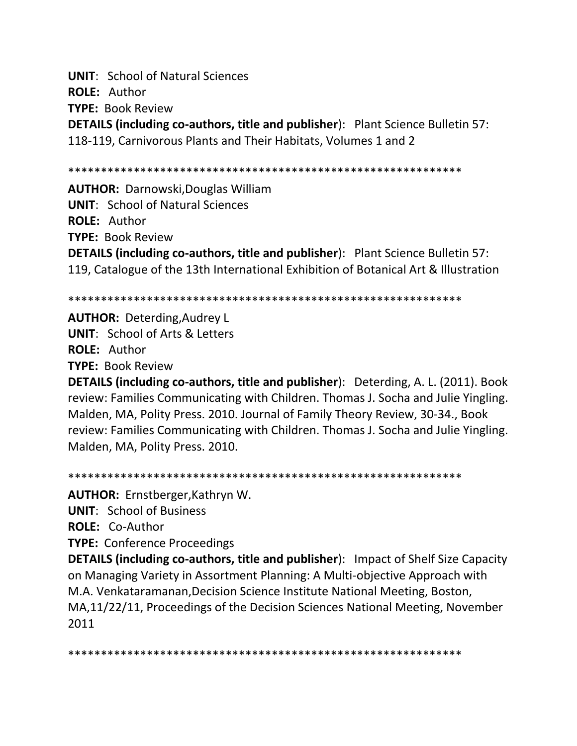**UNIT**: School of Natural Sciences
**ROLE:** Author
**TYPE:** Book Review
**DETAILS (including co-authors, title and publisher**): Plant Science Bulletin 57: 118-119, Carnivorous Plants and Their Habitats, Volumes 1 and 2

************************************************************

**AUTHOR:** Darnowski,Douglas William
**UNIT**: School of Natural Sciences
**ROLE:** Author
**TYPE:** Book Review
**DETAILS (including co-authors, title and publisher**): Plant Science Bulletin 57: 119, Catalogue of the 13th International Exhibition of Botanical Art & Illustration

************************************************************

**AUTHOR:** Deterding,Audrey L
**UNIT**: School of Arts & Letters
**ROLE:** Author
**TYPE:** Book Review
**DETAILS (including co-authors, title and publisher**): Deterding, A. L. (2011). Book review: Families Communicating with Children. Thomas J. Socha and Julie Yingling. Malden, MA, Polity Press. 2010. Journal of Family Theory Review, 30-34., Book review: Families Communicating with Children. Thomas J. Socha and Julie Yingling. Malden, MA, Polity Press. 2010.

************************************************************

**AUTHOR:** Ernstberger,Kathryn W.
**UNIT**: School of Business
**ROLE:** Co-Author
**TYPE:** Conference Proceedings
**DETAILS (including co-authors, title and publisher**): Impact of Shelf Size Capacity on Managing Variety in Assortment Planning: A Multi-objective Approach with M.A. Venkataramanan,Decision Science Institute National Meeting, Boston, MA,11/22/11, Proceedings of the Decision Sciences National Meeting, November 2011

************************************************************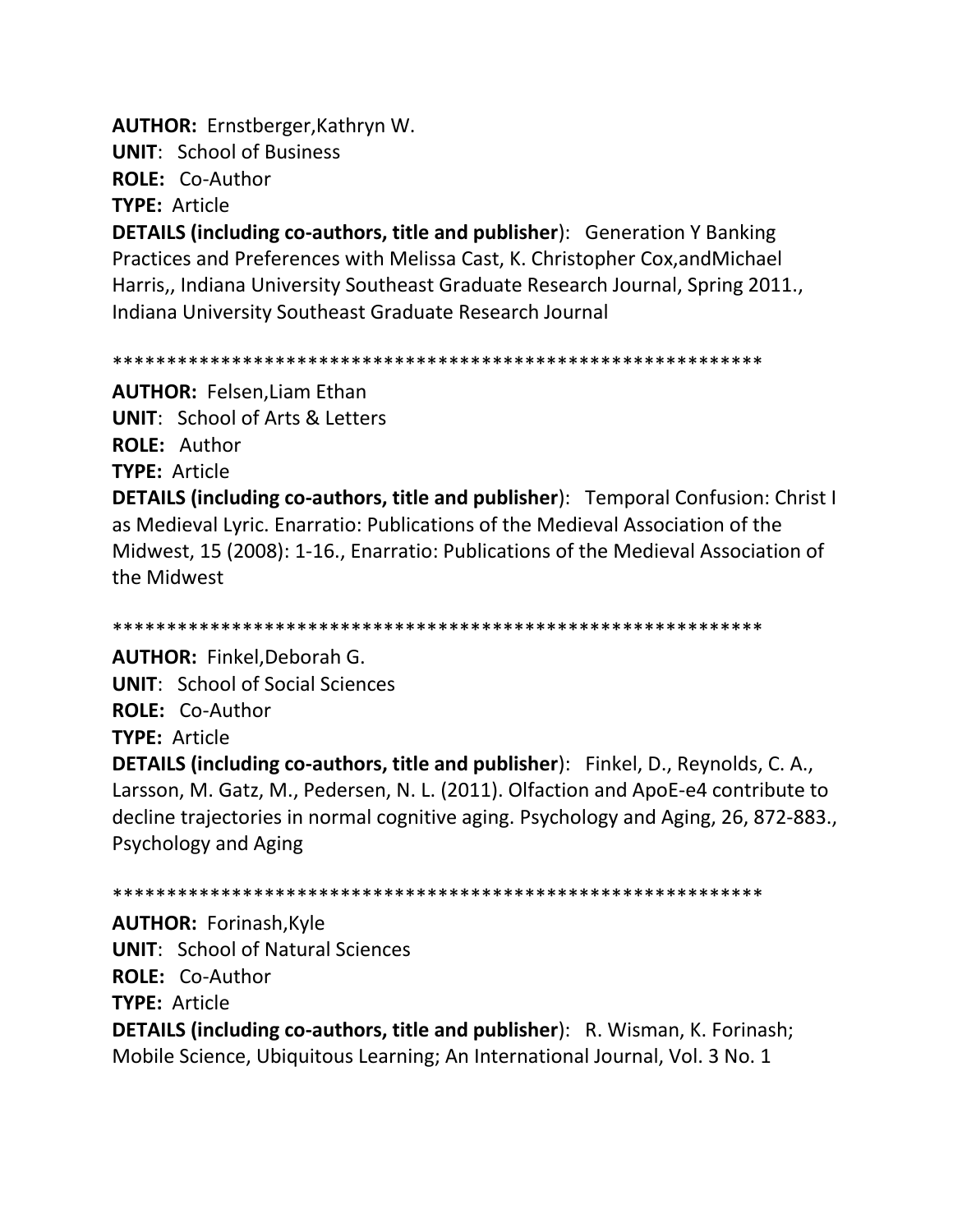**AUTHOR:** Ernstberger,Kathryn W.
**UNIT**: School of Business
**ROLE:** Co-Author
**TYPE:** Article
**DETAILS (including co-authors, title and publisher**): Generation Y Banking Practices and Preferences with Melissa Cast, K. Christopher Cox,andMichael Harris,, Indiana University Southeast Graduate Research Journal, Spring 2011., Indiana University Southeast Graduate Research Journal

************************************************************

**AUTHOR:** Felsen,Liam Ethan
**UNIT**: School of Arts & Letters
**ROLE:** Author
**TYPE:** Article
**DETAILS (including co-authors, title and publisher**): Temporal Confusion: Christ I as Medieval Lyric. Enarratio: Publications of the Medieval Association of the Midwest, 15 (2008): 1-16., Enarratio: Publications of the Medieval Association of the Midwest

************************************************************

**AUTHOR:** Finkel,Deborah G.
**UNIT**: School of Social Sciences
**ROLE:** Co-Author
**TYPE:** Article
**DETAILS (including co-authors, title and publisher**): Finkel, D., Reynolds, C. A., Larsson, M. Gatz, M., Pedersen, N. L. (2011). Olfaction and ApoE-e4 contribute to decline trajectories in normal cognitive aging. Psychology and Aging, 26, 872-883., Psychology and Aging

************************************************************

**AUTHOR:** Forinash,Kyle
**UNIT**: School of Natural Sciences
**ROLE:** Co-Author
**TYPE:** Article
**DETAILS (including co-authors, title and publisher**): R. Wisman, K. Forinash; Mobile Science, Ubiquitous Learning; An International Journal, Vol. 3 No. 1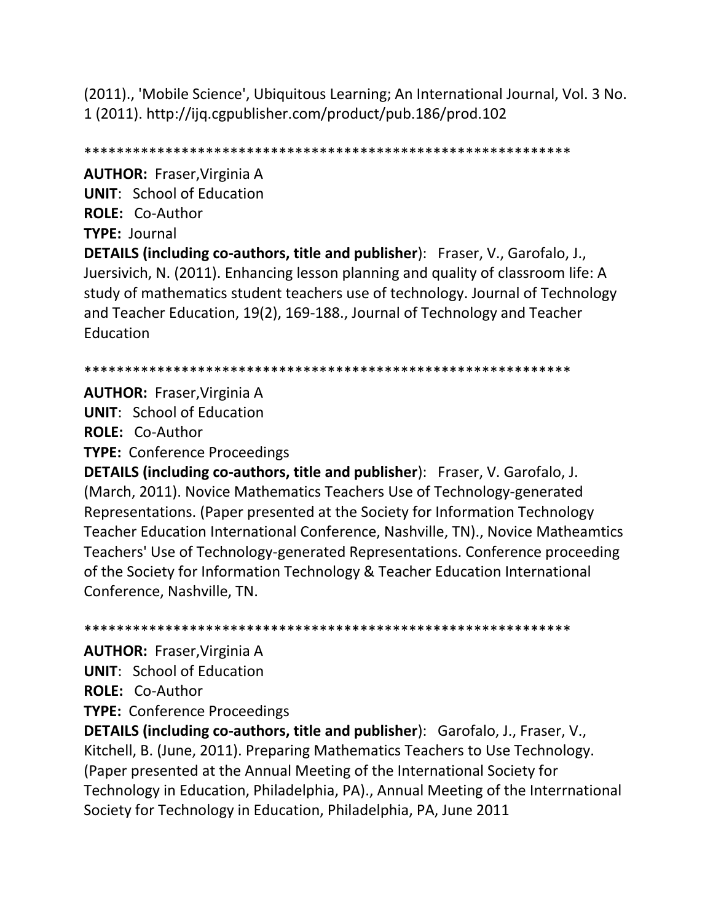(2011)., 'Mobile Science', Ubiquitous Learning; An International Journal, Vol. 3 No. 1 (2011). http://ijq.cgpublisher.com/product/pub.186/prod.102

************************************************************

**AUTHOR:** Fraser,Virginia A
**UNIT**: School of Education
**ROLE:** Co-Author
**TYPE:** Journal
**DETAILS (including co-authors, title and publisher**): Fraser, V., Garofalo, J., Juersivich, N. (2011). Enhancing lesson planning and quality of classroom life: A study of mathematics student teachers use of technology. Journal of Technology and Teacher Education, 19(2), 169-188., Journal of Technology and Teacher Education

************************************************************

**AUTHOR:** Fraser,Virginia A
**UNIT**: School of Education
**ROLE:** Co-Author
**TYPE:** Conference Proceedings
**DETAILS (including co-authors, title and publisher**): Fraser, V. Garofalo, J. (March, 2011). Novice Mathematics Teachers Use of Technology-generated Representations. (Paper presented at the Society for Information Technology Teacher Education International Conference, Nashville, TN)., Novice Matheamtics Teachers' Use of Technology-generated Representations. Conference proceeding of the Society for Information Technology & Teacher Education International Conference, Nashville, TN.

************************************************************

**AUTHOR:** Fraser,Virginia A
**UNIT**: School of Education
**ROLE:** Co-Author
**TYPE:** Conference Proceedings
**DETAILS (including co-authors, title and publisher**): Garofalo, J., Fraser, V., Kitchell, B. (June, 2011). Preparing Mathematics Teachers to Use Technology. (Paper presented at the Annual Meeting of the International Society for Technology in Education, Philadelphia, PA)., Annual Meeting of the Interrnational Society for Technology in Education, Philadelphia, PA, June 2011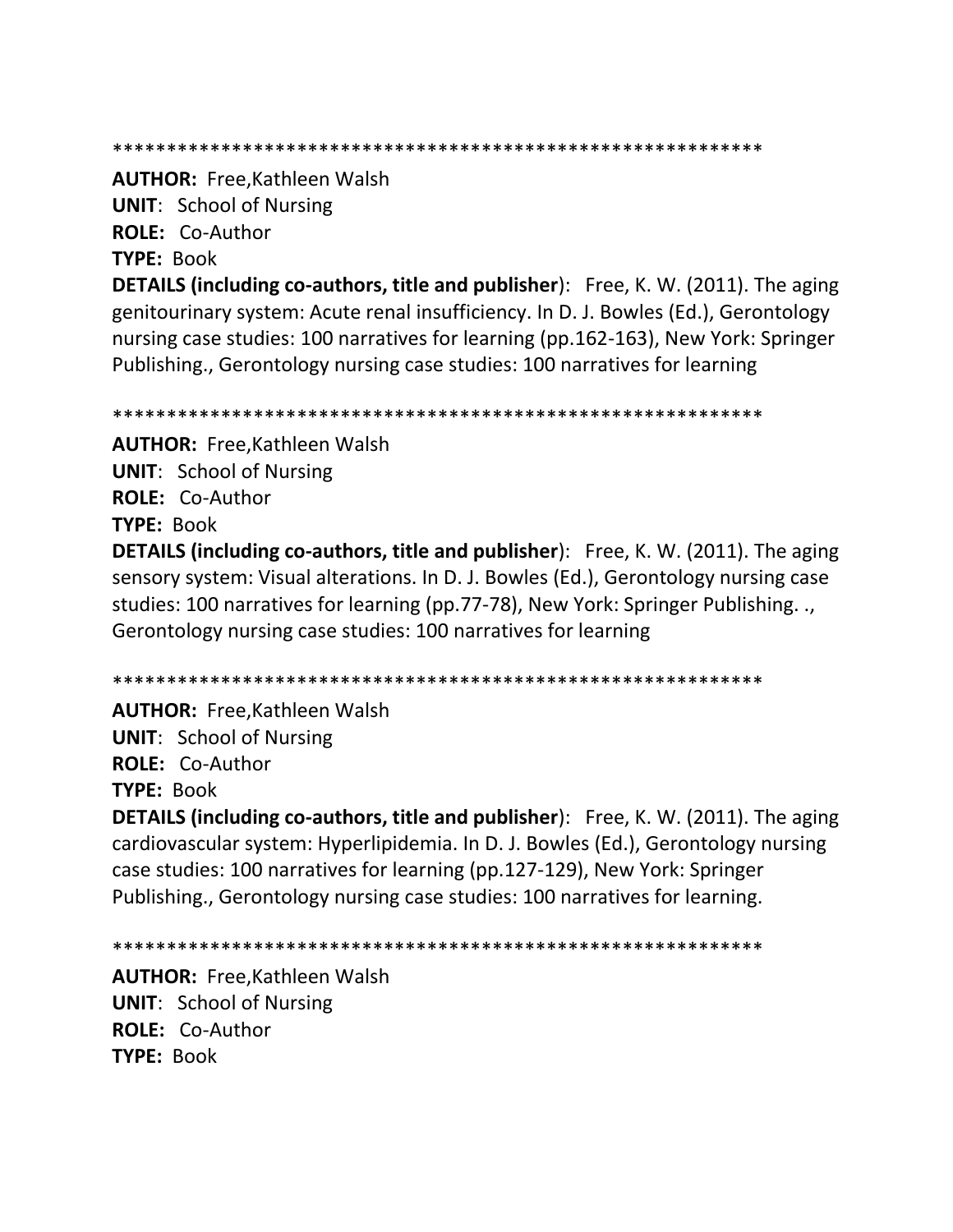************************************************************

**AUTHOR:** Free,Kathleen Walsh
**UNIT**: School of Nursing
**ROLE:** Co-Author
**TYPE:** Book
**DETAILS (including co-authors, title and publisher**): Free, K. W. (2011). The aging genitourinary system: Acute renal insufficiency. In D. J. Bowles (Ed.), Gerontology nursing case studies: 100 narratives for learning (pp.162-163), New York: Springer Publishing., Gerontology nursing case studies: 100 narratives for learning

************************************************************

**AUTHOR:** Free,Kathleen Walsh
**UNIT**: School of Nursing
**ROLE:** Co-Author
**TYPE:** Book
**DETAILS (including co-authors, title and publisher**): Free, K. W. (2011). The aging sensory system: Visual alterations. In D. J. Bowles (Ed.), Gerontology nursing case studies: 100 narratives for learning (pp.77-78), New York: Springer Publishing. ., Gerontology nursing case studies: 100 narratives for learning

************************************************************

**AUTHOR:** Free,Kathleen Walsh
**UNIT**: School of Nursing
**ROLE:** Co-Author
**TYPE:** Book
**DETAILS (including co-authors, title and publisher**): Free, K. W. (2011). The aging cardiovascular system: Hyperlipidemia. In D. J. Bowles (Ed.), Gerontology nursing case studies: 100 narratives for learning (pp.127-129), New York: Springer Publishing., Gerontology nursing case studies: 100 narratives for learning.

************************************************************

**AUTHOR:** Free,Kathleen Walsh
**UNIT**: School of Nursing
**ROLE:** Co-Author
**TYPE:** Book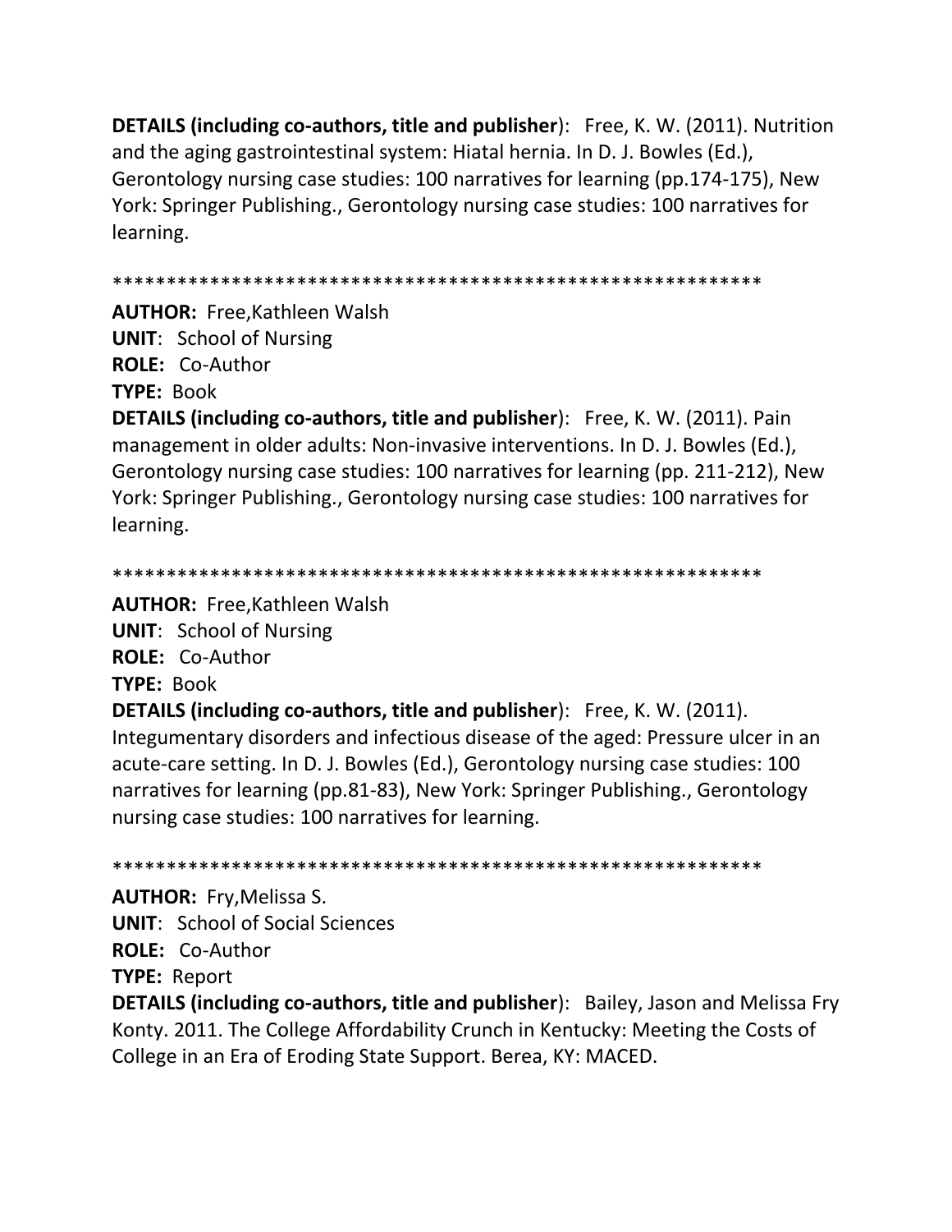**DETAILS (including co-authors, title and publisher**): Free, K. W. (2011). Nutrition and the aging gastrointestinal system: Hiatal hernia. In D. J. Bowles (Ed.), Gerontology nursing case studies: 100 narratives for learning (pp.174-175), New York: Springer Publishing., Gerontology nursing case studies: 100 narratives for learning.

************************************************************

**AUTHOR:** Free,Kathleen Walsh
**UNIT**: School of Nursing
**ROLE:** Co-Author
**TYPE:** Book
**DETAILS (including co-authors, title and publisher**): Free, K. W. (2011). Pain management in older adults: Non-invasive interventions. In D. J. Bowles (Ed.), Gerontology nursing case studies: 100 narratives for learning (pp. 211-212), New York: Springer Publishing., Gerontology nursing case studies: 100 narratives for learning.

************************************************************

**AUTHOR:** Free,Kathleen Walsh
**UNIT**: School of Nursing
**ROLE:** Co-Author
**TYPE:** Book
**DETAILS (including co-authors, title and publisher**): Free, K. W. (2011). Integumentary disorders and infectious disease of the aged: Pressure ulcer in an acute-care setting. In D. J. Bowles (Ed.), Gerontology nursing case studies: 100 narratives for learning (pp.81-83), New York: Springer Publishing., Gerontology nursing case studies: 100 narratives for learning.

************************************************************

**AUTHOR:** Fry,Melissa S.
**UNIT**: School of Social Sciences
**ROLE:** Co-Author
**TYPE:** Report
**DETAILS (including co-authors, title and publisher**): Bailey, Jason and Melissa Fry Konty. 2011. The College Affordability Crunch in Kentucky: Meeting the Costs of College in an Era of Eroding State Support. Berea, KY: MACED.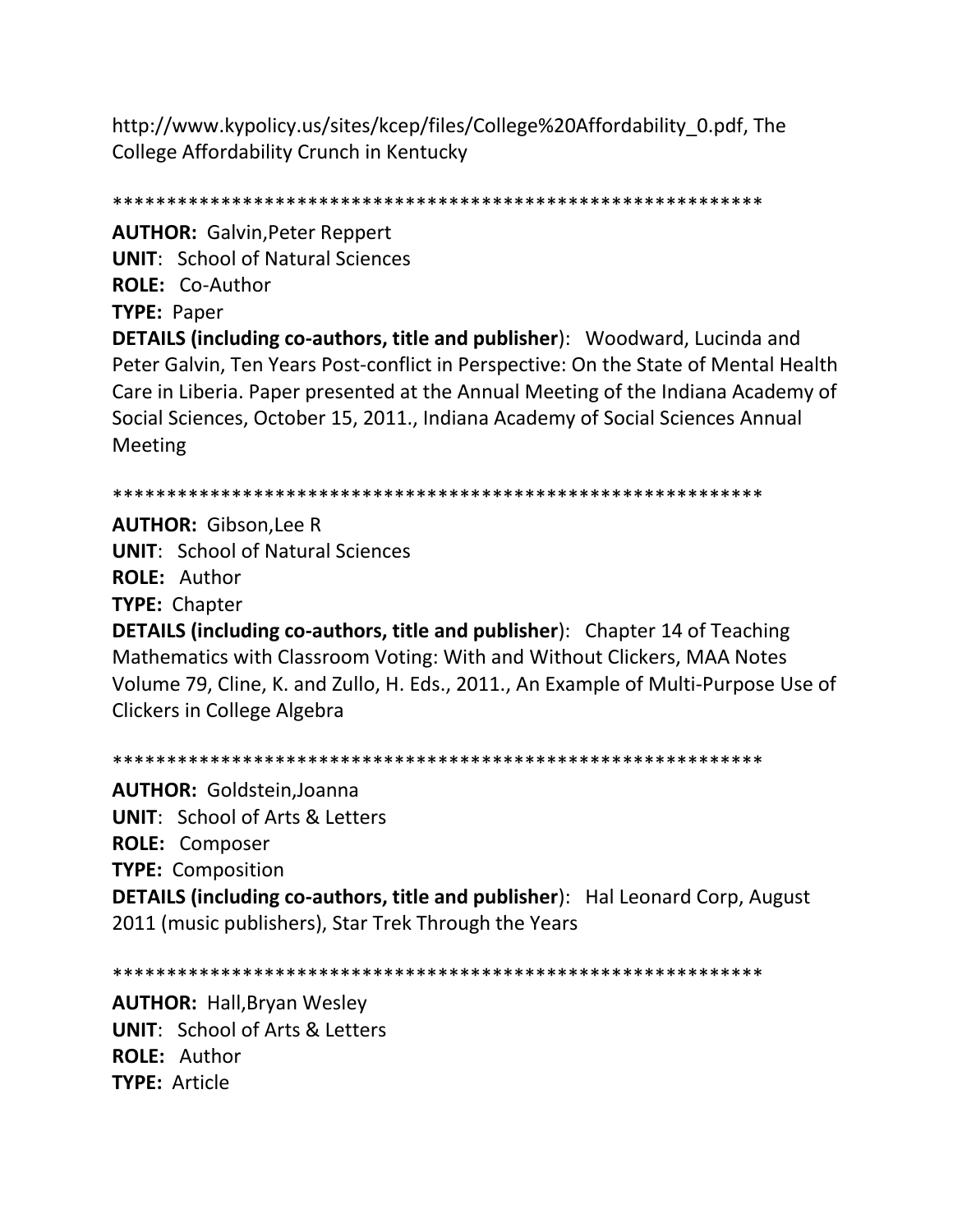http://www.kypolicy.us/sites/kcep/files/College%20Affordability_0.pdf, The College Affordability Crunch in Kentucky

************************************************************

**AUTHOR:** Galvin,Peter Reppert
**UNIT**: School of Natural Sciences
**ROLE:** Co-Author
**TYPE:** Paper
**DETAILS (including co-authors, title and publisher**): Woodward, Lucinda and Peter Galvin, Ten Years Post-conflict in Perspective: On the State of Mental Health Care in Liberia. Paper presented at the Annual Meeting of the Indiana Academy of Social Sciences, October 15, 2011., Indiana Academy of Social Sciences Annual Meeting

************************************************************

**AUTHOR:** Gibson,Lee R
**UNIT**: School of Natural Sciences
**ROLE:** Author
**TYPE:** Chapter
**DETAILS (including co-authors, title and publisher**): Chapter 14 of Teaching Mathematics with Classroom Voting: With and Without Clickers, MAA Notes Volume 79, Cline, K. and Zullo, H. Eds., 2011., An Example of Multi-Purpose Use of Clickers in College Algebra

************************************************************

**AUTHOR:** Goldstein,Joanna
**UNIT**: School of Arts & Letters
**ROLE:** Composer
**TYPE:** Composition
**DETAILS (including co-authors, title and publisher**): Hal Leonard Corp, August 2011 (music publishers), Star Trek Through the Years

************************************************************

**AUTHOR:** Hall,Bryan Wesley
**UNIT**: School of Arts & Letters
**ROLE:** Author
**TYPE:** Article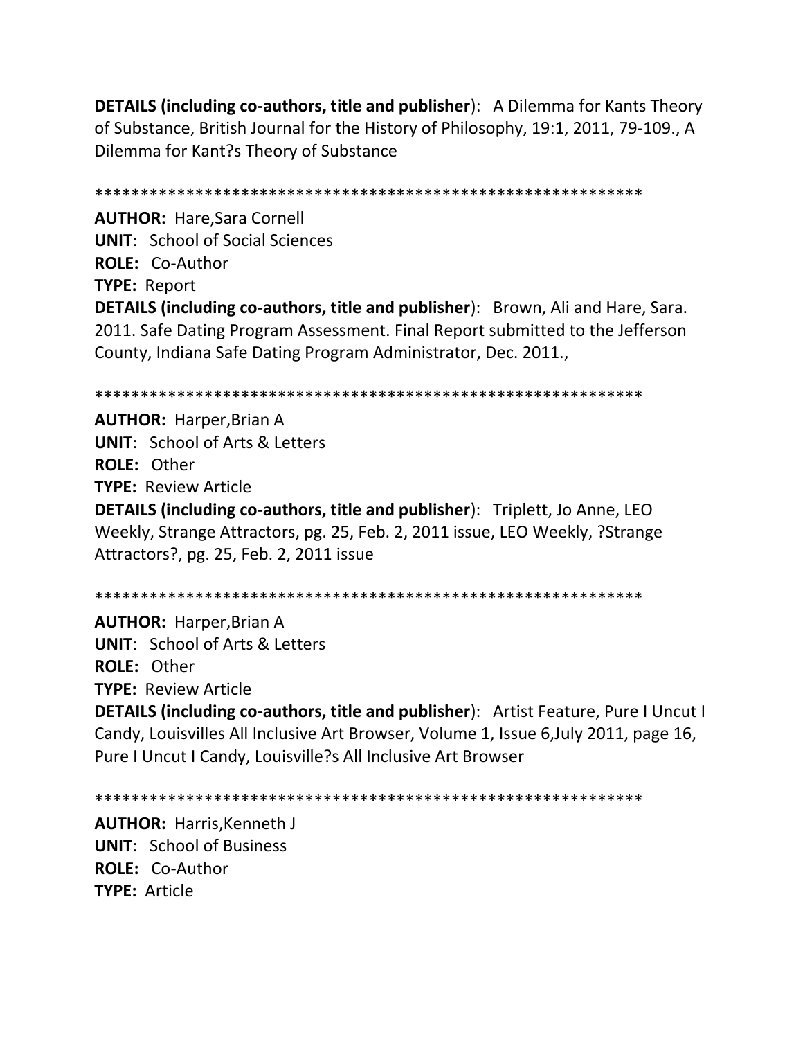**DETAILS (including co-authors, title and publisher**): A Dilemma for Kants Theory of Substance, British Journal for the History of Philosophy, 19:1, 2011, 79-109., A Dilemma for Kant?s Theory of Substance

************************************************************

**AUTHOR:** Hare,Sara Cornell
**UNIT**: School of Social Sciences
**ROLE:** Co-Author
**TYPE:** Report
**DETAILS (including co-authors, title and publisher**): Brown, Ali and Hare, Sara. 2011. Safe Dating Program Assessment. Final Report submitted to the Jefferson County, Indiana Safe Dating Program Administrator, Dec. 2011.,

************************************************************

**AUTHOR:** Harper,Brian A
**UNIT**: School of Arts & Letters
**ROLE:** Other
**TYPE:** Review Article
**DETAILS (including co-authors, title and publisher**): Triplett, Jo Anne, LEO Weekly, Strange Attractors, pg. 25, Feb. 2, 2011 issue, LEO Weekly, ?Strange Attractors?, pg. 25, Feb. 2, 2011 issue

************************************************************

**AUTHOR:** Harper,Brian A
**UNIT**: School of Arts & Letters
**ROLE:** Other
**TYPE:** Review Article
**DETAILS (including co-authors, title and publisher**): Artist Feature, Pure I Uncut I Candy, Louisvilles All Inclusive Art Browser, Volume 1, Issue 6,July 2011, page 16, Pure I Uncut I Candy, Louisville?s All Inclusive Art Browser

************************************************************

**AUTHOR:** Harris,Kenneth J
**UNIT**: School of Business
**ROLE:** Co-Author
**TYPE:** Article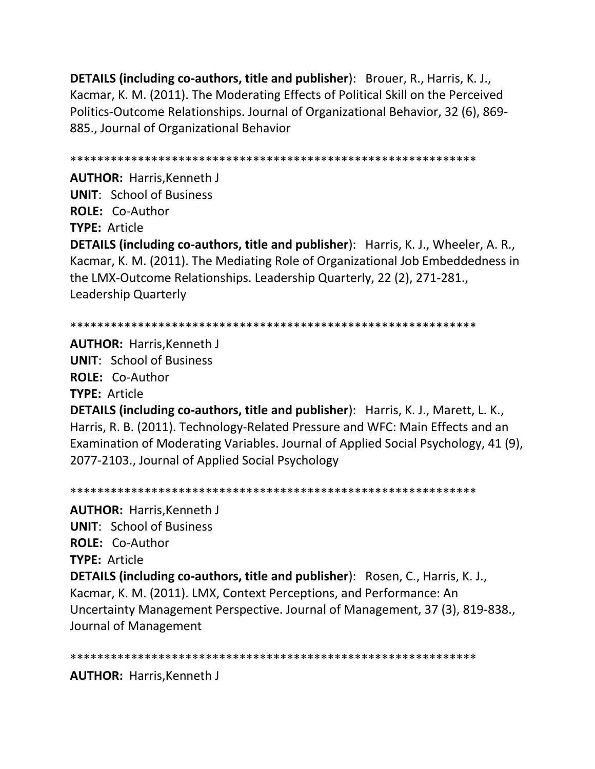**DETAILS (including co-authors, title and publisher)**: Brouer, R., Harris, K. J., Kacmar, K. M. (2011). The Moderating Effects of Political Skill on the Perceived Politics-Outcome Relationships. Journal of Organizational Behavior, 32 (6), 869-885., Journal of Organizational Behavior

************************************************************

**AUTHOR:** Harris,Kenneth J
**UNIT**: School of Business
**ROLE:** Co-Author
**TYPE:** Article
**DETAILS (including co-authors, title and publisher)**: Harris, K. J., Wheeler, A. R., Kacmar, K. M. (2011). The Mediating Role of Organizational Job Embeddedness in the LMX-Outcome Relationships. Leadership Quarterly, 22 (2), 271-281., Leadership Quarterly

************************************************************

**AUTHOR:** Harris,Kenneth J
**UNIT**: School of Business
**ROLE:** Co-Author
**TYPE:** Article
**DETAILS (including co-authors, title and publisher)**: Harris, K. J., Marett, L. K., Harris, R. B. (2011). Technology-Related Pressure and WFC: Main Effects and an Examination of Moderating Variables. Journal of Applied Social Psychology, 41 (9), 2077-2103., Journal of Applied Social Psychology

************************************************************

**AUTHOR:** Harris,Kenneth J
**UNIT**: School of Business
**ROLE:** Co-Author
**TYPE:** Article
**DETAILS (including co-authors, title and publisher)**: Rosen, C., Harris, K. J., Kacmar, K. M. (2011). LMX, Context Perceptions, and Performance: An Uncertainty Management Perspective. Journal of Management, 37 (3), 819-838., Journal of Management

************************************************************

**AUTHOR:** Harris,Kenneth J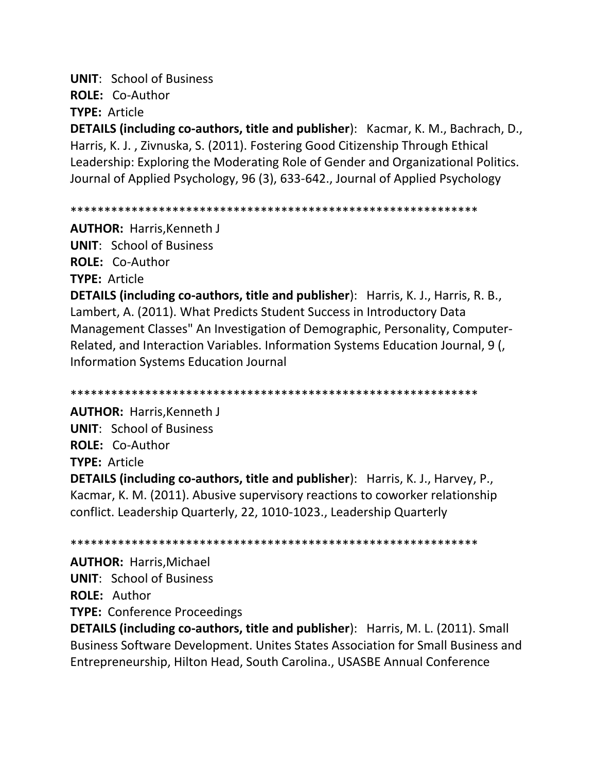**UNIT**: School of Business
**ROLE:** Co-Author
**TYPE:** Article
**DETAILS (including co-authors, title and publisher)**: Kacmar, K. M., Bachrach, D., Harris, K. J. , Zivnuska, S. (2011). Fostering Good Citizenship Through Ethical Leadership: Exploring the Moderating Role of Gender and Organizational Politics. Journal of Applied Psychology, 96 (3), 633-642., Journal of Applied Psychology

************************************************************

**AUTHOR:** Harris,Kenneth J
**UNIT**: School of Business
**ROLE:** Co-Author
**TYPE:** Article
**DETAILS (including co-authors, title and publisher)**: Harris, K. J., Harris, R. B., Lambert, A. (2011). What Predicts Student Success in Introductory Data Management Classes" An Investigation of Demographic, Personality, Computer-Related, and Interaction Variables. Information Systems Education Journal, 9 (, Information Systems Education Journal

************************************************************

**AUTHOR:** Harris,Kenneth J
**UNIT**: School of Business
**ROLE:** Co-Author
**TYPE:** Article
**DETAILS (including co-authors, title and publisher)**: Harris, K. J., Harvey, P., Kacmar, K. M. (2011). Abusive supervisory reactions to coworker relationship conflict. Leadership Quarterly, 22, 1010-1023., Leadership Quarterly

************************************************************

**AUTHOR:** Harris,Michael
**UNIT**: School of Business
**ROLE:** Author
**TYPE:** Conference Proceedings
**DETAILS (including co-authors, title and publisher)**: Harris, M. L. (2011). Small Business Software Development. Unites States Association for Small Business and Entrepreneurship, Hilton Head, South Carolina., USASBE Annual Conference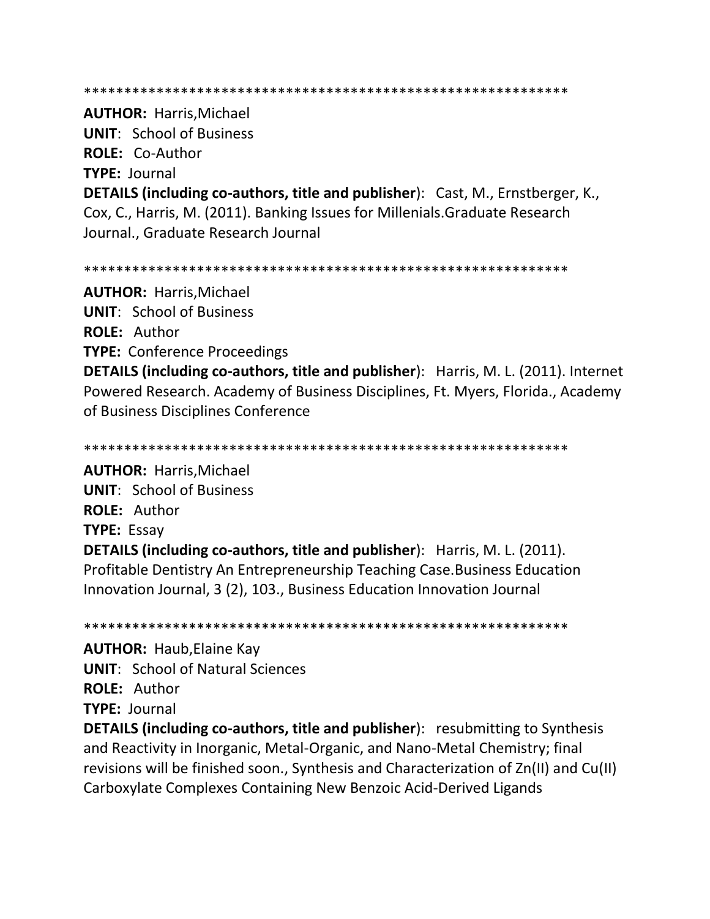\*\*\*\*\*\*\*\*\*\*\*\*\*\*\*\*\*\*\*\*\*\*\*\*\*\*\*\*\*\*\*\*\*\*\*\*\*\*\*\*\*\*\*\*\*\*\*\*\*\*\*\*\*\*\*\*\*\*\*\*

**AUTHOR:** Harris,Michael
**UNIT**: School of Business
**ROLE:** Co-Author
**TYPE:** Journal
**DETAILS (including co-authors, title and publisher)**: Cast, M., Ernstberger, K., Cox, C., Harris, M. (2011). Banking Issues for Millenials.Graduate Research Journal., Graduate Research Journal

\*\*\*\*\*\*\*\*\*\*\*\*\*\*\*\*\*\*\*\*\*\*\*\*\*\*\*\*\*\*\*\*\*\*\*\*\*\*\*\*\*\*\*\*\*\*\*\*\*\*\*\*\*\*\*\*\*\*\*\*

**AUTHOR:** Harris,Michael
**UNIT**: School of Business
**ROLE:** Author
**TYPE:** Conference Proceedings
**DETAILS (including co-authors, title and publisher)**: Harris, M. L. (2011). Internet Powered Research. Academy of Business Disciplines, Ft. Myers, Florida., Academy of Business Disciplines Conference

\*\*\*\*\*\*\*\*\*\*\*\*\*\*\*\*\*\*\*\*\*\*\*\*\*\*\*\*\*\*\*\*\*\*\*\*\*\*\*\*\*\*\*\*\*\*\*\*\*\*\*\*\*\*\*\*\*\*\*\*

**AUTHOR:** Harris,Michael
**UNIT**: School of Business
**ROLE:** Author
**TYPE:** Essay
**DETAILS (including co-authors, title and publisher)**: Harris, M. L. (2011). Profitable Dentistry An Entrepreneurship Teaching Case.Business Education Innovation Journal, 3 (2), 103., Business Education Innovation Journal

\*\*\*\*\*\*\*\*\*\*\*\*\*\*\*\*\*\*\*\*\*\*\*\*\*\*\*\*\*\*\*\*\*\*\*\*\*\*\*\*\*\*\*\*\*\*\*\*\*\*\*\*\*\*\*\*\*\*\*\*

**AUTHOR:** Haub,Elaine Kay
**UNIT**: School of Natural Sciences
**ROLE:** Author
**TYPE:** Journal
**DETAILS (including co-authors, title and publisher)**: resubmitting to Synthesis and Reactivity in Inorganic, Metal-Organic, and Nano-Metal Chemistry; final revisions will be finished soon., Synthesis and Characterization of Zn(II) and Cu(II) Carboxylate Complexes Containing New Benzoic Acid-Derived Ligands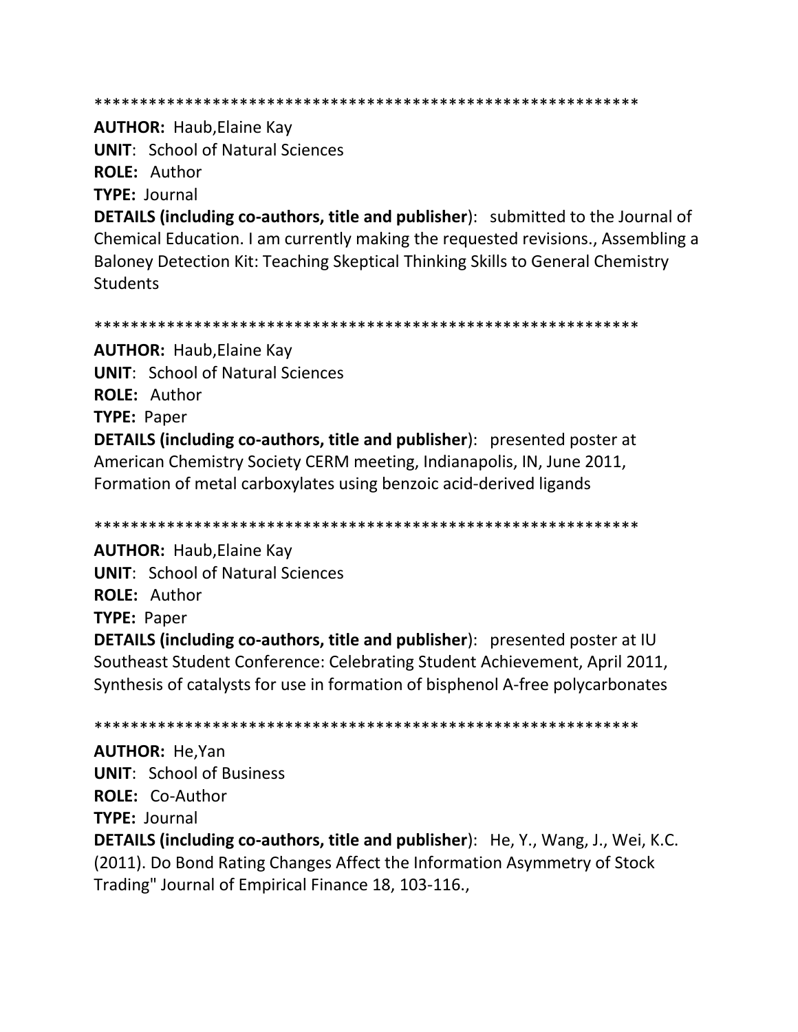************************************************************

**AUTHOR:** Haub,Elaine Kay
**UNIT**: School of Natural Sciences
**ROLE:** Author
**TYPE:** Journal
**DETAILS (including co-authors, title and publisher**): submitted to the Journal of Chemical Education. I am currently making the requested revisions., Assembling a Baloney Detection Kit: Teaching Skeptical Thinking Skills to General Chemistry Students

************************************************************

**AUTHOR:** Haub,Elaine Kay
**UNIT**: School of Natural Sciences
**ROLE:** Author
**TYPE:** Paper
**DETAILS (including co-authors, title and publisher**): presented poster at American Chemistry Society CERM meeting, Indianapolis, IN, June 2011, Formation of metal carboxylates using benzoic acid-derived ligands

************************************************************

**AUTHOR:** Haub,Elaine Kay
**UNIT**: School of Natural Sciences
**ROLE:** Author
**TYPE:** Paper
**DETAILS (including co-authors, title and publisher**): presented poster at IU Southeast Student Conference: Celebrating Student Achievement, April 2011, Synthesis of catalysts for use in formation of bisphenol A-free polycarbonates

************************************************************

**AUTHOR:** He,Yan
**UNIT**: School of Business
**ROLE:** Co-Author
**TYPE:** Journal
**DETAILS (including co-authors, title and publisher**): He, Y., Wang, J., Wei, K.C. (2011). Do Bond Rating Changes Affect the Information Asymmetry of Stock Trading" Journal of Empirical Finance 18, 103-116.,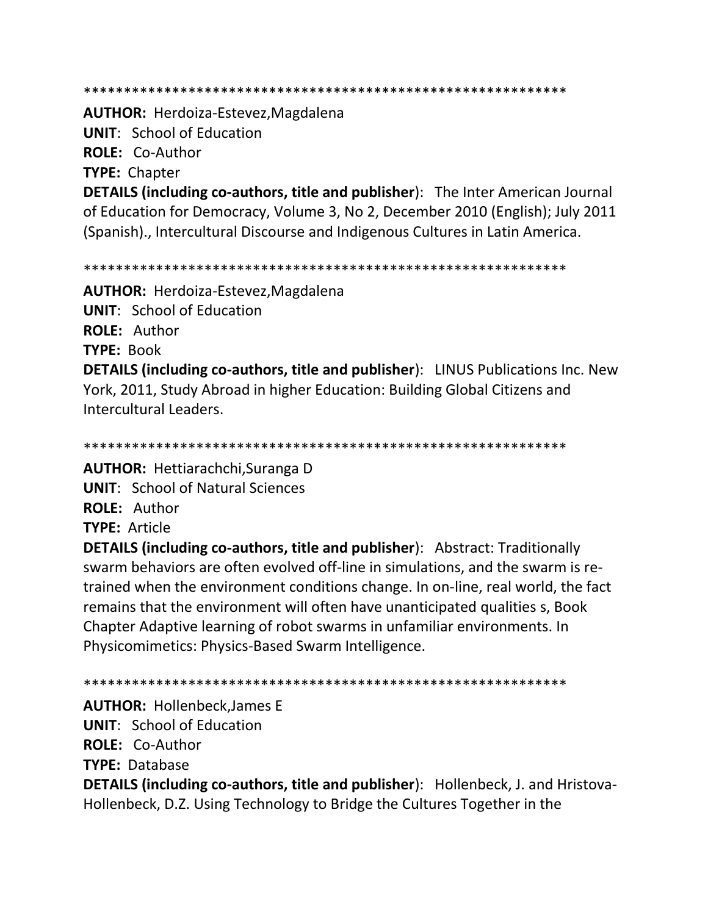************************************************************

**AUTHOR:** Herdoiza-Estevez,Magdalena
**UNIT**: School of Education
**ROLE:** Co-Author
**TYPE:** Chapter
**DETAILS (including co-authors, title and publisher)**: The Inter American Journal of Education for Democracy, Volume 3, No 2, December 2010 (English); July 2011 (Spanish)., Intercultural Discourse and Indigenous Cultures in Latin America.

************************************************************

**AUTHOR:** Herdoiza-Estevez,Magdalena
**UNIT**: School of Education
**ROLE:** Author
**TYPE:** Book
**DETAILS (including co-authors, title and publisher)**: LINUS Publications Inc. New York, 2011, Study Abroad in higher Education: Building Global Citizens and Intercultural Leaders.

************************************************************

**AUTHOR:** Hettiarachchi,Suranga D
**UNIT**: School of Natural Sciences
**ROLE:** Author
**TYPE:** Article
**DETAILS (including co-authors, title and publisher)**: Abstract: Traditionally swarm behaviors are often evolved off-line in simulations, and the swarm is re-trained when the environment conditions change. In on-line, real world, the fact remains that the environment will often have unanticipated qualities s, Book Chapter Adaptive learning of robot swarms in unfamiliar environments. In Physicomimetics: Physics-Based Swarm Intelligence.

************************************************************

**AUTHOR:** Hollenbeck,James E
**UNIT**: School of Education
**ROLE:** Co-Author
**TYPE:** Database
**DETAILS (including co-authors, title and publisher)**: Hollenbeck, J. and Hristova-Hollenbeck, D.Z. Using Technology to Bridge the Cultures Together in the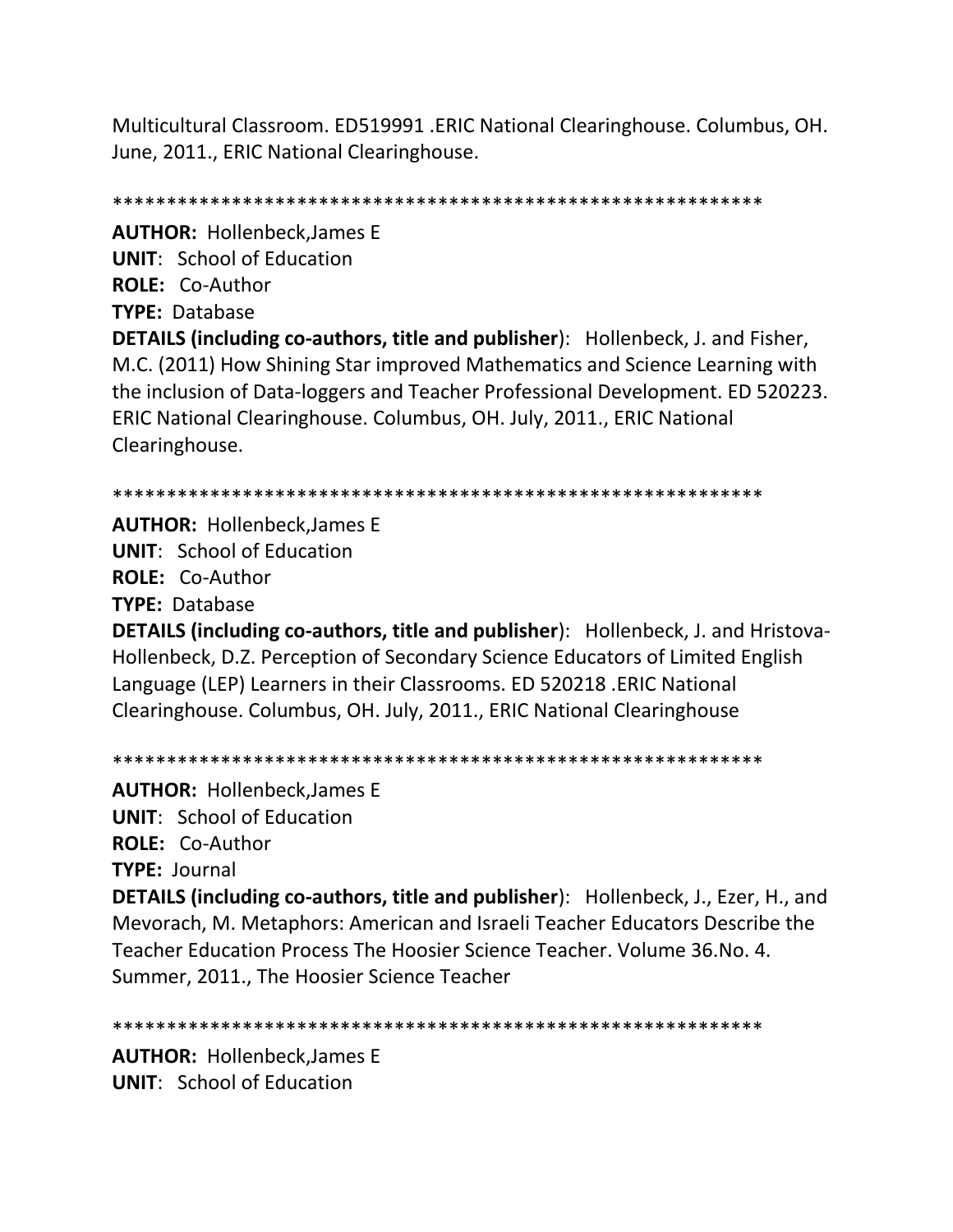Multicultural Classroom. ED519991 .ERIC National Clearinghouse. Columbus, OH. June, 2011., ERIC National Clearinghouse.

************************************************************

**AUTHOR:** Hollenbeck,James E
**UNIT**: School of Education
**ROLE:** Co-Author
**TYPE:** Database
**DETAILS (including co-authors, title and publisher**): Hollenbeck, J. and Fisher, M.C. (2011) How Shining Star improved Mathematics and Science Learning with the inclusion of Data-loggers and Teacher Professional Development. ED 520223. ERIC National Clearinghouse. Columbus, OH. July, 2011., ERIC National Clearinghouse.

************************************************************

**AUTHOR:** Hollenbeck,James E
**UNIT**: School of Education
**ROLE:** Co-Author
**TYPE:** Database
**DETAILS (including co-authors, title and publisher**): Hollenbeck, J. and Hristova-Hollenbeck, D.Z. Perception of Secondary Science Educators of Limited English Language (LEP) Learners in their Classrooms. ED 520218 .ERIC National Clearinghouse. Columbus, OH. July, 2011., ERIC National Clearinghouse

************************************************************

**AUTHOR:** Hollenbeck,James E
**UNIT**: School of Education
**ROLE:** Co-Author
**TYPE:** Journal
**DETAILS (including co-authors, title and publisher**): Hollenbeck, J., Ezer, H., and Mevorach, M. Metaphors: American and Israeli Teacher Educators Describe the Teacher Education Process The Hoosier Science Teacher. Volume 36.No. 4. Summer, 2011., The Hoosier Science Teacher

************************************************************

**AUTHOR:** Hollenbeck,James E
**UNIT**: School of Education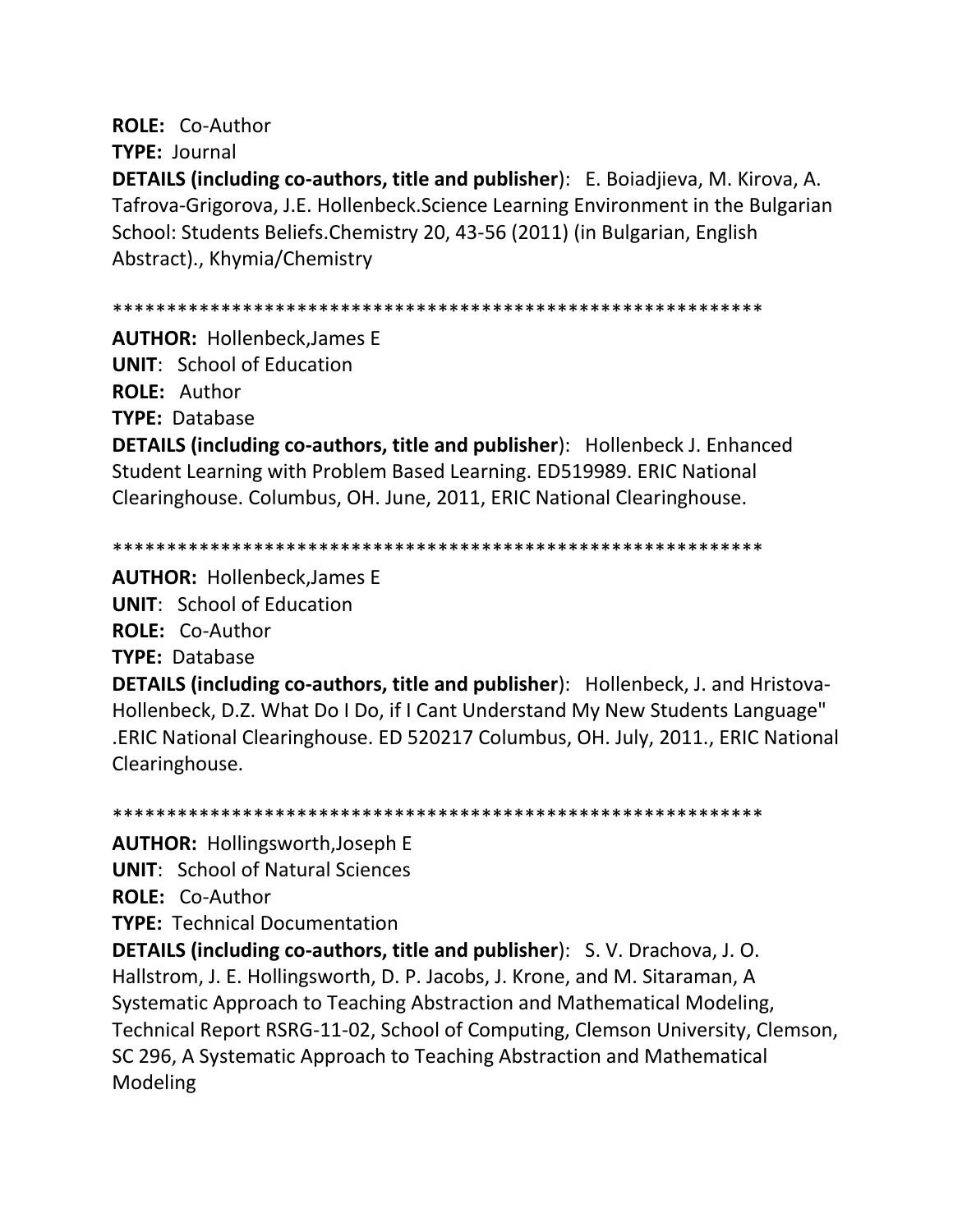**ROLE:** Co-Author
**TYPE:** Journal
**DETAILS (including co-authors, title and publisher)**: E. Boiadjieva, M. Kirova, A. Tafrova-Grigorova, J.E. Hollenbeck.Science Learning Environment in the Bulgarian School: Students Beliefs.Chemistry 20, 43-56 (2011) (in Bulgarian, English Abstract)., Khymia/Chemistry

************************************************************

**AUTHOR:** Hollenbeck,James E
**UNIT**: School of Education
**ROLE:** Author
**TYPE:** Database
**DETAILS (including co-authors, title and publisher)**: Hollenbeck J. Enhanced Student Learning with Problem Based Learning. ED519989. ERIC National Clearinghouse. Columbus, OH. June, 2011, ERIC National Clearinghouse.

************************************************************

**AUTHOR:** Hollenbeck,James E
**UNIT**: School of Education
**ROLE:** Co-Author
**TYPE:** Database
**DETAILS (including co-authors, title and publisher)**: Hollenbeck, J. and Hristova-Hollenbeck, D.Z. What Do I Do, if I Cant Understand My New Students Language" .ERIC National Clearinghouse. ED 520217 Columbus, OH. July, 2011., ERIC National Clearinghouse.

************************************************************

**AUTHOR:** Hollingsworth,Joseph E
**UNIT**: School of Natural Sciences
**ROLE:** Co-Author
**TYPE:** Technical Documentation
**DETAILS (including co-authors, title and publisher)**: S. V. Drachova, J. O. Hallstrom, J. E. Hollingsworth, D. P. Jacobs, J. Krone, and M. Sitaraman, A Systematic Approach to Teaching Abstraction and Mathematical Modeling, Technical Report RSRG-11-02, School of Computing, Clemson University, Clemson, SC 296, A Systematic Approach to Teaching Abstraction and Mathematical Modeling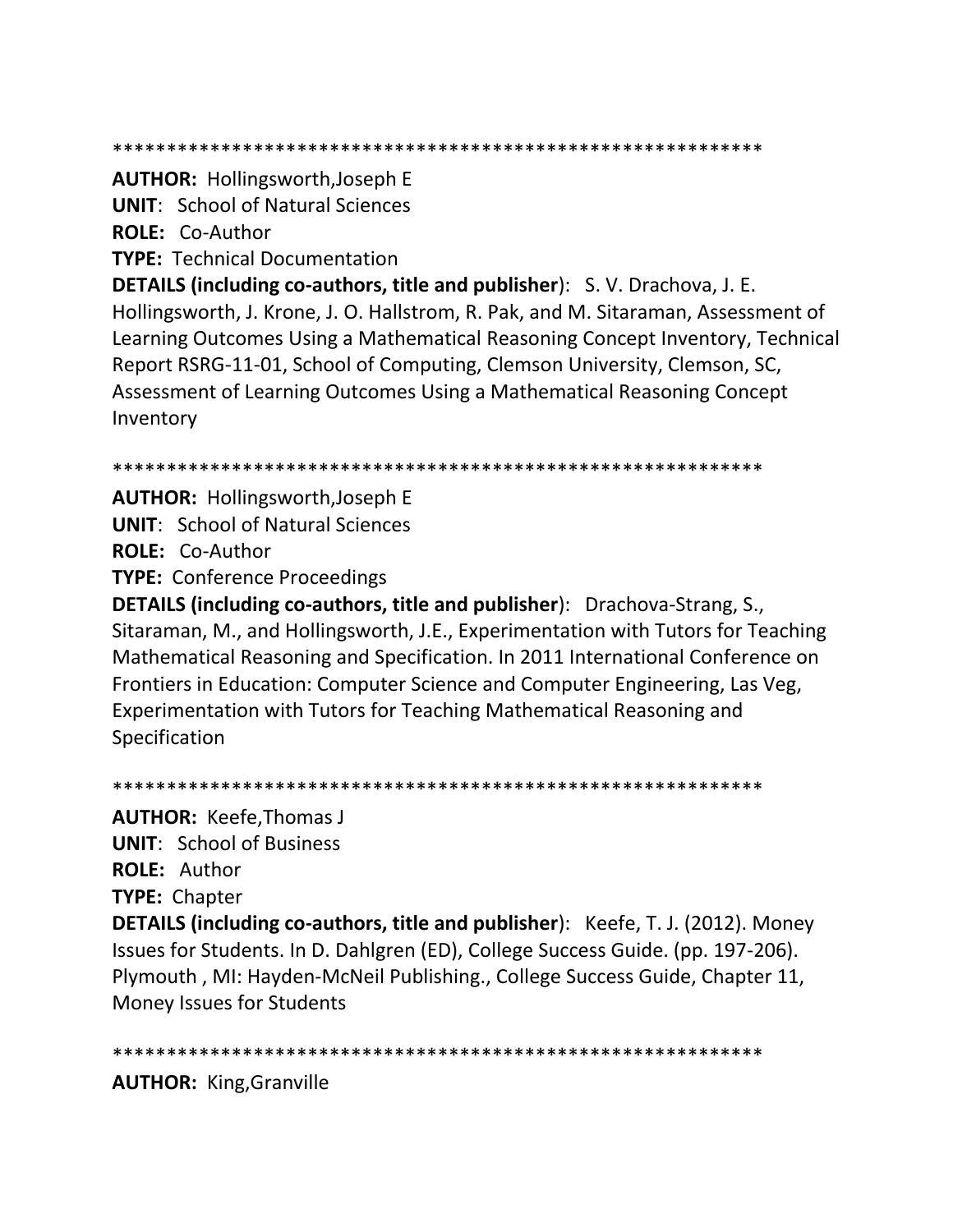************************************************************

**AUTHOR:** Hollingsworth,Joseph E
**UNIT**: School of Natural Sciences
**ROLE:** Co-Author
**TYPE:** Technical Documentation
**DETAILS (including co-authors, title and publisher**): S. V. Drachova, J. E. Hollingsworth, J. Krone, J. O. Hallstrom, R. Pak, and M. Sitaraman, Assessment of Learning Outcomes Using a Mathematical Reasoning Concept Inventory, Technical Report RSRG-11-01, School of Computing, Clemson University, Clemson, SC, Assessment of Learning Outcomes Using a Mathematical Reasoning Concept Inventory

************************************************************

**AUTHOR:** Hollingsworth,Joseph E
**UNIT**: School of Natural Sciences
**ROLE:** Co-Author
**TYPE:** Conference Proceedings
**DETAILS (including co-authors, title and publisher**): Drachova-Strang, S., Sitaraman, M., and Hollingsworth, J.E., Experimentation with Tutors for Teaching Mathematical Reasoning and Specification. In 2011 International Conference on Frontiers in Education: Computer Science and Computer Engineering, Las Veg, Experimentation with Tutors for Teaching Mathematical Reasoning and Specification

************************************************************

**AUTHOR:** Keefe,Thomas J
**UNIT**: School of Business
**ROLE:** Author
**TYPE:** Chapter
**DETAILS (including co-authors, title and publisher**): Keefe, T. J. (2012). Money Issues for Students. In D. Dahlgren (ED), College Success Guide. (pp. 197-206). Plymouth , MI: Hayden-McNeil Publishing., College Success Guide, Chapter 11, Money Issues for Students

************************************************************

**AUTHOR:** King,Granville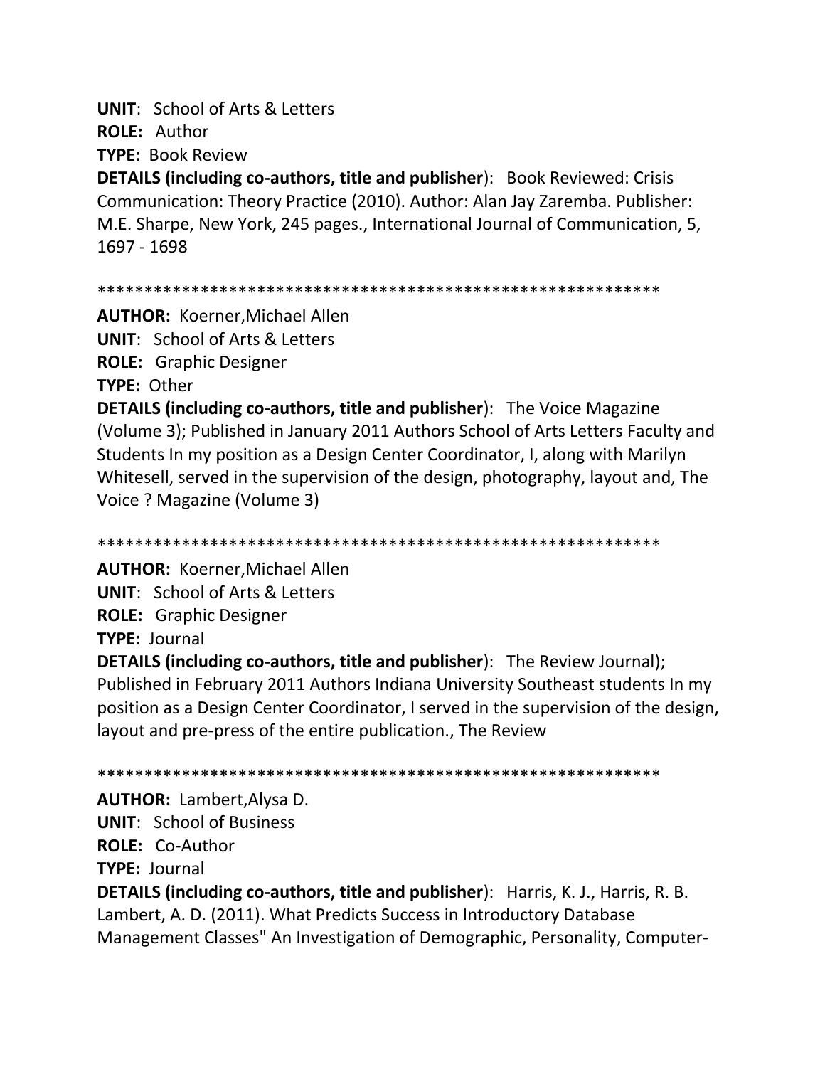**UNIT**: School of Arts & Letters
**ROLE:** Author
**TYPE:** Book Review
**DETAILS (including co-authors, title and publisher)**: Book Reviewed: Crisis Communication: Theory Practice (2010). Author: Alan Jay Zaremba. Publisher: M.E. Sharpe, New York, 245 pages., International Journal of Communication, 5, 1697 - 1698

************************************************************

**AUTHOR:** Koerner,Michael Allen
**UNIT**: School of Arts & Letters
**ROLE:** Graphic Designer
**TYPE:** Other
**DETAILS (including co-authors, title and publisher)**: The Voice Magazine (Volume 3); Published in January 2011 Authors School of Arts Letters Faculty and Students In my position as a Design Center Coordinator, I, along with Marilyn Whitesell, served in the supervision of the design, photography, layout and, The Voice ? Magazine (Volume 3)

************************************************************

**AUTHOR:** Koerner,Michael Allen
**UNIT**: School of Arts & Letters
**ROLE:** Graphic Designer
**TYPE:** Journal
**DETAILS (including co-authors, title and publisher)**: The Review Journal); Published in February 2011 Authors Indiana University Southeast students In my position as a Design Center Coordinator, I served in the supervision of the design, layout and pre-press of the entire publication., The Review

************************************************************

**AUTHOR:** Lambert,Alysa D.
**UNIT**: School of Business
**ROLE:** Co-Author
**TYPE:** Journal
**DETAILS (including co-authors, title and publisher)**: Harris, K. J., Harris, R. B. Lambert, A. D. (2011). What Predicts Success in Introductory Database Management Classes" An Investigation of Demographic, Personality, Computer-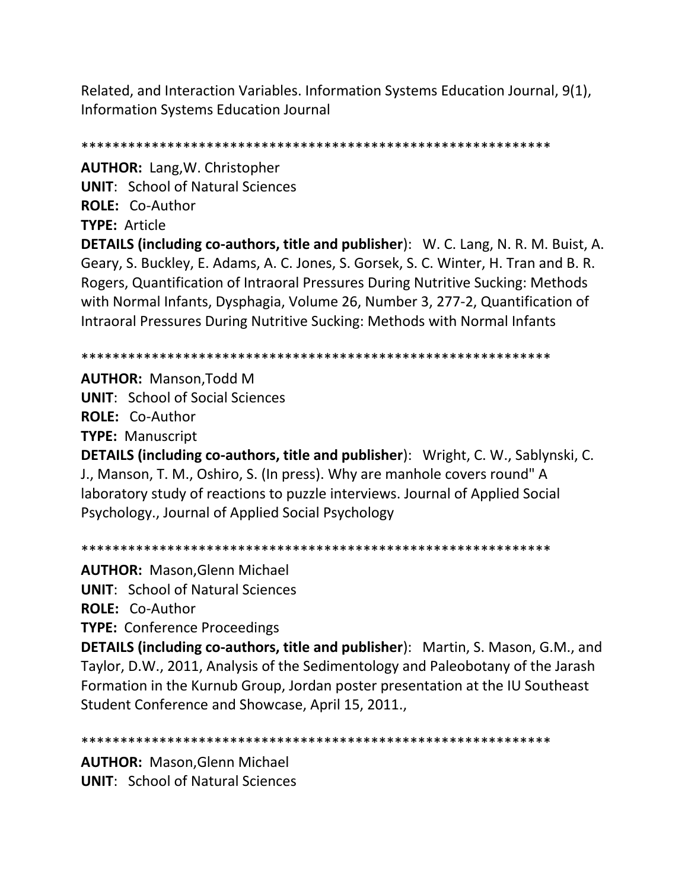Related, and Interaction Variables. Information Systems Education Journal, 9(1), Information Systems Education Journal

************************************************************

**AUTHOR:** Lang,W. Christopher
**UNIT**: School of Natural Sciences
**ROLE:** Co-Author
**TYPE:** Article
**DETAILS (including co-authors, title and publisher**): W. C. Lang, N. R. M. Buist, A. Geary, S. Buckley, E. Adams, A. C. Jones, S. Gorsek, S. C. Winter, H. Tran and B. R. Rogers, Quantification of Intraoral Pressures During Nutritive Sucking: Methods with Normal Infants, Dysphagia, Volume 26, Number 3, 277-2, Quantification of Intraoral Pressures During Nutritive Sucking: Methods with Normal Infants

************************************************************

**AUTHOR:** Manson,Todd M
**UNIT**: School of Social Sciences
**ROLE:** Co-Author
**TYPE:** Manuscript
**DETAILS (including co-authors, title and publisher**): Wright, C. W., Sablynski, C. J., Manson, T. M., Oshiro, S. (In press). Why are manhole covers round" A laboratory study of reactions to puzzle interviews. Journal of Applied Social Psychology., Journal of Applied Social Psychology

************************************************************

**AUTHOR:** Mason,Glenn Michael
**UNIT**: School of Natural Sciences
**ROLE:** Co-Author
**TYPE:** Conference Proceedings
**DETAILS (including co-authors, title and publisher**): Martin, S. Mason, G.M., and Taylor, D.W., 2011, Analysis of the Sedimentology and Paleobotany of the Jarash Formation in the Kurnub Group, Jordan poster presentation at the IU Southeast Student Conference and Showcase, April 15, 2011.,

************************************************************

**AUTHOR:** Mason,Glenn Michael
**UNIT**: School of Natural Sciences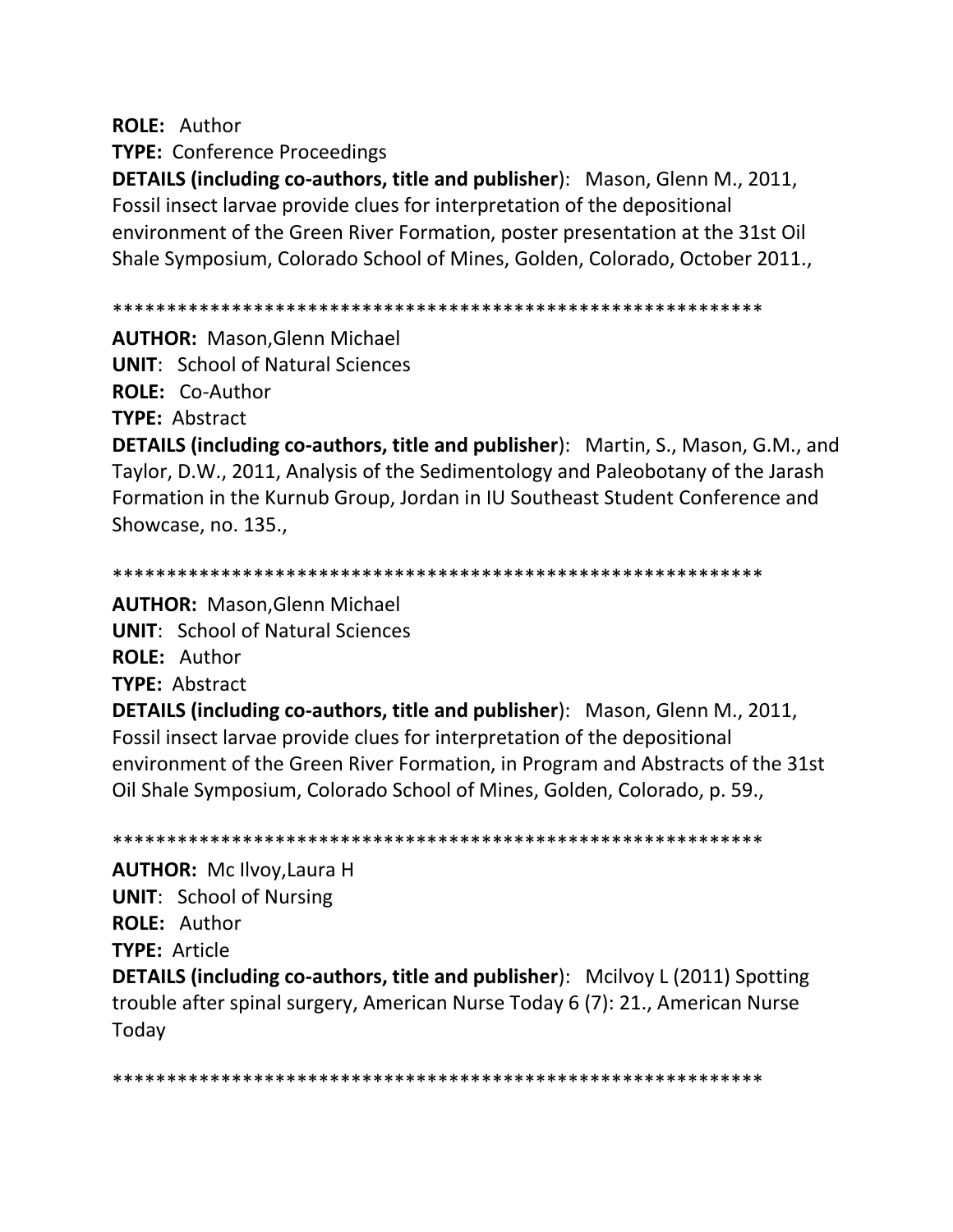**ROLE:** Author

**TYPE:** Conference Proceedings

**DETAILS (including co-authors, title and publisher)**: Mason, Glenn M., 2011, Fossil insect larvae provide clues for interpretation of the depositional environment of the Green River Formation, poster presentation at the 31st Oil Shale Symposium, Colorado School of Mines, Golden, Colorado, October 2011.,

************************************************************

**AUTHOR:** Mason,Glenn Michael

**UNIT**: School of Natural Sciences

**ROLE:** Co-Author

**TYPE:** Abstract

**DETAILS (including co-authors, title and publisher)**: Martin, S., Mason, G.M., and Taylor, D.W., 2011, Analysis of the Sedimentology and Paleobotany of the Jarash Formation in the Kurnub Group, Jordan in IU Southeast Student Conference and Showcase, no. 135.,

************************************************************

**AUTHOR:** Mason,Glenn Michael

**UNIT**: School of Natural Sciences

**ROLE:** Author

**TYPE:** Abstract

**DETAILS (including co-authors, title and publisher)**: Mason, Glenn M., 2011, Fossil insect larvae provide clues for interpretation of the depositional environment of the Green River Formation, in Program and Abstracts of the 31st Oil Shale Symposium, Colorado School of Mines, Golden, Colorado, p. 59.,

************************************************************

**AUTHOR:** Mc Ilvoy,Laura H

**UNIT**: School of Nursing

**ROLE:** Author

**TYPE:** Article

**DETAILS (including co-authors, title and publisher)**: Mcilvoy L (2011) Spotting trouble after spinal surgery, American Nurse Today 6 (7): 21., American Nurse Today

************************************************************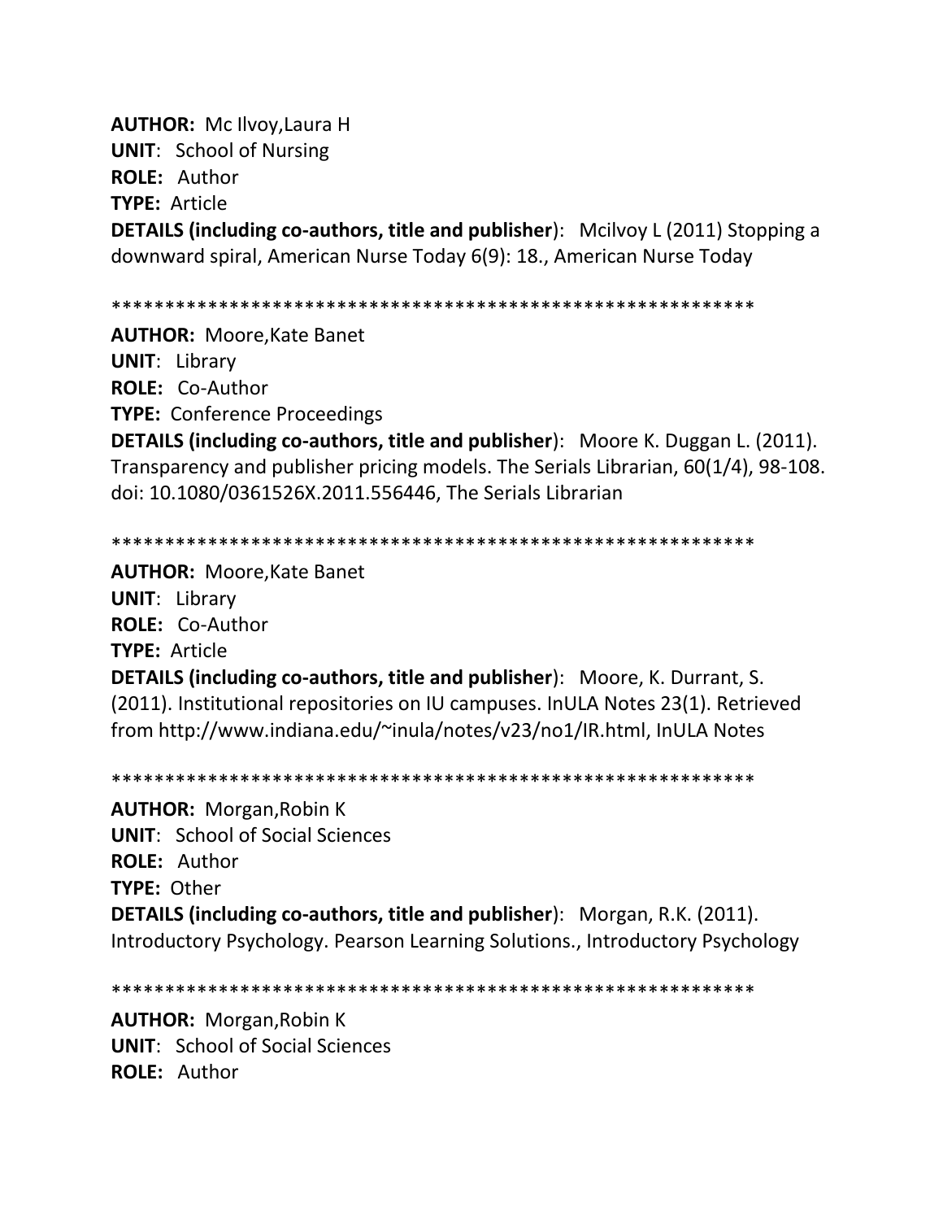**AUTHOR:** Mc Ilvoy,Laura H
**UNIT**: School of Nursing
**ROLE:** Author
**TYPE:** Article
**DETAILS (including co-authors, title and publisher**): Mcilvoy L (2011) Stopping a downward spiral, American Nurse Today 6(9): 18., American Nurse Today

************************************************************

**AUTHOR:** Moore,Kate Banet
**UNIT**: Library
**ROLE:** Co-Author
**TYPE:** Conference Proceedings
**DETAILS (including co-authors, title and publisher**): Moore K. Duggan L. (2011). Transparency and publisher pricing models. The Serials Librarian, 60(1/4), 98-108. doi: 10.1080/0361526X.2011.556446, The Serials Librarian

************************************************************

**AUTHOR:** Moore,Kate Banet
**UNIT**: Library
**ROLE:** Co-Author
**TYPE:** Article
**DETAILS (including co-authors, title and publisher**): Moore, K. Durrant, S. (2011). Institutional repositories on IU campuses. InULA Notes 23(1). Retrieved from http://www.indiana.edu/~inula/notes/v23/no1/IR.html, InULA Notes

************************************************************

**AUTHOR:** Morgan,Robin K
**UNIT**: School of Social Sciences
**ROLE:** Author
**TYPE:** Other
**DETAILS (including co-authors, title and publisher**): Morgan, R.K. (2011). Introductory Psychology. Pearson Learning Solutions., Introductory Psychology

************************************************************

**AUTHOR:** Morgan,Robin K
**UNIT**: School of Social Sciences
**ROLE:** Author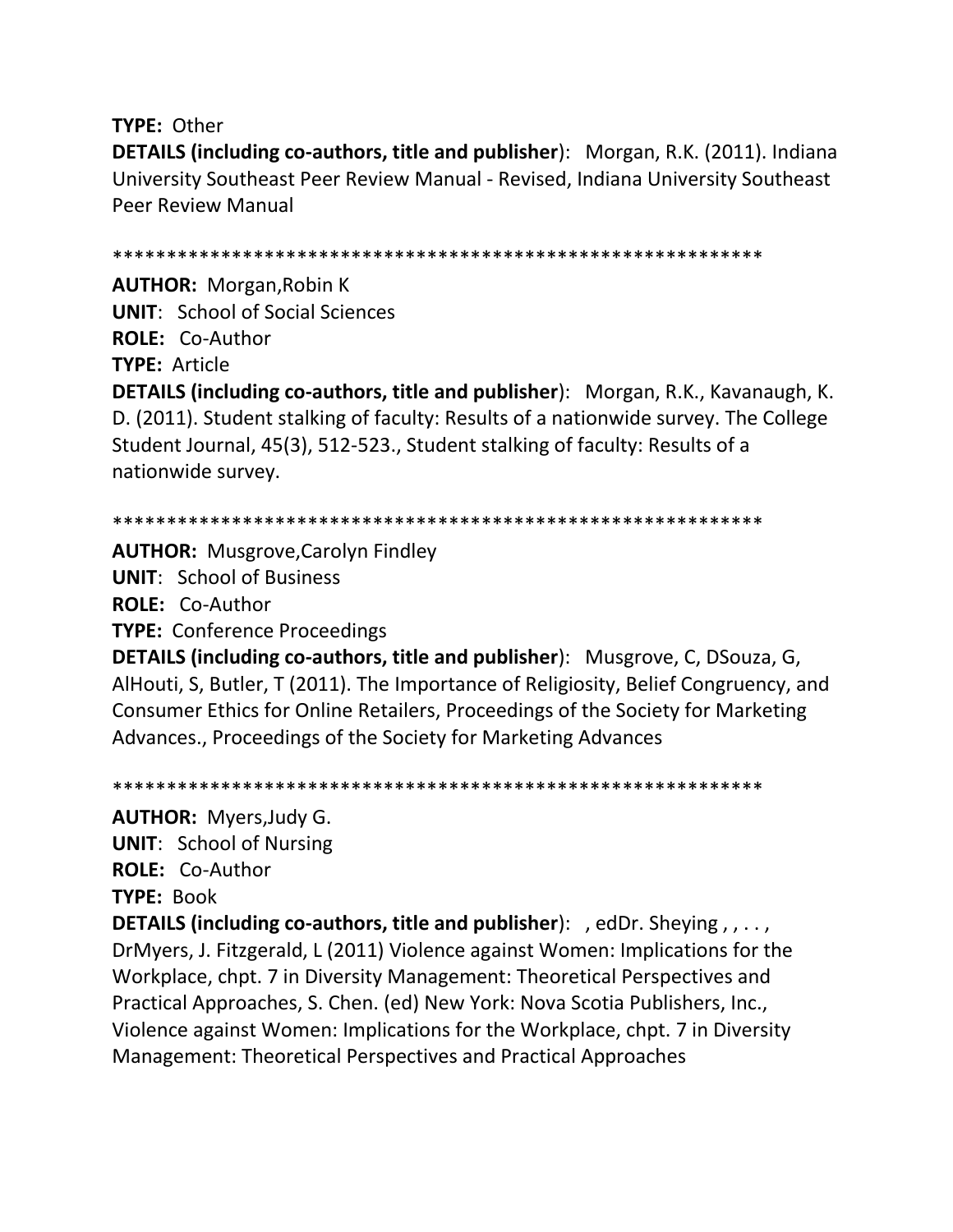**TYPE:** Other

**DETAILS (including co-authors, title and publisher)**: Morgan, R.K. (2011). Indiana University Southeast Peer Review Manual - Revised, Indiana University Southeast Peer Review Manual

************************************************************

**AUTHOR:** Morgan,Robin K

**UNIT**: School of Social Sciences

**ROLE:** Co-Author

**TYPE:** Article

**DETAILS (including co-authors, title and publisher)**: Morgan, R.K., Kavanaugh, K. D. (2011). Student stalking of faculty: Results of a nationwide survey. The College Student Journal, 45(3), 512-523., Student stalking of faculty: Results of a nationwide survey.

************************************************************

**AUTHOR:** Musgrove,Carolyn Findley

**UNIT**: School of Business

**ROLE:** Co-Author

**TYPE:** Conference Proceedings

**DETAILS (including co-authors, title and publisher)**: Musgrove, C, DSouza, G, AlHouti, S, Butler, T (2011). The Importance of Religiosity, Belief Congruency, and Consumer Ethics for Online Retailers, Proceedings of the Society for Marketing Advances., Proceedings of the Society for Marketing Advances

************************************************************

**AUTHOR:** Myers,Judy G.

**UNIT**: School of Nursing

**ROLE:** Co-Author

**TYPE:** Book

**DETAILS (including co-authors, title and publisher)**: , edDr. Sheying , , . . . , DrMyers, J. Fitzgerald, L (2011) Violence against Women: Implications for the Workplace, chpt. 7 in Diversity Management: Theoretical Perspectives and Practical Approaches, S. Chen. (ed) New York: Nova Scotia Publishers, Inc., Violence against Women: Implications for the Workplace, chpt. 7 in Diversity Management: Theoretical Perspectives and Practical Approaches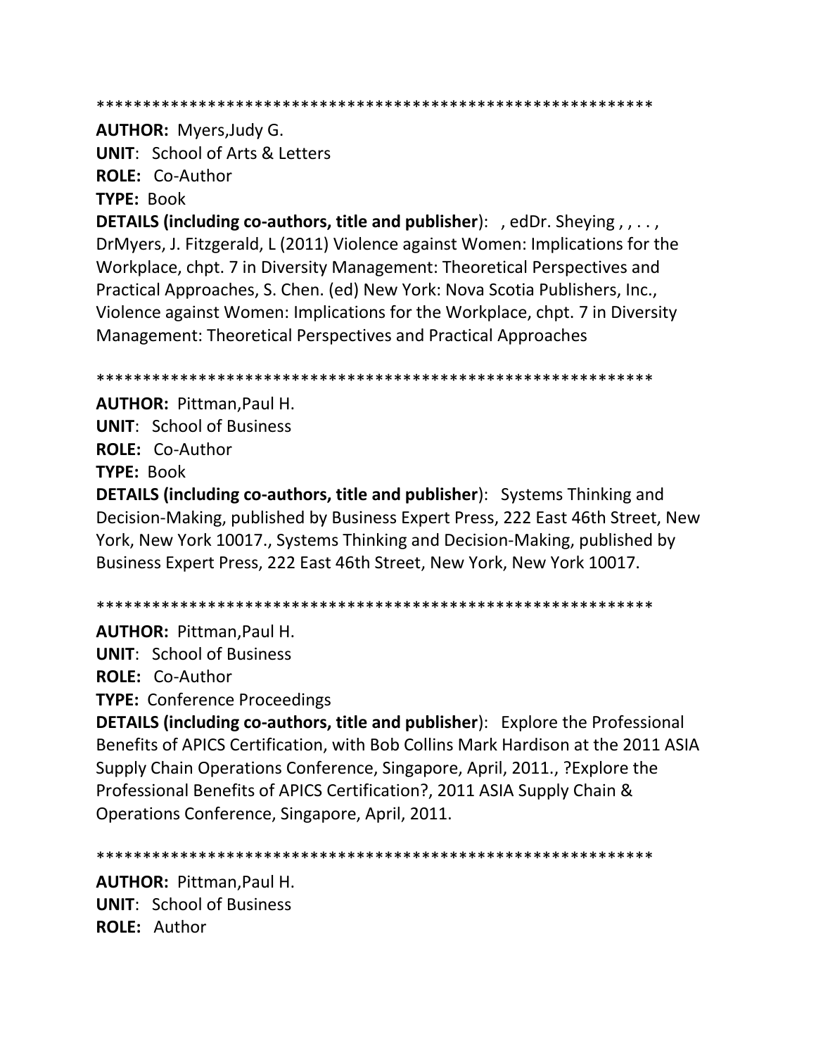************************************************************

**AUTHOR:** Myers,Judy G.
**UNIT**: School of Arts & Letters
**ROLE:** Co-Author
**TYPE:** Book
**DETAILS (including co-authors, title and publisher)**: , edDr. Sheying , , , . . , DrMyers, J. Fitzgerald, L (2011) Violence against Women: Implications for the Workplace, chpt. 7 in Diversity Management: Theoretical Perspectives and Practical Approaches, S. Chen. (ed) New York: Nova Scotia Publishers, Inc., Violence against Women: Implications for the Workplace, chpt. 7 in Diversity Management: Theoretical Perspectives and Practical Approaches

************************************************************

**AUTHOR:** Pittman,Paul H.
**UNIT**: School of Business
**ROLE:** Co-Author
**TYPE:** Book
**DETAILS (including co-authors, title and publisher)**: Systems Thinking and Decision-Making, published by Business Expert Press, 222 East 46th Street, New York, New York 10017., Systems Thinking and Decision-Making, published by Business Expert Press, 222 East 46th Street, New York, New York 10017.

************************************************************

**AUTHOR:** Pittman,Paul H.
**UNIT**: School of Business
**ROLE:** Co-Author
**TYPE:** Conference Proceedings
**DETAILS (including co-authors, title and publisher)**: Explore the Professional Benefits of APICS Certification, with Bob Collins Mark Hardison at the 2011 ASIA Supply Chain Operations Conference, Singapore, April, 2011., ?Explore the Professional Benefits of APICS Certification?, 2011 ASIA Supply Chain & Operations Conference, Singapore, April, 2011.

************************************************************

**AUTHOR:** Pittman,Paul H.
**UNIT**: School of Business
**ROLE:** Author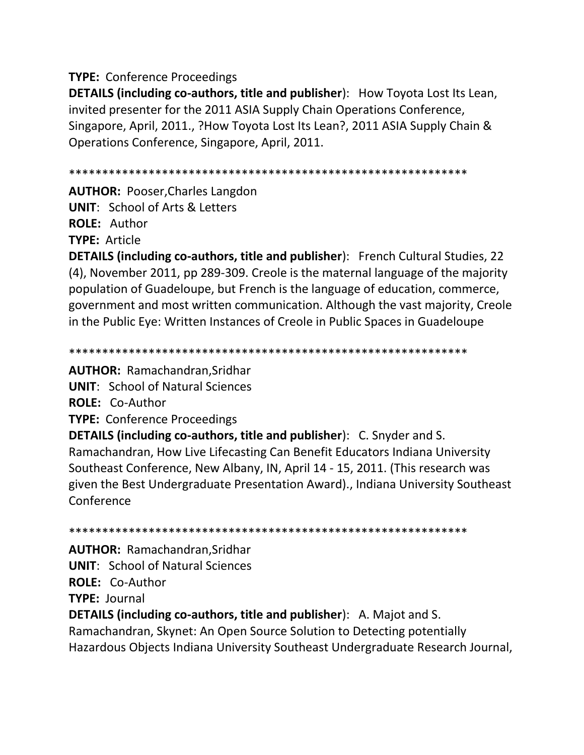**TYPE:** Conference Proceedings

**DETAILS (including co-authors, title and publisher)**: How Toyota Lost Its Lean, invited presenter for the 2011 ASIA Supply Chain Operations Conference, Singapore, April, 2011., ?How Toyota Lost Its Lean?, 2011 ASIA Supply Chain & Operations Conference, Singapore, April, 2011.

************************************************************

**AUTHOR:** Pooser,Charles Langdon

**UNIT**: School of Arts & Letters

**ROLE:** Author

**TYPE:** Article

**DETAILS (including co-authors, title and publisher)**: French Cultural Studies, 22 (4), November 2011, pp 289-309. Creole is the maternal language of the majority population of Guadeloupe, but French is the language of education, commerce, government and most written communication. Although the vast majority, Creole in the Public Eye: Written Instances of Creole in Public Spaces in Guadeloupe

************************************************************

**AUTHOR:** Ramachandran,Sridhar

**UNIT**: School of Natural Sciences

**ROLE:** Co-Author

**TYPE:** Conference Proceedings

**DETAILS (including co-authors, title and publisher)**: C. Snyder and S. Ramachandran, How Live Lifecasting Can Benefit Educators Indiana University Southeast Conference, New Albany, IN, April 14 - 15, 2011. (This research was given the Best Undergraduate Presentation Award)., Indiana University Southeast Conference

************************************************************

**AUTHOR:** Ramachandran,Sridhar

**UNIT**: School of Natural Sciences

**ROLE:** Co-Author

**TYPE:** Journal

**DETAILS (including co-authors, title and publisher)**: A. Majot and S. Ramachandran, Skynet: An Open Source Solution to Detecting potentially Hazardous Objects Indiana University Southeast Undergraduate Research Journal,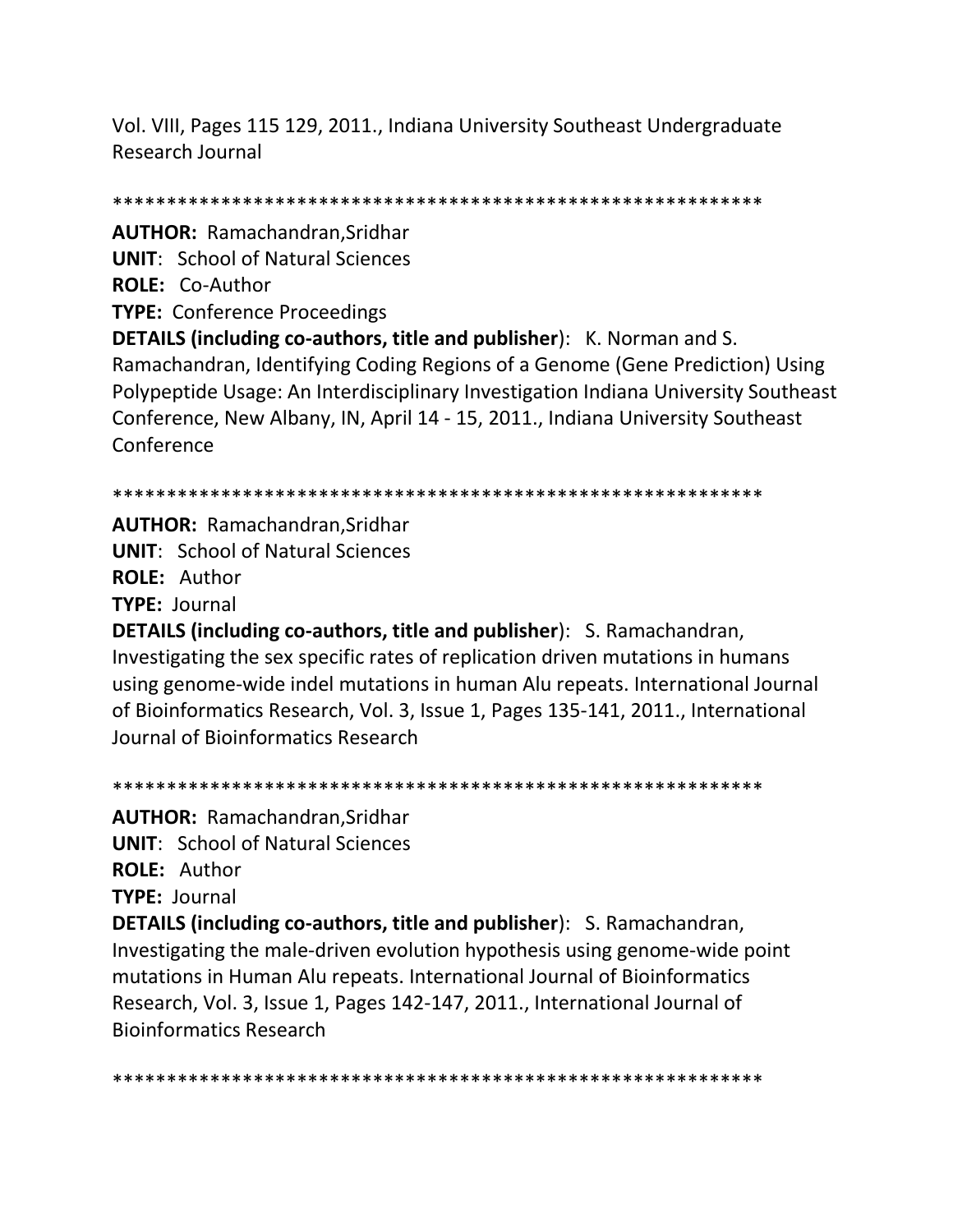Vol. VIII, Pages 115 129, 2011., Indiana University Southeast Undergraduate Research Journal

************************************************************

**AUTHOR:** Ramachandran,Sridhar
**UNIT**: School of Natural Sciences
**ROLE:** Co-Author
**TYPE:** Conference Proceedings
**DETAILS (including co-authors, title and publisher**): K. Norman and S. Ramachandran, Identifying Coding Regions of a Genome (Gene Prediction) Using Polypeptide Usage: An Interdisciplinary Investigation Indiana University Southeast Conference, New Albany, IN, April 14 - 15, 2011., Indiana University Southeast Conference

************************************************************

**AUTHOR:** Ramachandran,Sridhar
**UNIT**: School of Natural Sciences
**ROLE:** Author
**TYPE:** Journal
**DETAILS (including co-authors, title and publisher**): S. Ramachandran, Investigating the sex specific rates of replication driven mutations in humans using genome-wide indel mutations in human Alu repeats. International Journal of Bioinformatics Research, Vol. 3, Issue 1, Pages 135-141, 2011., International Journal of Bioinformatics Research

************************************************************

**AUTHOR:** Ramachandran,Sridhar
**UNIT**: School of Natural Sciences
**ROLE:** Author
**TYPE:** Journal
**DETAILS (including co-authors, title and publisher**): S. Ramachandran, Investigating the male-driven evolution hypothesis using genome-wide point mutations in Human Alu repeats. International Journal of Bioinformatics Research, Vol. 3, Issue 1, Pages 142-147, 2011., International Journal of Bioinformatics Research

************************************************************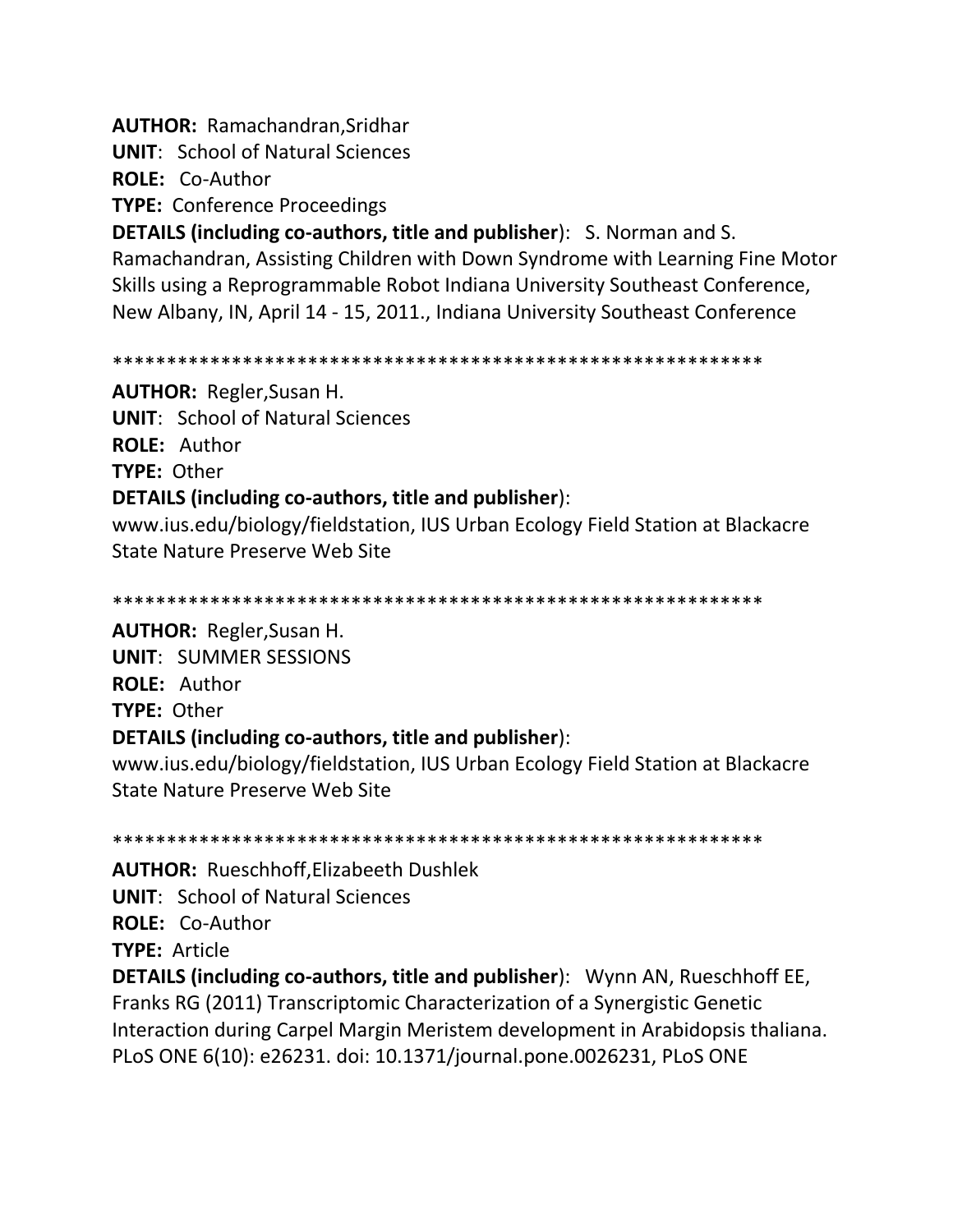**AUTHOR:** Ramachandran,Sridhar

**UNIT**: School of Natural Sciences

**ROLE:** Co-Author

**TYPE:** Conference Proceedings

**DETAILS (including co-authors, title and publisher**): S. Norman and S. Ramachandran, Assisting Children with Down Syndrome with Learning Fine Motor Skills using a Reprogrammable Robot Indiana University Southeast Conference, New Albany, IN, April 14 - 15, 2011., Indiana University Southeast Conference

************************************************************

**AUTHOR:** Regler,Susan H.

**UNIT**: School of Natural Sciences

**ROLE:** Author

**TYPE:** Other

**DETAILS (including co-authors, title and publisher**): www.ius.edu/biology/fieldstation, IUS Urban Ecology Field Station at Blackacre State Nature Preserve Web Site

************************************************************

**AUTHOR:** Regler,Susan H.

**UNIT**: SUMMER SESSIONS

**ROLE:** Author

**TYPE:** Other

**DETAILS (including co-authors, title and publisher**): www.ius.edu/biology/fieldstation, IUS Urban Ecology Field Station at Blackacre State Nature Preserve Web Site

************************************************************

**AUTHOR:** Rueschhoff,Elizabeeth Dushlek

**UNIT**: School of Natural Sciences

**ROLE:** Co-Author

**TYPE:** Article

**DETAILS (including co-authors, title and publisher**): Wynn AN, Rueschhoff EE, Franks RG (2011) Transcriptomic Characterization of a Synergistic Genetic Interaction during Carpel Margin Meristem development in Arabidopsis thaliana. PLoS ONE 6(10): e26231. doi: 10.1371/journal.pone.0026231, PLoS ONE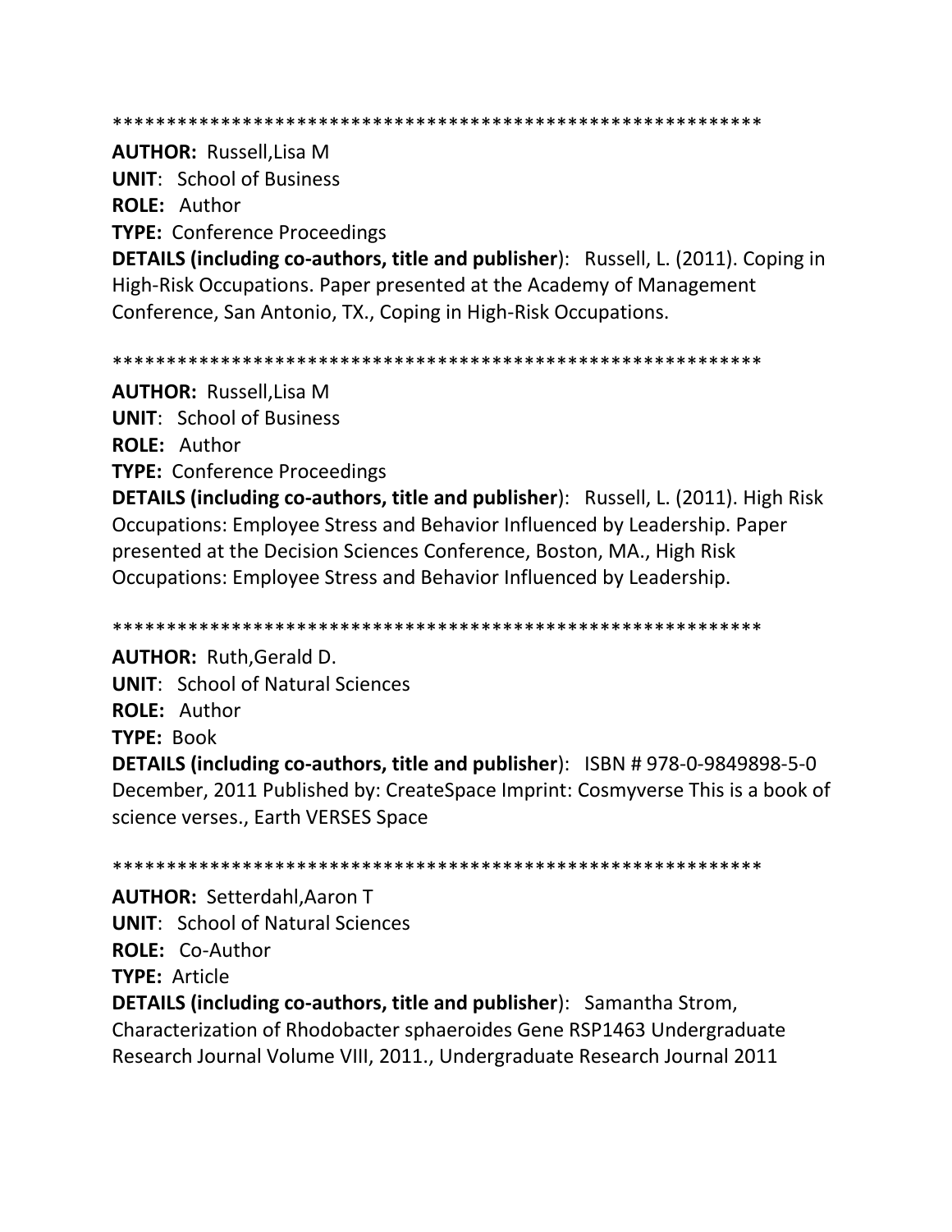*************************************************************

**AUTHOR:** Russell,Lisa M
**UNIT**: School of Business
**ROLE:** Author
**TYPE:** Conference Proceedings
**DETAILS (including co-authors, title and publisher**): Russell, L. (2011). Coping in High-Risk Occupations. Paper presented at the Academy of Management Conference, San Antonio, TX., Coping in High-Risk Occupations.

*************************************************************

**AUTHOR:** Russell,Lisa M
**UNIT**: School of Business
**ROLE:** Author
**TYPE:** Conference Proceedings
**DETAILS (including co-authors, title and publisher**): Russell, L. (2011). High Risk Occupations: Employee Stress and Behavior Influenced by Leadership. Paper presented at the Decision Sciences Conference, Boston, MA., High Risk Occupations: Employee Stress and Behavior Influenced by Leadership.

*************************************************************

**AUTHOR:** Ruth,Gerald D.
**UNIT**: School of Natural Sciences
**ROLE:** Author
**TYPE:** Book
**DETAILS (including co-authors, title and publisher**): ISBN # 978-0-9849898-5-0 December, 2011 Published by: CreateSpace Imprint: Cosmyverse This is a book of science verses., Earth VERSES Space

*************************************************************

**AUTHOR:** Setterdahl,Aaron T
**UNIT**: School of Natural Sciences
**ROLE:** Co-Author
**TYPE:** Article
**DETAILS (including co-authors, title and publisher**): Samantha Strom, Characterization of Rhodobacter sphaeroides Gene RSP1463 Undergraduate Research Journal Volume VIII, 2011., Undergraduate Research Journal 2011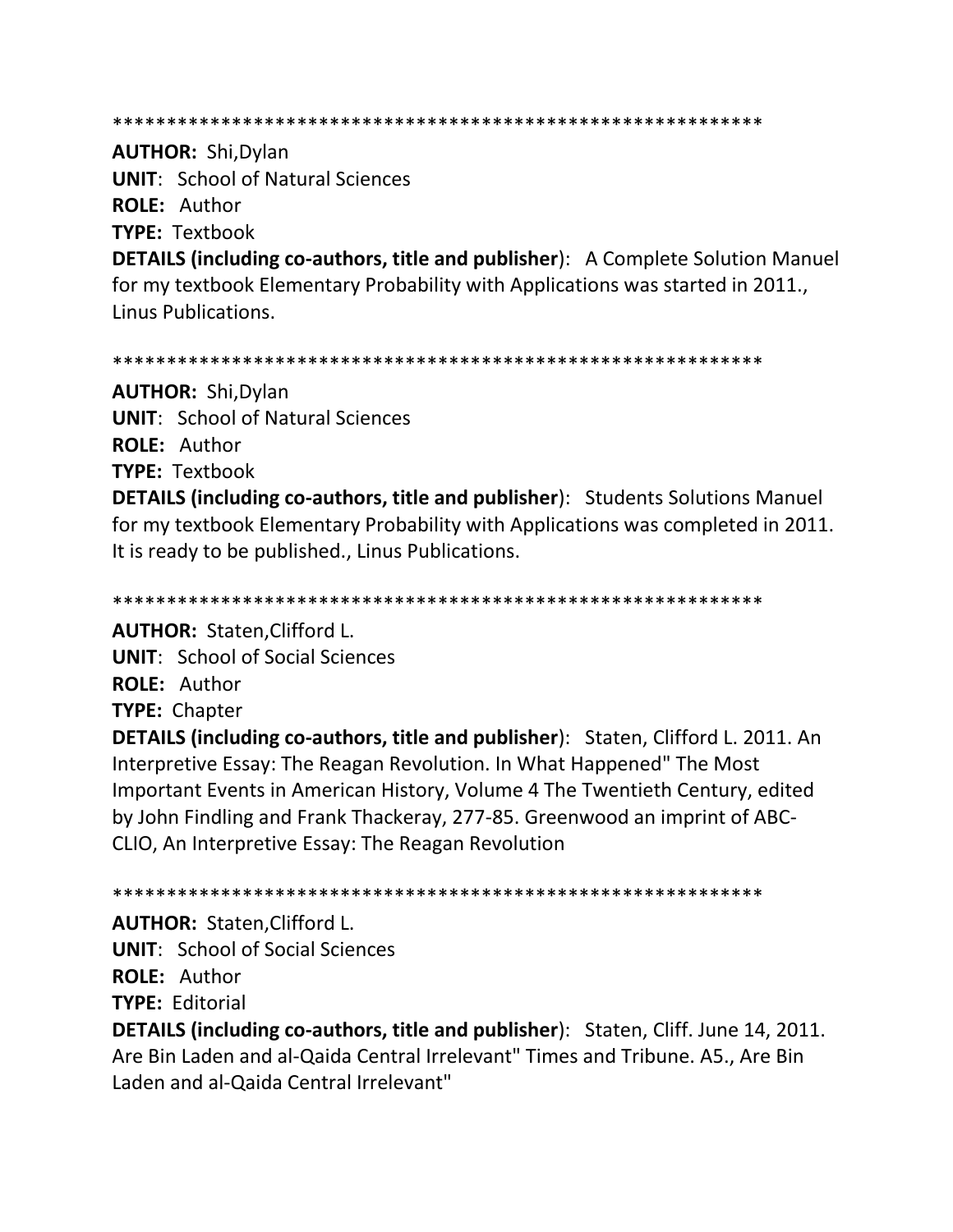************************************************************

**AUTHOR:** Shi,Dylan
**UNIT**: School of Natural Sciences
**ROLE:** Author
**TYPE:** Textbook
**DETAILS (including co-authors, title and publisher**): A Complete Solution Manuel for my textbook Elementary Probability with Applications was started in 2011., Linus Publications.

************************************************************

**AUTHOR:** Shi,Dylan
**UNIT**: School of Natural Sciences
**ROLE:** Author
**TYPE:** Textbook
**DETAILS (including co-authors, title and publisher**): Students Solutions Manuel for my textbook Elementary Probability with Applications was completed in 2011. It is ready to be published., Linus Publications.

************************************************************

**AUTHOR:** Staten,Clifford L.
**UNIT**: School of Social Sciences
**ROLE:** Author
**TYPE:** Chapter
**DETAILS (including co-authors, title and publisher**): Staten, Clifford L. 2011. An Interpretive Essay: The Reagan Revolution. In What Happened" The Most Important Events in American History, Volume 4 The Twentieth Century, edited by John Findling and Frank Thackeray, 277-85. Greenwood an imprint of ABC-CLIO, An Interpretive Essay: The Reagan Revolution

************************************************************

**AUTHOR:** Staten,Clifford L.
**UNIT**: School of Social Sciences
**ROLE:** Author
**TYPE:** Editorial
**DETAILS (including co-authors, title and publisher**): Staten, Cliff. June 14, 2011. Are Bin Laden and al-Qaida Central Irrelevant" Times and Tribune. A5., Are Bin Laden and al-Qaida Central Irrelevant"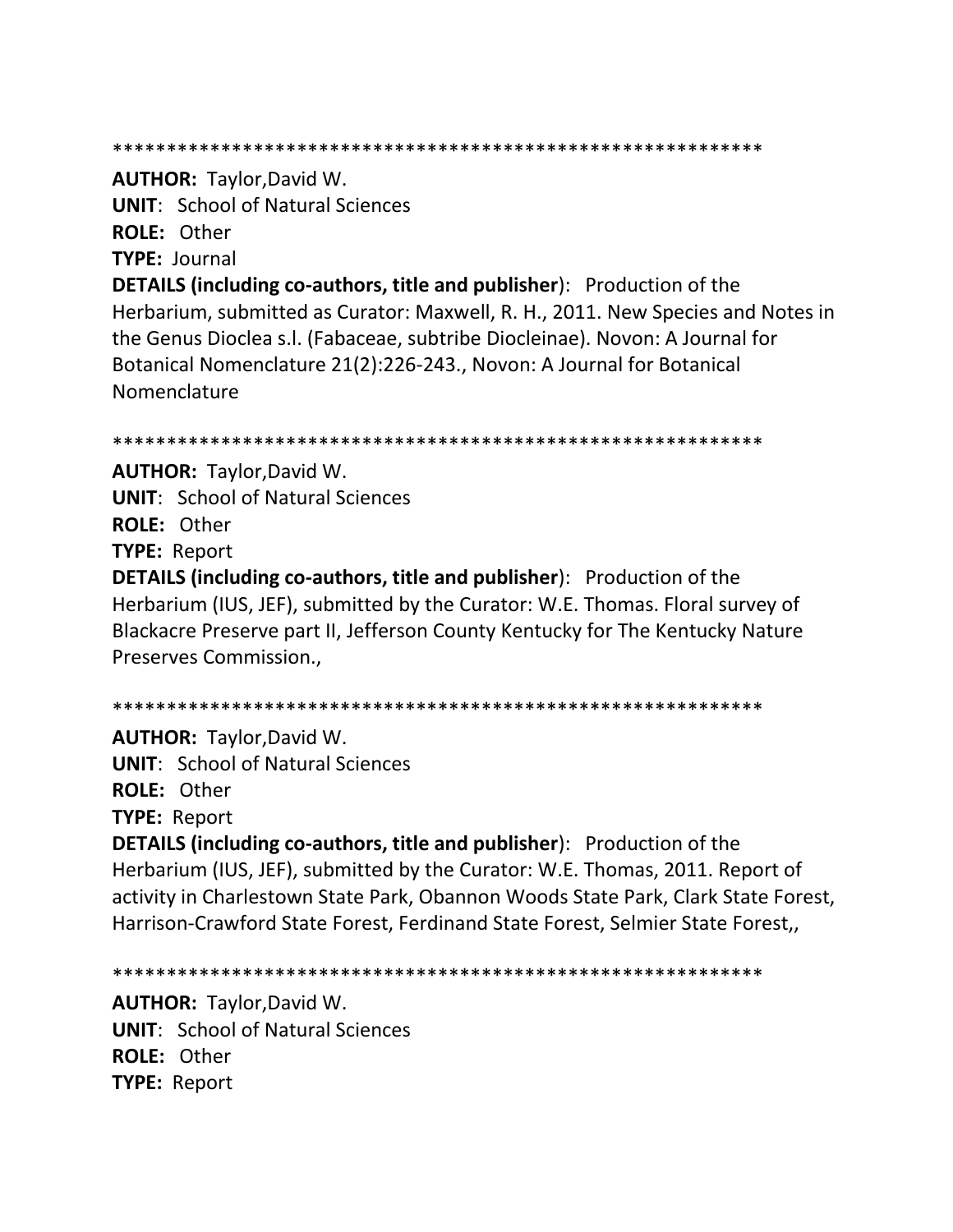************************************************************

**AUTHOR:** Taylor,David W.
**UNIT**: School of Natural Sciences
**ROLE:** Other
**TYPE:** Journal
**DETAILS (including co-authors, title and publisher**): Production of the Herbarium, submitted as Curator: Maxwell, R. H., 2011. New Species and Notes in the Genus Dioclea s.l. (Fabaceae, subtribe Diocleinae). Novon: A Journal for Botanical Nomenclature 21(2):226-243., Novon: A Journal for Botanical Nomenclature

************************************************************

**AUTHOR:** Taylor,David W.
**UNIT**: School of Natural Sciences
**ROLE:** Other
**TYPE:** Report
**DETAILS (including co-authors, title and publisher**): Production of the Herbarium (IUS, JEF), submitted by the Curator: W.E. Thomas. Floral survey of Blackacre Preserve part II, Jefferson County Kentucky for The Kentucky Nature Preserves Commission.,

************************************************************

**AUTHOR:** Taylor,David W.
**UNIT**: School of Natural Sciences
**ROLE:** Other
**TYPE:** Report
**DETAILS (including co-authors, title and publisher**): Production of the Herbarium (IUS, JEF), submitted by the Curator: W.E. Thomas, 2011. Report of activity in Charlestown State Park, Obannon Woods State Park, Clark State Forest, Harrison-Crawford State Forest, Ferdinand State Forest, Selmier State Forest,,

************************************************************

**AUTHOR:** Taylor,David W.
**UNIT**: School of Natural Sciences
**ROLE:** Other
**TYPE:** Report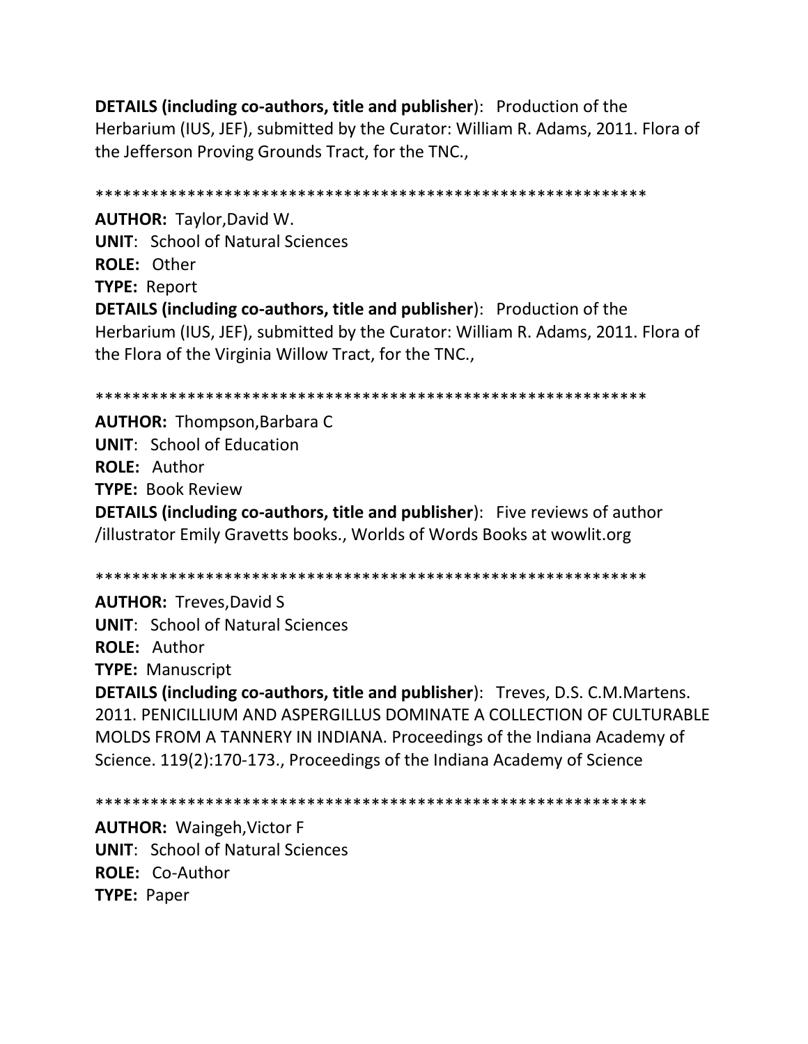**DETAILS (including co-authors, title and publisher**): Production of the Herbarium (IUS, JEF), submitted by the Curator: William R. Adams, 2011. Flora of the Jefferson Proving Grounds Tract, for the TNC.,

************************************************************

**AUTHOR:** Taylor,David W.
**UNIT**: School of Natural Sciences
**ROLE:** Other
**TYPE:** Report
**DETAILS (including co-authors, title and publisher**): Production of the Herbarium (IUS, JEF), submitted by the Curator: William R. Adams, 2011. Flora of the Flora of the Virginia Willow Tract, for the TNC.,

************************************************************

**AUTHOR:** Thompson,Barbara C
**UNIT**: School of Education
**ROLE:** Author
**TYPE:** Book Review
**DETAILS (including co-authors, title and publisher**): Five reviews of author /illustrator Emily Gravetts books., Worlds of Words Books at wowlit.org

************************************************************

**AUTHOR:** Treves,David S
**UNIT**: School of Natural Sciences
**ROLE:** Author
**TYPE:** Manuscript
**DETAILS (including co-authors, title and publisher**): Treves, D.S. C.M.Martens. 2011. PENICILLIUM AND ASPERGILLUS DOMINATE A COLLECTION OF CULTURABLE MOLDS FROM A TANNERY IN INDIANA. Proceedings of the Indiana Academy of Science. 119(2):170-173., Proceedings of the Indiana Academy of Science

************************************************************

**AUTHOR:** Waingeh,Victor F
**UNIT**: School of Natural Sciences
**ROLE:** Co-Author
**TYPE:** Paper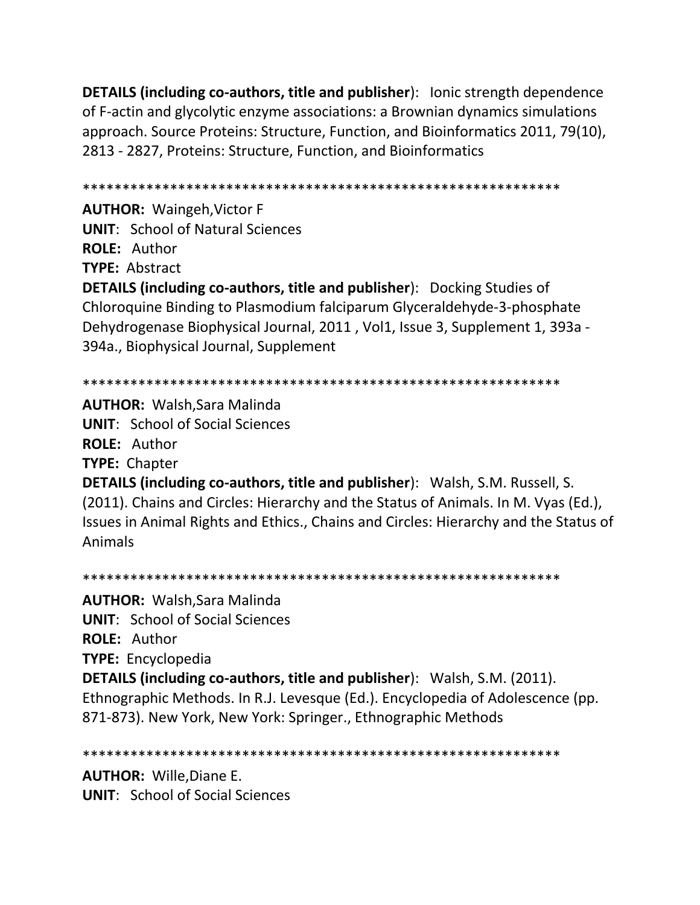**DETAILS (including co-authors, title and publisher)**: Ionic strength dependence of F-actin and glycolytic enzyme associations: a Brownian dynamics simulations approach. Source Proteins: Structure, Function, and Bioinformatics 2011, 79(10), 2813 - 2827, Proteins: Structure, Function, and Bioinformatics

************************************************************

**AUTHOR:** Waingeh,Victor F
**UNIT**: School of Natural Sciences
**ROLE:** Author
**TYPE:** Abstract
**DETAILS (including co-authors, title and publisher)**: Docking Studies of Chloroquine Binding to Plasmodium falciparum Glyceraldehyde-3-phosphate Dehydrogenase Biophysical Journal, 2011 , Vol1, Issue 3, Supplement 1, 393a - 394a., Biophysical Journal, Supplement

************************************************************

**AUTHOR:** Walsh,Sara Malinda
**UNIT**: School of Social Sciences
**ROLE:** Author
**TYPE:** Chapter
**DETAILS (including co-authors, title and publisher)**: Walsh, S.M. Russell, S. (2011). Chains and Circles: Hierarchy and the Status of Animals. In M. Vyas (Ed.), Issues in Animal Rights and Ethics., Chains and Circles: Hierarchy and the Status of Animals

************************************************************

**AUTHOR:** Walsh,Sara Malinda
**UNIT**: School of Social Sciences
**ROLE:** Author
**TYPE:** Encyclopedia
**DETAILS (including co-authors, title and publisher)**: Walsh, S.M. (2011). Ethnographic Methods. In R.J. Levesque (Ed.). Encyclopedia of Adolescence (pp. 871-873). New York, New York: Springer., Ethnographic Methods

************************************************************

**AUTHOR:** Wille,Diane E.
**UNIT**: School of Social Sciences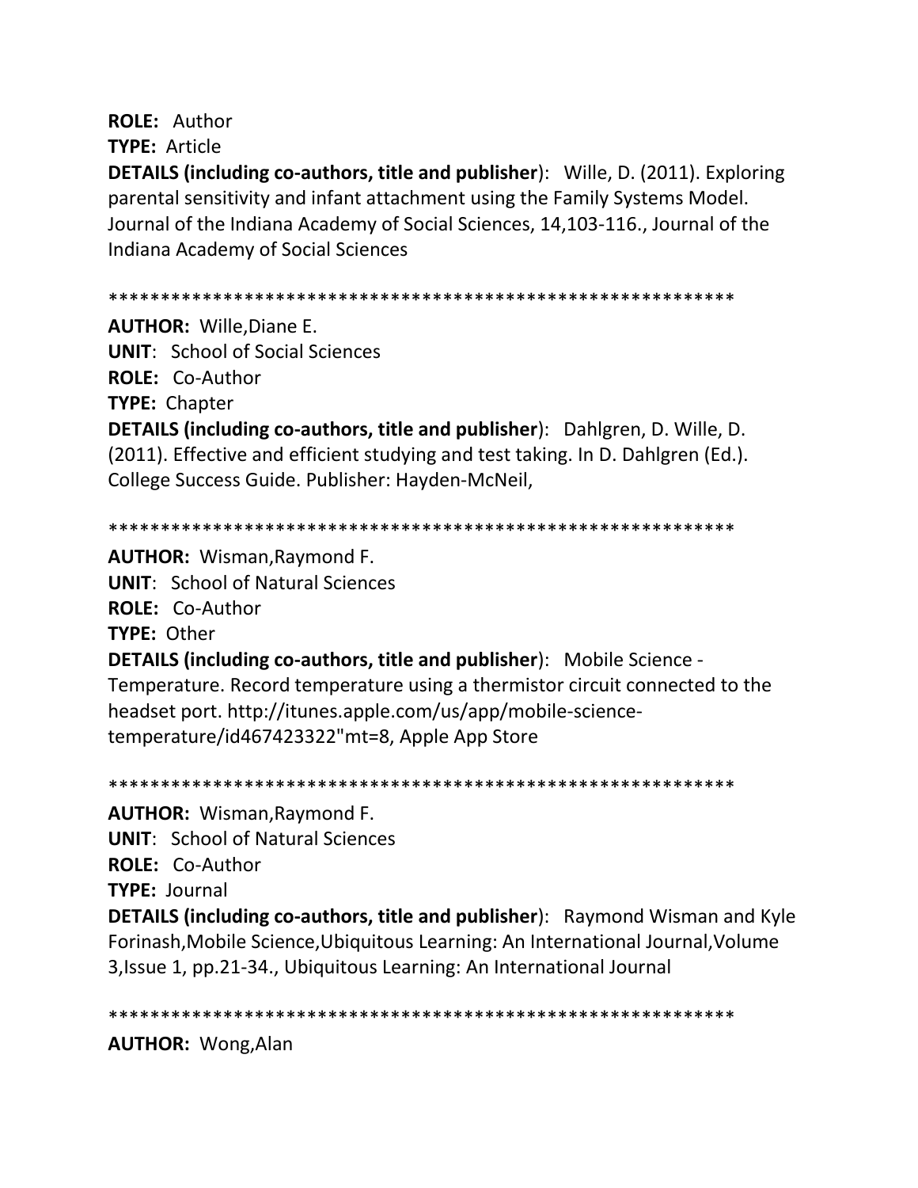**ROLE:** Author

**TYPE:** Article

**DETAILS (including co-authors, title and publisher)**: Wille, D. (2011). Exploring parental sensitivity and infant attachment using the Family Systems Model. Journal of the Indiana Academy of Social Sciences, 14,103-116., Journal of the Indiana Academy of Social Sciences

************************************************************

**AUTHOR:** Wille,Diane E.

**UNIT**: School of Social Sciences

**ROLE:** Co-Author

**TYPE:** Chapter

**DETAILS (including co-authors, title and publisher)**: Dahlgren, D. Wille, D. (2011). Effective and efficient studying and test taking. In D. Dahlgren (Ed.). College Success Guide. Publisher: Hayden-McNeil,

************************************************************

**AUTHOR:** Wisman,Raymond F.

**UNIT**: School of Natural Sciences

**ROLE:** Co-Author

**TYPE:** Other

**DETAILS (including co-authors, title and publisher)**: Mobile Science - Temperature. Record temperature using a thermistor circuit connected to the headset port. http://itunes.apple.com/us/app/mobile-science-temperature/id467423322"mt=8, Apple App Store

************************************************************

**AUTHOR:** Wisman,Raymond F.

**UNIT**: School of Natural Sciences

**ROLE:** Co-Author

**TYPE:** Journal

**DETAILS (including co-authors, title and publisher)**: Raymond Wisman and Kyle Forinash,Mobile Science,Ubiquitous Learning: An International Journal,Volume 3,Issue 1, pp.21-34., Ubiquitous Learning: An International Journal

************************************************************

**AUTHOR:** Wong,Alan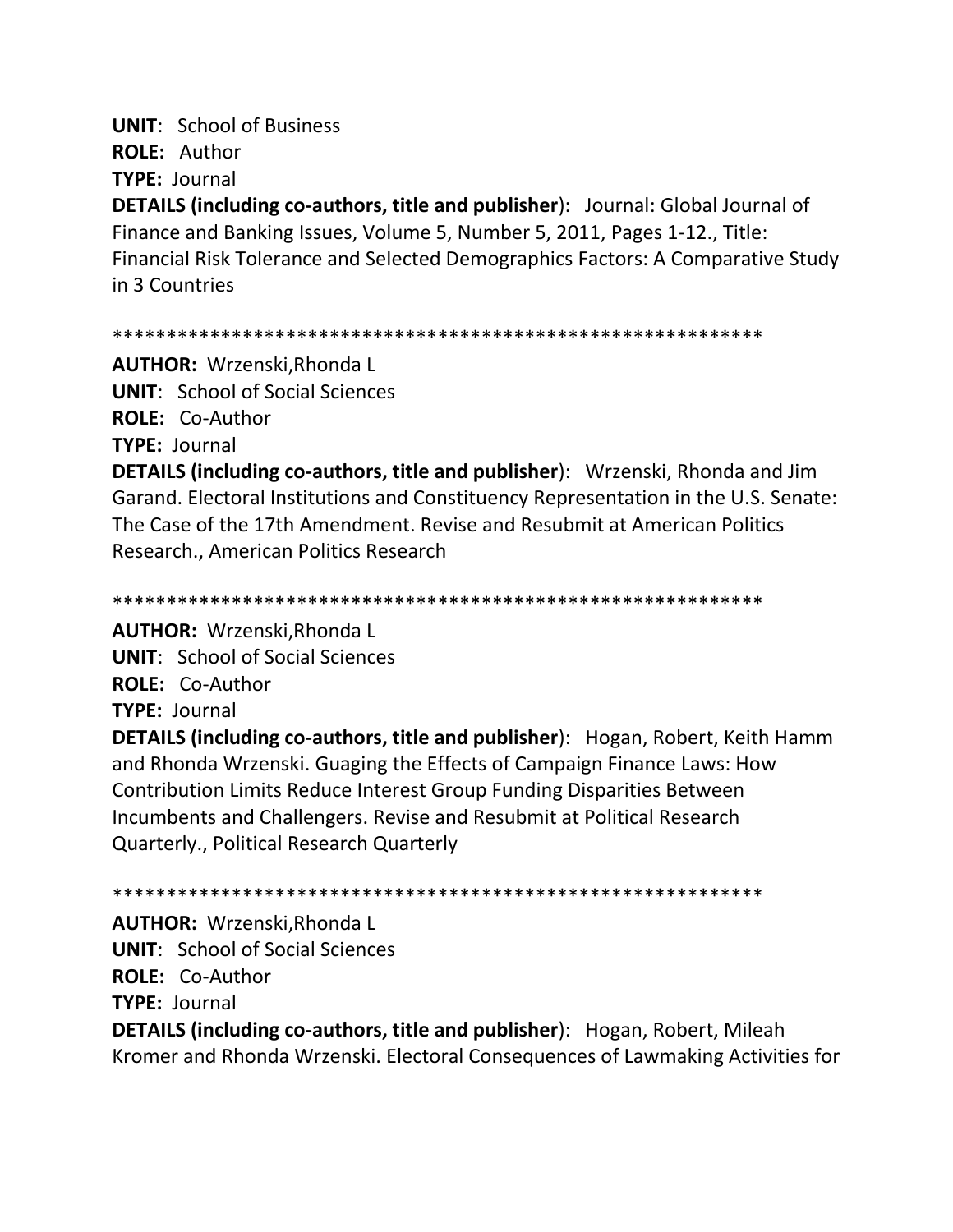**UNIT**: School of Business
**ROLE:** Author
**TYPE:** Journal
**DETAILS (including co-authors, title and publisher)**: Journal: Global Journal of Finance and Banking Issues, Volume 5, Number 5, 2011, Pages 1-12., Title: Financial Risk Tolerance and Selected Demographics Factors: A Comparative Study in 3 Countries

************************************************************

**AUTHOR:** Wrzenski,Rhonda L
**UNIT**: School of Social Sciences
**ROLE:** Co-Author
**TYPE:** Journal
**DETAILS (including co-authors, title and publisher)**: Wrzenski, Rhonda and Jim Garand. Electoral Institutions and Constituency Representation in the U.S. Senate: The Case of the 17th Amendment. Revise and Resubmit at American Politics Research., American Politics Research

************************************************************

**AUTHOR:** Wrzenski,Rhonda L
**UNIT**: School of Social Sciences
**ROLE:** Co-Author
**TYPE:** Journal
**DETAILS (including co-authors, title and publisher)**: Hogan, Robert, Keith Hamm and Rhonda Wrzenski. Guaging the Effects of Campaign Finance Laws: How Contribution Limits Reduce Interest Group Funding Disparities Between Incumbents and Challengers. Revise and Resubmit at Political Research Quarterly., Political Research Quarterly

************************************************************

**AUTHOR:** Wrzenski,Rhonda L
**UNIT**: School of Social Sciences
**ROLE:** Co-Author
**TYPE:** Journal
**DETAILS (including co-authors, title and publisher)**: Hogan, Robert, Mileah Kromer and Rhonda Wrzenski. Electoral Consequences of Lawmaking Activities for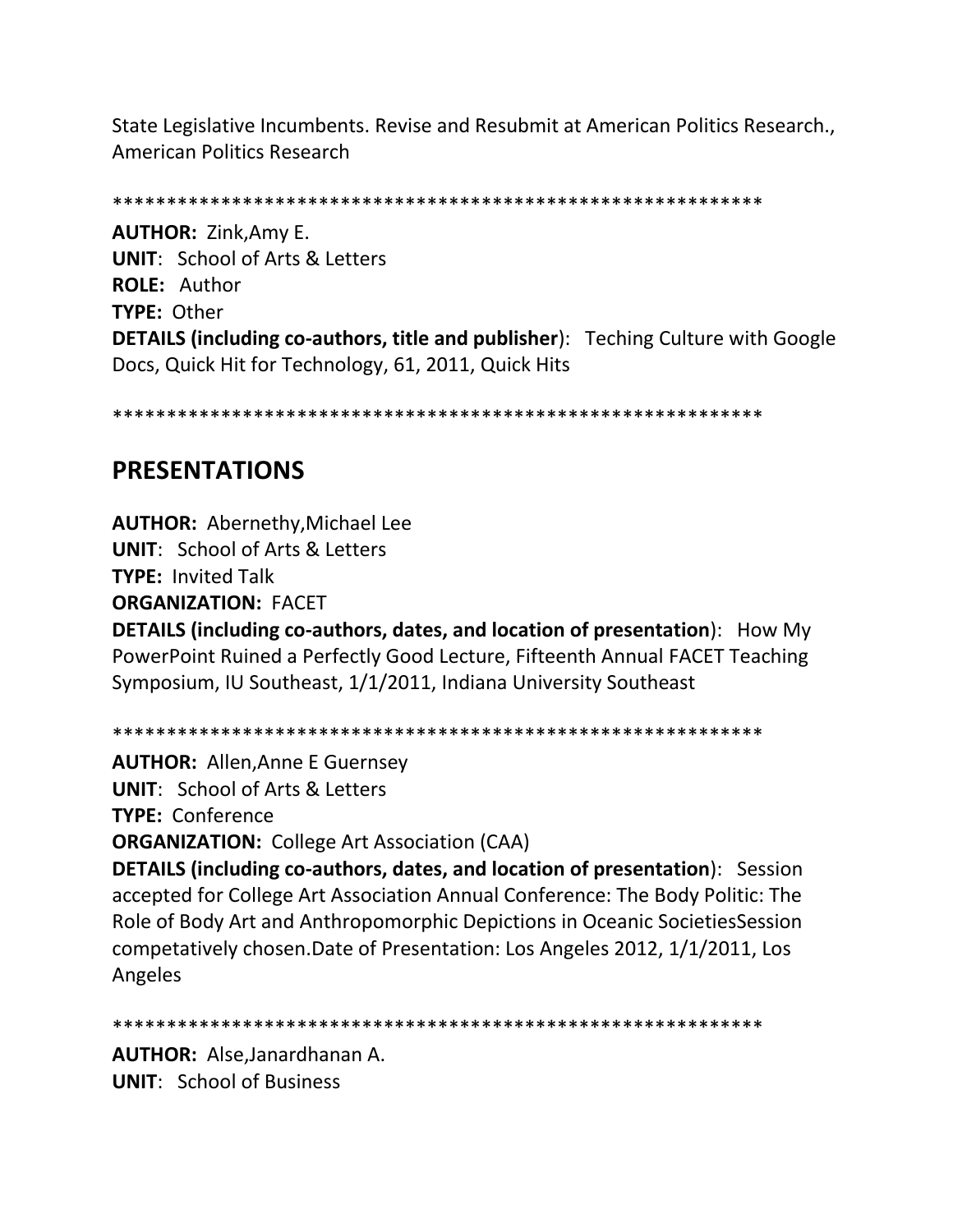State Legislative Incumbents. Revise and Resubmit at American Politics Research., American Politics Research

************************************************************

**AUTHOR:** Zink,Amy E.
**UNIT**: School of Arts & Letters
**ROLE:** Author
**TYPE:** Other
**DETAILS (including co-authors, title and publisher)**: Teching Culture with Google Docs, Quick Hit for Technology, 61, 2011, Quick Hits

************************************************************

## PRESENTATIONS

**AUTHOR:** Abernethy,Michael Lee
**UNIT**: School of Arts & Letters
**TYPE:** Invited Talk
**ORGANIZATION:** FACET
**DETAILS (including co-authors, dates, and location of presentation)**: How My PowerPoint Ruined a Perfectly Good Lecture, Fifteenth Annual FACET Teaching Symposium, IU Southeast, 1/1/2011, Indiana University Southeast

************************************************************

**AUTHOR:** Allen,Anne E Guernsey
**UNIT**: School of Arts & Letters
**TYPE:** Conference
**ORGANIZATION:** College Art Association (CAA)
**DETAILS (including co-authors, dates, and location of presentation)**: Session accepted for College Art Association Annual Conference: The Body Politic: The Role of Body Art and Anthropomorphic Depictions in Oceanic SocietiesSession competatively chosen.Date of Presentation: Los Angeles 2012, 1/1/2011, Los Angeles

************************************************************

**AUTHOR:** Alse,Janardhanan A.
**UNIT**: School of Business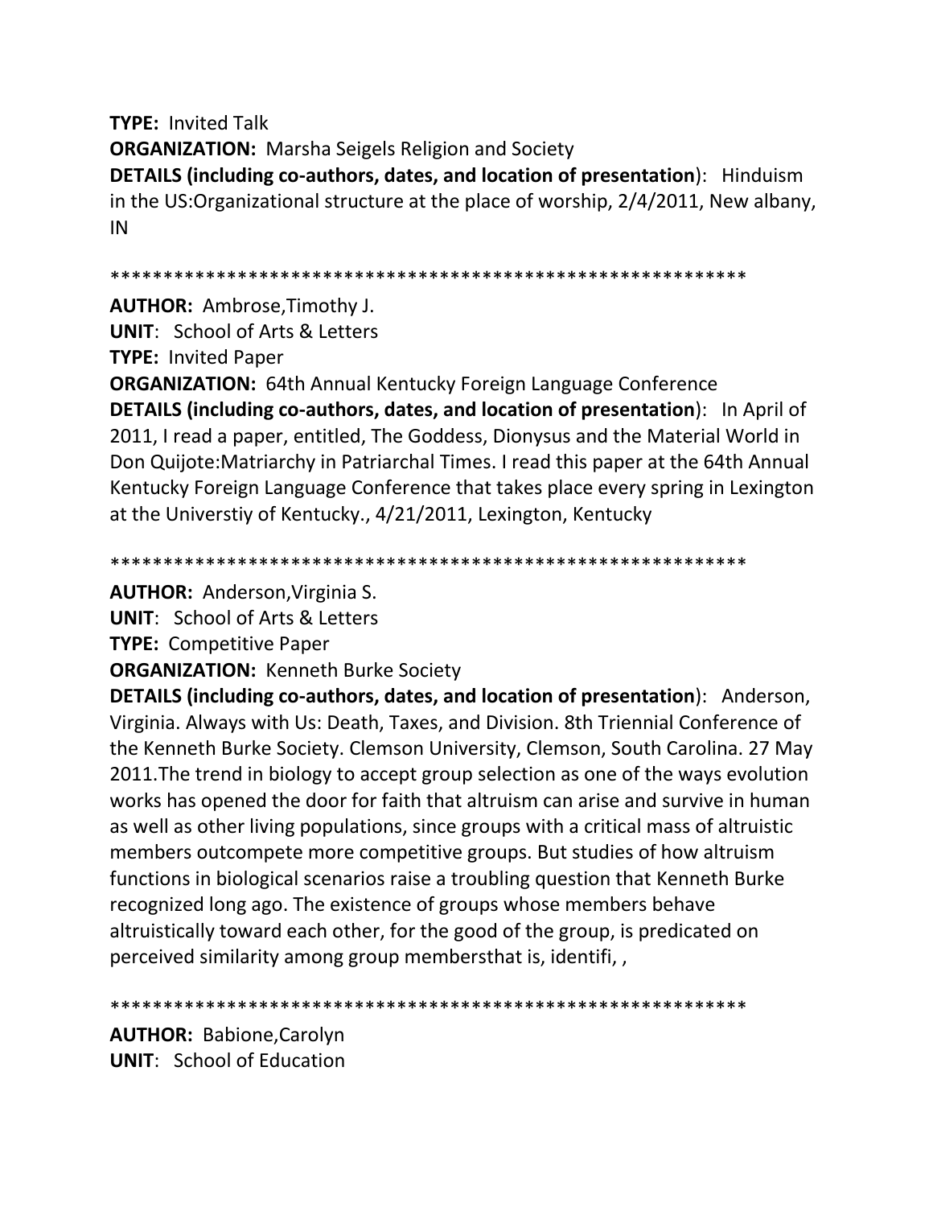**TYPE:** Invited Talk

**ORGANIZATION:** Marsha Seigels Religion and Society

**DETAILS (including co-authors, dates, and location of presentation)**: Hinduism in the US:Organizational structure at the place of worship, 2/4/2011, New albany, IN

************************************************************

**AUTHOR:** Ambrose,Timothy J.

**UNIT**: School of Arts & Letters

**TYPE:** Invited Paper

**ORGANIZATION:** 64th Annual Kentucky Foreign Language Conference

**DETAILS (including co-authors, dates, and location of presentation)**: In April of 2011, I read a paper, entitled, The Goddess, Dionysus and the Material World in Don Quijote:Matriarchy in Patriarchal Times. I read this paper at the 64th Annual Kentucky Foreign Language Conference that takes place every spring in Lexington at the Universtiy of Kentucky., 4/21/2011, Lexington, Kentucky

************************************************************

**AUTHOR:** Anderson,Virginia S.

**UNIT**: School of Arts & Letters

**TYPE:** Competitive Paper

**ORGANIZATION:** Kenneth Burke Society

**DETAILS (including co-authors, dates, and location of presentation)**: Anderson, Virginia. Always with Us: Death, Taxes, and Division. 8th Triennial Conference of the Kenneth Burke Society. Clemson University, Clemson, South Carolina. 27 May 2011.The trend in biology to accept group selection as one of the ways evolution works has opened the door for faith that altruism can arise and survive in human as well as other living populations, since groups with a critical mass of altruistic members outcompete more competitive groups. But studies of how altruism functions in biological scenarios raise a troubling question that Kenneth Burke recognized long ago. The existence of groups whose members behave altruistically toward each other, for the good of the group, is predicated on perceived similarity among group membersthat is, identifi, ,

************************************************************

**AUTHOR:** Babione,Carolyn

**UNIT**: School of Education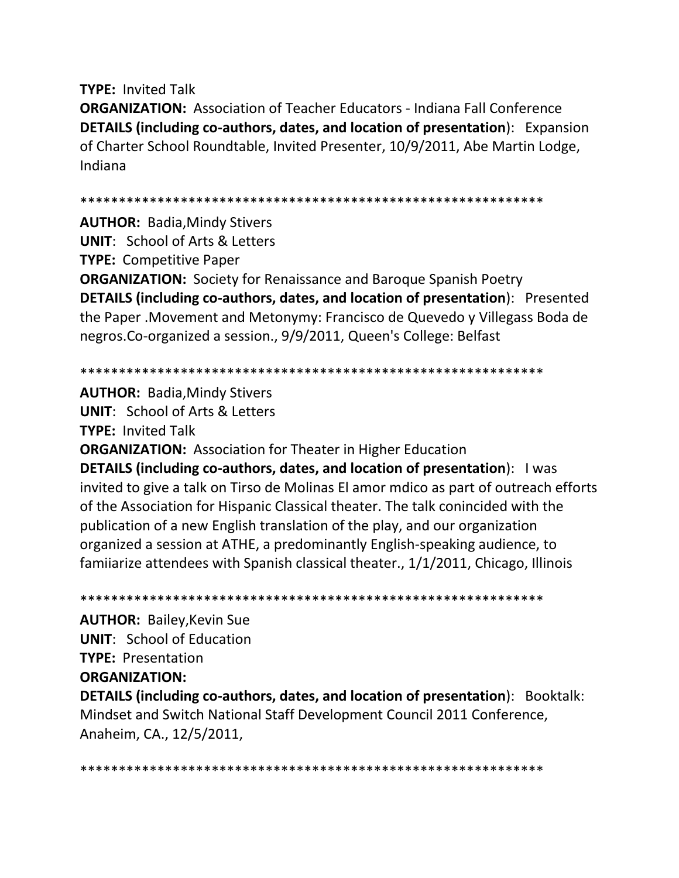**TYPE:** Invited Talk
**ORGANIZATION:** Association of Teacher Educators - Indiana Fall Conference
**DETAILS (including co-authors, dates, and location of presentation)**: Expansion of Charter School Roundtable, Invited Presenter, 10/9/2011, Abe Martin Lodge, Indiana

************************************************************

**AUTHOR:** Badia,Mindy Stivers
**UNIT**: School of Arts & Letters
**TYPE:** Competitive Paper
**ORGANIZATION:** Society for Renaissance and Baroque Spanish Poetry
**DETAILS (including co-authors, dates, and location of presentation)**: Presented the Paper .Movement and Metonymy: Francisco de Quevedo y Villegass Boda de negros.Co-organized a session., 9/9/2011, Queen's College: Belfast

************************************************************

**AUTHOR:** Badia,Mindy Stivers
**UNIT**: School of Arts & Letters
**TYPE:** Invited Talk
**ORGANIZATION:** Association for Theater in Higher Education
**DETAILS (including co-authors, dates, and location of presentation)**: I was invited to give a talk on Tirso de Molinas El amor mdico as part of outreach efforts of the Association for Hispanic Classical theater. The talk conincided with the publication of a new English translation of the play, and our organization organized a session at ATHE, a predominantly English-speaking audience, to famiiarize attendees with Spanish classical theater., 1/1/2011, Chicago, Illinois

************************************************************

**AUTHOR:** Bailey,Kevin Sue
**UNIT**: School of Education
**TYPE:** Presentation
**ORGANIZATION:**
**DETAILS (including co-authors, dates, and location of presentation)**: Booktalk: Mindset and Switch National Staff Development Council 2011 Conference, Anaheim, CA., 12/5/2011,

************************************************************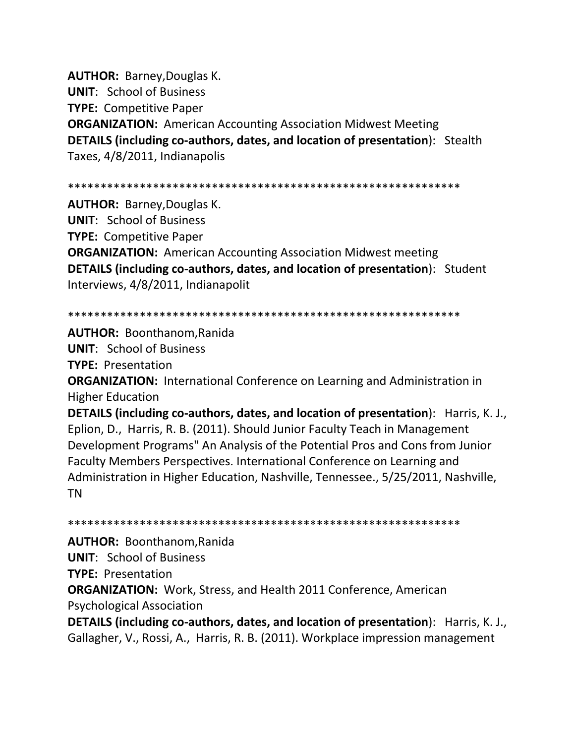**AUTHOR:** Barney,Douglas K.
**UNIT**: School of Business
**TYPE:** Competitive Paper
**ORGANIZATION:** American Accounting Association Midwest Meeting
**DETAILS (including co-authors, dates, and location of presentation)**: Stealth Taxes, 4/8/2011, Indianapolis

************************************************************

**AUTHOR:** Barney,Douglas K.
**UNIT**: School of Business
**TYPE:** Competitive Paper
**ORGANIZATION:** American Accounting Association Midwest meeting
**DETAILS (including co-authors, dates, and location of presentation)**: Student Interviews, 4/8/2011, Indianapolit

************************************************************

**AUTHOR:** Boonthanom,Ranida
**UNIT**: School of Business
**TYPE:** Presentation
**ORGANIZATION:** International Conference on Learning and Administration in Higher Education
**DETAILS (including co-authors, dates, and location of presentation)**: Harris, K. J., Eplion, D., Harris, R. B. (2011). Should Junior Faculty Teach in Management Development Programs" An Analysis of the Potential Pros and Cons from Junior Faculty Members Perspectives. International Conference on Learning and Administration in Higher Education, Nashville, Tennessee., 5/25/2011, Nashville, TN

************************************************************

**AUTHOR:** Boonthanom,Ranida
**UNIT**: School of Business
**TYPE:** Presentation
**ORGANIZATION:** Work, Stress, and Health 2011 Conference, American Psychological Association
**DETAILS (including co-authors, dates, and location of presentation)**: Harris, K. J., Gallagher, V., Rossi, A., Harris, R. B. (2011). Workplace impression management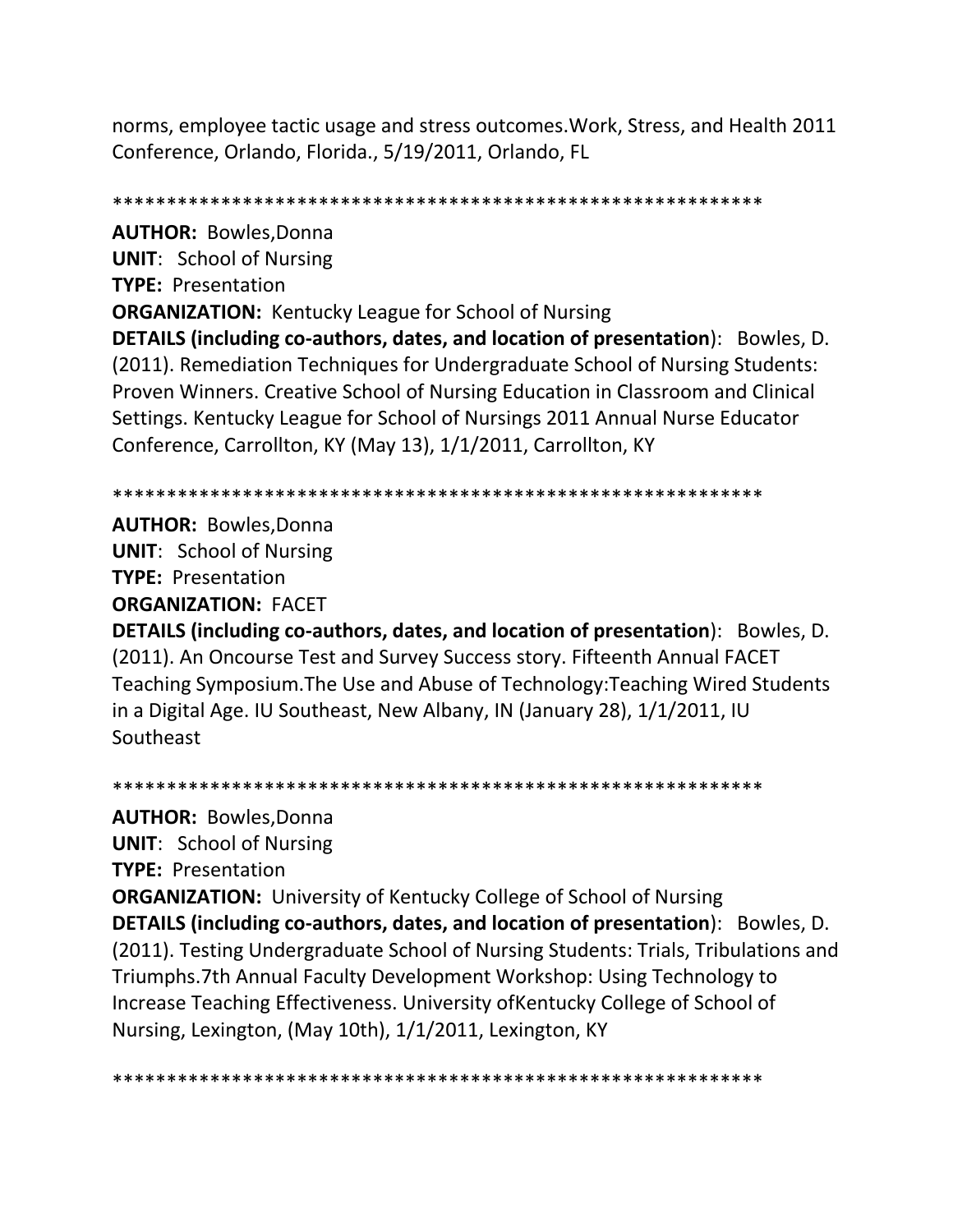norms, employee tactic usage and stress outcomes.Work, Stress, and Health 2011 Conference, Orlando, Florida., 5/19/2011, Orlando, FL

************************************************************

**AUTHOR:** Bowles,Donna
**UNIT**: School of Nursing
**TYPE:** Presentation
**ORGANIZATION:** Kentucky League for School of Nursing
**DETAILS (including co-authors, dates, and location of presentation**): Bowles, D. (2011). Remediation Techniques for Undergraduate School of Nursing Students: Proven Winners. Creative School of Nursing Education in Classroom and Clinical Settings. Kentucky League for School of Nursings 2011 Annual Nurse Educator Conference, Carrollton, KY (May 13), 1/1/2011, Carrollton, KY

************************************************************

**AUTHOR:** Bowles,Donna
**UNIT**: School of Nursing
**TYPE:** Presentation
**ORGANIZATION:** FACET
**DETAILS (including co-authors, dates, and location of presentation**): Bowles, D. (2011). An Oncourse Test and Survey Success story. Fifteenth Annual FACET Teaching Symposium.The Use and Abuse of Technology:Teaching Wired Students in a Digital Age. IU Southeast, New Albany, IN (January 28), 1/1/2011, IU Southeast

************************************************************

**AUTHOR:** Bowles,Donna
**UNIT**: School of Nursing
**TYPE:** Presentation
**ORGANIZATION:** University of Kentucky College of School of Nursing
**DETAILS (including co-authors, dates, and location of presentation**): Bowles, D. (2011). Testing Undergraduate School of Nursing Students: Trials, Tribulations and Triumphs.7th Annual Faculty Development Workshop: Using Technology to Increase Teaching Effectiveness. University ofKentucky College of School of Nursing, Lexington, (May 10th), 1/1/2011, Lexington, KY

************************************************************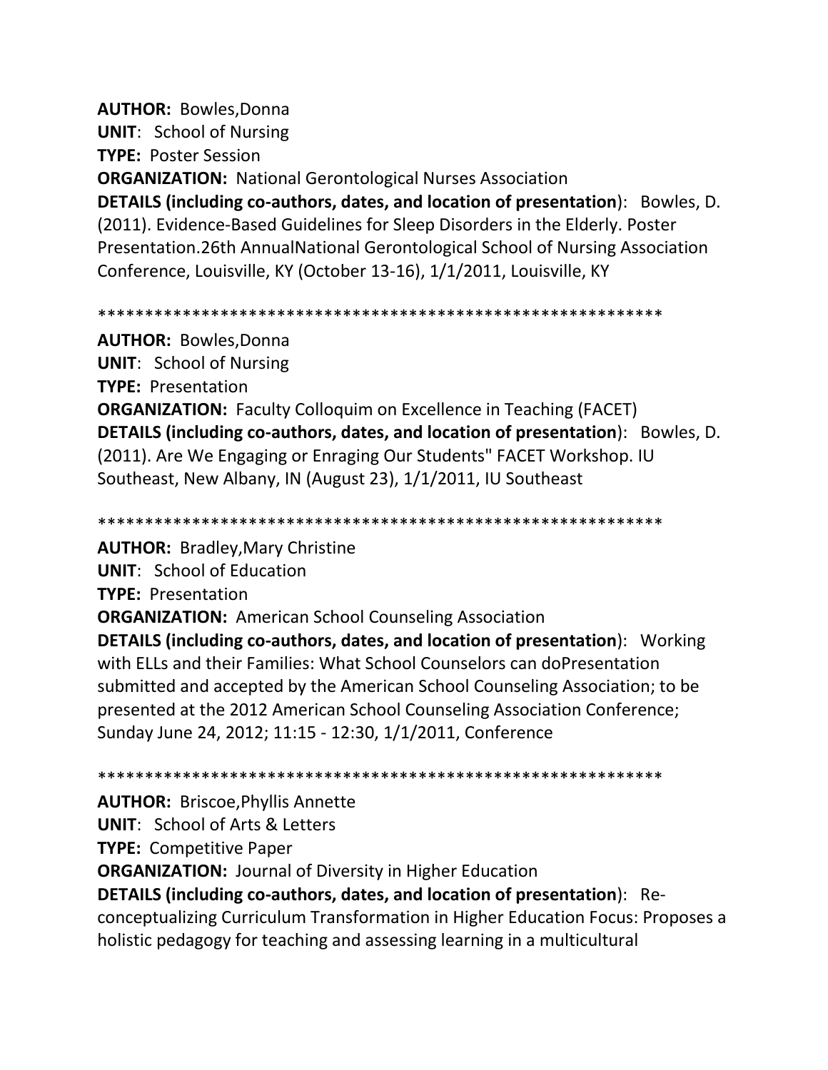**AUTHOR:** Bowles,Donna
**UNIT**: School of Nursing
**TYPE:** Poster Session
**ORGANIZATION:** National Gerontological Nurses Association
**DETAILS (including co-authors, dates, and location of presentation)**: Bowles, D. (2011). Evidence-Based Guidelines for Sleep Disorders in the Elderly. Poster Presentation.26th AnnualNational Gerontological School of Nursing Association Conference, Louisville, KY (October 13-16), 1/1/2011, Louisville, KY

************************************************************

**AUTHOR:** Bowles,Donna
**UNIT**: School of Nursing
**TYPE:** Presentation
**ORGANIZATION:** Faculty Colloquim on Excellence in Teaching (FACET)
**DETAILS (including co-authors, dates, and location of presentation)**: Bowles, D. (2011). Are We Engaging or Enraging Our Students" FACET Workshop. IU Southeast, New Albany, IN (August 23), 1/1/2011, IU Southeast

************************************************************

**AUTHOR:** Bradley,Mary Christine
**UNIT**: School of Education
**TYPE:** Presentation
**ORGANIZATION:** American School Counseling Association
**DETAILS (including co-authors, dates, and location of presentation)**: Working with ELLs and their Families: What School Counselors can doPresentation submitted and accepted by the American School Counseling Association; to be presented at the 2012 American School Counseling Association Conference; Sunday June 24, 2012; 11:15 - 12:30, 1/1/2011, Conference

************************************************************

**AUTHOR:** Briscoe,Phyllis Annette
**UNIT**: School of Arts & Letters
**TYPE:** Competitive Paper
**ORGANIZATION:** Journal of Diversity in Higher Education
**DETAILS (including co-authors, dates, and location of presentation)**: Re-conceptualizing Curriculum Transformation in Higher Education Focus: Proposes a holistic pedagogy for teaching and assessing learning in a multicultural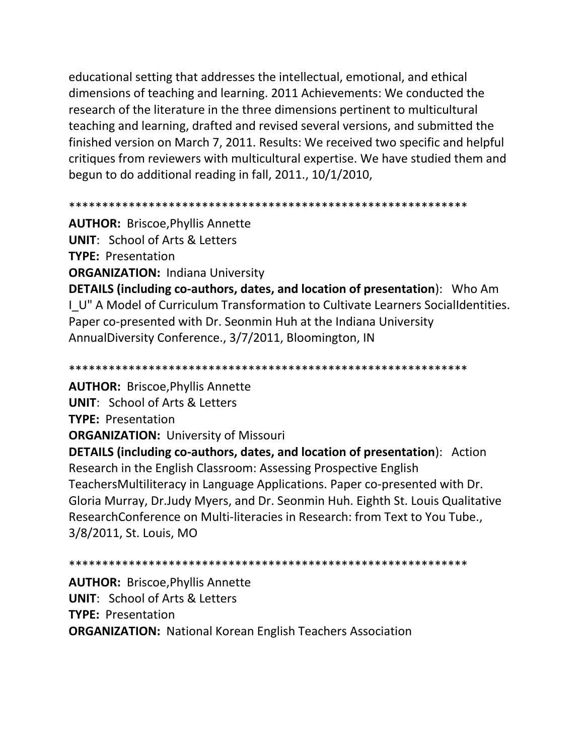educational setting that addresses the intellectual, emotional, and ethical dimensions of teaching and learning. 2011 Achievements: We conducted the research of the literature in the three dimensions pertinent to multicultural teaching and learning, drafted and revised several versions, and submitted the finished version on March 7, 2011. Results: We received two specific and helpful critiques from reviewers with multicultural expertise. We have studied them and begun to do additional reading in fall, 2011., 10/1/2010,

************************************************************

**AUTHOR:** Briscoe,Phyllis Annette
**UNIT**: School of Arts & Letters
**TYPE:** Presentation
**ORGANIZATION:** Indiana University
**DETAILS (including co-authors, dates, and location of presentation)**: Who Am I_U" A Model of Curriculum Transformation to Cultivate Learners SocialIdentities. Paper co-presented with Dr. Seonmin Huh at the Indiana University AnnualDiversity Conference., 3/7/2011, Bloomington, IN

************************************************************

**AUTHOR:** Briscoe,Phyllis Annette
**UNIT**: School of Arts & Letters
**TYPE:** Presentation
**ORGANIZATION:** University of Missouri
**DETAILS (including co-authors, dates, and location of presentation)**: Action Research in the English Classroom: Assessing Prospective English TeachersMultiliteracy in Language Applications. Paper co-presented with Dr. Gloria Murray, Dr.Judy Myers, and Dr. Seonmin Huh. Eighth St. Louis Qualitative ResearchConference on Multi-literacies in Research: from Text to You Tube., 3/8/2011, St. Louis, MO

************************************************************

**AUTHOR:** Briscoe,Phyllis Annette
**UNIT**: School of Arts & Letters
**TYPE:** Presentation
**ORGANIZATION:** National Korean English Teachers Association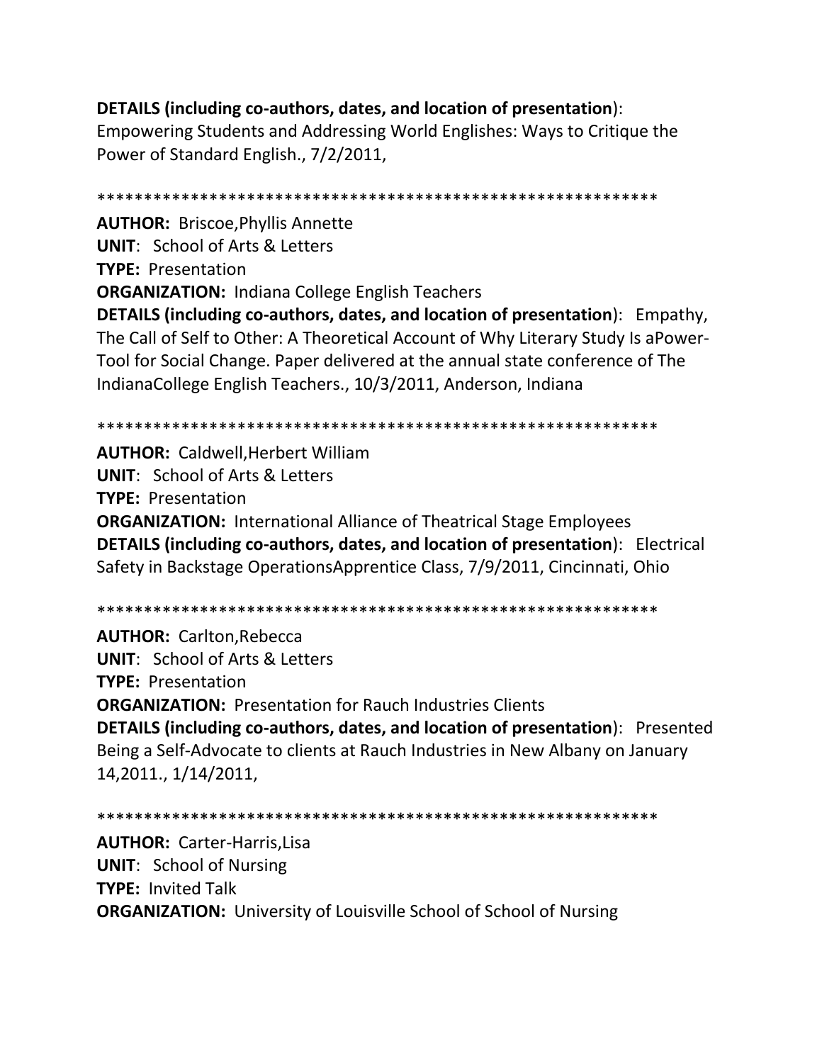**DETAILS (including co-authors, dates, and location of presentation)**:
Empowering Students and Addressing World Englishes: Ways to Critique the Power of Standard English., 7/2/2011,

************************************************************

**AUTHOR:** Briscoe,Phyllis Annette
**UNIT**: School of Arts & Letters
**TYPE:** Presentation
**ORGANIZATION:** Indiana College English Teachers
**DETAILS (including co-authors, dates, and location of presentation)**: Empathy, The Call of Self to Other: A Theoretical Account of Why Literary Study Is aPower-Tool for Social Change. Paper delivered at the annual state conference of The IndianaCollege English Teachers., 10/3/2011, Anderson, Indiana

************************************************************

**AUTHOR:** Caldwell,Herbert William
**UNIT**: School of Arts & Letters
**TYPE:** Presentation
**ORGANIZATION:** International Alliance of Theatrical Stage Employees
**DETAILS (including co-authors, dates, and location of presentation)**: Electrical Safety in Backstage OperationsApprentice Class, 7/9/2011, Cincinnati, Ohio

************************************************************

**AUTHOR:** Carlton,Rebecca
**UNIT**: School of Arts & Letters
**TYPE:** Presentation
**ORGANIZATION:** Presentation for Rauch Industries Clients
**DETAILS (including co-authors, dates, and location of presentation)**: Presented Being a Self-Advocate to clients at Rauch Industries in New Albany on January 14,2011., 1/14/2011,

************************************************************

**AUTHOR:** Carter-Harris,Lisa
**UNIT**: School of Nursing
**TYPE:** Invited Talk
**ORGANIZATION:** University of Louisville School of School of Nursing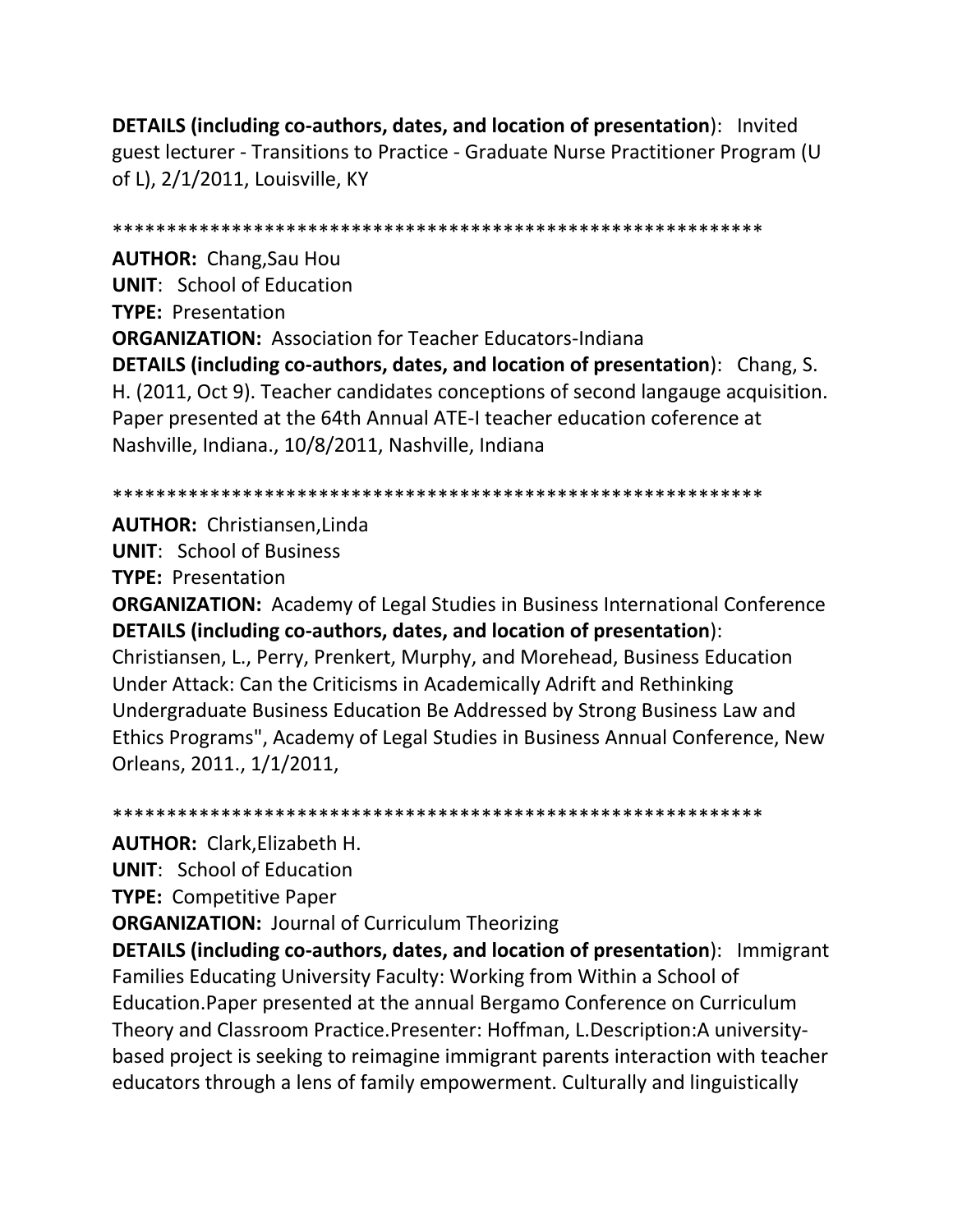**DETAILS (including co-authors, dates, and location of presentation)**: Invited guest lecturer - Transitions to Practice - Graduate Nurse Practitioner Program (U of L), 2/1/2011, Louisville, KY

************************************************************

**AUTHOR:** Chang,Sau Hou  
**UNIT**: School of Education  
**TYPE:** Presentation  
**ORGANIZATION:** Association for Teacher Educators-Indiana  
**DETAILS (including co-authors, dates, and location of presentation)**: Chang, S. H. (2011, Oct 9). Teacher candidates conceptions of second langauge acquisition. Paper presented at the 64th Annual ATE-I teacher education coference at Nashville, Indiana., 10/8/2011, Nashville, Indiana

************************************************************

**AUTHOR:** Christiansen,Linda  
**UNIT**: School of Business  
**TYPE:** Presentation  
**ORGANIZATION:** Academy of Legal Studies in Business International Conference  
**DETAILS (including co-authors, dates, and location of presentation)**: Christiansen, L., Perry, Prenkert, Murphy, and Morehead, Business Education Under Attack: Can the Criticisms in Academically Adrift and Rethinking Undergraduate Business Education Be Addressed by Strong Business Law and Ethics Programs", Academy of Legal Studies in Business Annual Conference, New Orleans, 2011., 1/1/2011,

************************************************************

**AUTHOR:** Clark,Elizabeth H.  
**UNIT**: School of Education  
**TYPE:** Competitive Paper  
**ORGANIZATION:** Journal of Curriculum Theorizing  
**DETAILS (including co-authors, dates, and location of presentation)**: Immigrant Families Educating University Faculty: Working from Within a School of Education.Paper presented at the annual Bergamo Conference on Curriculum Theory and Classroom Practice.Presenter: Hoffman, L.Description:A university-based project is seeking to reimagine immigrant parents interaction with teacher educators through a lens of family empowerment. Culturally and linguistically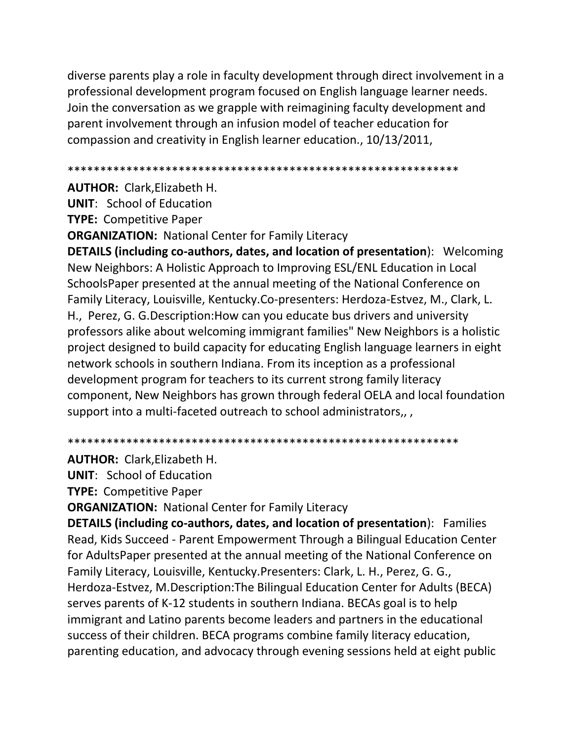diverse parents play a role in faculty development through direct involvement in a professional development program focused on English language learner needs. Join the conversation as we grapple with reimagining faculty development and parent involvement through an infusion model of teacher education for compassion and creativity in English learner education., 10/13/2011,

************************************************************

**AUTHOR:** Clark,Elizabeth H.

**UNIT**: School of Education

**TYPE:** Competitive Paper

**ORGANIZATION:** National Center for Family Literacy

**DETAILS (including co-authors, dates, and location of presentation**): Welcoming New Neighbors: A Holistic Approach to Improving ESL/ENL Education in Local SchoolsPaper presented at the annual meeting of the National Conference on Family Literacy, Louisville, Kentucky.Co-presenters: Herdoza-Estvez, M., Clark, L. H., Perez, G. G.Description:How can you educate bus drivers and university professors alike about welcoming immigrant families" New Neighbors is a holistic project designed to build capacity for educating English language learners in eight network schools in southern Indiana. From its inception as a professional development program for teachers to its current strong family literacy component, New Neighbors has grown through federal OELA and local foundation support into a multi-faceted outreach to school administrators,, ,

************************************************************

**AUTHOR:** Clark,Elizabeth H.

**UNIT**: School of Education

**TYPE:** Competitive Paper

**ORGANIZATION:** National Center for Family Literacy

**DETAILS (including co-authors, dates, and location of presentation**): Families Read, Kids Succeed - Parent Empowerment Through a Bilingual Education Center for AdultsPaper presented at the annual meeting of the National Conference on Family Literacy, Louisville, Kentucky.Presenters: Clark, L. H., Perez, G. G., Herdoza-Estvez, M.Description:The Bilingual Education Center for Adults (BECA) serves parents of K-12 students in southern Indiana. BECAs goal is to help immigrant and Latino parents become leaders and partners in the educational success of their children. BECA programs combine family literacy education, parenting education, and advocacy through evening sessions held at eight public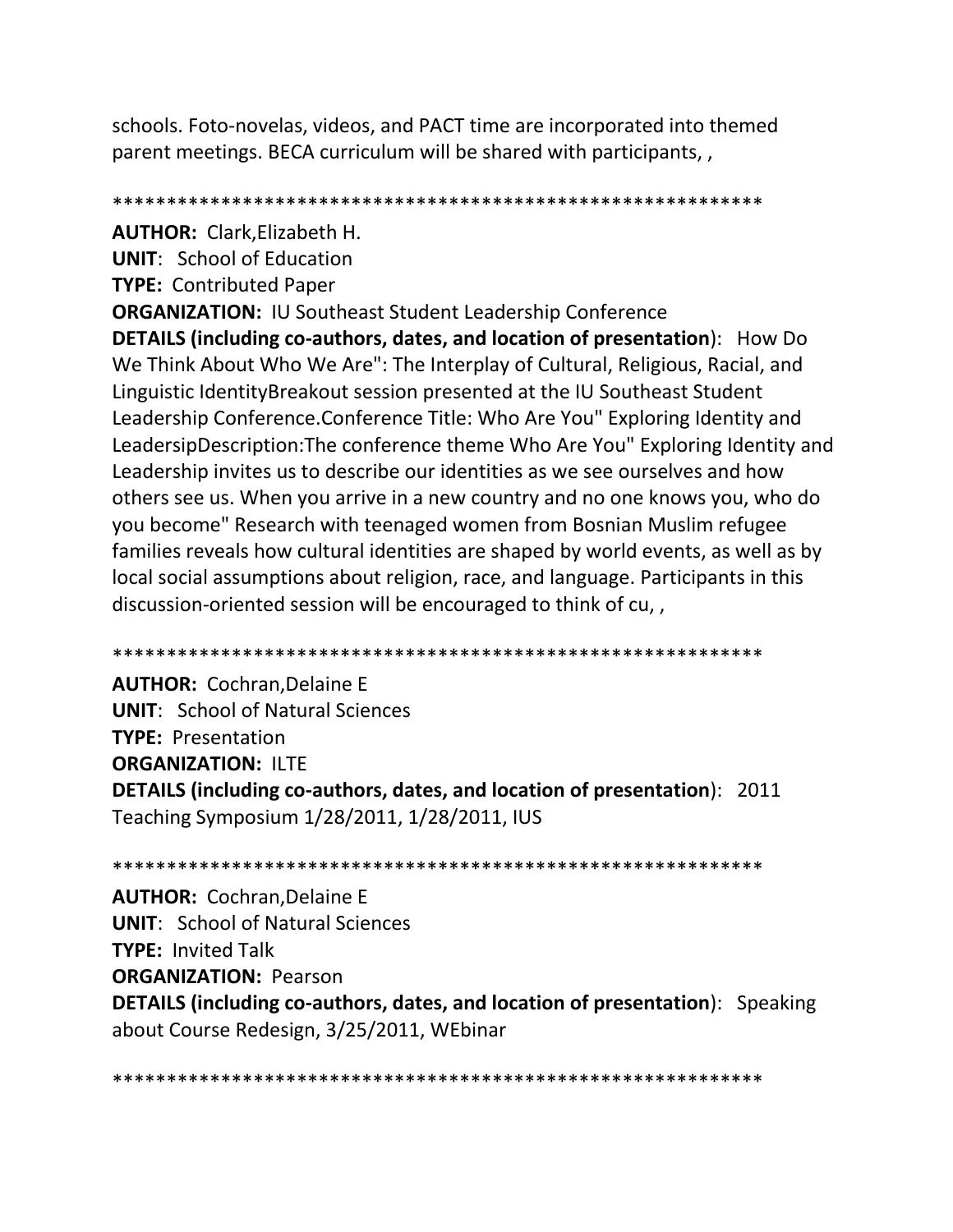schools. Foto-novelas, videos, and PACT time are incorporated into themed parent meetings. BECA curriculum will be shared with participants, ,

************************************************************

**AUTHOR:** Clark,Elizabeth H.
**UNIT**: School of Education
**TYPE:** Contributed Paper
**ORGANIZATION:** IU Southeast Student Leadership Conference
**DETAILS (including co-authors, dates, and location of presentation**): How Do We Think About Who We Are": The Interplay of Cultural, Religious, Racial, and Linguistic IdentityBreakout session presented at the IU Southeast Student Leadership Conference.Conference Title: Who Are You" Exploring Identity and LeadersipDescription:The conference theme Who Are You" Exploring Identity and Leadership invites us to describe our identities as we see ourselves and how others see us. When you arrive in a new country and no one knows you, who do you become" Research with teenaged women from Bosnian Muslim refugee families reveals how cultural identities are shaped by world events, as well as by local social assumptions about religion, race, and language. Participants in this discussion-oriented session will be encouraged to think of cu, ,

************************************************************

**AUTHOR:** Cochran,Delaine E
**UNIT**: School of Natural Sciences
**TYPE:** Presentation
**ORGANIZATION:** ILTE
**DETAILS (including co-authors, dates, and location of presentation**): 2011 Teaching Symposium 1/28/2011, 1/28/2011, IUS

************************************************************

**AUTHOR:** Cochran,Delaine E
**UNIT**: School of Natural Sciences
**TYPE:** Invited Talk
**ORGANIZATION:** Pearson
**DETAILS (including co-authors, dates, and location of presentation**): Speaking about Course Redesign, 3/25/2011, WEbinar

************************************************************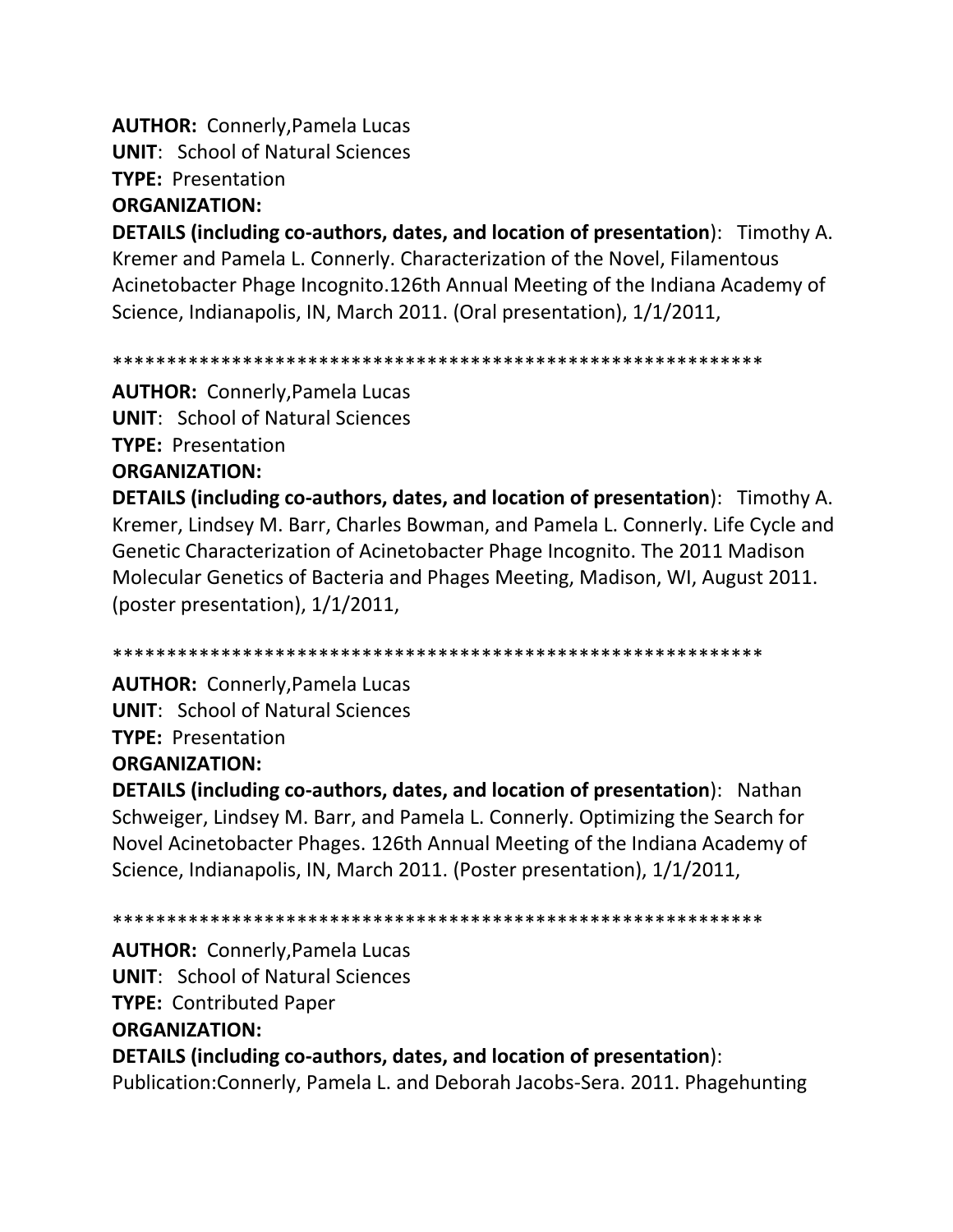**AUTHOR:** Connerly,Pamela Lucas
**UNIT**: School of Natural Sciences
**TYPE:** Presentation
**ORGANIZATION:**
**DETAILS (including co-authors, dates, and location of presentation)**: Timothy A. Kremer and Pamela L. Connerly. Characterization of the Novel, Filamentous Acinetobacter Phage Incognito.126th Annual Meeting of the Indiana Academy of Science, Indianapolis, IN, March 2011. (Oral presentation), 1/1/2011,

************************************************************

**AUTHOR:** Connerly,Pamela Lucas
**UNIT**: School of Natural Sciences
**TYPE:** Presentation
**ORGANIZATION:**
**DETAILS (including co-authors, dates, and location of presentation)**: Timothy A. Kremer, Lindsey M. Barr, Charles Bowman, and Pamela L. Connerly. Life Cycle and Genetic Characterization of Acinetobacter Phage Incognito. The 2011 Madison Molecular Genetics of Bacteria and Phages Meeting, Madison, WI, August 2011. (poster presentation), 1/1/2011,

************************************************************

**AUTHOR:** Connerly,Pamela Lucas
**UNIT**: School of Natural Sciences
**TYPE:** Presentation
**ORGANIZATION:**
**DETAILS (including co-authors, dates, and location of presentation)**: Nathan Schweiger, Lindsey M. Barr, and Pamela L. Connerly. Optimizing the Search for Novel Acinetobacter Phages. 126th Annual Meeting of the Indiana Academy of Science, Indianapolis, IN, March 2011. (Poster presentation), 1/1/2011,

************************************************************

**AUTHOR:** Connerly,Pamela Lucas
**UNIT**: School of Natural Sciences
**TYPE:** Contributed Paper
**ORGANIZATION:**
**DETAILS (including co-authors, dates, and location of presentation)**:
Publication:Connerly, Pamela L. and Deborah Jacobs-Sera. 2011. Phagehunting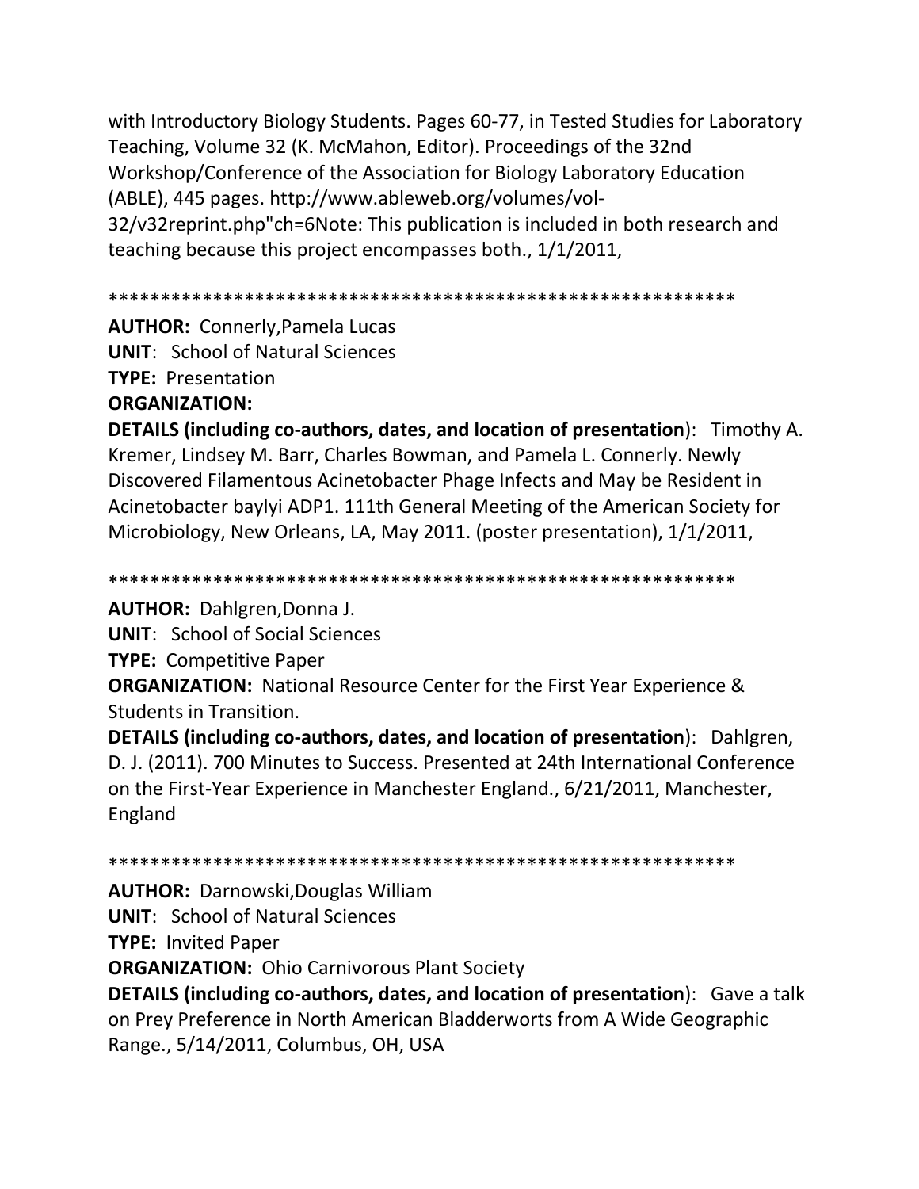with Introductory Biology Students. Pages 60-77, in Tested Studies for Laboratory Teaching, Volume 32 (K. McMahon, Editor). Proceedings of the 32nd Workshop/Conference of the Association for Biology Laboratory Education (ABLE), 445 pages. http://www.ableweb.org/volumes/vol-32/v32reprint.php"ch=6Note: This publication is included in both research and teaching because this project encompasses both., 1/1/2011,

************************************************************

**AUTHOR:** Connerly,Pamela Lucas
**UNIT**: School of Natural Sciences
**TYPE:** Presentation
**ORGANIZATION:**
**DETAILS (including co-authors, dates, and location of presentation)**: Timothy A. Kremer, Lindsey M. Barr, Charles Bowman, and Pamela L. Connerly. Newly Discovered Filamentous Acinetobacter Phage Infects and May be Resident in Acinetobacter baylyi ADP1. 111th General Meeting of the American Society for Microbiology, New Orleans, LA, May 2011. (poster presentation), 1/1/2011,

************************************************************

**AUTHOR:** Dahlgren,Donna J.
**UNIT**: School of Social Sciences
**TYPE:** Competitive Paper
**ORGANIZATION:** National Resource Center for the First Year Experience & Students in Transition.
**DETAILS (including co-authors, dates, and location of presentation)**: Dahlgren, D. J. (2011). 700 Minutes to Success. Presented at 24th International Conference on the First-Year Experience in Manchester England., 6/21/2011, Manchester, England

************************************************************

**AUTHOR:** Darnowski,Douglas William
**UNIT**: School of Natural Sciences
**TYPE:** Invited Paper
**ORGANIZATION:** Ohio Carnivorous Plant Society
**DETAILS (including co-authors, dates, and location of presentation)**: Gave a talk on Prey Preference in North American Bladderworts from A Wide Geographic Range., 5/14/2011, Columbus, OH, USA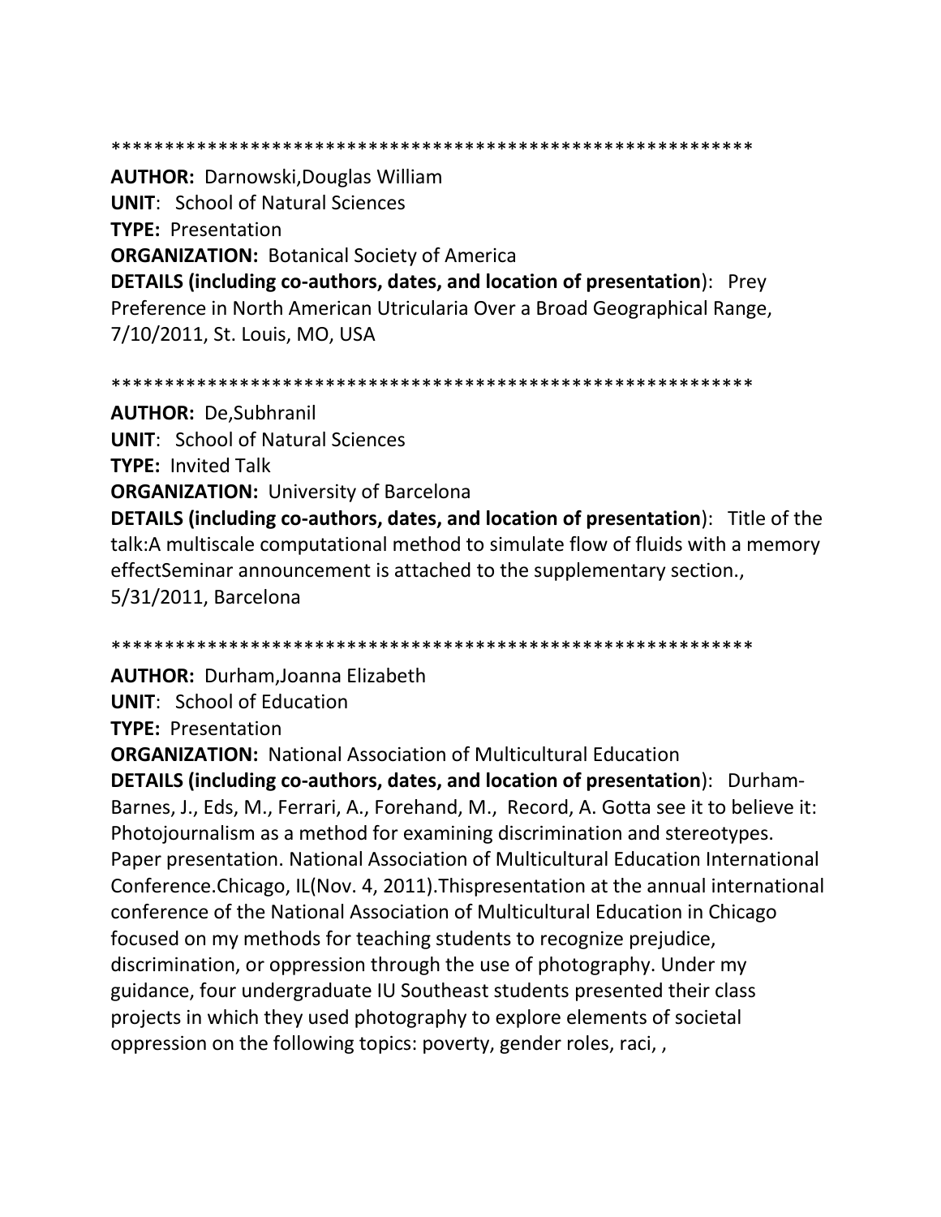************************************************************

**AUTHOR:** Darnowski,Douglas William
**UNIT**: School of Natural Sciences
**TYPE:** Presentation
**ORGANIZATION:** Botanical Society of America
**DETAILS (including co-authors, dates, and location of presentation)**: Prey Preference in North American Utricularia Over a Broad Geographical Range, 7/10/2011, St. Louis, MO, USA

************************************************************

**AUTHOR:** De,Subhranil
**UNIT**: School of Natural Sciences
**TYPE:** Invited Talk
**ORGANIZATION:** University of Barcelona
**DETAILS (including co-authors, dates, and location of presentation)**: Title of the talk:A multiscale computational method to simulate flow of fluids with a memory effectSeminar announcement is attached to the supplementary section., 5/31/2011, Barcelona

************************************************************

**AUTHOR:** Durham,Joanna Elizabeth
**UNIT**: School of Education
**TYPE:** Presentation
**ORGANIZATION:** National Association of Multicultural Education
**DETAILS (including co-authors, dates, and location of presentation)**: Durham-Barnes, J., Eds, M., Ferrari, A., Forehand, M., Record, A. Gotta see it to believe it: Photojournalism as a method for examining discrimination and stereotypes. Paper presentation. National Association of Multicultural Education International Conference.Chicago, IL(Nov. 4, 2011).Thispresentation at the annual international conference of the National Association of Multicultural Education in Chicago focused on my methods for teaching students to recognize prejudice, discrimination, or oppression through the use of photography. Under my guidance, four undergraduate IU Southeast students presented their class projects in which they used photography to explore elements of societal oppression on the following topics: poverty, gender roles, raci, ,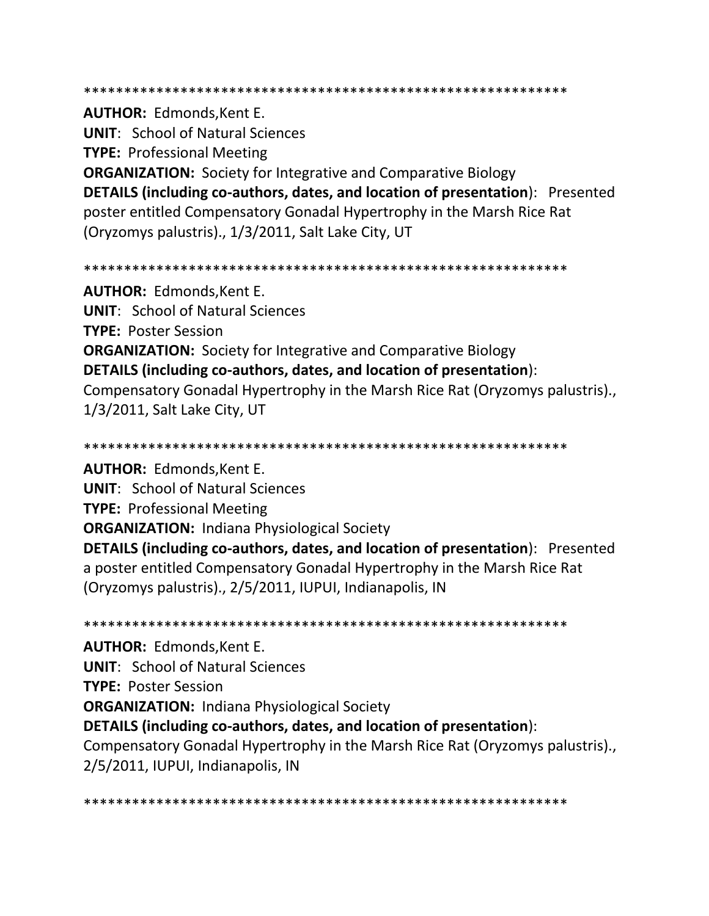************************************************************

**AUTHOR:** Edmonds,Kent E.
**UNIT**: School of Natural Sciences
**TYPE:** Professional Meeting
**ORGANIZATION:** Society for Integrative and Comparative Biology
**DETAILS (including co-authors, dates, and location of presentation**): Presented poster entitled Compensatory Gonadal Hypertrophy in the Marsh Rice Rat (Oryzomys palustris)., 1/3/2011, Salt Lake City, UT

************************************************************

**AUTHOR:** Edmonds,Kent E.
**UNIT**: School of Natural Sciences
**TYPE:** Poster Session
**ORGANIZATION:** Society for Integrative and Comparative Biology
**DETAILS (including co-authors, dates, and location of presentation**):
Compensatory Gonadal Hypertrophy in the Marsh Rice Rat (Oryzomys palustris)., 1/3/2011, Salt Lake City, UT

************************************************************

**AUTHOR:** Edmonds,Kent E.
**UNIT**: School of Natural Sciences
**TYPE:** Professional Meeting
**ORGANIZATION:** Indiana Physiological Society
**DETAILS (including co-authors, dates, and location of presentation**): Presented a poster entitled Compensatory Gonadal Hypertrophy in the Marsh Rice Rat (Oryzomys palustris)., 2/5/2011, IUPUI, Indianapolis, IN

************************************************************

**AUTHOR:** Edmonds,Kent E.
**UNIT**: School of Natural Sciences
**TYPE:** Poster Session
**ORGANIZATION:** Indiana Physiological Society
**DETAILS (including co-authors, dates, and location of presentation**):
Compensatory Gonadal Hypertrophy in the Marsh Rice Rat (Oryzomys palustris)., 2/5/2011, IUPUI, Indianapolis, IN

************************************************************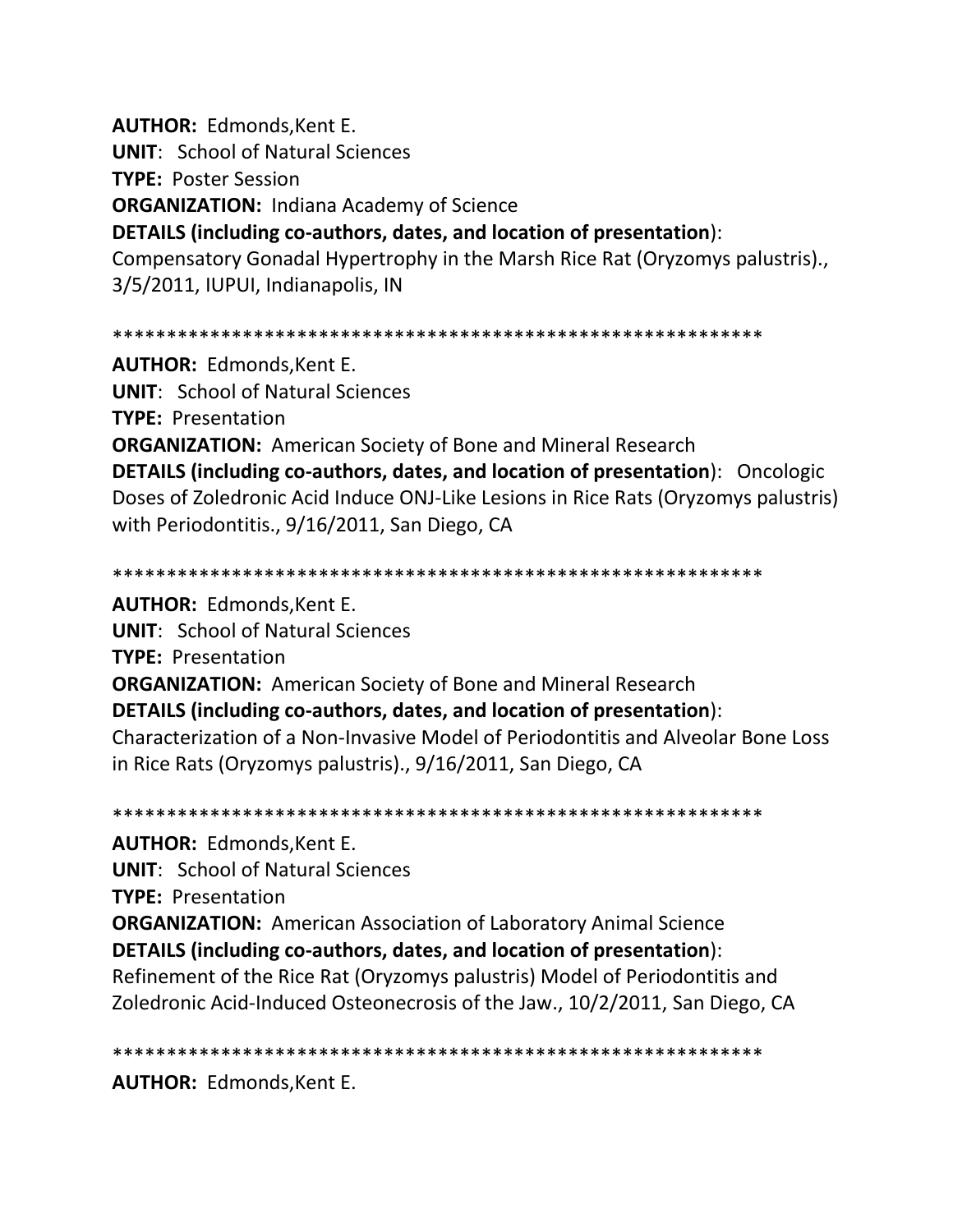**AUTHOR:** Edmonds,Kent E.
**UNIT**: School of Natural Sciences
**TYPE:** Poster Session
**ORGANIZATION:** Indiana Academy of Science
**DETAILS (including co-authors, dates, and location of presentation)**:
Compensatory Gonadal Hypertrophy in the Marsh Rice Rat (Oryzomys palustris)., 3/5/2011, IUPUI, Indianapolis, IN

************************************************************

**AUTHOR:** Edmonds,Kent E.
**UNIT**: School of Natural Sciences
**TYPE:** Presentation
**ORGANIZATION:** American Society of Bone and Mineral Research
**DETAILS (including co-authors, dates, and location of presentation)**: Oncologic Doses of Zoledronic Acid Induce ONJ-Like Lesions in Rice Rats (Oryzomys palustris) with Periodontitis., 9/16/2011, San Diego, CA

************************************************************

**AUTHOR:** Edmonds,Kent E.
**UNIT**: School of Natural Sciences
**TYPE:** Presentation
**ORGANIZATION:** American Society of Bone and Mineral Research
**DETAILS (including co-authors, dates, and location of presentation)**:
Characterization of a Non-Invasive Model of Periodontitis and Alveolar Bone Loss in Rice Rats (Oryzomys palustris)., 9/16/2011, San Diego, CA

************************************************************

**AUTHOR:** Edmonds,Kent E.
**UNIT**: School of Natural Sciences
**TYPE:** Presentation
**ORGANIZATION:** American Association of Laboratory Animal Science
**DETAILS (including co-authors, dates, and location of presentation)**:
Refinement of the Rice Rat (Oryzomys palustris) Model of Periodontitis and Zoledronic Acid-Induced Osteonecrosis of the Jaw., 10/2/2011, San Diego, CA

************************************************************

**AUTHOR:** Edmonds,Kent E.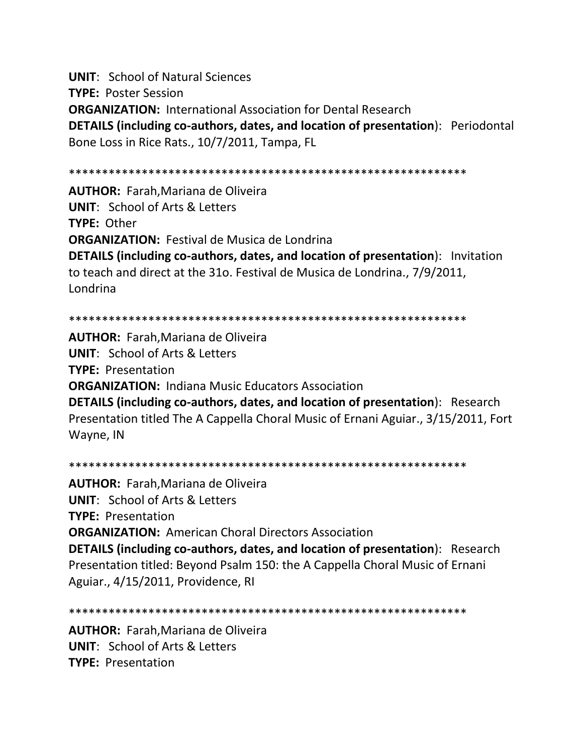**UNIT**: School of Natural Sciences
**TYPE:** Poster Session
**ORGANIZATION:** International Association for Dental Research
**DETAILS (including co-authors, dates, and location of presentation)**: Periodontal Bone Loss in Rice Rats., 10/7/2011, Tampa, FL

************************************************************

**AUTHOR:** Farah,Mariana de Oliveira
**UNIT**: School of Arts & Letters
**TYPE:** Other
**ORGANIZATION:** Festival de Musica de Londrina
**DETAILS (including co-authors, dates, and location of presentation)**: Invitation to teach and direct at the 31o. Festival de Musica de Londrina., 7/9/2011, Londrina

************************************************************

**AUTHOR:** Farah,Mariana de Oliveira
**UNIT**: School of Arts & Letters
**TYPE:** Presentation
**ORGANIZATION:** Indiana Music Educators Association
**DETAILS (including co-authors, dates, and location of presentation)**: Research Presentation titled The A Cappella Choral Music of Ernani Aguiar., 3/15/2011, Fort Wayne, IN

************************************************************

**AUTHOR:** Farah,Mariana de Oliveira
**UNIT**: School of Arts & Letters
**TYPE:** Presentation
**ORGANIZATION:** American Choral Directors Association
**DETAILS (including co-authors, dates, and location of presentation)**: Research Presentation titled: Beyond Psalm 150: the A Cappella Choral Music of Ernani Aguiar., 4/15/2011, Providence, RI

************************************************************

**AUTHOR:** Farah,Mariana de Oliveira
**UNIT**: School of Arts & Letters
**TYPE:** Presentation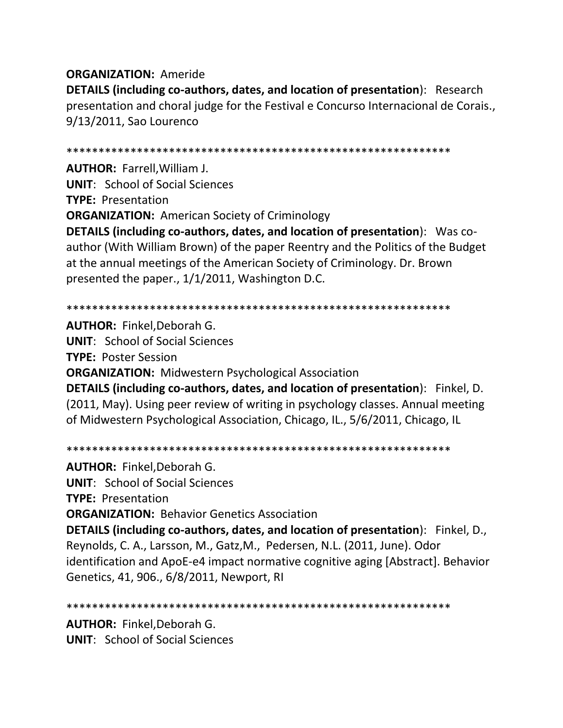**ORGANIZATION:** Ameride

**DETAILS (including co-authors, dates, and location of presentation**): Research presentation and choral judge for the Festival e Concurso Internacional de Corais., 9/13/2011, Sao Lourenco

************************************************************

**AUTHOR:** Farrell,William J.

**UNIT**: School of Social Sciences

**TYPE:** Presentation

**ORGANIZATION:** American Society of Criminology

**DETAILS (including co-authors, dates, and location of presentation**): Was co-author (With William Brown) of the paper Reentry and the Politics of the Budget at the annual meetings of the American Society of Criminology. Dr. Brown presented the paper., 1/1/2011, Washington D.C.

************************************************************

**AUTHOR:** Finkel,Deborah G.

**UNIT**: School of Social Sciences

**TYPE:** Poster Session

**ORGANIZATION:** Midwestern Psychological Association

**DETAILS (including co-authors, dates, and location of presentation**): Finkel, D. (2011, May). Using peer review of writing in psychology classes. Annual meeting of Midwestern Psychological Association, Chicago, IL., 5/6/2011, Chicago, IL

************************************************************

**AUTHOR:** Finkel,Deborah G.

**UNIT**: School of Social Sciences

**TYPE:** Presentation

**ORGANIZATION:** Behavior Genetics Association

**DETAILS (including co-authors, dates, and location of presentation**): Finkel, D., Reynolds, C. A., Larsson, M., Gatz,M., Pedersen, N.L. (2011, June). Odor identification and ApoE-e4 impact normative cognitive aging [Abstract]. Behavior Genetics, 41, 906., 6/8/2011, Newport, RI

************************************************************

**AUTHOR:** Finkel,Deborah G.

**UNIT**: School of Social Sciences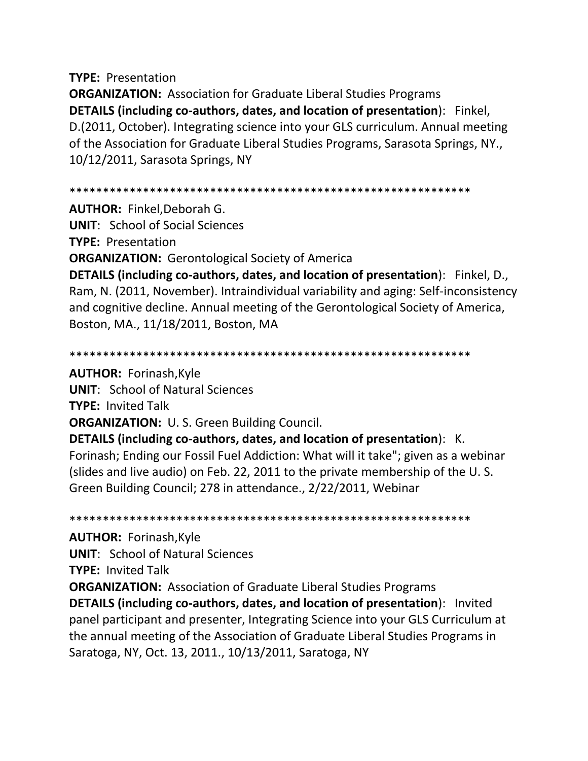**TYPE:** Presentation

**ORGANIZATION:** Association for Graduate Liberal Studies Programs

**DETAILS (including co-authors, dates, and location of presentation**): Finkel, D.(2011, October). Integrating science into your GLS curriculum. Annual meeting of the Association for Graduate Liberal Studies Programs, Sarasota Springs, NY., 10/12/2011, Sarasota Springs, NY

************************************************************

**AUTHOR:** Finkel,Deborah G.

**UNIT**: School of Social Sciences

**TYPE:** Presentation

**ORGANIZATION:** Gerontological Society of America

**DETAILS (including co-authors, dates, and location of presentation**): Finkel, D., Ram, N. (2011, November). Intraindividual variability and aging: Self-inconsistency and cognitive decline. Annual meeting of the Gerontological Society of America, Boston, MA., 11/18/2011, Boston, MA

************************************************************

**AUTHOR:** Forinash,Kyle

**UNIT**: School of Natural Sciences

**TYPE:** Invited Talk

**ORGANIZATION:** U. S. Green Building Council.

**DETAILS (including co-authors, dates, and location of presentation**): K. Forinash; Ending our Fossil Fuel Addiction: What will it take"; given as a webinar (slides and live audio) on Feb. 22, 2011 to the private membership of the U. S. Green Building Council; 278 in attendance., 2/22/2011, Webinar

************************************************************

**AUTHOR:** Forinash,Kyle

**UNIT**: School of Natural Sciences

**TYPE:** Invited Talk

**ORGANIZATION:** Association of Graduate Liberal Studies Programs

**DETAILS (including co-authors, dates, and location of presentation**): Invited panel participant and presenter, Integrating Science into your GLS Curriculum at the annual meeting of the Association of Graduate Liberal Studies Programs in Saratoga, NY, Oct. 13, 2011., 10/13/2011, Saratoga, NY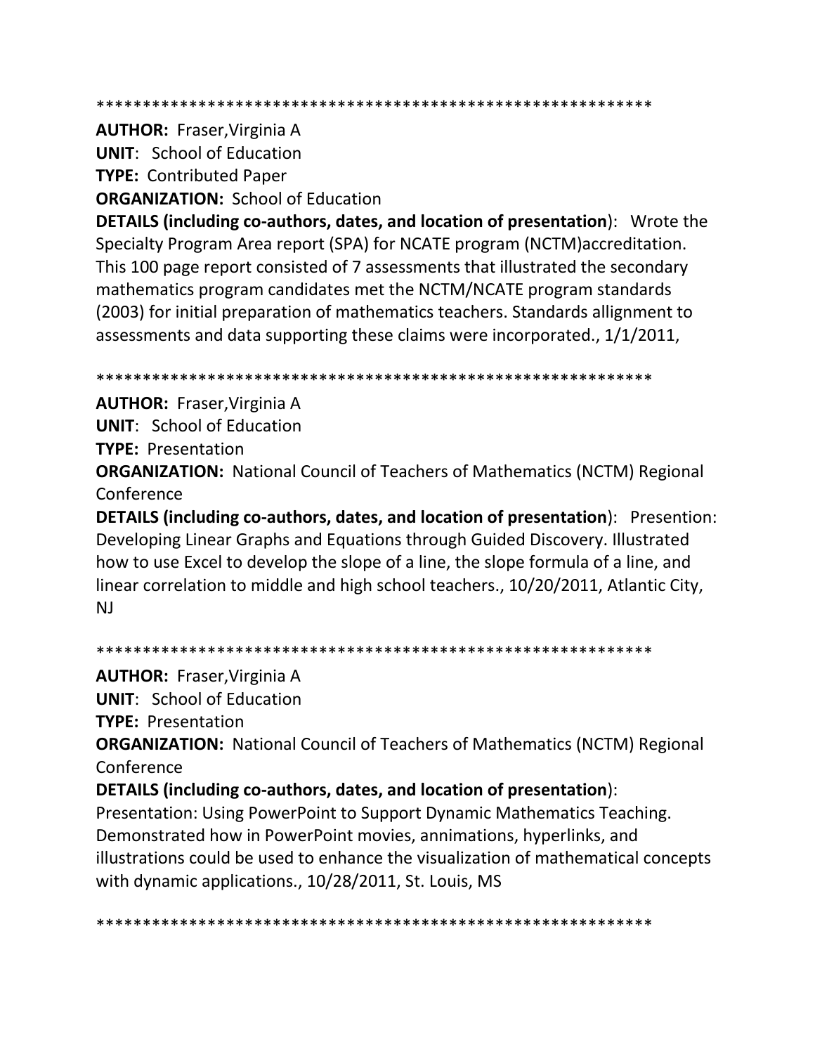************************************************************

**AUTHOR:** Fraser,Virginia A

**UNIT**: School of Education

**TYPE:** Contributed Paper

**ORGANIZATION:** School of Education

**DETAILS (including co-authors, dates, and location of presentation**): Wrote the Specialty Program Area report (SPA) for NCATE program (NCTM)accreditation. This 100 page report consisted of 7 assessments that illustrated the secondary mathematics program candidates met the NCTM/NCATE program standards (2003) for initial preparation of mathematics teachers. Standards allignment to assessments and data supporting these claims were incorporated., 1/1/2011,

************************************************************

**AUTHOR:** Fraser,Virginia A

**UNIT**: School of Education

**TYPE:** Presentation

**ORGANIZATION:** National Council of Teachers of Mathematics (NCTM) Regional Conference

**DETAILS (including co-authors, dates, and location of presentation**): Presention: Developing Linear Graphs and Equations through Guided Discovery. Illustrated how to use Excel to develop the slope of a line, the slope formula of a line, and linear correlation to middle and high school teachers., 10/20/2011, Atlantic City, NJ

************************************************************

**AUTHOR:** Fraser,Virginia A

**UNIT**: School of Education

**TYPE:** Presentation

**ORGANIZATION:** National Council of Teachers of Mathematics (NCTM) Regional Conference

**DETAILS (including co-authors, dates, and location of presentation**):
Presentation: Using PowerPoint to Support Dynamic Mathematics Teaching. Demonstrated how in PowerPoint movies, annimations, hyperlinks, and illustrations could be used to enhance the visualization of mathematical concepts with dynamic applications., 10/28/2011, St. Louis, MS

************************************************************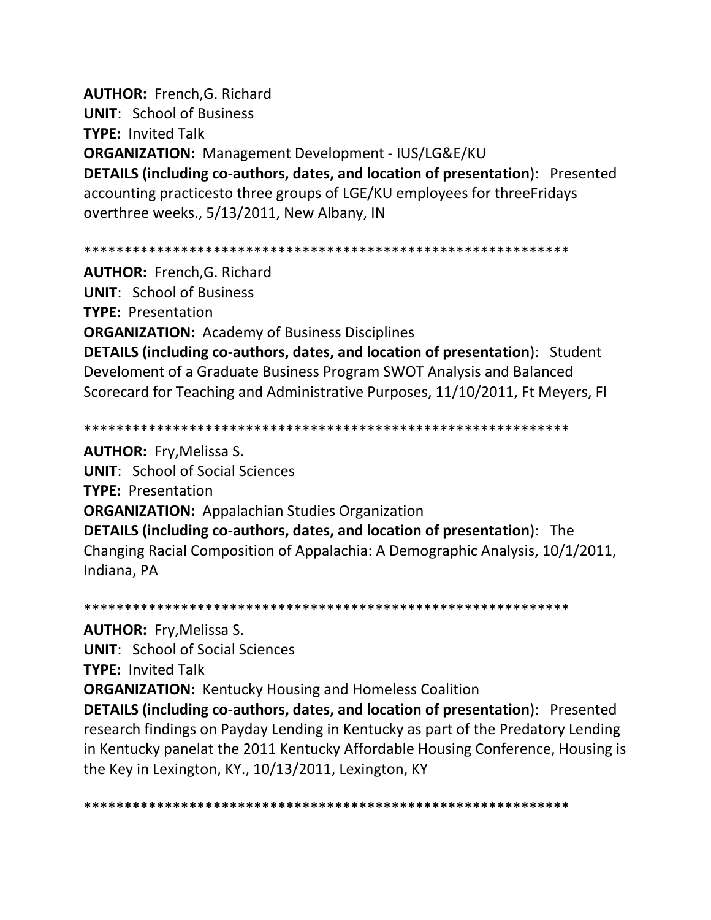**AUTHOR:** French,G. Richard
**UNIT**: School of Business
**TYPE:** Invited Talk
**ORGANIZATION:** Management Development - IUS/LG&E/KU
**DETAILS (including co-authors, dates, and location of presentation)**: Presented accounting practicesto three groups of LGE/KU employees for threeFridays overthree weeks., 5/13/2011, New Albany, IN

************************************************************

**AUTHOR:** French,G. Richard
**UNIT**: School of Business
**TYPE:** Presentation
**ORGANIZATION:** Academy of Business Disciplines
**DETAILS (including co-authors, dates, and location of presentation)**: Student Develoment of a Graduate Business Program SWOT Analysis and Balanced Scorecard for Teaching and Administrative Purposes, 11/10/2011, Ft Meyers, Fl

************************************************************

**AUTHOR:** Fry,Melissa S.
**UNIT**: School of Social Sciences
**TYPE:** Presentation
**ORGANIZATION:** Appalachian Studies Organization
**DETAILS (including co-authors, dates, and location of presentation)**: The Changing Racial Composition of Appalachia: A Demographic Analysis, 10/1/2011, Indiana, PA

************************************************************

**AUTHOR:** Fry,Melissa S.
**UNIT**: School of Social Sciences
**TYPE:** Invited Talk
**ORGANIZATION:** Kentucky Housing and Homeless Coalition
**DETAILS (including co-authors, dates, and location of presentation)**: Presented research findings on Payday Lending in Kentucky as part of the Predatory Lending in Kentucky panelat the 2011 Kentucky Affordable Housing Conference, Housing is the Key in Lexington, KY., 10/13/2011, Lexington, KY

************************************************************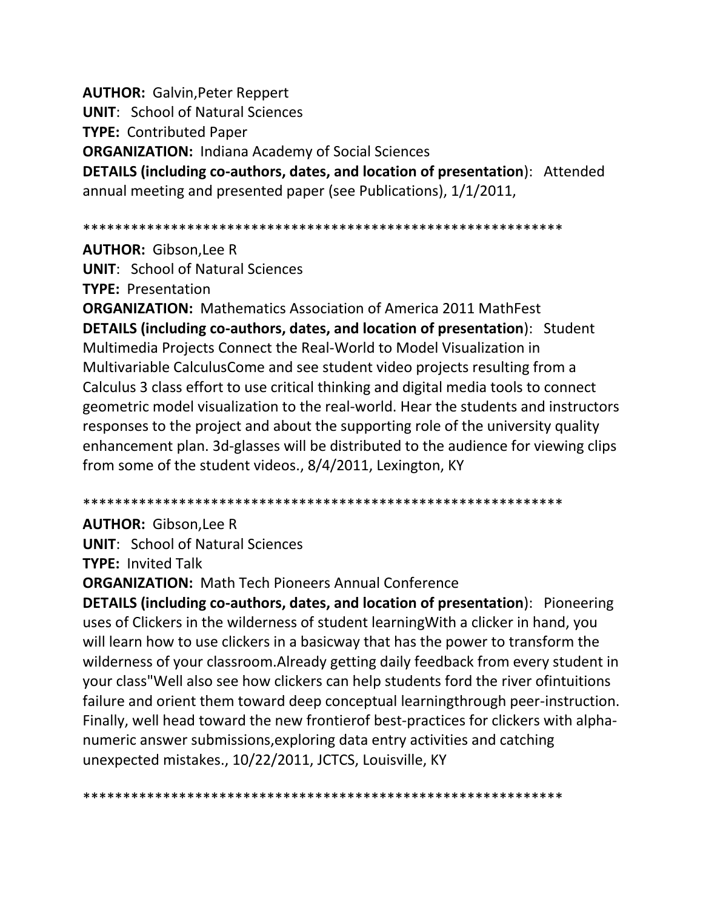**AUTHOR:** Galvin,Peter Reppert

**UNIT**: School of Natural Sciences

**TYPE:** Contributed Paper

**ORGANIZATION:** Indiana Academy of Social Sciences

**DETAILS (including co-authors, dates, and location of presentation)**: Attended annual meeting and presented paper (see Publications), 1/1/2011,

************************************************************

**AUTHOR:** Gibson,Lee R

**UNIT**: School of Natural Sciences

**TYPE:** Presentation

**ORGANIZATION:** Mathematics Association of America 2011 MathFest

**DETAILS (including co-authors, dates, and location of presentation)**: Student Multimedia Projects Connect the Real-World to Model Visualization in Multivariable CalculusCome and see student video projects resulting from a Calculus 3 class effort to use critical thinking and digital media tools to connect geometric model visualization to the real-world. Hear the students and instructors responses to the project and about the supporting role of the university quality enhancement plan. 3d-glasses will be distributed to the audience for viewing clips from some of the student videos., 8/4/2011, Lexington, KY

************************************************************

**AUTHOR:** Gibson,Lee R

**UNIT**: School of Natural Sciences

**TYPE:** Invited Talk

**ORGANIZATION:** Math Tech Pioneers Annual Conference

**DETAILS (including co-authors, dates, and location of presentation)**: Pioneering uses of Clickers in the wilderness of student learningWith a clicker in hand, you will learn how to use clickers in a basicway that has the power to transform the wilderness of your classroom.Already getting daily feedback from every student in your class"Well also see how clickers can help students ford the river ofintuitions failure and orient them toward deep conceptual learningthrough peer-instruction. Finally, well head toward the new frontierof best-practices for clickers with alpha-numeric answer submissions,exploring data entry activities and catching unexpected mistakes., 10/22/2011, JCTCS, Louisville, KY

************************************************************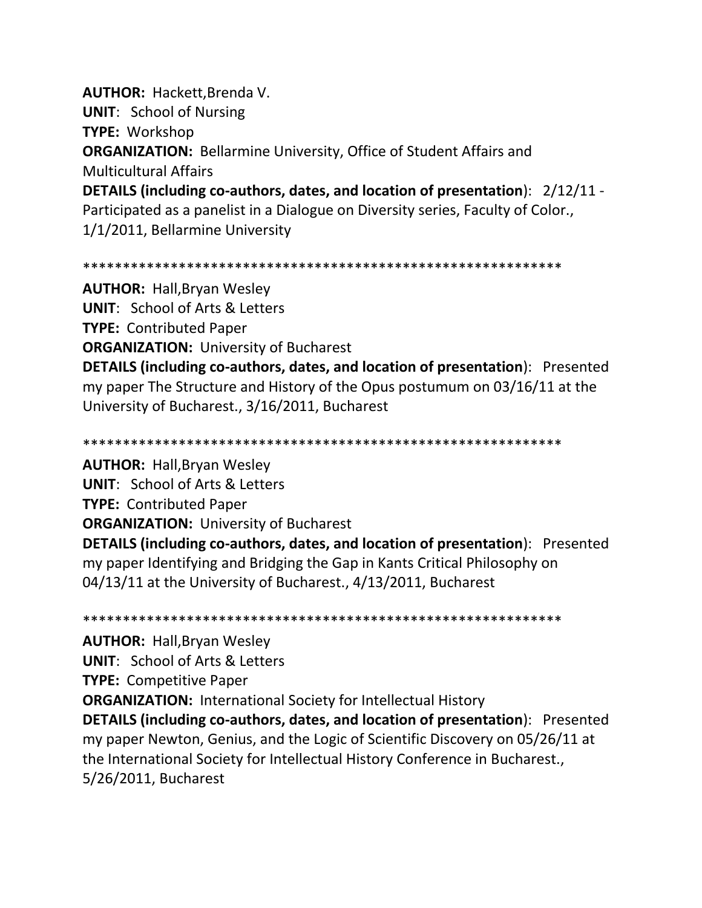**AUTHOR:** Hackett,Brenda V.
**UNIT**: School of Nursing
**TYPE:** Workshop
**ORGANIZATION:** Bellarmine University, Office of Student Affairs and Multicultural Affairs
**DETAILS (including co-authors, dates, and location of presentation**): 2/12/11 - Participated as a panelist in a Dialogue on Diversity series, Faculty of Color., 1/1/2011, Bellarmine University

************************************************************

**AUTHOR:** Hall,Bryan Wesley
**UNIT**: School of Arts & Letters
**TYPE:** Contributed Paper
**ORGANIZATION:** University of Bucharest
**DETAILS (including co-authors, dates, and location of presentation**): Presented my paper The Structure and History of the Opus postumum on 03/16/11 at the University of Bucharest., 3/16/2011, Bucharest

************************************************************

**AUTHOR:** Hall,Bryan Wesley
**UNIT**: School of Arts & Letters
**TYPE:** Contributed Paper
**ORGANIZATION:** University of Bucharest
**DETAILS (including co-authors, dates, and location of presentation**): Presented my paper Identifying and Bridging the Gap in Kants Critical Philosophy on 04/13/11 at the University of Bucharest., 4/13/2011, Bucharest

************************************************************

**AUTHOR:** Hall,Bryan Wesley
**UNIT**: School of Arts & Letters
**TYPE:** Competitive Paper
**ORGANIZATION:** International Society for Intellectual History
**DETAILS (including co-authors, dates, and location of presentation**): Presented my paper Newton, Genius, and the Logic of Scientific Discovery on 05/26/11 at the International Society for Intellectual History Conference in Bucharest., 5/26/2011, Bucharest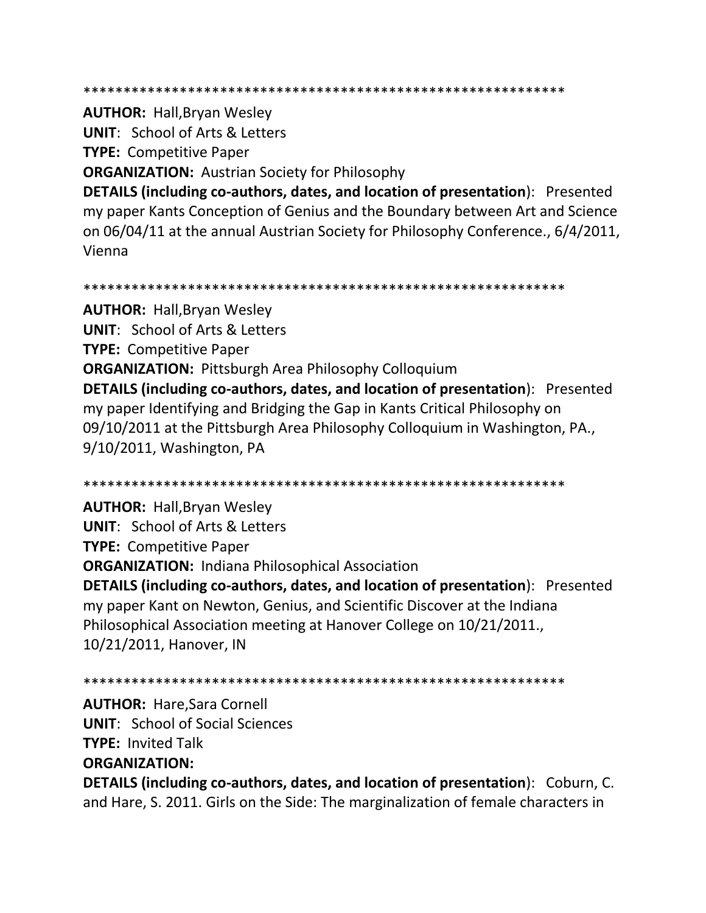************************************************************

**AUTHOR:** Hall,Bryan Wesley
**UNIT**: School of Arts & Letters
**TYPE:** Competitive Paper
**ORGANIZATION:** Austrian Society for Philosophy
**DETAILS (including co-authors, dates, and location of presentation**): Presented my paper Kants Conception of Genius and the Boundary between Art and Science on 06/04/11 at the annual Austrian Society for Philosophy Conference., 6/4/2011, Vienna

************************************************************

**AUTHOR:** Hall,Bryan Wesley
**UNIT**: School of Arts & Letters
**TYPE:** Competitive Paper
**ORGANIZATION:** Pittsburgh Area Philosophy Colloquium
**DETAILS (including co-authors, dates, and location of presentation**): Presented my paper Identifying and Bridging the Gap in Kants Critical Philosophy on 09/10/2011 at the Pittsburgh Area Philosophy Colloquium in Washington, PA., 9/10/2011, Washington, PA

************************************************************

**AUTHOR:** Hall,Bryan Wesley
**UNIT**: School of Arts & Letters
**TYPE:** Competitive Paper
**ORGANIZATION:** Indiana Philosophical Association
**DETAILS (including co-authors, dates, and location of presentation**): Presented my paper Kant on Newton, Genius, and Scientific Discover at the Indiana Philosophical Association meeting at Hanover College on 10/21/2011., 10/21/2011, Hanover, IN

************************************************************

**AUTHOR:** Hare,Sara Cornell
**UNIT**: School of Social Sciences
**TYPE:** Invited Talk
**ORGANIZATION:**
**DETAILS (including co-authors, dates, and location of presentation**): Coburn, C. and Hare, S. 2011. Girls on the Side: The marginalization of female characters in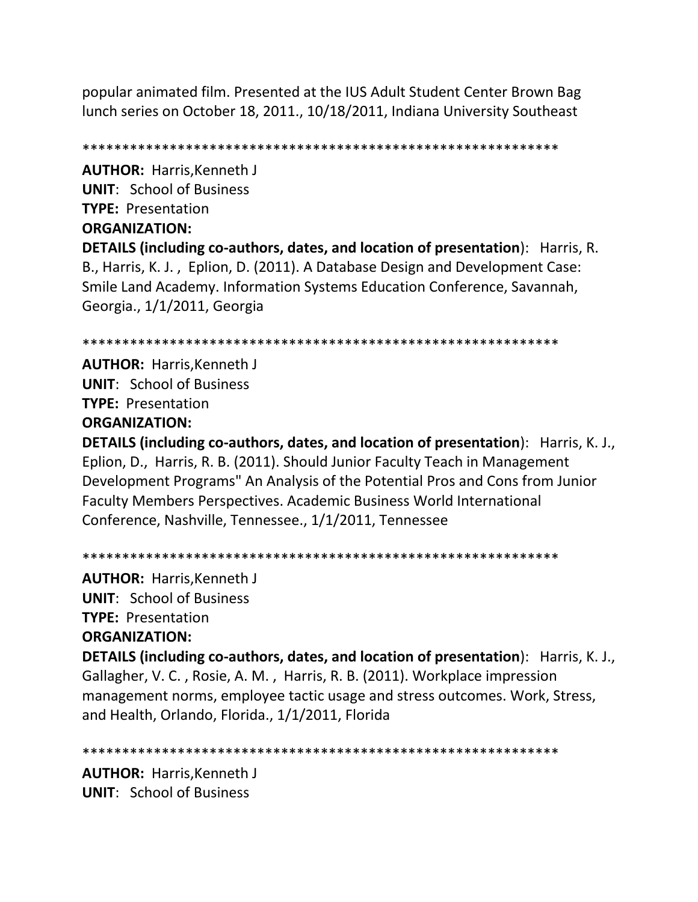popular animated film. Presented at the IUS Adult Student Center Brown Bag lunch series on October 18, 2011., 10/18/2011, Indiana University Southeast

************************************************************

**AUTHOR:** Harris,Kenneth J
**UNIT**: School of Business
**TYPE:** Presentation
**ORGANIZATION:**
**DETAILS (including co-authors, dates, and location of presentation**): Harris, R. B., Harris, K. J. , Eplion, D. (2011). A Database Design and Development Case: Smile Land Academy. Information Systems Education Conference, Savannah, Georgia., 1/1/2011, Georgia

************************************************************

**AUTHOR:** Harris,Kenneth J
**UNIT**: School of Business
**TYPE:** Presentation
**ORGANIZATION:**
**DETAILS (including co-authors, dates, and location of presentation**): Harris, K. J., Eplion, D., Harris, R. B. (2011). Should Junior Faculty Teach in Management Development Programs" An Analysis of the Potential Pros and Cons from Junior Faculty Members Perspectives. Academic Business World International Conference, Nashville, Tennessee., 1/1/2011, Tennessee

************************************************************

**AUTHOR:** Harris,Kenneth J
**UNIT**: School of Business
**TYPE:** Presentation
**ORGANIZATION:**
**DETAILS (including co-authors, dates, and location of presentation**): Harris, K. J., Gallagher, V. C. , Rosie, A. M. , Harris, R. B. (2011). Workplace impression management norms, employee tactic usage and stress outcomes. Work, Stress, and Health, Orlando, Florida., 1/1/2011, Florida

************************************************************

**AUTHOR:** Harris,Kenneth J
**UNIT**: School of Business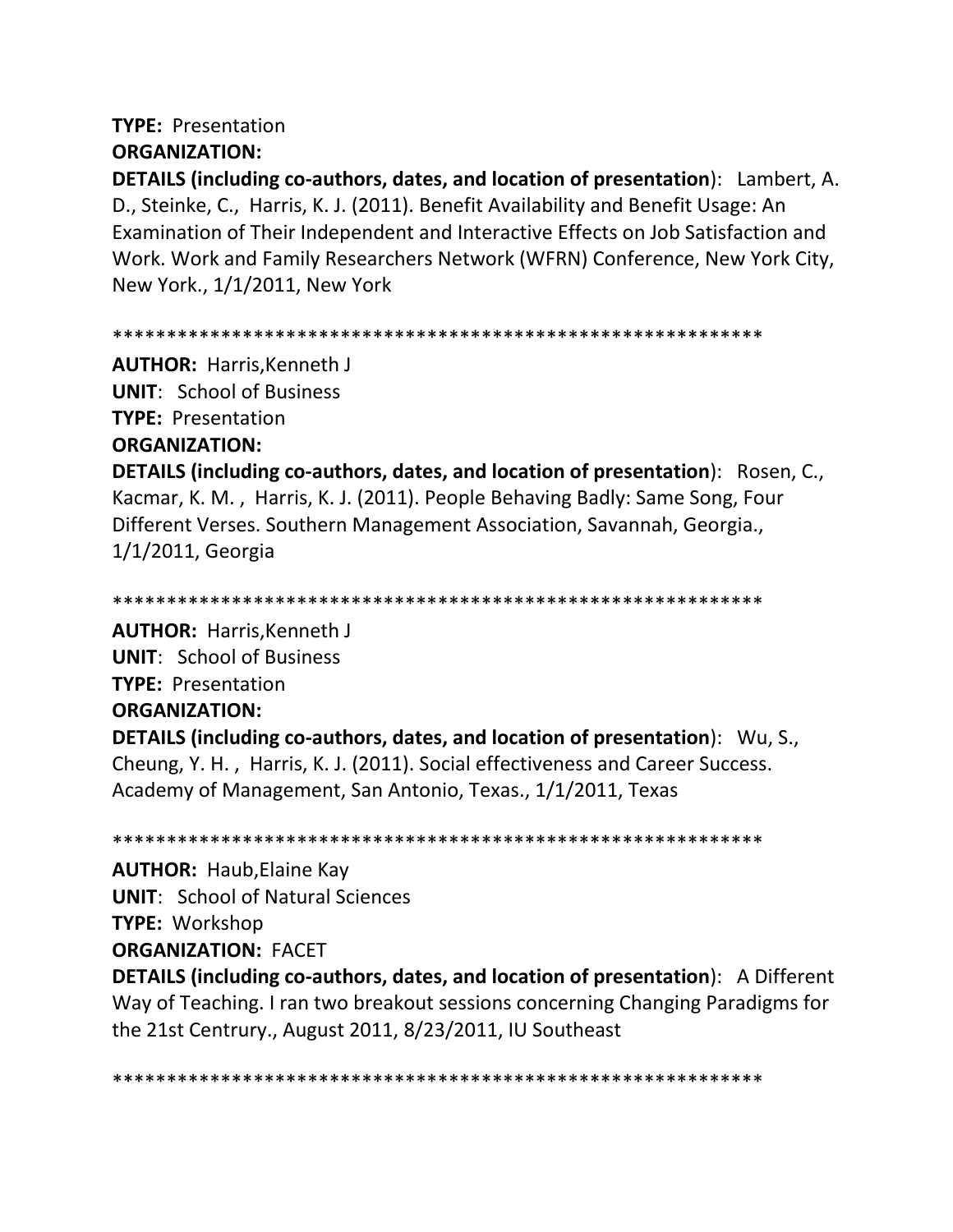**TYPE:** Presentation

**ORGANIZATION:**

**DETAILS (including co-authors, dates, and location of presentation)**: Lambert, A. D., Steinke, C., Harris, K. J. (2011). Benefit Availability and Benefit Usage: An Examination of Their Independent and Interactive Effects on Job Satisfaction and Work. Work and Family Researchers Network (WFRN) Conference, New York City, New York., 1/1/2011, New York

************************************************************

**AUTHOR:** Harris,Kenneth J

**UNIT**: School of Business

**TYPE:** Presentation

**ORGANIZATION:**

**DETAILS (including co-authors, dates, and location of presentation)**: Rosen, C., Kacmar, K. M. , Harris, K. J. (2011). People Behaving Badly: Same Song, Four Different Verses. Southern Management Association, Savannah, Georgia., 1/1/2011, Georgia

************************************************************

**AUTHOR:** Harris,Kenneth J

**UNIT**: School of Business

**TYPE:** Presentation

**ORGANIZATION:**

**DETAILS (including co-authors, dates, and location of presentation)**: Wu, S., Cheung, Y. H. , Harris, K. J. (2011). Social effectiveness and Career Success. Academy of Management, San Antonio, Texas., 1/1/2011, Texas

************************************************************

**AUTHOR:** Haub,Elaine Kay

**UNIT**: School of Natural Sciences

**TYPE:** Workshop

**ORGANIZATION:** FACET

**DETAILS (including co-authors, dates, and location of presentation)**: A Different Way of Teaching. I ran two breakout sessions concerning Changing Paradigms for the 21st Centrury., August 2011, 8/23/2011, IU Southeast

************************************************************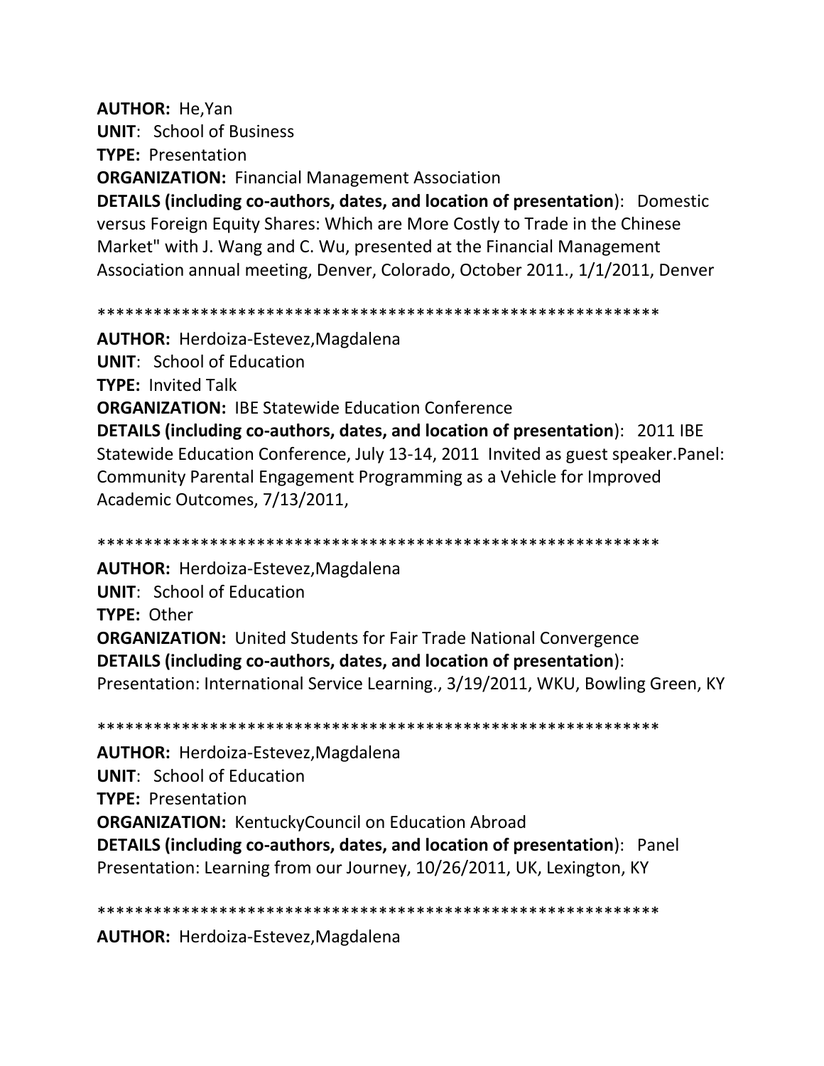**AUTHOR:** He,Yan
**UNIT**: School of Business
**TYPE:** Presentation
**ORGANIZATION:** Financial Management Association
**DETAILS (including co-authors, dates, and location of presentation)**: Domestic versus Foreign Equity Shares: Which are More Costly to Trade in the Chinese Market" with J. Wang and C. Wu, presented at the Financial Management Association annual meeting, Denver, Colorado, October 2011., 1/1/2011, Denver

************************************************************

**AUTHOR:** Herdoiza-Estevez,Magdalena
**UNIT**: School of Education
**TYPE:** Invited Talk
**ORGANIZATION:** IBE Statewide Education Conference
**DETAILS (including co-authors, dates, and location of presentation)**: 2011 IBE Statewide Education Conference, July 13-14, 2011 Invited as guest speaker.Panel: Community Parental Engagement Programming as a Vehicle for Improved Academic Outcomes, 7/13/2011,

************************************************************

**AUTHOR:** Herdoiza-Estevez,Magdalena
**UNIT**: School of Education
**TYPE:** Other
**ORGANIZATION:** United Students for Fair Trade National Convergence
**DETAILS (including co-authors, dates, and location of presentation)**:
Presentation: International Service Learning., 3/19/2011, WKU, Bowling Green, KY

************************************************************

**AUTHOR:** Herdoiza-Estevez,Magdalena
**UNIT**: School of Education
**TYPE:** Presentation
**ORGANIZATION:** KentuckyCouncil on Education Abroad
**DETAILS (including co-authors, dates, and location of presentation)**: Panel Presentation: Learning from our Journey, 10/26/2011, UK, Lexington, KY

************************************************************

**AUTHOR:** Herdoiza-Estevez,Magdalena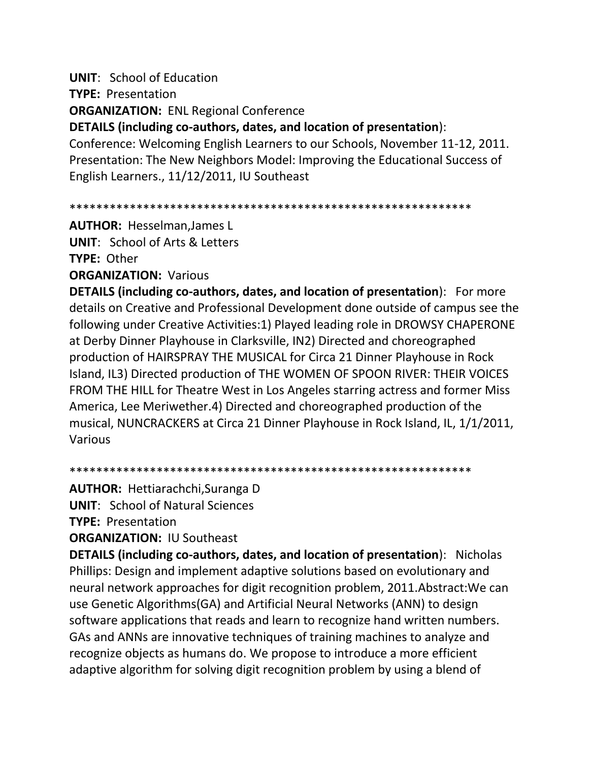**UNIT**: School of Education

**TYPE:** Presentation

**ORGANIZATION:** ENL Regional Conference

**DETAILS (including co-authors, dates, and location of presentation)**:
Conference: Welcoming English Learners to our Schools, November 11-12, 2011. Presentation: The New Neighbors Model: Improving the Educational Success of English Learners., 11/12/2011, IU Southeast

************************************************************

**AUTHOR:** Hesselman,James L

**UNIT**: School of Arts & Letters

**TYPE:** Other

**ORGANIZATION:** Various

**DETAILS (including co-authors, dates, and location of presentation)**: For more details on Creative and Professional Development done outside of campus see the following under Creative Activities:1) Played leading role in DROWSY CHAPERONE at Derby Dinner Playhouse in Clarksville, IN2) Directed and choreographed production of HAIRSPRAY THE MUSICAL for Circa 21 Dinner Playhouse in Rock Island, IL3) Directed production of THE WOMEN OF SPOON RIVER: THEIR VOICES FROM THE HILL for Theatre West in Los Angeles starring actress and former Miss America, Lee Meriwether.4) Directed and choreographed production of the musical, NUNCRACKERS at Circa 21 Dinner Playhouse in Rock Island, IL, 1/1/2011, Various

************************************************************

**AUTHOR:** Hettiarachchi,Suranga D

**UNIT**: School of Natural Sciences

**TYPE:** Presentation

**ORGANIZATION:** IU Southeast

**DETAILS (including co-authors, dates, and location of presentation)**: Nicholas Phillips: Design and implement adaptive solutions based on evolutionary and neural network approaches for digit recognition problem, 2011.Abstract:We can use Genetic Algorithms(GA) and Artificial Neural Networks (ANN) to design software applications that reads and learn to recognize hand written numbers. GAs and ANNs are innovative techniques of training machines to analyze and recognize objects as humans do. We propose to introduce a more efficient adaptive algorithm for solving digit recognition problem by using a blend of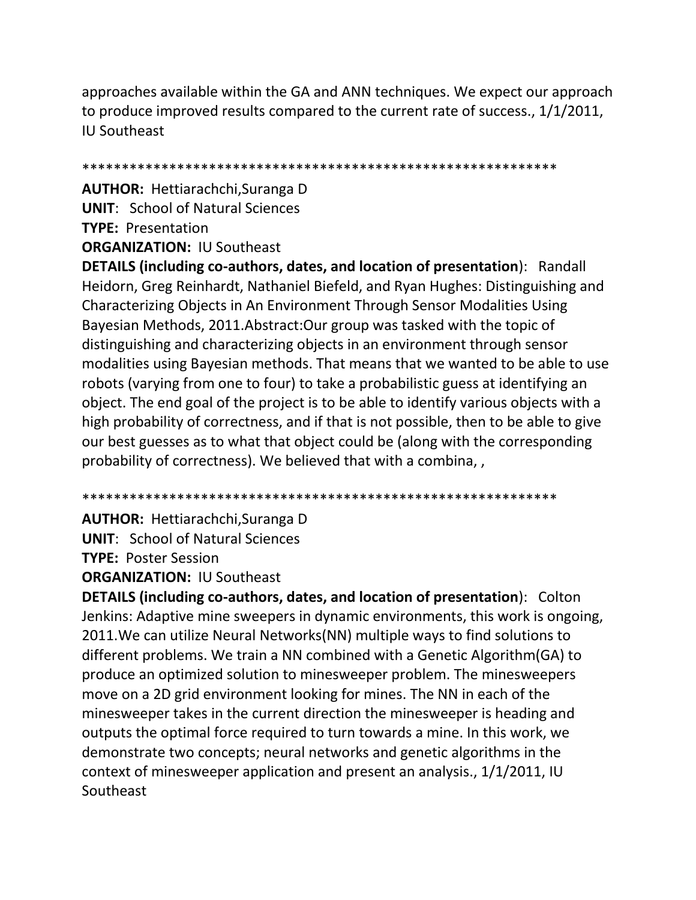approaches available within the GA and ANN techniques. We expect our approach to produce improved results compared to the current rate of success., 1/1/2011, IU Southeast

************************************************************

**AUTHOR:** Hettiarachchi,Suranga D
**UNIT**: School of Natural Sciences
**TYPE:** Presentation
**ORGANIZATION:** IU Southeast
**DETAILS (including co-authors, dates, and location of presentation)**: Randall Heidorn, Greg Reinhardt, Nathaniel Biefeld, and Ryan Hughes: Distinguishing and Characterizing Objects in An Environment Through Sensor Modalities Using Bayesian Methods, 2011.Abstract:Our group was tasked with the topic of distinguishing and characterizing objects in an environment through sensor modalities using Bayesian methods. That means that we wanted to be able to use robots (varying from one to four) to take a probabilistic guess at identifying an object. The end goal of the project is to be able to identify various objects with a high probability of correctness, and if that is not possible, then to be able to give our best guesses as to what that object could be (along with the corresponding probability of correctness). We believed that with a combina, ,

************************************************************

**AUTHOR:** Hettiarachchi,Suranga D
**UNIT**: School of Natural Sciences
**TYPE:** Poster Session
**ORGANIZATION:** IU Southeast
**DETAILS (including co-authors, dates, and location of presentation)**: Colton Jenkins: Adaptive mine sweepers in dynamic environments, this work is ongoing, 2011.We can utilize Neural Networks(NN) multiple ways to find solutions to different problems. We train a NN combined with a Genetic Algorithm(GA) to produce an optimized solution to minesweeper problem. The minesweepers move on a 2D grid environment looking for mines. The NN in each of the minesweeper takes in the current direction the minesweeper is heading and outputs the optimal force required to turn towards a mine. In this work, we demonstrate two concepts; neural networks and genetic algorithms in the context of minesweeper application and present an analysis., 1/1/2011, IU Southeast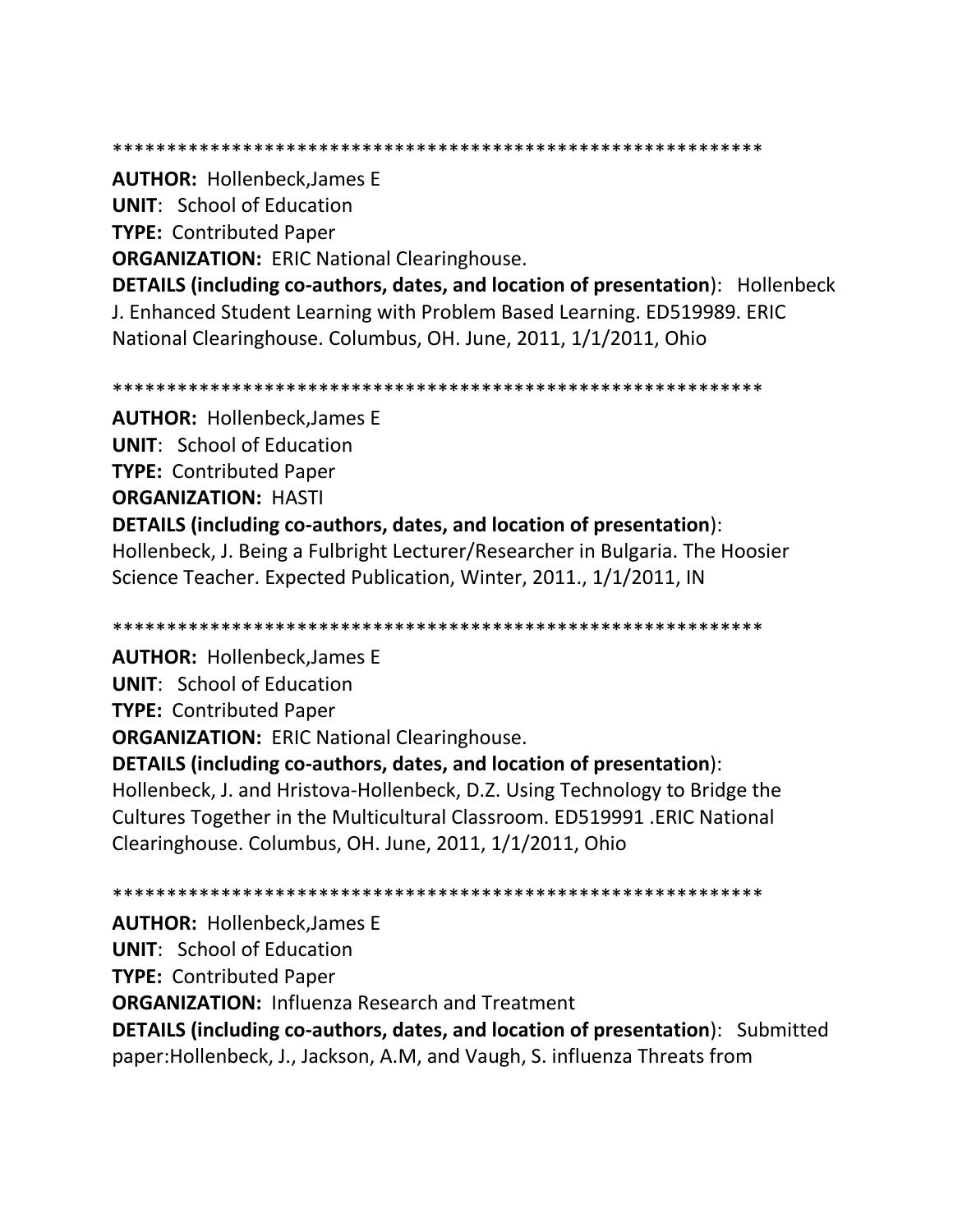************************************************************

**AUTHOR:** Hollenbeck,James E
**UNIT**: School of Education
**TYPE:** Contributed Paper
**ORGANIZATION:** ERIC National Clearinghouse.
**DETAILS (including co-authors, dates, and location of presentation)**: Hollenbeck J. Enhanced Student Learning with Problem Based Learning. ED519989. ERIC National Clearinghouse. Columbus, OH. June, 2011, 1/1/2011, Ohio

************************************************************

**AUTHOR:** Hollenbeck,James E
**UNIT**: School of Education
**TYPE:** Contributed Paper
**ORGANIZATION:** HASTI
**DETAILS (including co-authors, dates, and location of presentation)**: Hollenbeck, J. Being a Fulbright Lecturer/Researcher in Bulgaria. The Hoosier Science Teacher. Expected Publication, Winter, 2011., 1/1/2011, IN

************************************************************

**AUTHOR:** Hollenbeck,James E
**UNIT**: School of Education
**TYPE:** Contributed Paper
**ORGANIZATION:** ERIC National Clearinghouse.
**DETAILS (including co-authors, dates, and location of presentation)**: Hollenbeck, J. and Hristova-Hollenbeck, D.Z. Using Technology to Bridge the Cultures Together in the Multicultural Classroom. ED519991 .ERIC National Clearinghouse. Columbus, OH. June, 2011, 1/1/2011, Ohio

************************************************************

**AUTHOR:** Hollenbeck,James E
**UNIT**: School of Education
**TYPE:** Contributed Paper
**ORGANIZATION:** Influenza Research and Treatment
**DETAILS (including co-authors, dates, and location of presentation)**: Submitted paper:Hollenbeck, J., Jackson, A.M, and Vaugh, S. influenza Threats from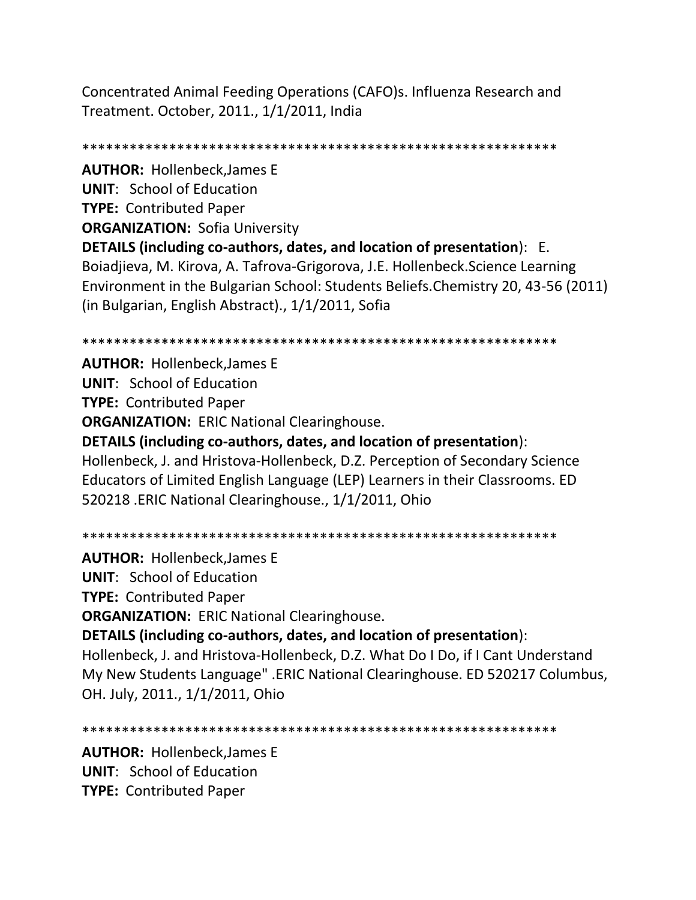Concentrated Animal Feeding Operations (CAFO)s. Influenza Research and Treatment. October, 2011., 1/1/2011, India

************************************************************

**AUTHOR:** Hollenbeck,James E
**UNIT**: School of Education
**TYPE:** Contributed Paper
**ORGANIZATION:** Sofia University
**DETAILS (including co-authors, dates, and location of presentation**): E. Boiadjieva, M. Kirova, A. Tafrova-Grigorova, J.E. Hollenbeck.Science Learning Environment in the Bulgarian School: Students Beliefs.Chemistry 20, 43-56 (2011) (in Bulgarian, English Abstract)., 1/1/2011, Sofia

************************************************************

**AUTHOR:** Hollenbeck,James E
**UNIT**: School of Education
**TYPE:** Contributed Paper
**ORGANIZATION:** ERIC National Clearinghouse.
**DETAILS (including co-authors, dates, and location of presentation**): Hollenbeck, J. and Hristova-Hollenbeck, D.Z. Perception of Secondary Science Educators of Limited English Language (LEP) Learners in their Classrooms. ED 520218 .ERIC National Clearinghouse., 1/1/2011, Ohio

************************************************************

**AUTHOR:** Hollenbeck,James E
**UNIT**: School of Education
**TYPE:** Contributed Paper
**ORGANIZATION:** ERIC National Clearinghouse.
**DETAILS (including co-authors, dates, and location of presentation**): Hollenbeck, J. and Hristova-Hollenbeck, D.Z. What Do I Do, if I Cant Understand My New Students Language" .ERIC National Clearinghouse. ED 520217 Columbus, OH. July, 2011., 1/1/2011, Ohio

************************************************************

**AUTHOR:** Hollenbeck,James E
**UNIT**: School of Education
**TYPE:** Contributed Paper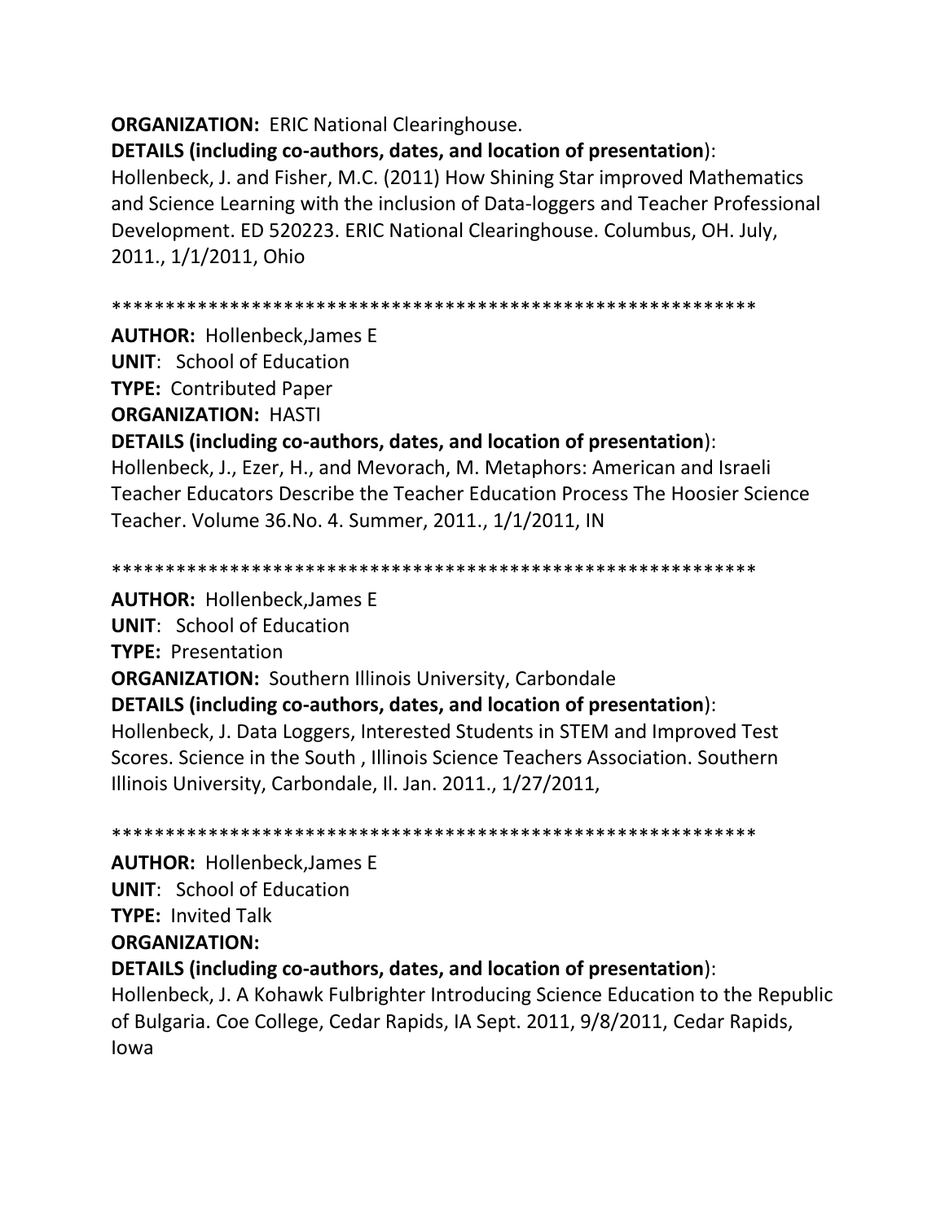**ORGANIZATION:** ERIC National Clearinghouse.

**DETAILS (including co-authors, dates, and location of presentation)**:

Hollenbeck, J. and Fisher, M.C. (2011) How Shining Star improved Mathematics and Science Learning with the inclusion of Data-loggers and Teacher Professional Development. ED 520223. ERIC National Clearinghouse. Columbus, OH. July, 2011., 1/1/2011, Ohio

************************************************************

**AUTHOR:** Hollenbeck,James E

**UNIT**: School of Education

**TYPE:** Contributed Paper

**ORGANIZATION:** HASTI

**DETAILS (including co-authors, dates, and location of presentation)**:

Hollenbeck, J., Ezer, H., and Mevorach, M. Metaphors: American and Israeli Teacher Educators Describe the Teacher Education Process The Hoosier Science Teacher. Volume 36.No. 4. Summer, 2011., 1/1/2011, IN

************************************************************

**AUTHOR:** Hollenbeck,James E

**UNIT**: School of Education

**TYPE:** Presentation

**ORGANIZATION:** Southern Illinois University, Carbondale

**DETAILS (including co-authors, dates, and location of presentation)**:

Hollenbeck, J. Data Loggers, Interested Students in STEM and Improved Test Scores. Science in the South , Illinois Science Teachers Association. Southern Illinois University, Carbondale, Il. Jan. 2011., 1/27/2011,

************************************************************

**AUTHOR:** Hollenbeck,James E

**UNIT**: School of Education

**TYPE:** Invited Talk

**ORGANIZATION:**

**DETAILS (including co-authors, dates, and location of presentation)**:

Hollenbeck, J. A Kohawk Fulbrighter Introducing Science Education to the Republic of Bulgaria. Coe College, Cedar Rapids, IA Sept. 2011, 9/8/2011, Cedar Rapids, Iowa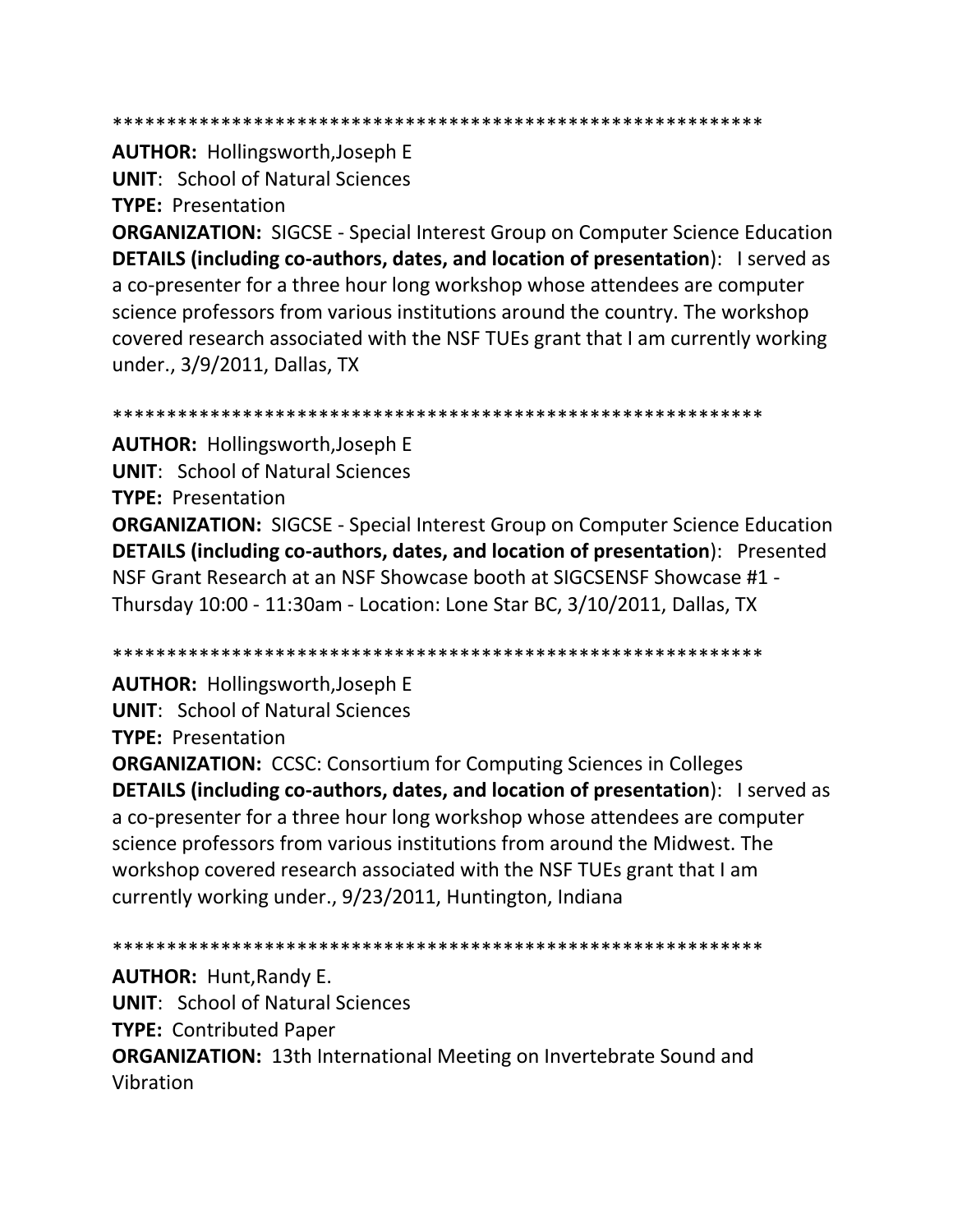************************************************************

**AUTHOR:** Hollingsworth,Joseph E
**UNIT**: School of Natural Sciences
**TYPE:** Presentation
**ORGANIZATION:** SIGCSE - Special Interest Group on Computer Science Education
**DETAILS (including co-authors, dates, and location of presentation**): I served as a co-presenter for a three hour long workshop whose attendees are computer science professors from various institutions around the country. The workshop covered research associated with the NSF TUEs grant that I am currently working under., 3/9/2011, Dallas, TX

************************************************************

**AUTHOR:** Hollingsworth,Joseph E
**UNIT**: School of Natural Sciences
**TYPE:** Presentation
**ORGANIZATION:** SIGCSE - Special Interest Group on Computer Science Education
**DETAILS (including co-authors, dates, and location of presentation**): Presented NSF Grant Research at an NSF Showcase booth at SIGCSENSF Showcase #1 - Thursday 10:00 - 11:30am - Location: Lone Star BC, 3/10/2011, Dallas, TX

************************************************************

**AUTHOR:** Hollingsworth,Joseph E
**UNIT**: School of Natural Sciences
**TYPE:** Presentation
**ORGANIZATION:** CCSC: Consortium for Computing Sciences in Colleges
**DETAILS (including co-authors, dates, and location of presentation**): I served as a co-presenter for a three hour long workshop whose attendees are computer science professors from various institutions from around the Midwest. The workshop covered research associated with the NSF TUEs grant that I am currently working under., 9/23/2011, Huntington, Indiana

************************************************************

**AUTHOR:** Hunt,Randy E.
**UNIT**: School of Natural Sciences
**TYPE:** Contributed Paper
**ORGANIZATION:** 13th International Meeting on Invertebrate Sound and Vibration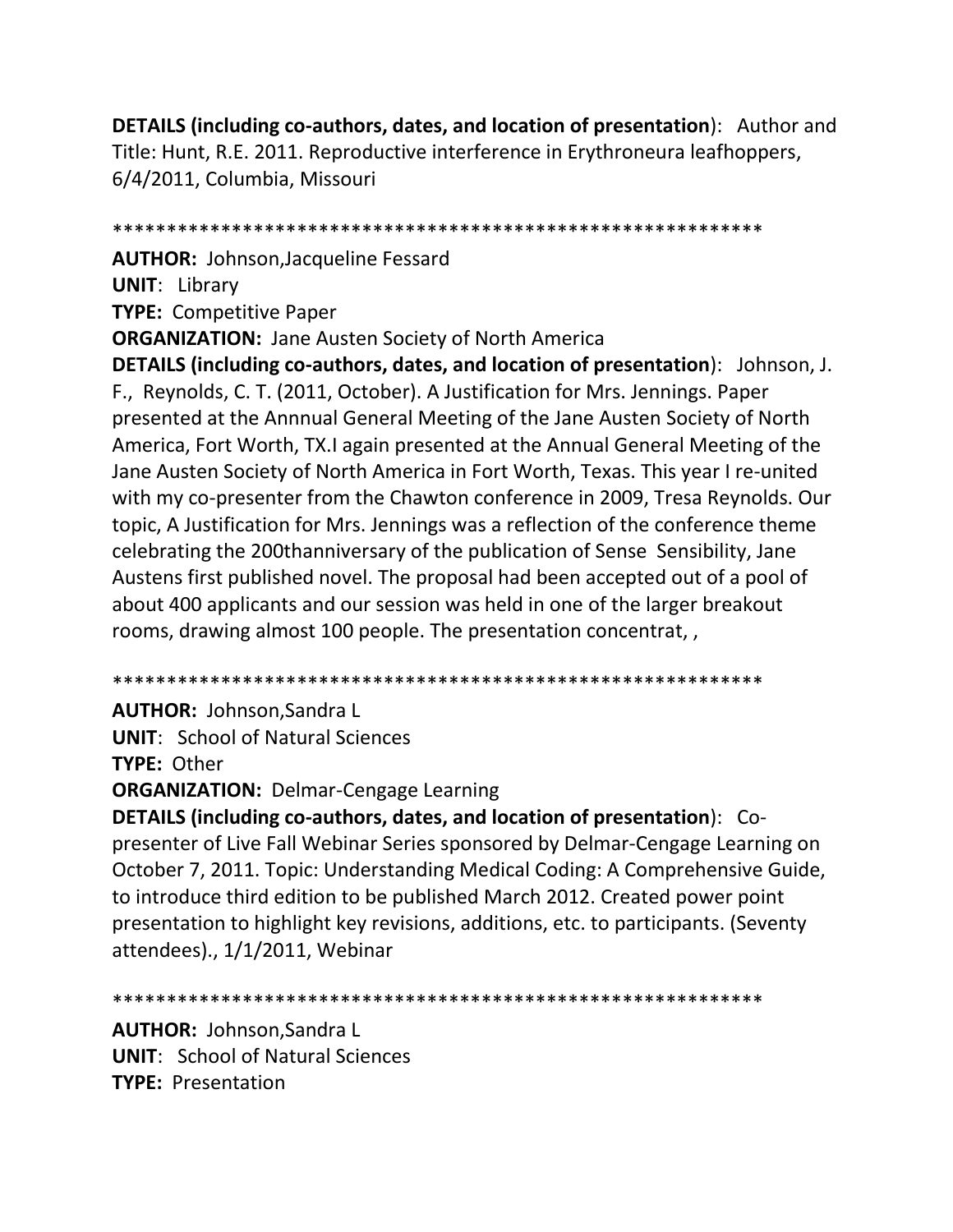**DETAILS (including co-authors, dates, and location of presentation)**: Author and Title: Hunt, R.E. 2011. Reproductive interference in Erythroneura leafhoppers, 6/4/2011, Columbia, Missouri

************************************************************

**AUTHOR:** Johnson,Jacqueline Fessard
**UNIT**: Library
**TYPE:** Competitive Paper
**ORGANIZATION:** Jane Austen Society of North America
**DETAILS (including co-authors, dates, and location of presentation)**: Johnson, J. F., Reynolds, C. T. (2011, October). A Justification for Mrs. Jennings. Paper presented at the Annnual General Meeting of the Jane Austen Society of North America, Fort Worth, TX.I again presented at the Annual General Meeting of the Jane Austen Society of North America in Fort Worth, Texas. This year I re-united with my co-presenter from the Chawton conference in 2009, Tresa Reynolds. Our topic, A Justification for Mrs. Jennings was a reflection of the conference theme celebrating the 200thanniversary of the publication of Sense Sensibility, Jane Austens first published novel. The proposal had been accepted out of a pool of about 400 applicants and our session was held in one of the larger breakout rooms, drawing almost 100 people. The presentation concentrat, ,

************************************************************

**AUTHOR:** Johnson,Sandra L
**UNIT**: School of Natural Sciences
**TYPE:** Other
**ORGANIZATION:** Delmar-Cengage Learning
**DETAILS (including co-authors, dates, and location of presentation)**: Co-presenter of Live Fall Webinar Series sponsored by Delmar-Cengage Learning on October 7, 2011. Topic: Understanding Medical Coding: A Comprehensive Guide, to introduce third edition to be published March 2012. Created power point presentation to highlight key revisions, additions, etc. to participants. (Seventy attendees)., 1/1/2011, Webinar

************************************************************

**AUTHOR:** Johnson,Sandra L
**UNIT**: School of Natural Sciences
**TYPE:** Presentation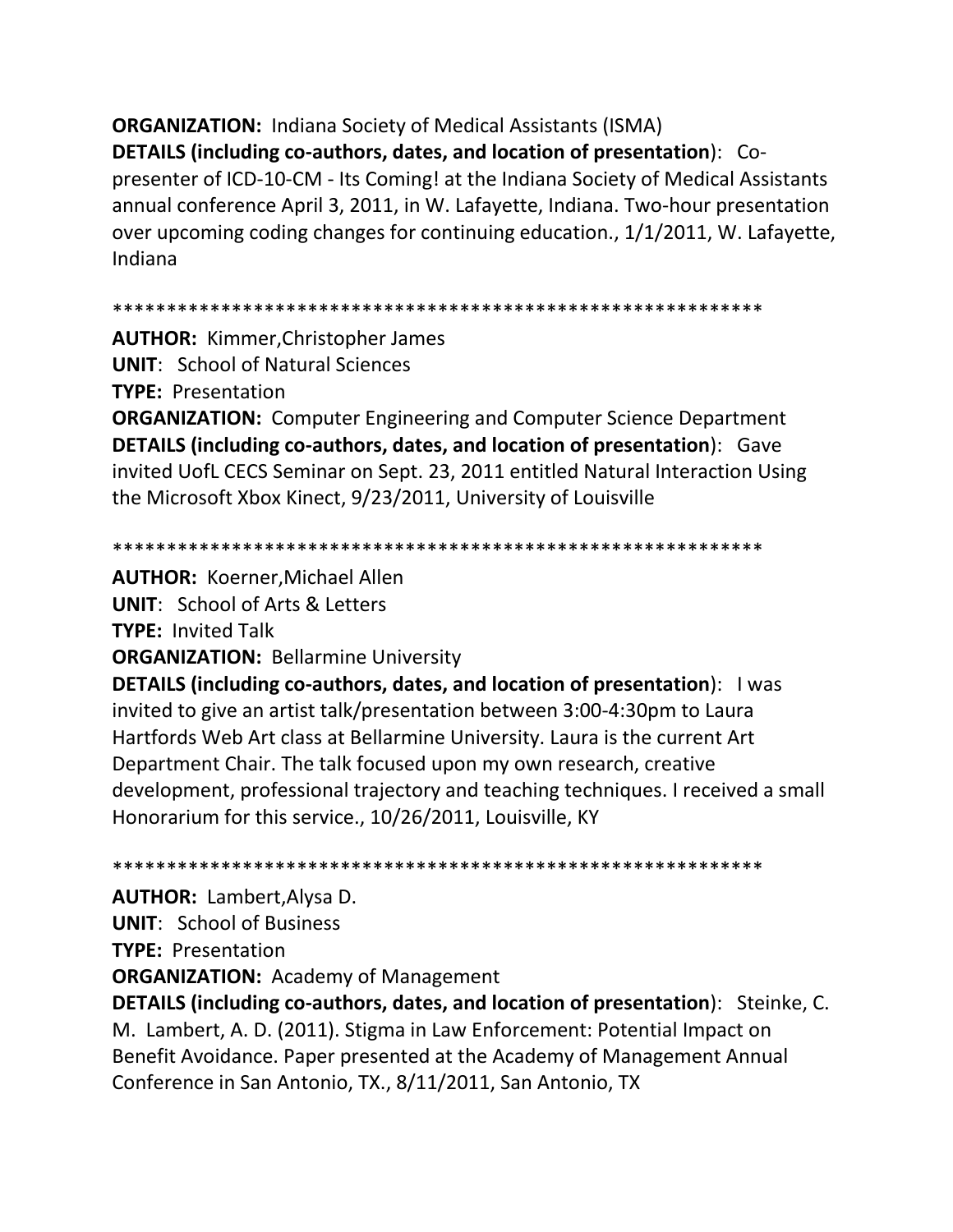**ORGANIZATION:** Indiana Society of Medical Assistants (ISMA)
**DETAILS (including co-authors, dates, and location of presentation)**: Co-presenter of ICD-10-CM - Its Coming! at the Indiana Society of Medical Assistants annual conference April 3, 2011, in W. Lafayette, Indiana. Two-hour presentation over upcoming coding changes for continuing education., 1/1/2011, W. Lafayette, Indiana

************************************************************

**AUTHOR:** Kimmer,Christopher James
**UNIT**: School of Natural Sciences
**TYPE:** Presentation
**ORGANIZATION:** Computer Engineering and Computer Science Department
**DETAILS (including co-authors, dates, and location of presentation)**: Gave invited UofL CECS Seminar on Sept. 23, 2011 entitled Natural Interaction Using the Microsoft Xbox Kinect, 9/23/2011, University of Louisville

************************************************************

**AUTHOR:** Koerner,Michael Allen
**UNIT**: School of Arts & Letters
**TYPE:** Invited Talk
**ORGANIZATION:** Bellarmine University
**DETAILS (including co-authors, dates, and location of presentation)**: I was invited to give an artist talk/presentation between 3:00-4:30pm to Laura Hartfords Web Art class at Bellarmine University. Laura is the current Art Department Chair. The talk focused upon my own research, creative development, professional trajectory and teaching techniques. I received a small Honorarium for this service., 10/26/2011, Louisville, KY

************************************************************

**AUTHOR:** Lambert,Alysa D.
**UNIT**: School of Business
**TYPE:** Presentation
**ORGANIZATION:** Academy of Management
**DETAILS (including co-authors, dates, and location of presentation)**: Steinke, C. M. Lambert, A. D. (2011). Stigma in Law Enforcement: Potential Impact on Benefit Avoidance. Paper presented at the Academy of Management Annual Conference in San Antonio, TX., 8/11/2011, San Antonio, TX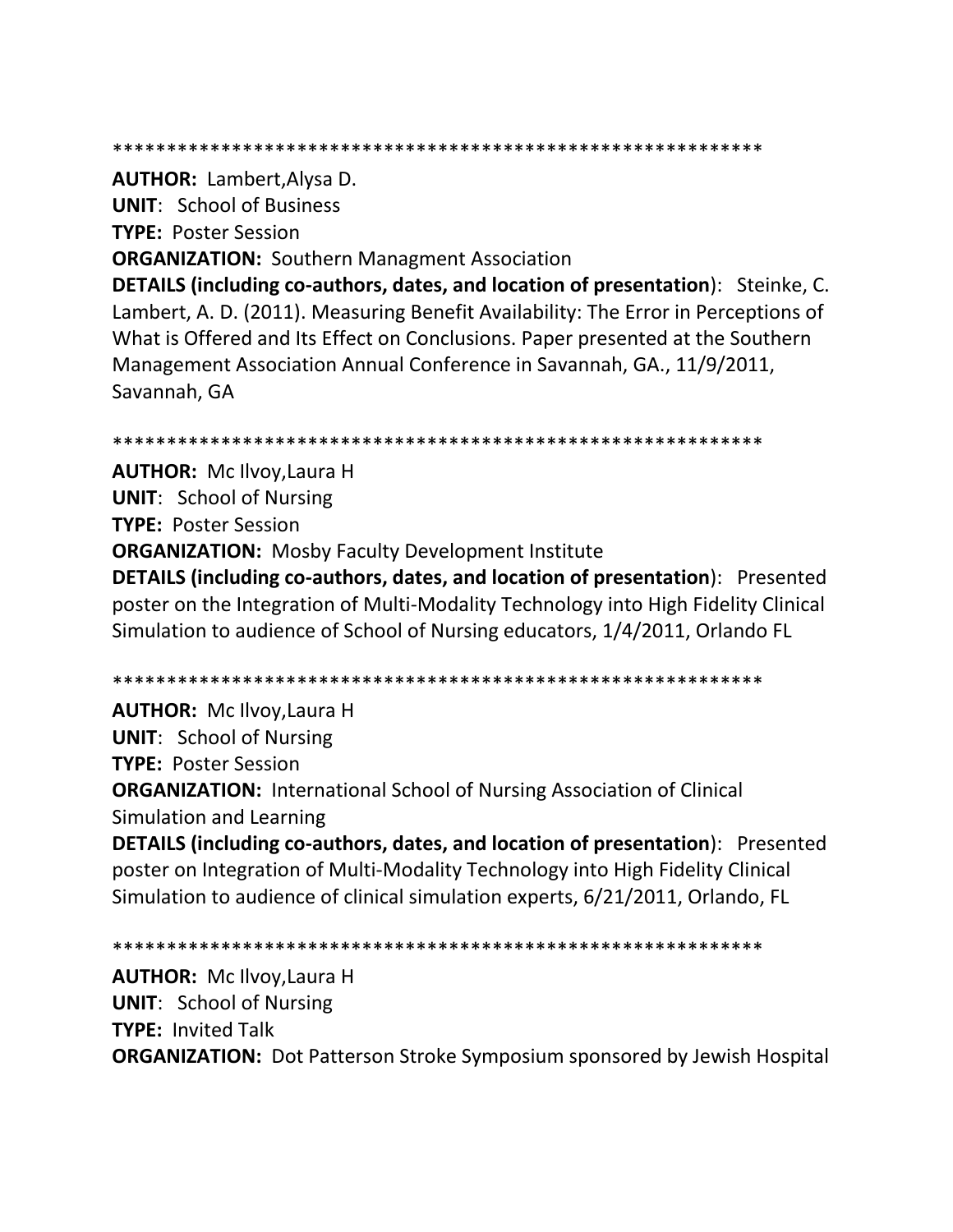************************************************************

**AUTHOR:** Lambert,Alysa D.
**UNIT**: School of Business
**TYPE:** Poster Session
**ORGANIZATION:** Southern Managment Association
**DETAILS (including co-authors, dates, and location of presentation)**: Steinke, C. Lambert, A. D. (2011). Measuring Benefit Availability: The Error in Perceptions of What is Offered and Its Effect on Conclusions. Paper presented at the Southern Management Association Annual Conference in Savannah, GA., 11/9/2011, Savannah, GA

************************************************************

**AUTHOR:** Mc Ilvoy,Laura H
**UNIT**: School of Nursing
**TYPE:** Poster Session
**ORGANIZATION:** Mosby Faculty Development Institute
**DETAILS (including co-authors, dates, and location of presentation)**: Presented poster on the Integration of Multi-Modality Technology into High Fidelity Clinical Simulation to audience of School of Nursing educators, 1/4/2011, Orlando FL

************************************************************

**AUTHOR:** Mc Ilvoy,Laura H
**UNIT**: School of Nursing
**TYPE:** Poster Session
**ORGANIZATION:** International School of Nursing Association of Clinical Simulation and Learning
**DETAILS (including co-authors, dates, and location of presentation)**: Presented poster on Integration of Multi-Modality Technology into High Fidelity Clinical Simulation to audience of clinical simulation experts, 6/21/2011, Orlando, FL

************************************************************

**AUTHOR:** Mc Ilvoy,Laura H
**UNIT**: School of Nursing
**TYPE:** Invited Talk
**ORGANIZATION:** Dot Patterson Stroke Symposium sponsored by Jewish Hospital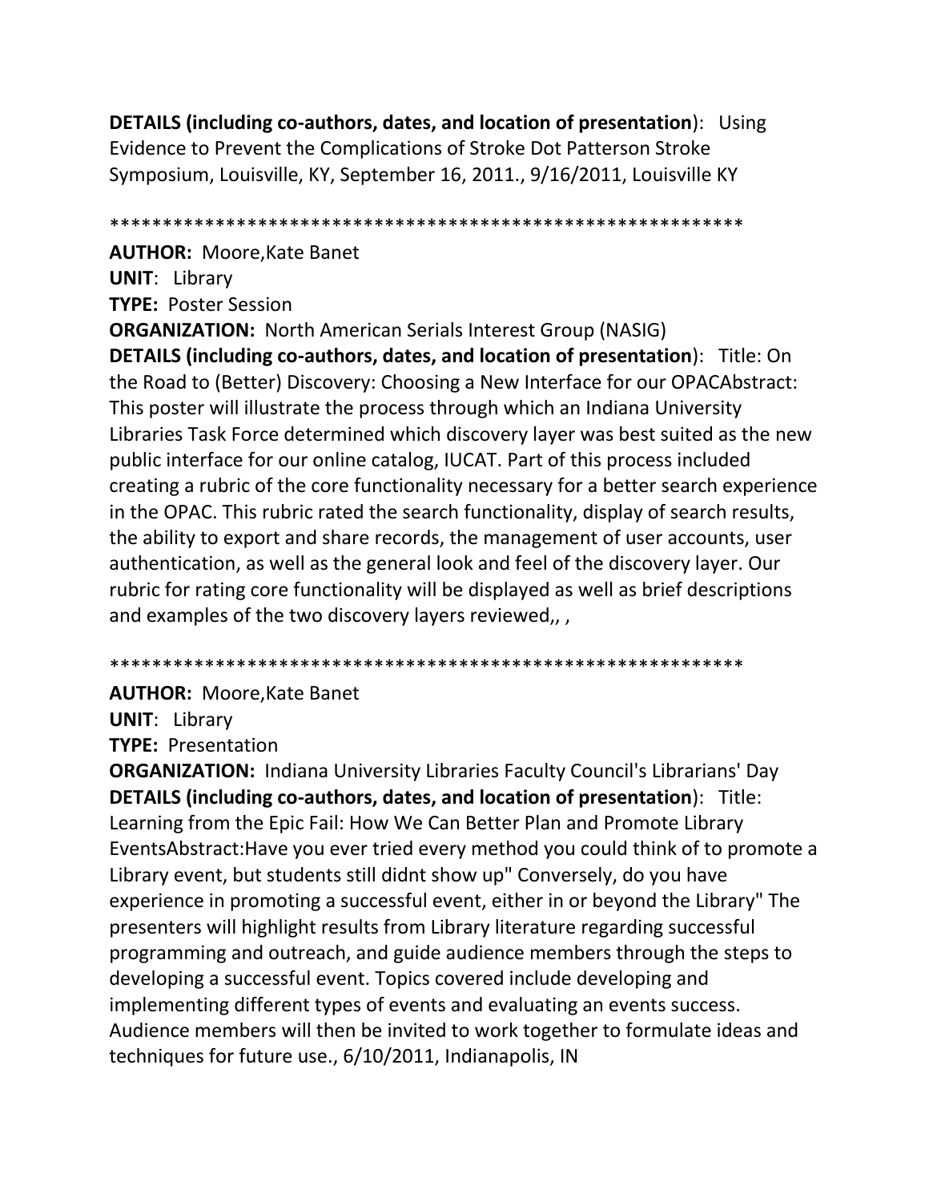**DETAILS (including co-authors, dates, and location of presentation)**: Using Evidence to Prevent the Complications of Stroke Dot Patterson Stroke Symposium, Louisville, KY, September 16, 2011., 9/16/2011, Louisville KY

************************************************************

**AUTHOR:** Moore,Kate Banet
**UNIT**: Library
**TYPE:** Poster Session
**ORGANIZATION:** North American Serials Interest Group (NASIG)
**DETAILS (including co-authors, dates, and location of presentation)**: Title: On the Road to (Better) Discovery: Choosing a New Interface for our OPACAbstract: This poster will illustrate the process through which an Indiana University Libraries Task Force determined which discovery layer was best suited as the new public interface for our online catalog, IUCAT. Part of this process included creating a rubric of the core functionality necessary for a better search experience in the OPAC. This rubric rated the search functionality, display of search results, the ability to export and share records, the management of user accounts, user authentication, as well as the general look and feel of the discovery layer. Our rubric for rating core functionality will be displayed as well as brief descriptions and examples of the two discovery layers reviewed,, ,

************************************************************

**AUTHOR:** Moore,Kate Banet
**UNIT**: Library
**TYPE:** Presentation
**ORGANIZATION:** Indiana University Libraries Faculty Council's Librarians' Day
**DETAILS (including co-authors, dates, and location of presentation)**: Title: Learning from the Epic Fail: How We Can Better Plan and Promote Library EventsAbstract:Have you ever tried every method you could think of to promote a Library event, but students still didnt show up" Conversely, do you have experience in promoting a successful event, either in or beyond the Library" The presenters will highlight results from Library literature regarding successful programming and outreach, and guide audience members through the steps to developing a successful event. Topics covered include developing and implementing different types of events and evaluating an events success. Audience members will then be invited to work together to formulate ideas and techniques for future use., 6/10/2011, Indianapolis, IN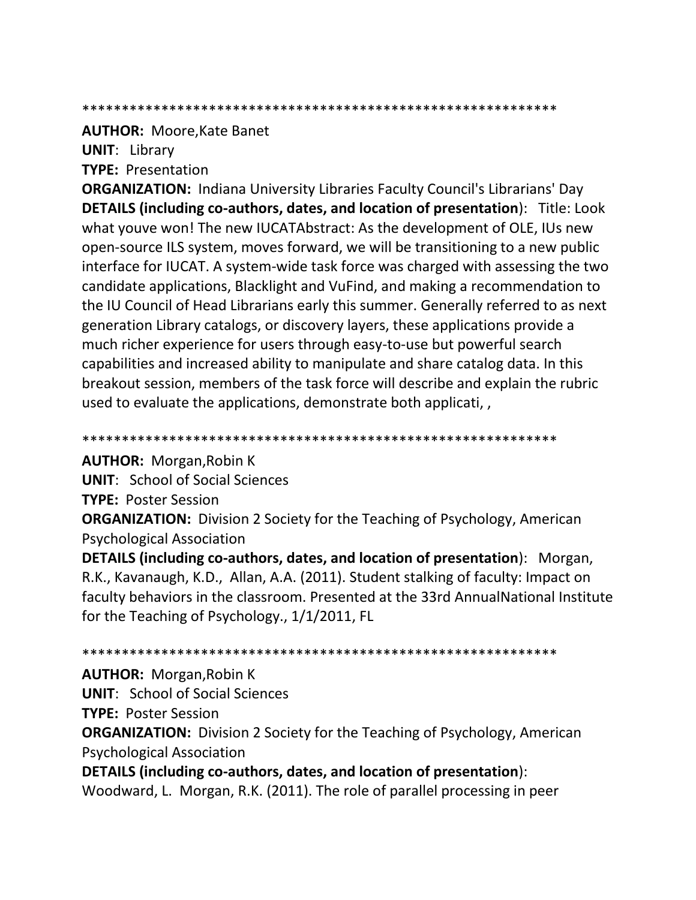************************************************************

**AUTHOR:** Moore,Kate Banet

**UNIT**: Library

**TYPE:** Presentation

**ORGANIZATION:** Indiana University Libraries Faculty Council's Librarians' Day

**DETAILS (including co-authors, dates, and location of presentation**): Title: Look what youve won! The new IUCATAbstract: As the development of OLE, IUs new open-source ILS system, moves forward, we will be transitioning to a new public interface for IUCAT. A system-wide task force was charged with assessing the two candidate applications, Blacklight and VuFind, and making a recommendation to the IU Council of Head Librarians early this summer. Generally referred to as next generation Library catalogs, or discovery layers, these applications provide a much richer experience for users through easy-to-use but powerful search capabilities and increased ability to manipulate and share catalog data. In this breakout session, members of the task force will describe and explain the rubric used to evaluate the applications, demonstrate both applicati, ,

************************************************************

**AUTHOR:** Morgan,Robin K

**UNIT**: School of Social Sciences

**TYPE:** Poster Session

**ORGANIZATION:** Division 2 Society for the Teaching of Psychology, American Psychological Association

**DETAILS (including co-authors, dates, and location of presentation**): Morgan, R.K., Kavanaugh, K.D., Allan, A.A. (2011). Student stalking of faculty: Impact on faculty behaviors in the classroom. Presented at the 33rd AnnualNational Institute for the Teaching of Psychology., 1/1/2011, FL

************************************************************

**AUTHOR:** Morgan,Robin K

**UNIT**: School of Social Sciences

**TYPE:** Poster Session

**ORGANIZATION:** Division 2 Society for the Teaching of Psychology, American Psychological Association

**DETAILS (including co-authors, dates, and location of presentation**):
Woodward, L. Morgan, R.K. (2011). The role of parallel processing in peer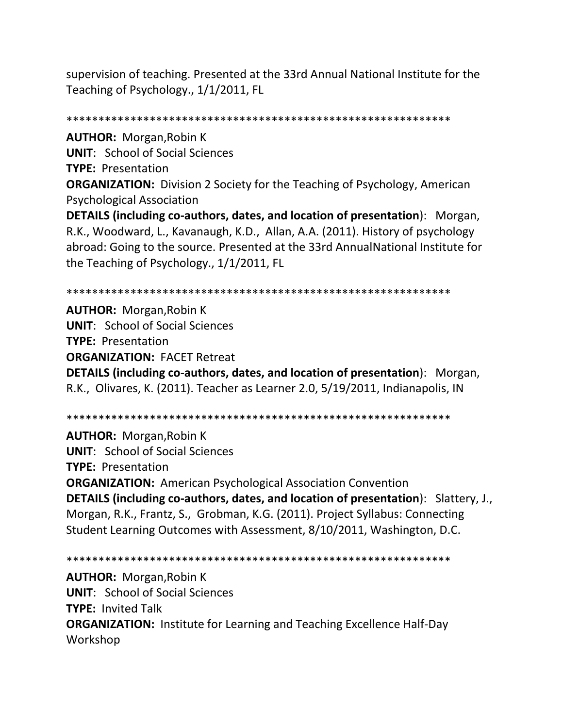supervision of teaching. Presented at the 33rd Annual National Institute for the Teaching of Psychology., 1/1/2011, FL

************************************************************

**AUTHOR:** Morgan,Robin K
**UNIT**: School of Social Sciences
**TYPE:** Presentation
**ORGANIZATION:** Division 2 Society for the Teaching of Psychology, American Psychological Association
**DETAILS (including co-authors, dates, and location of presentation)**: Morgan, R.K., Woodward, L., Kavanaugh, K.D., Allan, A.A. (2011). History of psychology abroad: Going to the source. Presented at the 33rd AnnualNational Institute for the Teaching of Psychology., 1/1/2011, FL

************************************************************

**AUTHOR:** Morgan,Robin K
**UNIT**: School of Social Sciences
**TYPE:** Presentation
**ORGANIZATION:** FACET Retreat
**DETAILS (including co-authors, dates, and location of presentation)**: Morgan, R.K., Olivares, K. (2011). Teacher as Learner 2.0, 5/19/2011, Indianapolis, IN

************************************************************

**AUTHOR:** Morgan,Robin K
**UNIT**: School of Social Sciences
**TYPE:** Presentation
**ORGANIZATION:** American Psychological Association Convention
**DETAILS (including co-authors, dates, and location of presentation)**: Slattery, J., Morgan, R.K., Frantz, S., Grobman, K.G. (2011). Project Syllabus: Connecting Student Learning Outcomes with Assessment, 8/10/2011, Washington, D.C.

************************************************************

**AUTHOR:** Morgan,Robin K
**UNIT**: School of Social Sciences
**TYPE:** Invited Talk
**ORGANIZATION:** Institute for Learning and Teaching Excellence Half-Day Workshop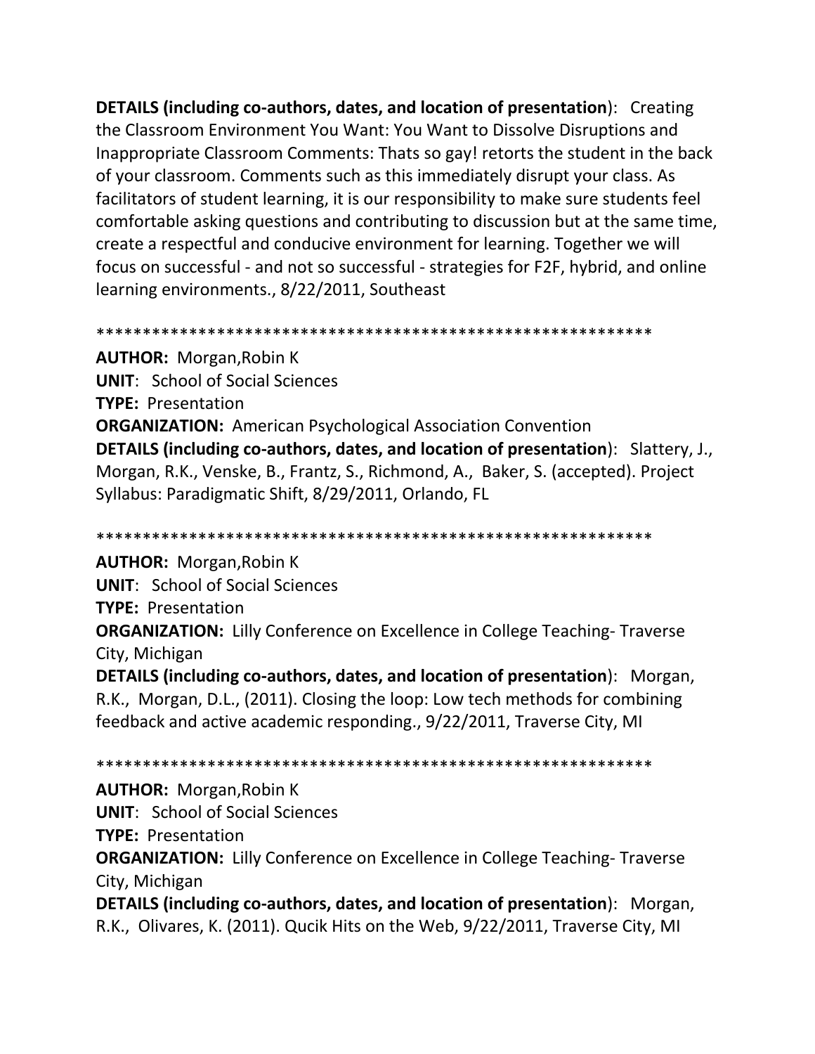**DETAILS (including co-authors, dates, and location of presentation)**: Creating the Classroom Environment You Want: You Want to Dissolve Disruptions and Inappropriate Classroom Comments: Thats so gay! retorts the student in the back of your classroom. Comments such as this immediately disrupt your class. As facilitators of student learning, it is our responsibility to make sure students feel comfortable asking questions and contributing to discussion but at the same time, create a respectful and conducive environment for learning. Together we will focus on successful - and not so successful - strategies for F2F, hybrid, and online learning environments., 8/22/2011, Southeast

************************************************************

**AUTHOR:** Morgan,Robin K
**UNIT**: School of Social Sciences
**TYPE:** Presentation
**ORGANIZATION:** American Psychological Association Convention
**DETAILS (including co-authors, dates, and location of presentation)**: Slattery, J., Morgan, R.K., Venske, B., Frantz, S., Richmond, A., Baker, S. (accepted). Project Syllabus: Paradigmatic Shift, 8/29/2011, Orlando, FL

************************************************************

**AUTHOR:** Morgan,Robin K
**UNIT**: School of Social Sciences
**TYPE:** Presentation
**ORGANIZATION:** Lilly Conference on Excellence in College Teaching- Traverse City, Michigan
**DETAILS (including co-authors, dates, and location of presentation)**: Morgan, R.K., Morgan, D.L., (2011). Closing the loop: Low tech methods for combining feedback and active academic responding., 9/22/2011, Traverse City, MI

************************************************************

**AUTHOR:** Morgan,Robin K
**UNIT**: School of Social Sciences
**TYPE:** Presentation
**ORGANIZATION:** Lilly Conference on Excellence in College Teaching- Traverse City, Michigan
**DETAILS (including co-authors, dates, and location of presentation)**: Morgan, R.K., Olivares, K. (2011). Qucik Hits on the Web, 9/22/2011, Traverse City, MI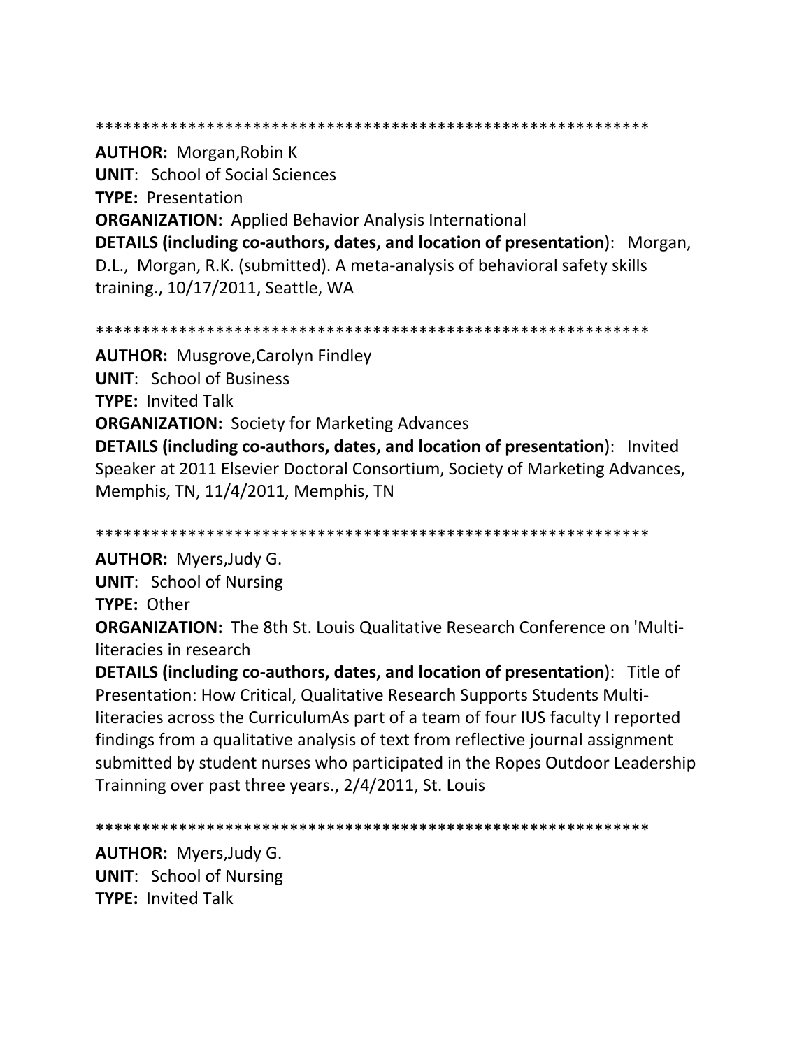************************************************************

**AUTHOR:** Morgan,Robin K
**UNIT**: School of Social Sciences
**TYPE:** Presentation
**ORGANIZATION:** Applied Behavior Analysis International
**DETAILS (including co-authors, dates, and location of presentation)**: Morgan, D.L., Morgan, R.K. (submitted). A meta-analysis of behavioral safety skills training., 10/17/2011, Seattle, WA

************************************************************

**AUTHOR:** Musgrove,Carolyn Findley
**UNIT**: School of Business
**TYPE:** Invited Talk
**ORGANIZATION:** Society for Marketing Advances
**DETAILS (including co-authors, dates, and location of presentation)**: Invited Speaker at 2011 Elsevier Doctoral Consortium, Society of Marketing Advances, Memphis, TN, 11/4/2011, Memphis, TN

************************************************************

**AUTHOR:** Myers,Judy G.
**UNIT**: School of Nursing
**TYPE:** Other
**ORGANIZATION:** The 8th St. Louis Qualitative Research Conference on 'Multi-literacies in research
**DETAILS (including co-authors, dates, and location of presentation)**: Title of Presentation: How Critical, Qualitative Research Supports Students Multi-literacies across the CurriculumAs part of a team of four IUS faculty I reported findings from a qualitative analysis of text from reflective journal assignment submitted by student nurses who participated in the Ropes Outdoor Leadership Trainning over past three years., 2/4/2011, St. Louis

************************************************************

**AUTHOR:** Myers,Judy G.
**UNIT**: School of Nursing
**TYPE:** Invited Talk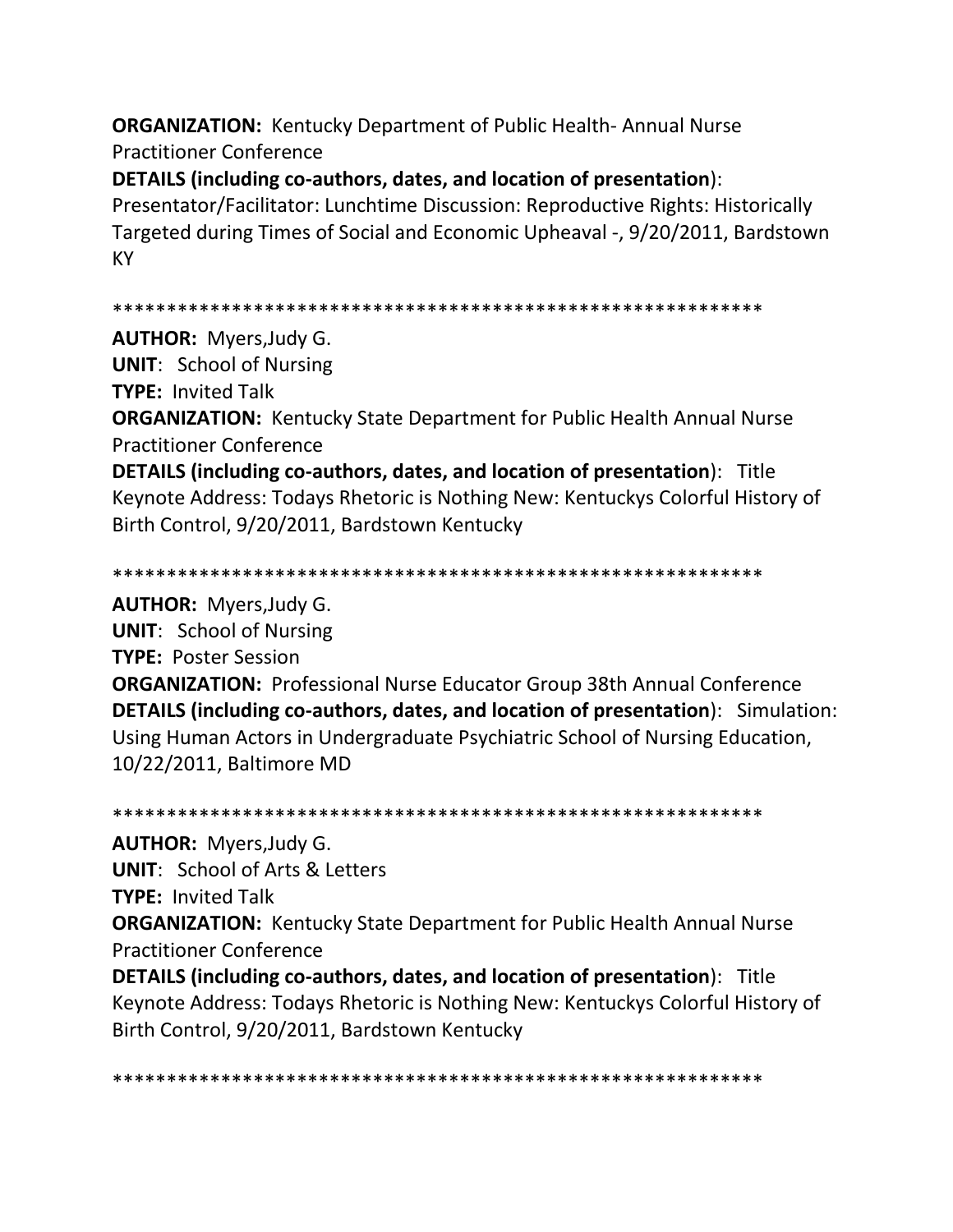**ORGANIZATION:** Kentucky Department of Public Health- Annual Nurse Practitioner Conference

**DETAILS (including co-authors, dates, and location of presentation)**: Presentator/Facilitator: Lunchtime Discussion: Reproductive Rights: Historically Targeted during Times of Social and Economic Upheaval -, 9/20/2011, Bardstown KY

************************************************************

**AUTHOR:** Myers,Judy G.

**UNIT**: School of Nursing

**TYPE:** Invited Talk

**ORGANIZATION:** Kentucky State Department for Public Health Annual Nurse Practitioner Conference

**DETAILS (including co-authors, dates, and location of presentation)**: Title Keynote Address: Todays Rhetoric is Nothing New: Kentuckys Colorful History of Birth Control, 9/20/2011, Bardstown Kentucky

************************************************************

**AUTHOR:** Myers,Judy G.

**UNIT**: School of Nursing

**TYPE:** Poster Session

**ORGANIZATION:** Professional Nurse Educator Group 38th Annual Conference

**DETAILS (including co-authors, dates, and location of presentation)**: Simulation: Using Human Actors in Undergraduate Psychiatric School of Nursing Education, 10/22/2011, Baltimore MD

************************************************************

**AUTHOR:** Myers,Judy G.

**UNIT**: School of Arts & Letters

**TYPE:** Invited Talk

**ORGANIZATION:** Kentucky State Department for Public Health Annual Nurse Practitioner Conference

**DETAILS (including co-authors, dates, and location of presentation)**: Title Keynote Address: Todays Rhetoric is Nothing New: Kentuckys Colorful History of Birth Control, 9/20/2011, Bardstown Kentucky

************************************************************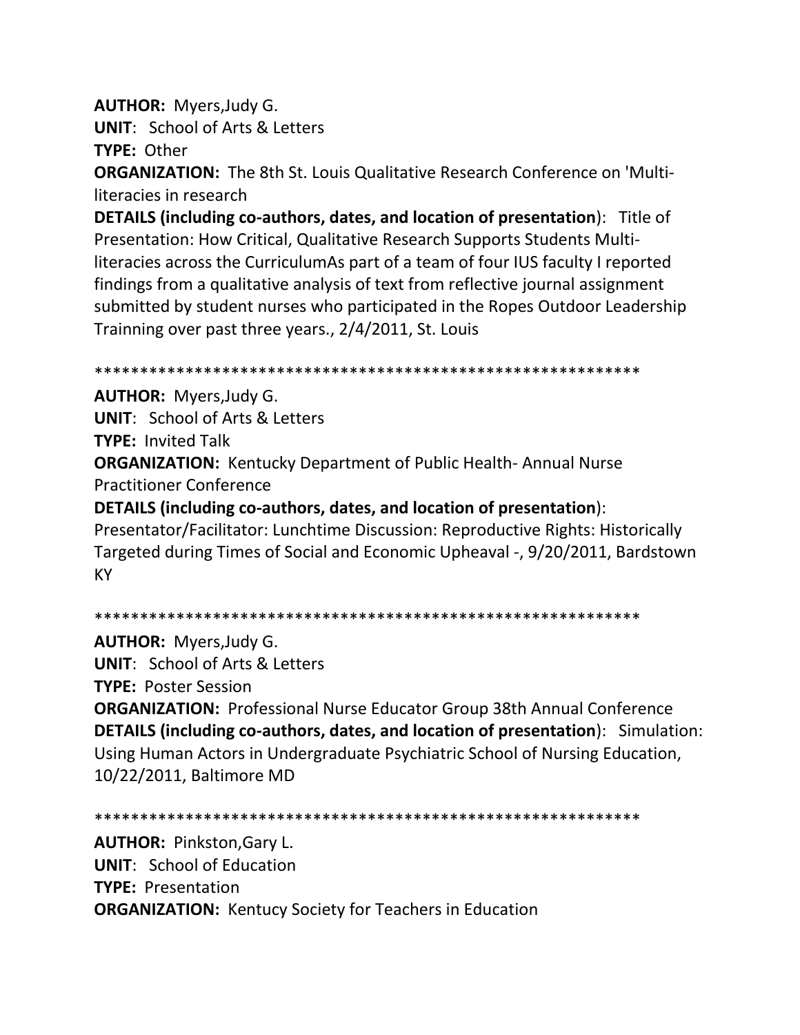**AUTHOR:** Myers,Judy G.
**UNIT**: School of Arts & Letters
**TYPE:** Other
**ORGANIZATION:** The 8th St. Louis Qualitative Research Conference on 'Multi-literacies in research
**DETAILS (including co-authors, dates, and location of presentation)**: Title of Presentation: How Critical, Qualitative Research Supports Students Multi-literacies across the CurriculumAs part of a team of four IUS faculty I reported findings from a qualitative analysis of text from reflective journal assignment submitted by student nurses who participated in the Ropes Outdoor Leadership Trainning over past three years., 2/4/2011, St. Louis

************************************************************

**AUTHOR:** Myers,Judy G.
**UNIT**: School of Arts & Letters
**TYPE:** Invited Talk
**ORGANIZATION:** Kentucky Department of Public Health- Annual Nurse Practitioner Conference
**DETAILS (including co-authors, dates, and location of presentation)**: Presentator/Facilitator: Lunchtime Discussion: Reproductive Rights: Historically Targeted during Times of Social and Economic Upheaval -, 9/20/2011, Bardstown KY

************************************************************

**AUTHOR:** Myers,Judy G.
**UNIT**: School of Arts & Letters
**TYPE:** Poster Session
**ORGANIZATION:** Professional Nurse Educator Group 38th Annual Conference
**DETAILS (including co-authors, dates, and location of presentation)**: Simulation: Using Human Actors in Undergraduate Psychiatric School of Nursing Education, 10/22/2011, Baltimore MD

************************************************************

**AUTHOR:** Pinkston,Gary L.
**UNIT**: School of Education
**TYPE:** Presentation
**ORGANIZATION:** Kentucy Society for Teachers in Education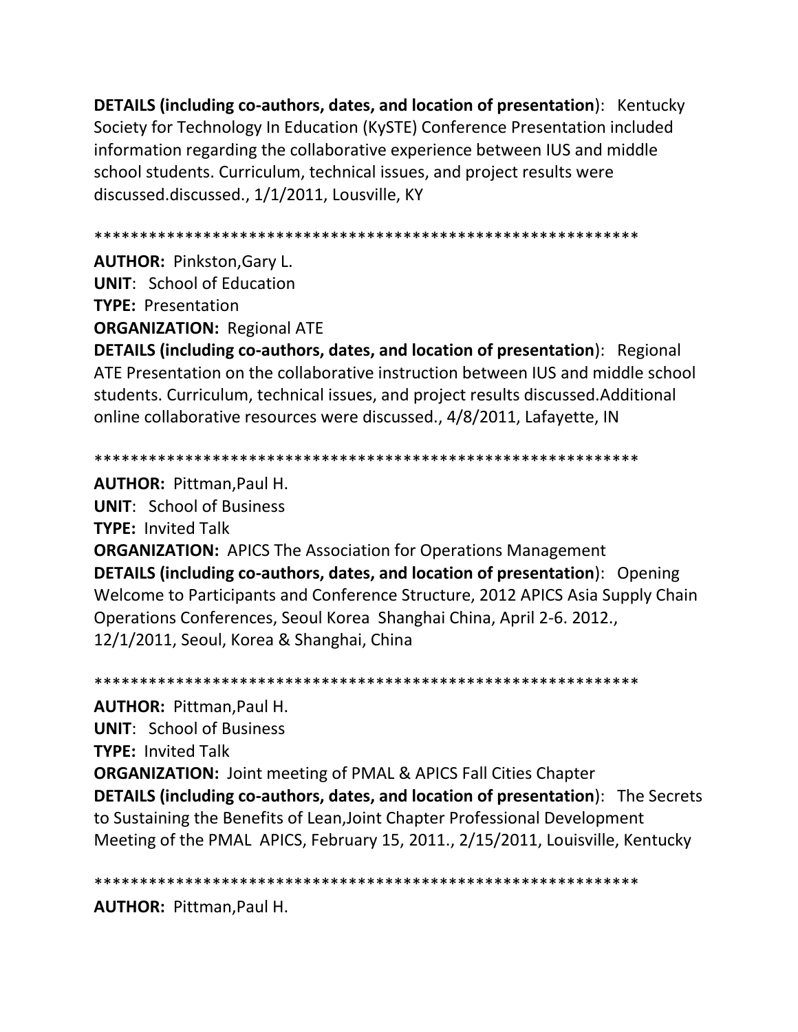**DETAILS (including co-authors, dates, and location of presentation)**: Kentucky Society for Technology In Education (KySTE) Conference Presentation included information regarding the collaborative experience between IUS and middle school students. Curriculum, technical issues, and project results were discussed.discussed., 1/1/2011, Lousville, KY

************************************************************

**AUTHOR:** Pinkston,Gary L.
**UNIT**: School of Education
**TYPE:** Presentation
**ORGANIZATION:** Regional ATE
**DETAILS (including co-authors, dates, and location of presentation)**: Regional ATE Presentation on the collaborative instruction between IUS and middle school students. Curriculum, technical issues, and project results discussed.Additional online collaborative resources were discussed., 4/8/2011, Lafayette, IN

************************************************************

**AUTHOR:** Pittman,Paul H.
**UNIT**: School of Business
**TYPE:** Invited Talk
**ORGANIZATION:** APICS The Association for Operations Management
**DETAILS (including co-authors, dates, and location of presentation)**: Opening Welcome to Participants and Conference Structure, 2012 APICS Asia Supply Chain Operations Conferences, Seoul Korea Shanghai China, April 2-6. 2012., 12/1/2011, Seoul, Korea & Shanghai, China

************************************************************

**AUTHOR:** Pittman,Paul H.
**UNIT**: School of Business
**TYPE:** Invited Talk
**ORGANIZATION:** Joint meeting of PMAL & APICS Fall Cities Chapter
**DETAILS (including co-authors, dates, and location of presentation)**: The Secrets to Sustaining the Benefits of Lean,Joint Chapter Professional Development Meeting of the PMAL APICS, February 15, 2011., 2/15/2011, Louisville, Kentucky

************************************************************

**AUTHOR:** Pittman,Paul H.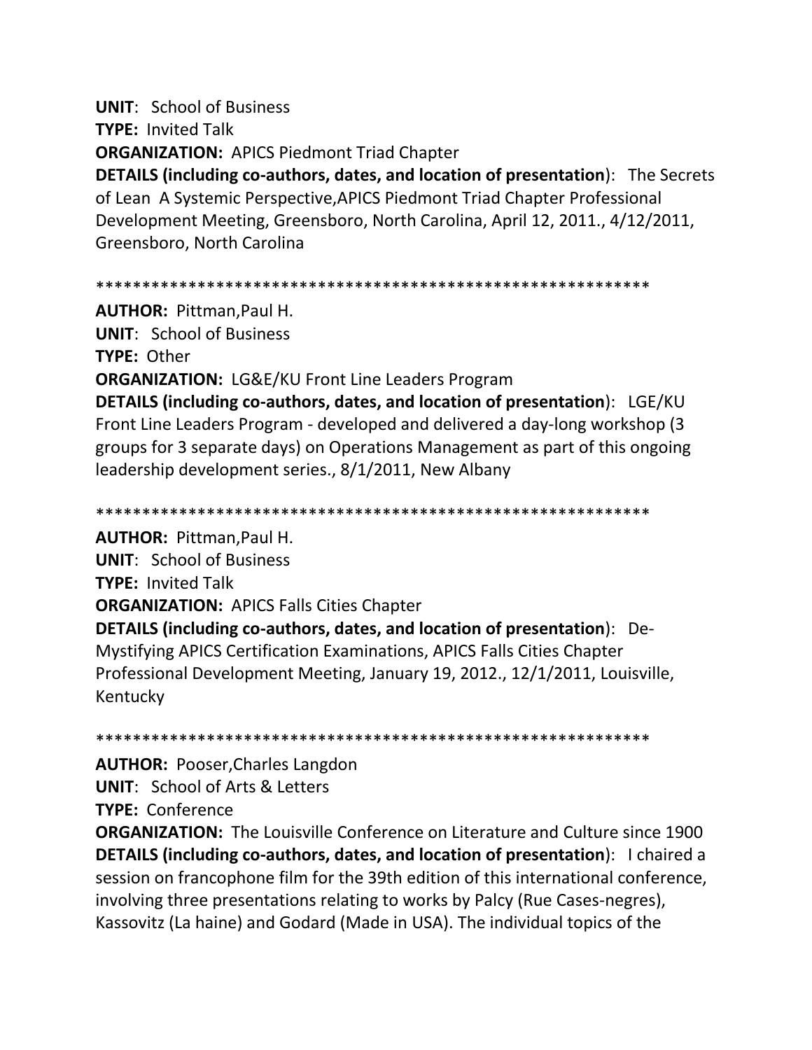**UNIT**: School of Business
**TYPE:** Invited Talk
**ORGANIZATION:** APICS Piedmont Triad Chapter
**DETAILS (including co-authors, dates, and location of presentation)**: The Secrets of Lean A Systemic Perspective,APICS Piedmont Triad Chapter Professional Development Meeting, Greensboro, North Carolina, April 12, 2011., 4/12/2011, Greensboro, North Carolina

************************************************************

**AUTHOR:** Pittman,Paul H.
**UNIT**: School of Business
**TYPE:** Other
**ORGANIZATION:** LG&E/KU Front Line Leaders Program
**DETAILS (including co-authors, dates, and location of presentation)**: LGE/KU Front Line Leaders Program - developed and delivered a day-long workshop (3 groups for 3 separate days) on Operations Management as part of this ongoing leadership development series., 8/1/2011, New Albany

************************************************************

**AUTHOR:** Pittman,Paul H.
**UNIT**: School of Business
**TYPE:** Invited Talk
**ORGANIZATION:** APICS Falls Cities Chapter
**DETAILS (including co-authors, dates, and location of presentation)**: De-Mystifying APICS Certification Examinations, APICS Falls Cities Chapter Professional Development Meeting, January 19, 2012., 12/1/2011, Louisville, Kentucky

************************************************************

**AUTHOR:** Pooser,Charles Langdon
**UNIT**: School of Arts & Letters
**TYPE:** Conference
**ORGANIZATION:** The Louisville Conference on Literature and Culture since 1900
**DETAILS (including co-authors, dates, and location of presentation)**: I chaired a session on francophone film for the 39th edition of this international conference, involving three presentations relating to works by Palcy (Rue Cases-negres), Kassovitz (La haine) and Godard (Made in USA). The individual topics of the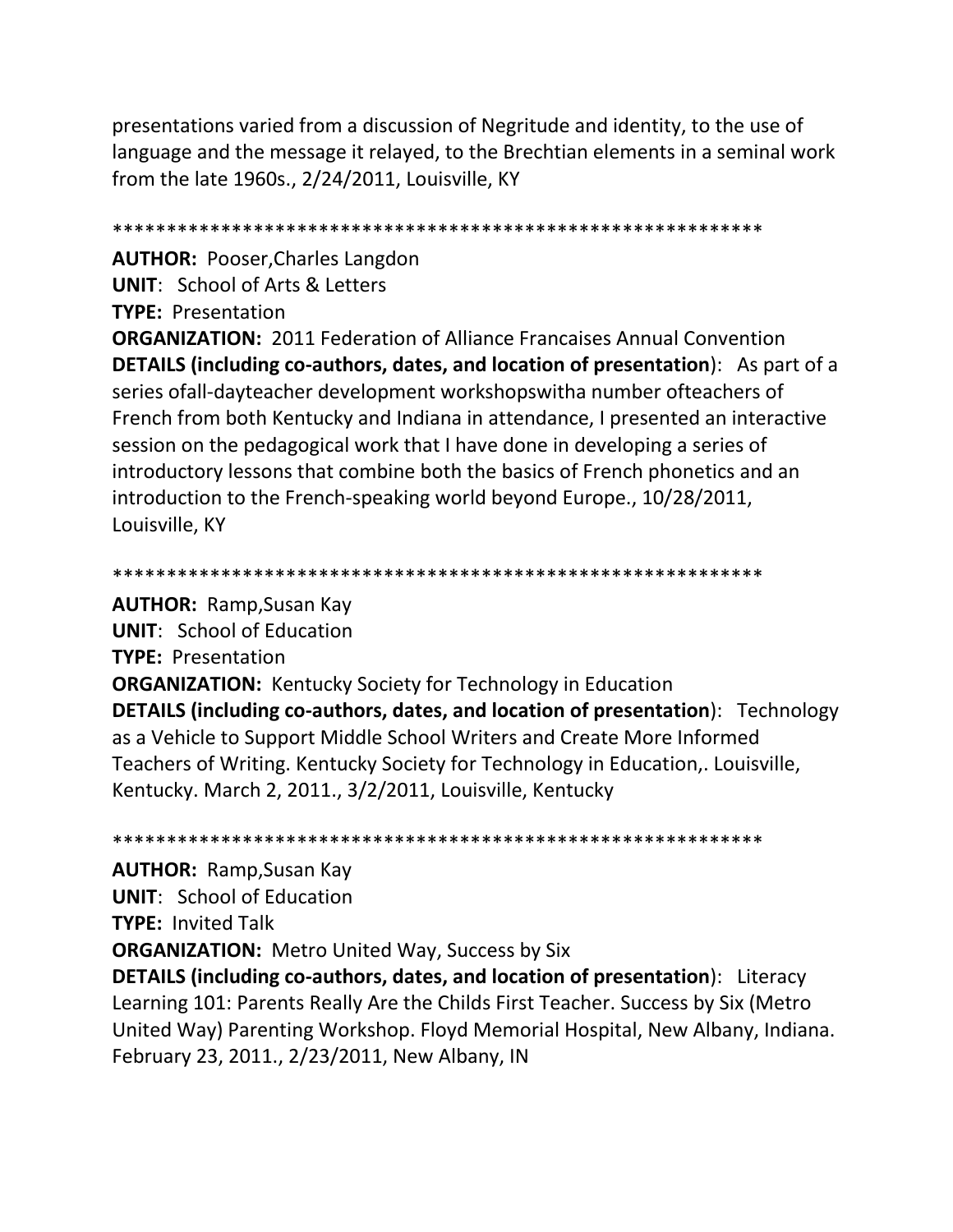presentations varied from a discussion of Negritude and identity, to the use of language and the message it relayed, to the Brechtian elements in a seminal work from the late 1960s., 2/24/2011, Louisville, KY

************************************************************

**AUTHOR:** Pooser,Charles Langdon
**UNIT**: School of Arts & Letters
**TYPE:** Presentation
**ORGANIZATION:** 2011 Federation of Alliance Francaises Annual Convention
**DETAILS (including co-authors, dates, and location of presentation)**: As part of a series ofall-dayteacher development workshopswitha number ofteachers of French from both Kentucky and Indiana in attendance, I presented an interactive session on the pedagogical work that I have done in developing a series of introductory lessons that combine both the basics of French phonetics and an introduction to the French-speaking world beyond Europe., 10/28/2011, Louisville, KY

************************************************************

**AUTHOR:** Ramp,Susan Kay
**UNIT**: School of Education
**TYPE:** Presentation
**ORGANIZATION:** Kentucky Society for Technology in Education
**DETAILS (including co-authors, dates, and location of presentation)**: Technology as a Vehicle to Support Middle School Writers and Create More Informed Teachers of Writing. Kentucky Society for Technology in Education,. Louisville, Kentucky. March 2, 2011., 3/2/2011, Louisville, Kentucky

************************************************************

**AUTHOR:** Ramp,Susan Kay
**UNIT**: School of Education
**TYPE:** Invited Talk
**ORGANIZATION:** Metro United Way, Success by Six
**DETAILS (including co-authors, dates, and location of presentation)**: Literacy Learning 101: Parents Really Are the Childs First Teacher. Success by Six (Metro United Way) Parenting Workshop. Floyd Memorial Hospital, New Albany, Indiana. February 23, 2011., 2/23/2011, New Albany, IN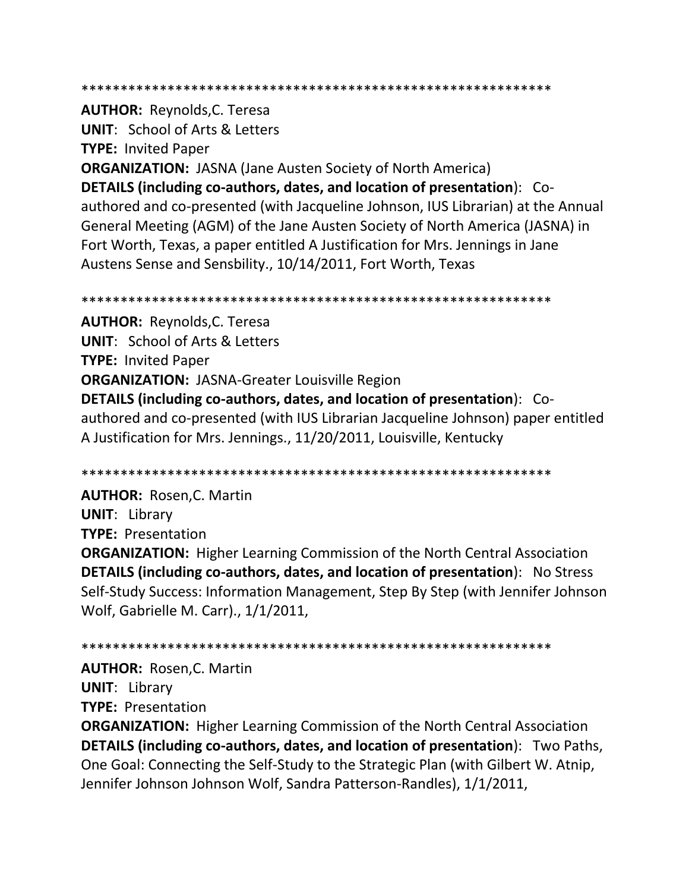************************************************************

**AUTHOR:** Reynolds,C. Teresa
**UNIT**: School of Arts & Letters
**TYPE:** Invited Paper
**ORGANIZATION:** JASNA (Jane Austen Society of North America)
**DETAILS (including co-authors, dates, and location of presentation)**: Co-authored and co-presented (with Jacqueline Johnson, IUS Librarian) at the Annual General Meeting (AGM) of the Jane Austen Society of North America (JASNA) in Fort Worth, Texas, a paper entitled A Justification for Mrs. Jennings in Jane Austens Sense and Sensbility., 10/14/2011, Fort Worth, Texas

************************************************************

**AUTHOR:** Reynolds,C. Teresa
**UNIT**: School of Arts & Letters
**TYPE:** Invited Paper
**ORGANIZATION:** JASNA-Greater Louisville Region
**DETAILS (including co-authors, dates, and location of presentation)**: Co-authored and co-presented (with IUS Librarian Jacqueline Johnson) paper entitled A Justification for Mrs. Jennings., 11/20/2011, Louisville, Kentucky

************************************************************

**AUTHOR:** Rosen,C. Martin
**UNIT**: Library
**TYPE:** Presentation
**ORGANIZATION:** Higher Learning Commission of the North Central Association
**DETAILS (including co-authors, dates, and location of presentation)**: No Stress Self-Study Success: Information Management, Step By Step (with Jennifer Johnson Wolf, Gabrielle M. Carr)., 1/1/2011,

************************************************************

**AUTHOR:** Rosen,C. Martin
**UNIT**: Library
**TYPE:** Presentation
**ORGANIZATION:** Higher Learning Commission of the North Central Association
**DETAILS (including co-authors, dates, and location of presentation)**: Two Paths, One Goal: Connecting the Self-Study to the Strategic Plan (with Gilbert W. Atnip, Jennifer Johnson Johnson Wolf, Sandra Patterson-Randles), 1/1/2011,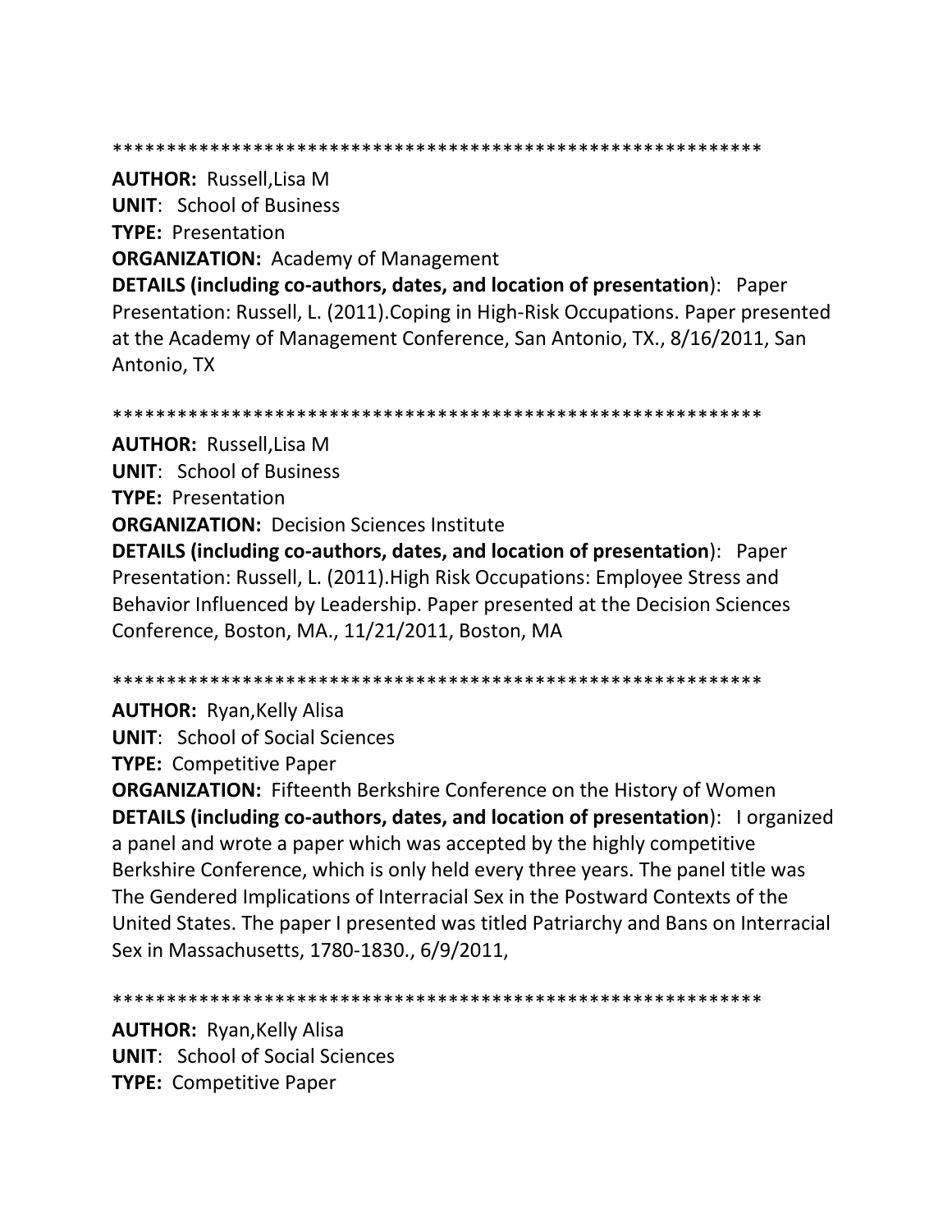************************************************************

**AUTHOR:** Russell,Lisa M
**UNIT**: School of Business
**TYPE:** Presentation
**ORGANIZATION:** Academy of Management
**DETAILS (including co-authors, dates, and location of presentation**): Paper Presentation: Russell, L. (2011).Coping in High-Risk Occupations. Paper presented at the Academy of Management Conference, San Antonio, TX., 8/16/2011, San Antonio, TX

************************************************************

**AUTHOR:** Russell,Lisa M
**UNIT**: School of Business
**TYPE:** Presentation
**ORGANIZATION:** Decision Sciences Institute
**DETAILS (including co-authors, dates, and location of presentation**): Paper Presentation: Russell, L. (2011).High Risk Occupations: Employee Stress and Behavior Influenced by Leadership. Paper presented at the Decision Sciences Conference, Boston, MA., 11/21/2011, Boston, MA

************************************************************

**AUTHOR:** Ryan,Kelly Alisa
**UNIT**: School of Social Sciences
**TYPE:** Competitive Paper
**ORGANIZATION:** Fifteenth Berkshire Conference on the History of Women
**DETAILS (including co-authors, dates, and location of presentation**): I organized a panel and wrote a paper which was accepted by the highly competitive Berkshire Conference, which is only held every three years. The panel title was The Gendered Implications of Interracial Sex in the Postward Contexts of the United States. The paper I presented was titled Patriarchy and Bans on Interracial Sex in Massachusetts, 1780-1830., 6/9/2011,

************************************************************

**AUTHOR:** Ryan,Kelly Alisa
**UNIT**: School of Social Sciences
**TYPE:** Competitive Paper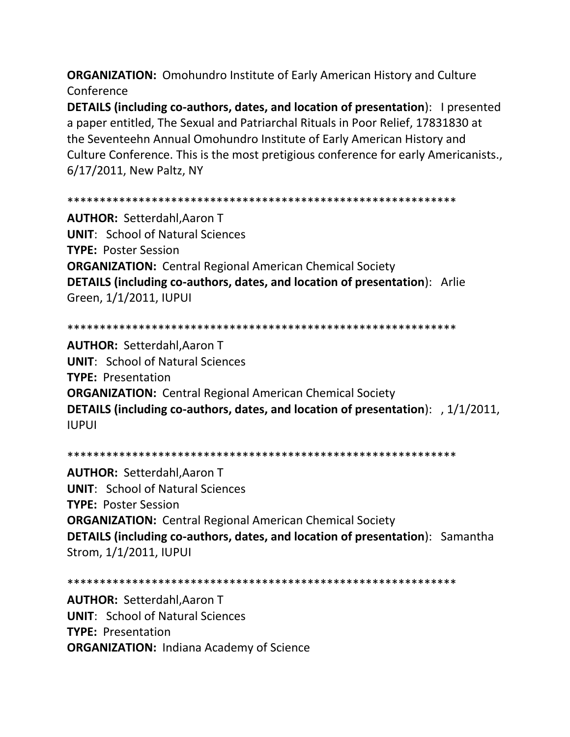**ORGANIZATION:** Omohundro Institute of Early American History and Culture Conference

**DETAILS (including co-authors, dates, and location of presentation)**: I presented a paper entitled, The Sexual and Patriarchal Rituals in Poor Relief, 17831830 at the Seventeehn Annual Omohundro Institute of Early American History and Culture Conference. This is the most pretigious conference for early Americanists., 6/17/2011, New Paltz, NY

************************************************************

**AUTHOR:** Setterdahl,Aaron T
**UNIT**: School of Natural Sciences
**TYPE:** Poster Session
**ORGANIZATION:** Central Regional American Chemical Society
**DETAILS (including co-authors, dates, and location of presentation)**: Arlie Green, 1/1/2011, IUPUI

************************************************************

**AUTHOR:** Setterdahl,Aaron T
**UNIT**: School of Natural Sciences
**TYPE:** Presentation
**ORGANIZATION:** Central Regional American Chemical Society
**DETAILS (including co-authors, dates, and location of presentation)**: , 1/1/2011, IUPUI

************************************************************

**AUTHOR:** Setterdahl,Aaron T
**UNIT**: School of Natural Sciences
**TYPE:** Poster Session
**ORGANIZATION:** Central Regional American Chemical Society
**DETAILS (including co-authors, dates, and location of presentation)**: Samantha Strom, 1/1/2011, IUPUI

************************************************************

**AUTHOR:** Setterdahl,Aaron T
**UNIT**: School of Natural Sciences
**TYPE:** Presentation
**ORGANIZATION:** Indiana Academy of Science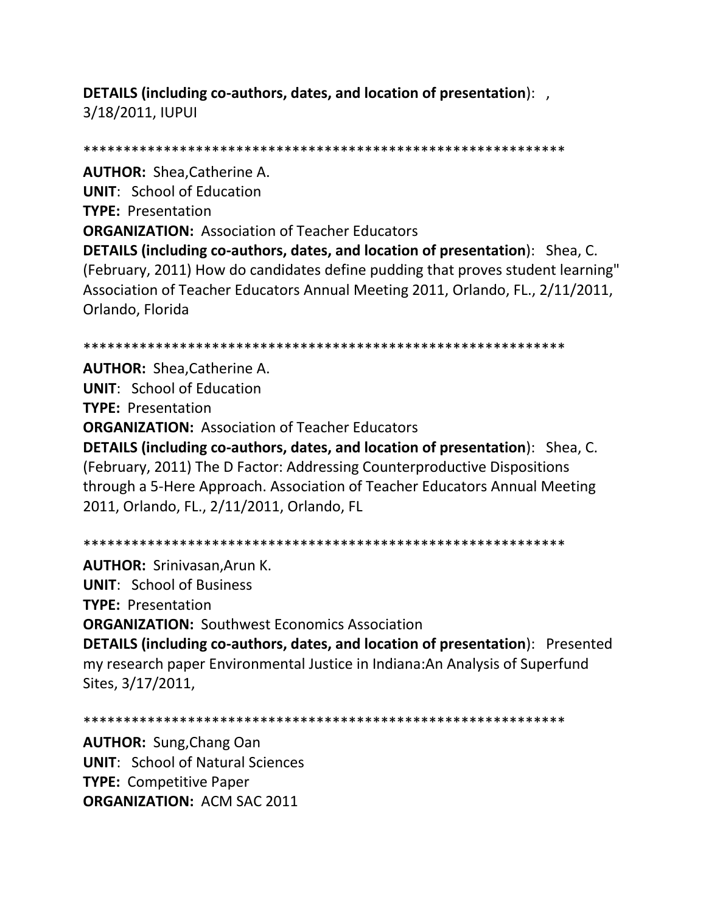**DETAILS (including co-authors, dates, and location of presentation)**: ,
3/18/2011, IUPUI

************************************************************

**AUTHOR:** Shea,Catherine A.
**UNIT**: School of Education
**TYPE:** Presentation
**ORGANIZATION:** Association of Teacher Educators
**DETAILS (including co-authors, dates, and location of presentation)**: Shea, C. (February, 2011) How do candidates define pudding that proves student learning" Association of Teacher Educators Annual Meeting 2011, Orlando, FL., 2/11/2011, Orlando, Florida

************************************************************

**AUTHOR:** Shea,Catherine A.
**UNIT**: School of Education
**TYPE:** Presentation
**ORGANIZATION:** Association of Teacher Educators
**DETAILS (including co-authors, dates, and location of presentation)**: Shea, C. (February, 2011) The D Factor: Addressing Counterproductive Dispositions through a 5-Here Approach. Association of Teacher Educators Annual Meeting 2011, Orlando, FL., 2/11/2011, Orlando, FL

************************************************************

**AUTHOR:** Srinivasan,Arun K.
**UNIT**: School of Business
**TYPE:** Presentation
**ORGANIZATION:** Southwest Economics Association
**DETAILS (including co-authors, dates, and location of presentation)**: Presented my research paper Environmental Justice in Indiana:An Analysis of Superfund Sites, 3/17/2011,

************************************************************

**AUTHOR:** Sung,Chang Oan
**UNIT**: School of Natural Sciences
**TYPE:** Competitive Paper
**ORGANIZATION:** ACM SAC 2011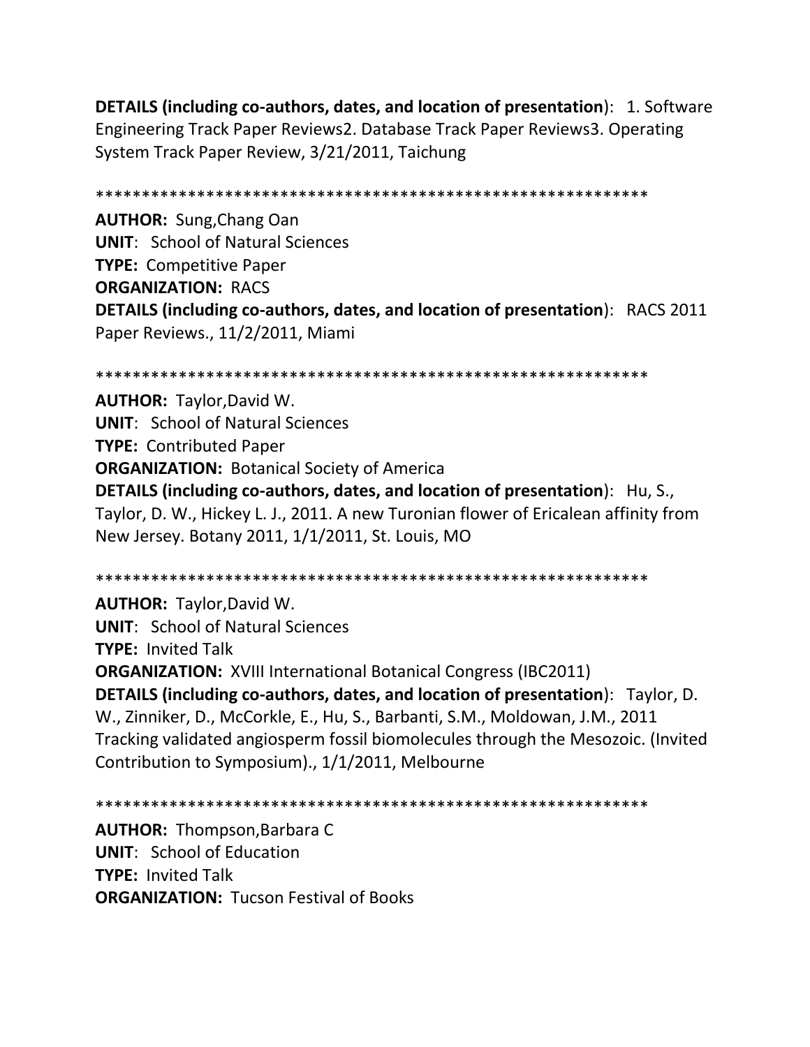**DETAILS (including co-authors, dates, and location of presentation)**: 1. Software Engineering Track Paper Reviews2. Database Track Paper Reviews3. Operating System Track Paper Review, 3/21/2011, Taichung

************************************************************

**AUTHOR:** Sung,Chang Oan
**UNIT**: School of Natural Sciences
**TYPE:** Competitive Paper
**ORGANIZATION:** RACS
**DETAILS (including co-authors, dates, and location of presentation)**: RACS 2011 Paper Reviews., 11/2/2011, Miami

************************************************************

**AUTHOR:** Taylor,David W.
**UNIT**: School of Natural Sciences
**TYPE:** Contributed Paper
**ORGANIZATION:** Botanical Society of America
**DETAILS (including co-authors, dates, and location of presentation)**: Hu, S., Taylor, D. W., Hickey L. J., 2011. A new Turonian flower of Ericalean affinity from New Jersey. Botany 2011, 1/1/2011, St. Louis, MO

************************************************************

**AUTHOR:** Taylor,David W.
**UNIT**: School of Natural Sciences
**TYPE:** Invited Talk
**ORGANIZATION:** XVIII International Botanical Congress (IBC2011)
**DETAILS (including co-authors, dates, and location of presentation)**: Taylor, D. W., Zinniker, D., McCorkle, E., Hu, S., Barbanti, S.M., Moldowan, J.M., 2011 Tracking validated angiosperm fossil biomolecules through the Mesozoic. (Invited Contribution to Symposium)., 1/1/2011, Melbourne

************************************************************

**AUTHOR:** Thompson,Barbara C
**UNIT**: School of Education
**TYPE:** Invited Talk
**ORGANIZATION:** Tucson Festival of Books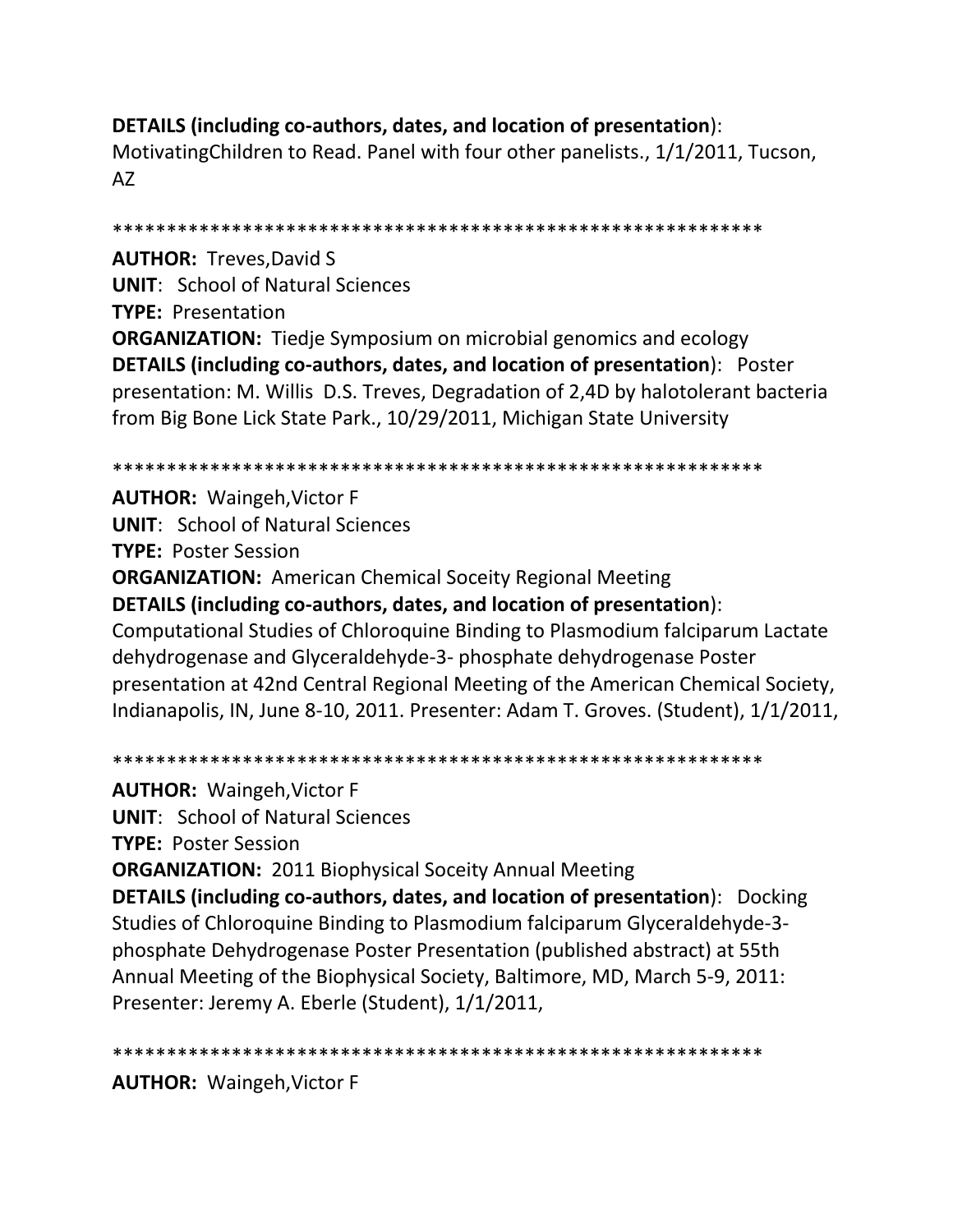**DETAILS (including co-authors, dates, and location of presentation)**:
MotivatingChildren to Read. Panel with four other panelists., 1/1/2011, Tucson, AZ

************************************************************

**AUTHOR:** Treves,David S
**UNIT**: School of Natural Sciences
**TYPE:** Presentation
**ORGANIZATION:** Tiedje Symposium on microbial genomics and ecology
**DETAILS (including co-authors, dates, and location of presentation)**: Poster presentation: M. Willis D.S. Treves, Degradation of 2,4D by halotolerant bacteria from Big Bone Lick State Park., 10/29/2011, Michigan State University

************************************************************

**AUTHOR:** Waingeh,Victor F
**UNIT**: School of Natural Sciences
**TYPE:** Poster Session
**ORGANIZATION:** American Chemical Soceity Regional Meeting
**DETAILS (including co-authors, dates, and location of presentation)**:
Computational Studies of Chloroquine Binding to Plasmodium falciparum Lactate dehydrogenase and Glyceraldehyde-3- phosphate dehydrogenase Poster presentation at 42nd Central Regional Meeting of the American Chemical Society, Indianapolis, IN, June 8-10, 2011. Presenter: Adam T. Groves. (Student), 1/1/2011,

************************************************************

**AUTHOR:** Waingeh,Victor F
**UNIT**: School of Natural Sciences
**TYPE:** Poster Session
**ORGANIZATION:** 2011 Biophysical Soceity Annual Meeting
**DETAILS (including co-authors, dates, and location of presentation)**: Docking Studies of Chloroquine Binding to Plasmodium falciparum Glyceraldehyde-3-phosphate Dehydrogenase Poster Presentation (published abstract) at 55th Annual Meeting of the Biophysical Society, Baltimore, MD, March 5-9, 2011: Presenter: Jeremy A. Eberle (Student), 1/1/2011,

************************************************************

**AUTHOR:** Waingeh,Victor F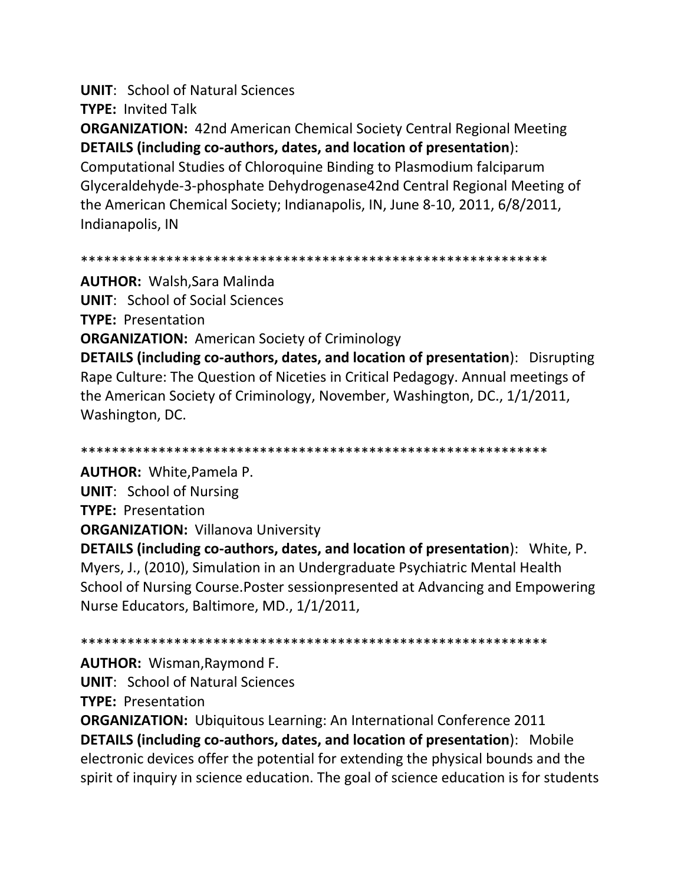**UNIT**: School of Natural Sciences
**TYPE:** Invited Talk
**ORGANIZATION:** 42nd American Chemical Society Central Regional Meeting
**DETAILS (including co-authors, dates, and location of presentation)**:
Computational Studies of Chloroquine Binding to Plasmodium falciparum Glyceraldehyde-3-phosphate Dehydrogenase42nd Central Regional Meeting of the American Chemical Society; Indianapolis, IN, June 8-10, 2011, 6/8/2011, Indianapolis, IN

************************************************************

**AUTHOR:** Walsh,Sara Malinda
**UNIT**: School of Social Sciences
**TYPE:** Presentation
**ORGANIZATION:** American Society of Criminology
**DETAILS (including co-authors, dates, and location of presentation)**: Disrupting Rape Culture: The Question of Niceties in Critical Pedagogy. Annual meetings of the American Society of Criminology, November, Washington, DC., 1/1/2011, Washington, DC.

************************************************************

**AUTHOR:** White,Pamela P.
**UNIT**: School of Nursing
**TYPE:** Presentation
**ORGANIZATION:** Villanova University
**DETAILS (including co-authors, dates, and location of presentation)**: White, P. Myers, J., (2010), Simulation in an Undergraduate Psychiatric Mental Health School of Nursing Course.Poster sessionpresented at Advancing and Empowering Nurse Educators, Baltimore, MD., 1/1/2011,

************************************************************

**AUTHOR:** Wisman,Raymond F.
**UNIT**: School of Natural Sciences
**TYPE:** Presentation
**ORGANIZATION:** Ubiquitous Learning: An International Conference 2011
**DETAILS (including co-authors, dates, and location of presentation)**: Mobile electronic devices offer the potential for extending the physical bounds and the spirit of inquiry in science education. The goal of science education is for students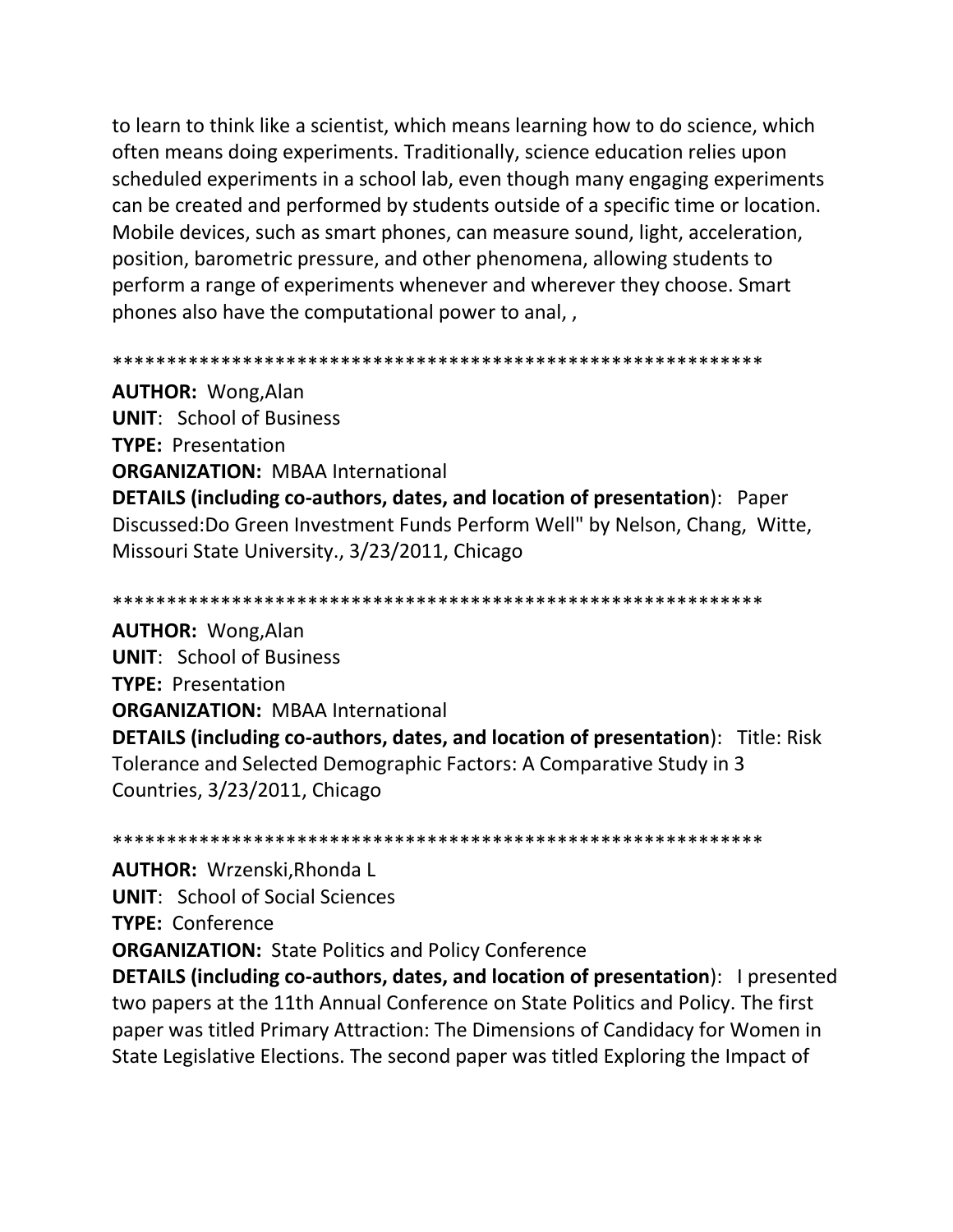to learn to think like a scientist, which means learning how to do science, which often means doing experiments. Traditionally, science education relies upon scheduled experiments in a school lab, even though many engaging experiments can be created and performed by students outside of a specific time or location. Mobile devices, such as smart phones, can measure sound, light, acceleration, position, barometric pressure, and other phenomena, allowing students to perform a range of experiments whenever and wherever they choose. Smart phones also have the computational power to anal, ,

************************************************************

**AUTHOR:** Wong,Alan
**UNIT**: School of Business
**TYPE:** Presentation
**ORGANIZATION:** MBAA International
**DETAILS (including co-authors, dates, and location of presentation**): Paper Discussed:Do Green Investment Funds Perform Well" by Nelson, Chang, Witte, Missouri State University., 3/23/2011, Chicago

************************************************************

**AUTHOR:** Wong,Alan
**UNIT**: School of Business
**TYPE:** Presentation
**ORGANIZATION:** MBAA International
**DETAILS (including co-authors, dates, and location of presentation**): Title: Risk Tolerance and Selected Demographic Factors: A Comparative Study in 3 Countries, 3/23/2011, Chicago

************************************************************

**AUTHOR:** Wrzenski,Rhonda L
**UNIT**: School of Social Sciences
**TYPE:** Conference
**ORGANIZATION:** State Politics and Policy Conference
**DETAILS (including co-authors, dates, and location of presentation**): I presented two papers at the 11th Annual Conference on State Politics and Policy. The first paper was titled Primary Attraction: The Dimensions of Candidacy for Women in State Legislative Elections. The second paper was titled Exploring the Impact of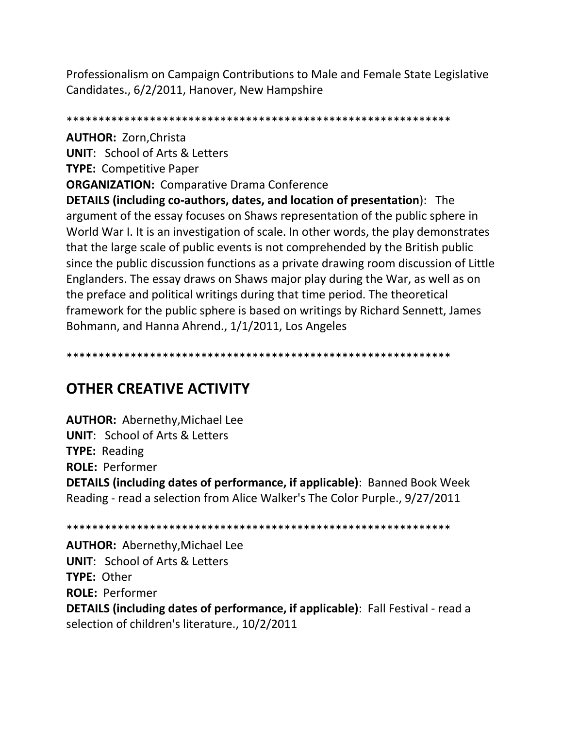Professionalism on Campaign Contributions to Male and Female State Legislative Candidates., 6/2/2011, Hanover, New Hampshire

************************************************************

**AUTHOR:** Zorn,Christa
**UNIT**: School of Arts & Letters
**TYPE:** Competitive Paper
**ORGANIZATION:** Comparative Drama Conference
**DETAILS (including co-authors, dates, and location of presentation)**: The argument of the essay focuses on Shaws representation of the public sphere in World War I. It is an investigation of scale. In other words, the play demonstrates that the large scale of public events is not comprehended by the British public since the public discussion functions as a private drawing room discussion of Little Englanders. The essay draws on Shaws major play during the War, as well as on the preface and political writings during that time period. The theoretical framework for the public sphere is based on writings by Richard Sennett, James Bohmann, and Hanna Ahrend., 1/1/2011, Los Angeles

************************************************************

## OTHER CREATIVE ACTIVITY

**AUTHOR:** Abernethy,Michael Lee
**UNIT**: School of Arts & Letters
**TYPE:** Reading
**ROLE:** Performer
**DETAILS (including dates of performance, if applicable)**: Banned Book Week Reading - read a selection from Alice Walker's The Color Purple., 9/27/2011

************************************************************

**AUTHOR:** Abernethy,Michael Lee
**UNIT**: School of Arts & Letters
**TYPE:** Other
**ROLE:** Performer
**DETAILS (including dates of performance, if applicable)**: Fall Festival - read a selection of children's literature., 10/2/2011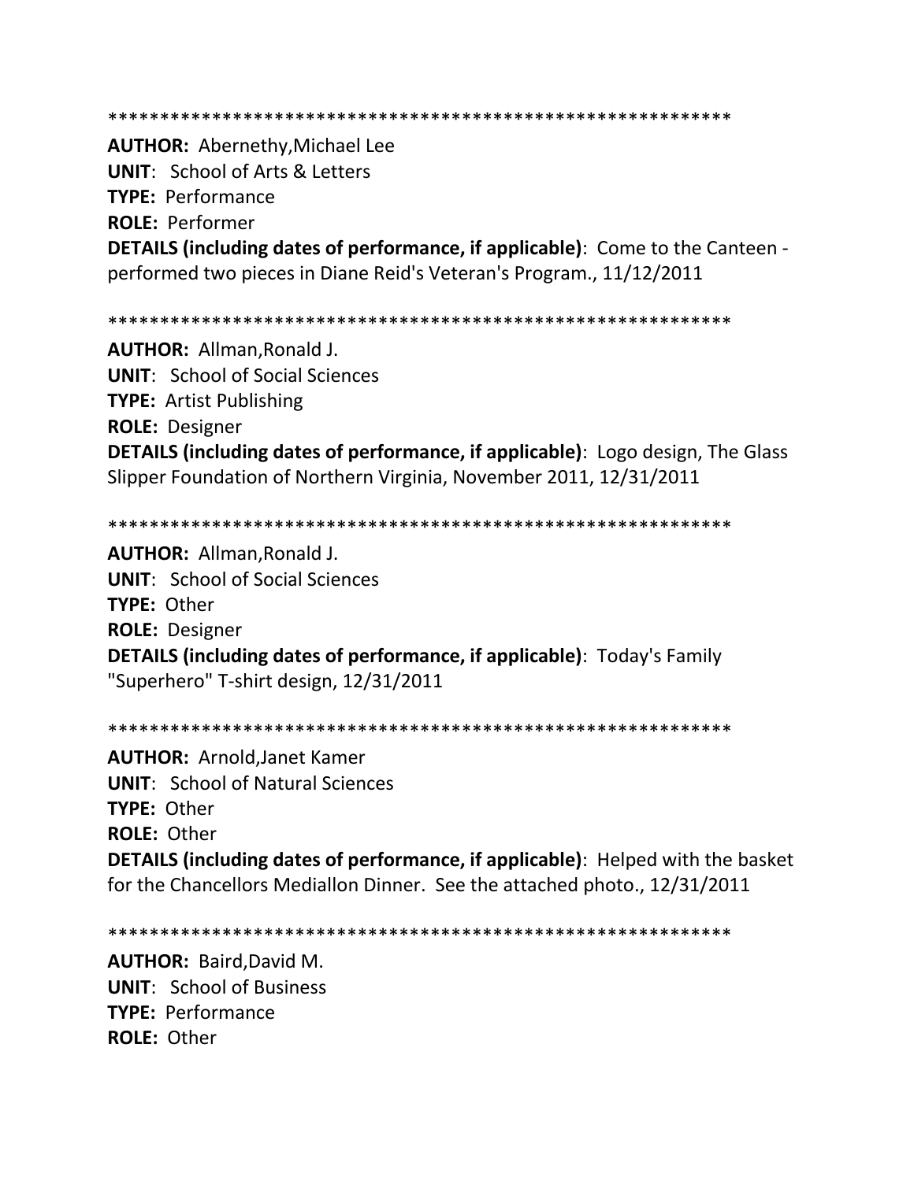************************************************************

**AUTHOR:** Abernethy,Michael Lee
**UNIT**: School of Arts & Letters
**TYPE:** Performance
**ROLE:** Performer
**DETAILS (including dates of performance, if applicable)**: Come to the Canteen - performed two pieces in Diane Reid's Veteran's Program., 11/12/2011

************************************************************

**AUTHOR:** Allman,Ronald J.
**UNIT**: School of Social Sciences
**TYPE:** Artist Publishing
**ROLE:** Designer
**DETAILS (including dates of performance, if applicable)**: Logo design, The Glass Slipper Foundation of Northern Virginia, November 2011, 12/31/2011

************************************************************

**AUTHOR:** Allman,Ronald J.
**UNIT**: School of Social Sciences
**TYPE:** Other
**ROLE:** Designer
**DETAILS (including dates of performance, if applicable)**: Today's Family "Superhero" T-shirt design, 12/31/2011

************************************************************

**AUTHOR:** Arnold,Janet Kamer
**UNIT**: School of Natural Sciences
**TYPE:** Other
**ROLE:** Other
**DETAILS (including dates of performance, if applicable)**: Helped with the basket for the Chancellors Mediallon Dinner. See the attached photo., 12/31/2011

************************************************************

**AUTHOR:** Baird,David M.
**UNIT**: School of Business
**TYPE:** Performance
**ROLE:** Other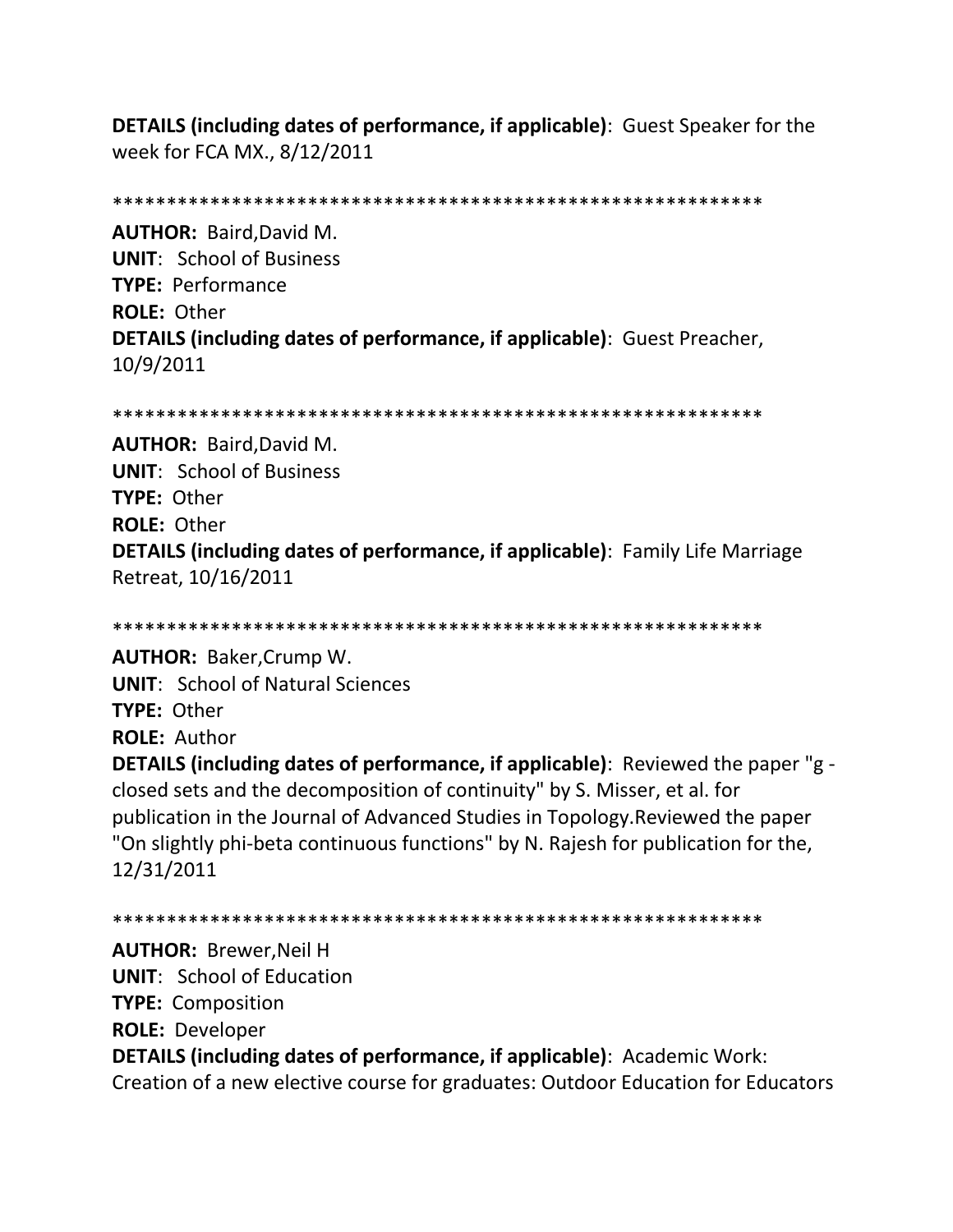**DETAILS (including dates of performance, if applicable)**: Guest Speaker for the week for FCA MX., 8/12/2011

************************************************************

**AUTHOR:** Baird,David M.
**UNIT**: School of Business
**TYPE:** Performance
**ROLE:** Other
**DETAILS (including dates of performance, if applicable)**: Guest Preacher, 10/9/2011

************************************************************

**AUTHOR:** Baird,David M.
**UNIT**: School of Business
**TYPE:** Other
**ROLE:** Other
**DETAILS (including dates of performance, if applicable)**: Family Life Marriage Retreat, 10/16/2011

************************************************************

**AUTHOR:** Baker,Crump W.
**UNIT**: School of Natural Sciences
**TYPE:** Other
**ROLE:** Author
**DETAILS (including dates of performance, if applicable)**: Reviewed the paper "g - closed sets and the decomposition of continuity" by S. Misser, et al. for publication in the Journal of Advanced Studies in Topology.Reviewed the paper "On slightly phi-beta continuous functions" by N. Rajesh for publication for the, 12/31/2011

************************************************************

**AUTHOR:** Brewer,Neil H
**UNIT**: School of Education
**TYPE:** Composition
**ROLE:** Developer
**DETAILS (including dates of performance, if applicable)**: Academic Work: Creation of a new elective course for graduates: Outdoor Education for Educators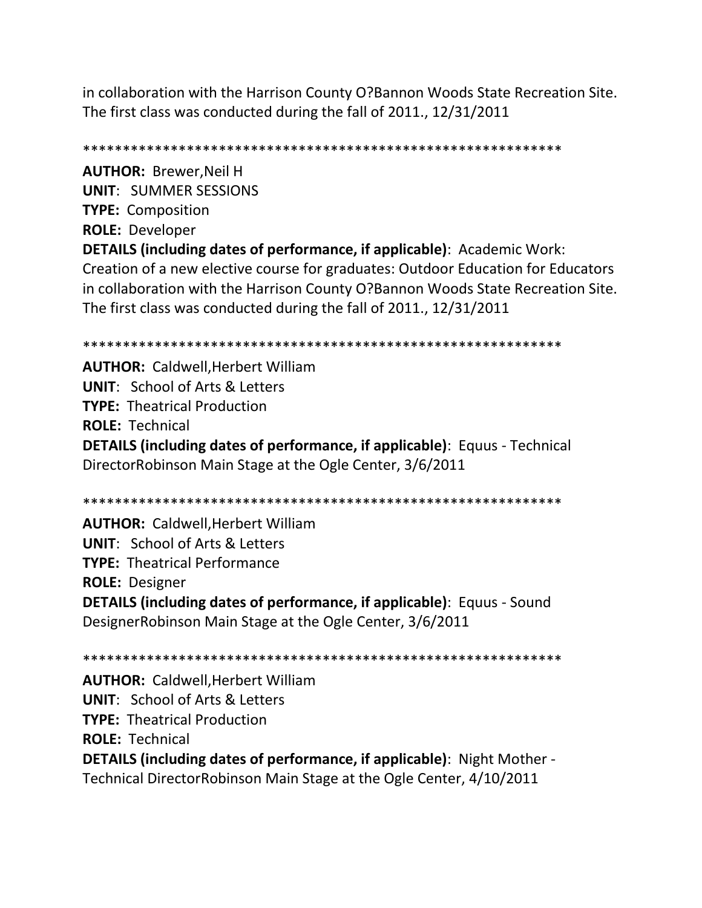in collaboration with the Harrison County O?Bannon Woods State Recreation Site. The first class was conducted during the fall of 2011., 12/31/2011

************************************************************

**AUTHOR:** Brewer,Neil H
**UNIT**: SUMMER SESSIONS
**TYPE:** Composition
**ROLE:** Developer
**DETAILS (including dates of performance, if applicable)**: Academic Work: Creation of a new elective course for graduates: Outdoor Education for Educators in collaboration with the Harrison County O?Bannon Woods State Recreation Site. The first class was conducted during the fall of 2011., 12/31/2011

************************************************************

**AUTHOR:** Caldwell,Herbert William
**UNIT**: School of Arts & Letters
**TYPE:** Theatrical Production
**ROLE:** Technical
**DETAILS (including dates of performance, if applicable)**: Equus - Technical DirectorRobinson Main Stage at the Ogle Center, 3/6/2011

************************************************************

**AUTHOR:** Caldwell,Herbert William
**UNIT**: School of Arts & Letters
**TYPE:** Theatrical Performance
**ROLE:** Designer
**DETAILS (including dates of performance, if applicable)**: Equus - Sound DesignerRobinson Main Stage at the Ogle Center, 3/6/2011

************************************************************

**AUTHOR:** Caldwell,Herbert William
**UNIT**: School of Arts & Letters
**TYPE:** Theatrical Production
**ROLE:** Technical
**DETAILS (including dates of performance, if applicable)**: Night Mother - Technical DirectorRobinson Main Stage at the Ogle Center, 4/10/2011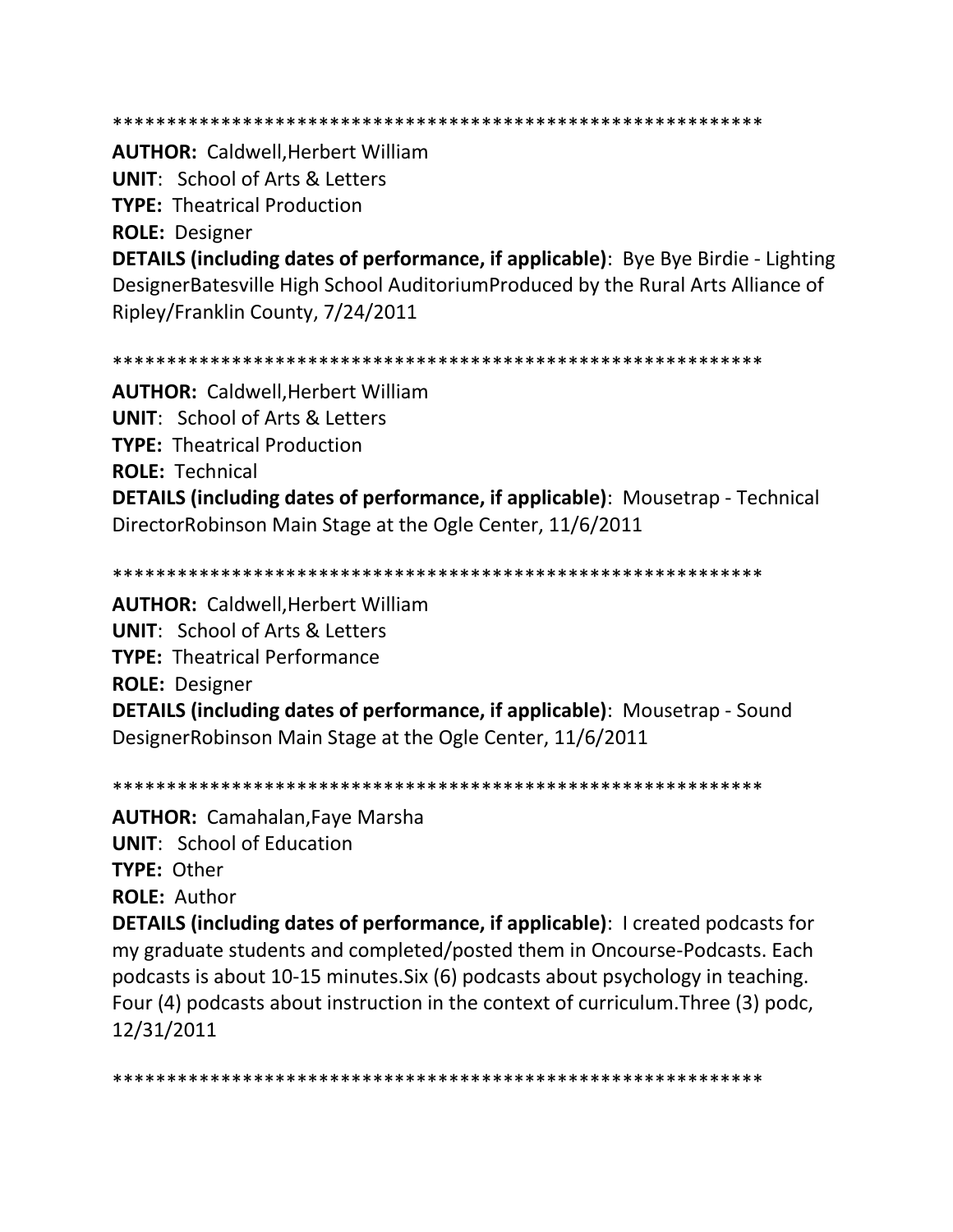************************************************************

**AUTHOR:** Caldwell,Herbert William
**UNIT**: School of Arts & Letters
**TYPE:** Theatrical Production
**ROLE:** Designer
**DETAILS (including dates of performance, if applicable)**: Bye Bye Birdie - Lighting DesignerBatesville High School AuditoriumProduced by the Rural Arts Alliance of Ripley/Franklin County, 7/24/2011

************************************************************

**AUTHOR:** Caldwell,Herbert William
**UNIT**: School of Arts & Letters
**TYPE:** Theatrical Production
**ROLE:** Technical
**DETAILS (including dates of performance, if applicable)**: Mousetrap - Technical DirectorRobinson Main Stage at the Ogle Center, 11/6/2011

************************************************************

**AUTHOR:** Caldwell,Herbert William
**UNIT**: School of Arts & Letters
**TYPE:** Theatrical Performance
**ROLE:** Designer
**DETAILS (including dates of performance, if applicable)**: Mousetrap - Sound DesignerRobinson Main Stage at the Ogle Center, 11/6/2011

************************************************************

**AUTHOR:** Camahalan,Faye Marsha
**UNIT**: School of Education
**TYPE:** Other
**ROLE:** Author
**DETAILS (including dates of performance, if applicable)**: I created podcasts for my graduate students and completed/posted them in Oncourse-Podcasts. Each podcasts is about 10-15 minutes.Six (6) podcasts about psychology in teaching. Four (4) podcasts about instruction in the context of curriculum.Three (3) podc, 12/31/2011

************************************************************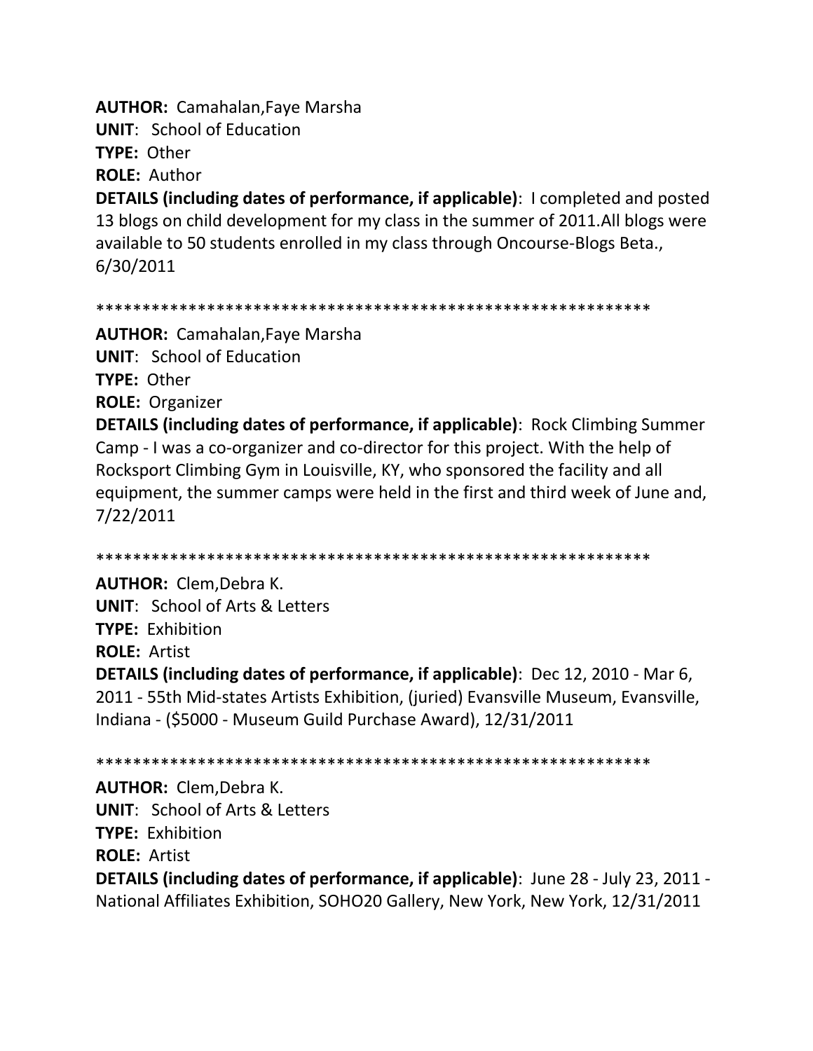**AUTHOR:** Camahalan,Faye Marsha
**UNIT**: School of Education
**TYPE:** Other
**ROLE:** Author
**DETAILS (including dates of performance, if applicable)**: I completed and posted 13 blogs on child development for my class in the summer of 2011.All blogs were available to 50 students enrolled in my class through Oncourse-Blogs Beta., 6/30/2011

************************************************************

**AUTHOR:** Camahalan,Faye Marsha
**UNIT**: School of Education
**TYPE:** Other
**ROLE:** Organizer
**DETAILS (including dates of performance, if applicable)**: Rock Climbing Summer Camp - I was a co-organizer and co-director for this project. With the help of Rocksport Climbing Gym in Louisville, KY, who sponsored the facility and all equipment, the summer camps were held in the first and third week of June and, 7/22/2011

************************************************************

**AUTHOR:** Clem,Debra K.
**UNIT**: School of Arts & Letters
**TYPE:** Exhibition
**ROLE:** Artist
**DETAILS (including dates of performance, if applicable)**: Dec 12, 2010 - Mar 6, 2011 - 55th Mid-states Artists Exhibition, (juried) Evansville Museum, Evansville, Indiana - ($5000 - Museum Guild Purchase Award), 12/31/2011

************************************************************

**AUTHOR:** Clem,Debra K.
**UNIT**: School of Arts & Letters
**TYPE:** Exhibition
**ROLE:** Artist
**DETAILS (including dates of performance, if applicable)**: June 28 - July 23, 2011 - National Affiliates Exhibition, SOHO20 Gallery, New York, New York, 12/31/2011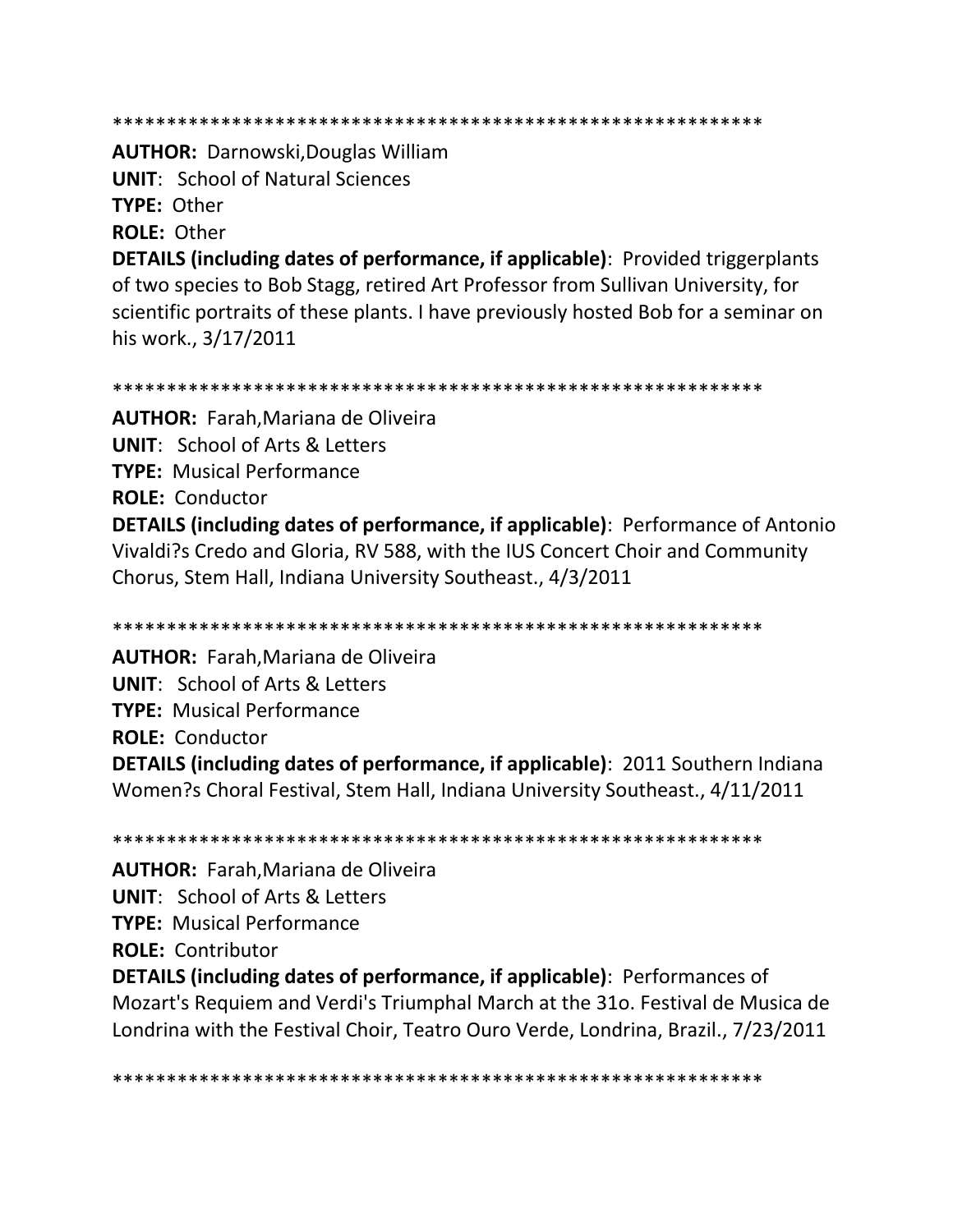************************************************************

**AUTHOR:** Darnowski,Douglas William
**UNIT**: School of Natural Sciences
**TYPE:** Other
**ROLE:** Other
**DETAILS (including dates of performance, if applicable)**: Provided triggerplants of two species to Bob Stagg, retired Art Professor from Sullivan University, for scientific portraits of these plants. I have previously hosted Bob for a seminar on his work., 3/17/2011

************************************************************

**AUTHOR:** Farah,Mariana de Oliveira
**UNIT**: School of Arts & Letters
**TYPE:** Musical Performance
**ROLE:** Conductor
**DETAILS (including dates of performance, if applicable)**: Performance of Antonio Vivaldi?s Credo and Gloria, RV 588, with the IUS Concert Choir and Community Chorus, Stem Hall, Indiana University Southeast., 4/3/2011

************************************************************

**AUTHOR:** Farah,Mariana de Oliveira
**UNIT**: School of Arts & Letters
**TYPE:** Musical Performance
**ROLE:** Conductor
**DETAILS (including dates of performance, if applicable)**: 2011 Southern Indiana Women?s Choral Festival, Stem Hall, Indiana University Southeast., 4/11/2011

************************************************************

**AUTHOR:** Farah,Mariana de Oliveira
**UNIT**: School of Arts & Letters
**TYPE:** Musical Performance
**ROLE:** Contributor
**DETAILS (including dates of performance, if applicable)**: Performances of Mozart's Requiem and Verdi's Triumphal March at the 31o. Festival de Musica de Londrina with the Festival Choir, Teatro Ouro Verde, Londrina, Brazil., 7/23/2011

************************************************************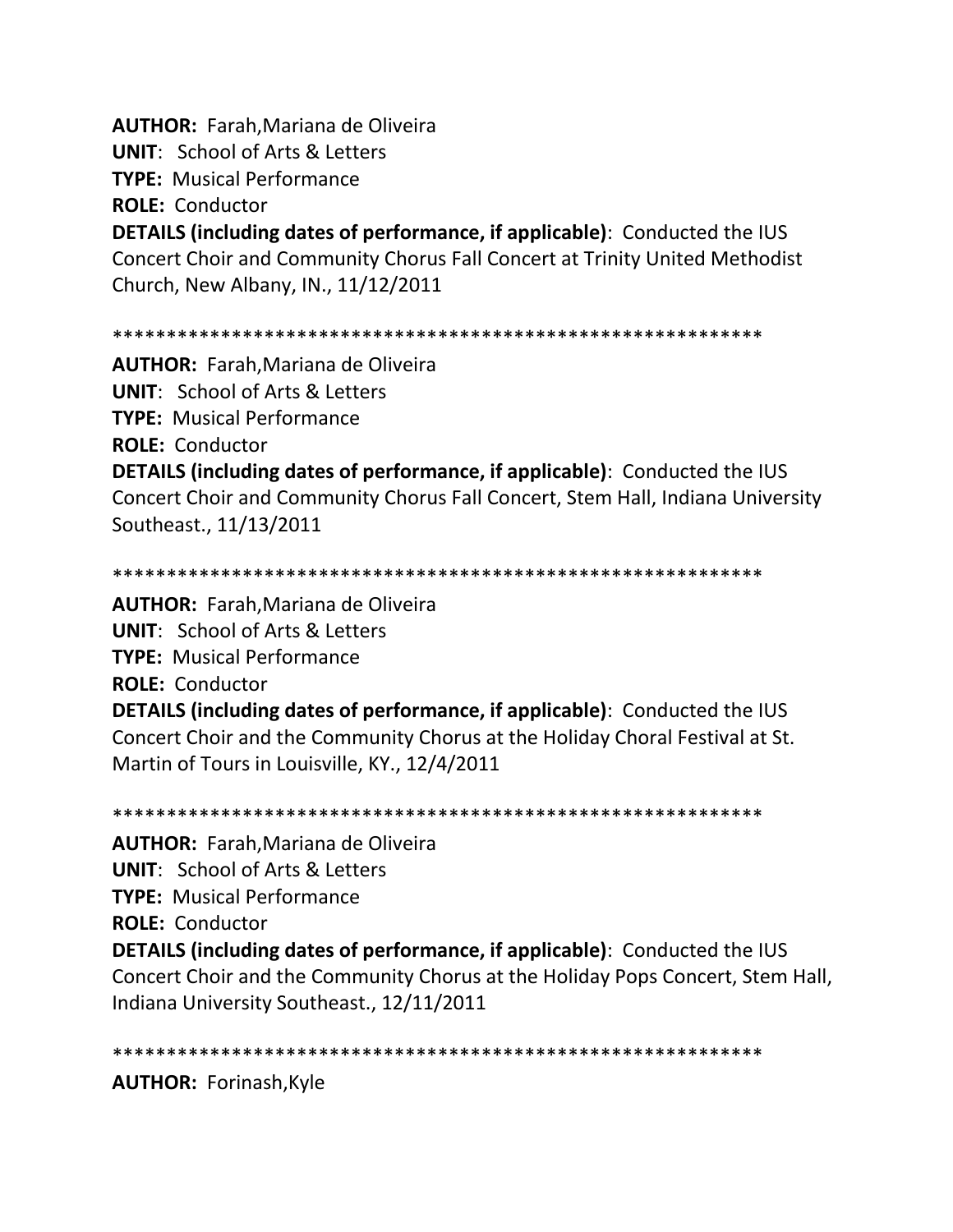**AUTHOR:** Farah,Mariana de Oliveira
**UNIT**: School of Arts & Letters
**TYPE:** Musical Performance
**ROLE:** Conductor
**DETAILS (including dates of performance, if applicable)**: Conducted the IUS Concert Choir and Community Chorus Fall Concert at Trinity United Methodist Church, New Albany, IN., 11/12/2011

************************************************************

**AUTHOR:** Farah,Mariana de Oliveira
**UNIT**: School of Arts & Letters
**TYPE:** Musical Performance
**ROLE:** Conductor
**DETAILS (including dates of performance, if applicable)**: Conducted the IUS Concert Choir and Community Chorus Fall Concert, Stem Hall, Indiana University Southeast., 11/13/2011

************************************************************

**AUTHOR:** Farah,Mariana de Oliveira
**UNIT**: School of Arts & Letters
**TYPE:** Musical Performance
**ROLE:** Conductor
**DETAILS (including dates of performance, if applicable)**: Conducted the IUS Concert Choir and the Community Chorus at the Holiday Choral Festival at St. Martin of Tours in Louisville, KY., 12/4/2011

************************************************************

**AUTHOR:** Farah,Mariana de Oliveira
**UNIT**: School of Arts & Letters
**TYPE:** Musical Performance
**ROLE:** Conductor
**DETAILS (including dates of performance, if applicable)**: Conducted the IUS Concert Choir and the Community Chorus at the Holiday Pops Concert, Stem Hall, Indiana University Southeast., 12/11/2011

************************************************************

**AUTHOR:** Forinash,Kyle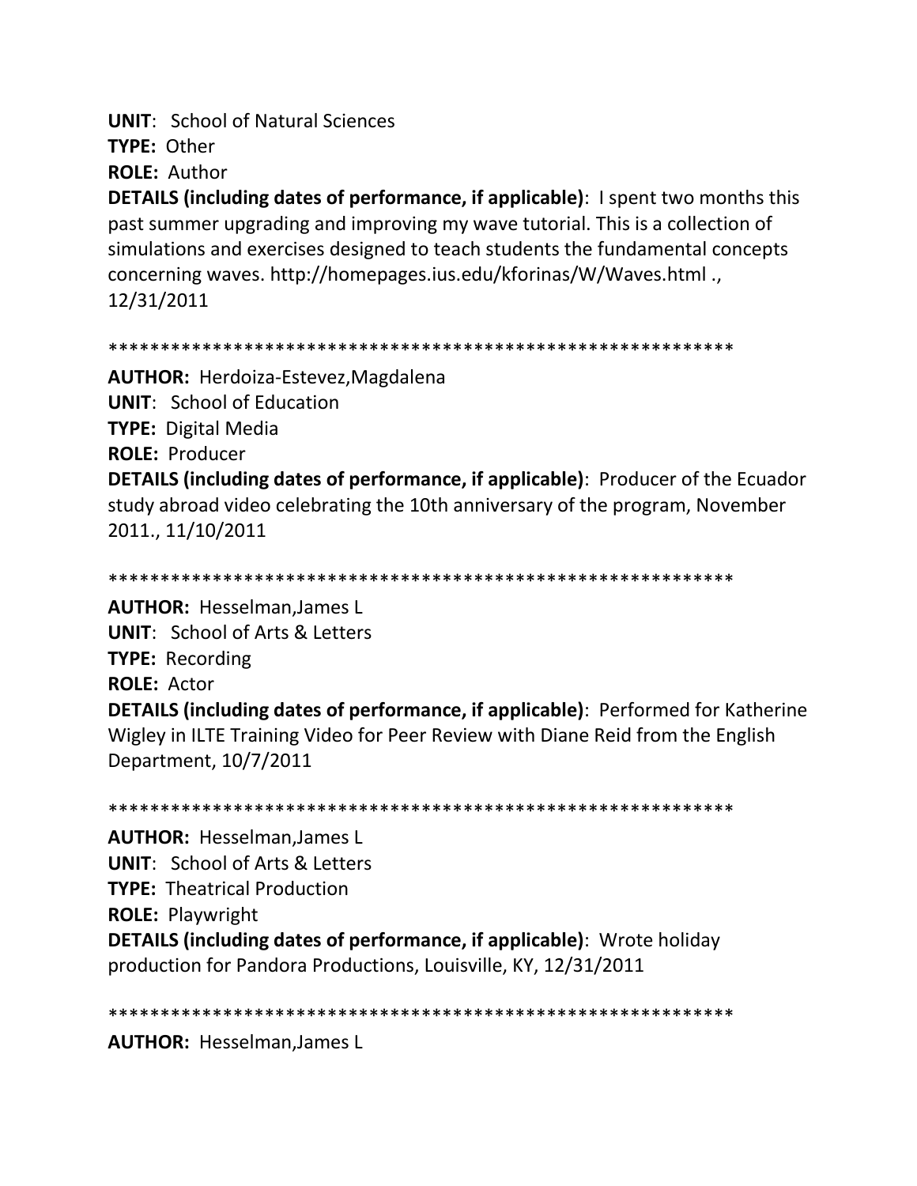**UNIT**: School of Natural Sciences
**TYPE:** Other
**ROLE:** Author
**DETAILS (including dates of performance, if applicable)**: I spent two months this past summer upgrading and improving my wave tutorial. This is a collection of simulations and exercises designed to teach students the fundamental concepts concerning waves. http://homepages.ius.edu/kforinas/W/Waves.html ., 12/31/2011

************************************************************

**AUTHOR:** Herdoiza-Estevez,Magdalena
**UNIT**: School of Education
**TYPE:** Digital Media
**ROLE:** Producer
**DETAILS (including dates of performance, if applicable)**: Producer of the Ecuador study abroad video celebrating the 10th anniversary of the program, November 2011., 11/10/2011

************************************************************

**AUTHOR:** Hesselman,James L
**UNIT**: School of Arts & Letters
**TYPE:** Recording
**ROLE:** Actor
**DETAILS (including dates of performance, if applicable)**: Performed for Katherine Wigley in ILTE Training Video for Peer Review with Diane Reid from the English Department, 10/7/2011

************************************************************

**AUTHOR:** Hesselman,James L
**UNIT**: School of Arts & Letters
**TYPE:** Theatrical Production
**ROLE:** Playwright
**DETAILS (including dates of performance, if applicable)**: Wrote holiday production for Pandora Productions, Louisville, KY, 12/31/2011

************************************************************

**AUTHOR:** Hesselman,James L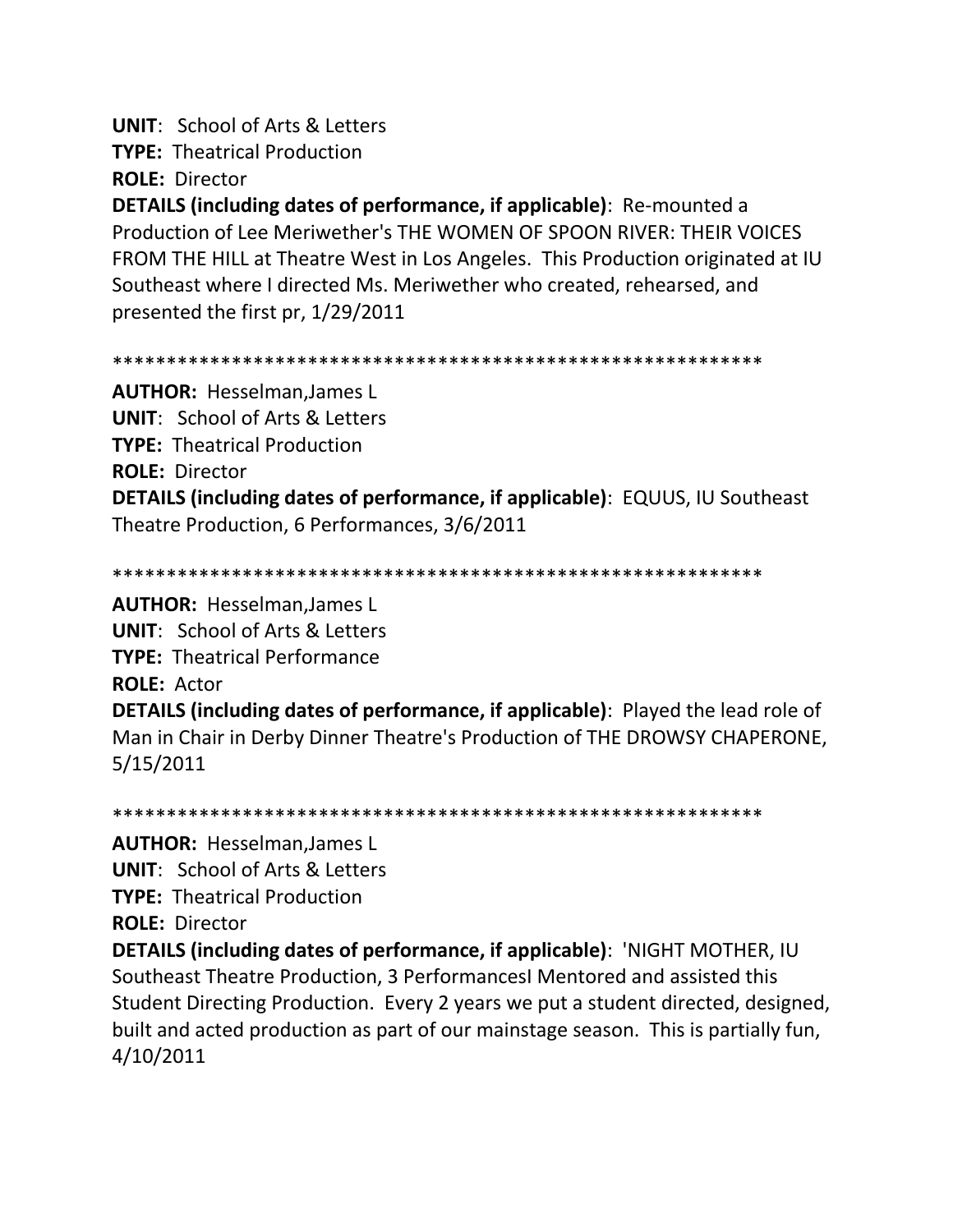**UNIT**: School of Arts & Letters
**TYPE:** Theatrical Production
**ROLE:** Director
**DETAILS (including dates of performance, if applicable)**: Re-mounted a Production of Lee Meriwether's THE WOMEN OF SPOON RIVER: THEIR VOICES FROM THE HILL at Theatre West in Los Angeles. This Production originated at IU Southeast where I directed Ms. Meriwether who created, rehearsed, and presented the first pr, 1/29/2011

************************************************************

**AUTHOR:** Hesselman,James L
**UNIT**: School of Arts & Letters
**TYPE:** Theatrical Production
**ROLE:** Director
**DETAILS (including dates of performance, if applicable)**: EQUUS, IU Southeast Theatre Production, 6 Performances, 3/6/2011

************************************************************

**AUTHOR:** Hesselman,James L
**UNIT**: School of Arts & Letters
**TYPE:** Theatrical Performance
**ROLE:** Actor
**DETAILS (including dates of performance, if applicable)**: Played the lead role of Man in Chair in Derby Dinner Theatre's Production of THE DROWSY CHAPERONE, 5/15/2011

************************************************************

**AUTHOR:** Hesselman,James L
**UNIT**: School of Arts & Letters
**TYPE:** Theatrical Production
**ROLE:** Director
**DETAILS (including dates of performance, if applicable)**: 'NIGHT MOTHER, IU Southeast Theatre Production, 3 PerformancesI Mentored and assisted this Student Directing Production. Every 2 years we put a student directed, designed, built and acted production as part of our mainstage season. This is partially fun, 4/10/2011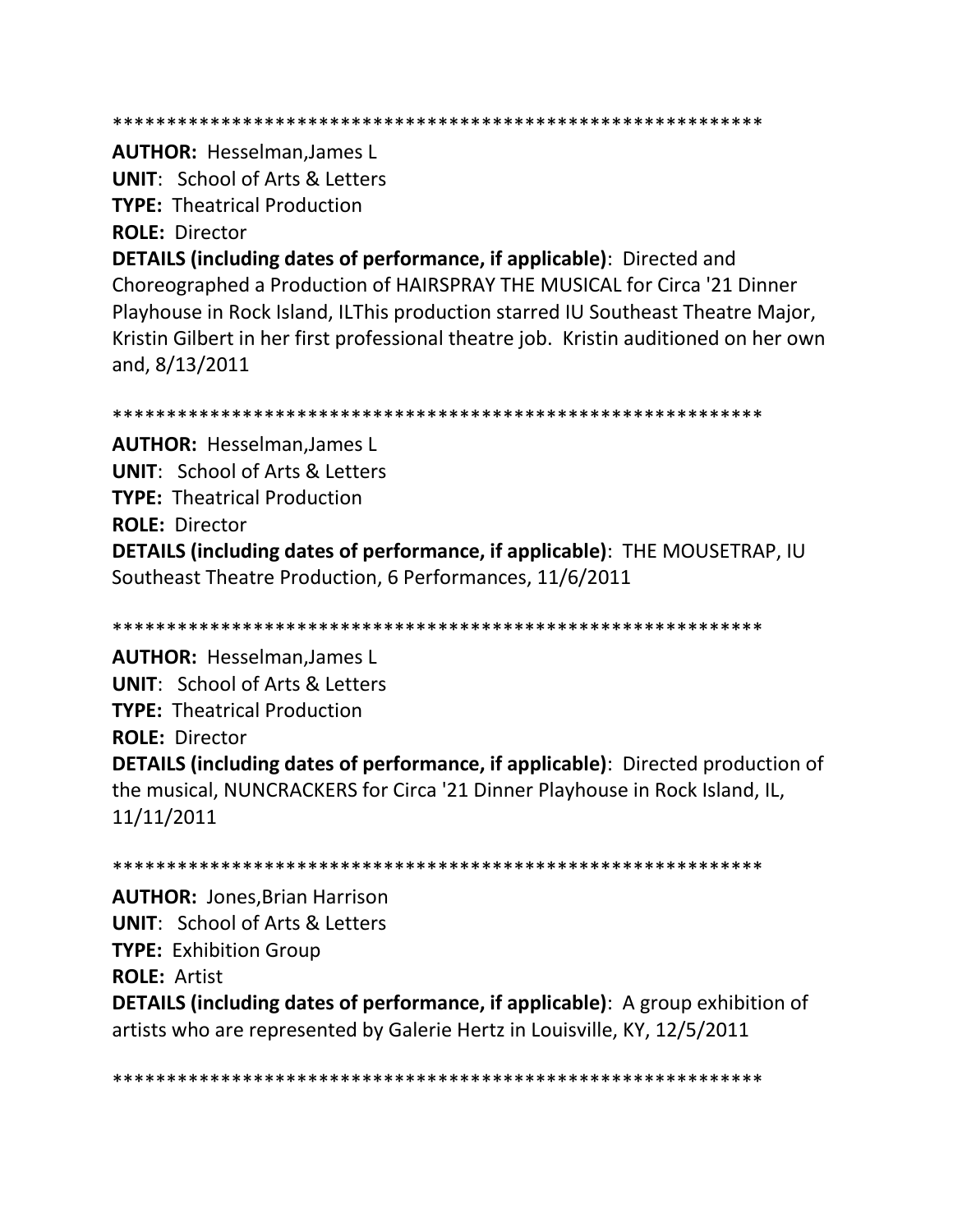************************************************************

**AUTHOR:** Hesselman,James L
**UNIT**: School of Arts & Letters
**TYPE:** Theatrical Production
**ROLE:** Director
**DETAILS (including dates of performance, if applicable)**: Directed and Choreographed a Production of HAIRSPRAY THE MUSICAL for Circa '21 Dinner Playhouse in Rock Island, ILThis production starred IU Southeast Theatre Major, Kristin Gilbert in her first professional theatre job. Kristin auditioned on her own and, 8/13/2011

************************************************************

**AUTHOR:** Hesselman,James L
**UNIT**: School of Arts & Letters
**TYPE:** Theatrical Production
**ROLE:** Director
**DETAILS (including dates of performance, if applicable)**: THE MOUSETRAP, IU Southeast Theatre Production, 6 Performances, 11/6/2011

************************************************************

**AUTHOR:** Hesselman,James L
**UNIT**: School of Arts & Letters
**TYPE:** Theatrical Production
**ROLE:** Director
**DETAILS (including dates of performance, if applicable)**: Directed production of the musical, NUNCRACKERS for Circa '21 Dinner Playhouse in Rock Island, IL, 11/11/2011

************************************************************

**AUTHOR:** Jones,Brian Harrison
**UNIT**: School of Arts & Letters
**TYPE:** Exhibition Group
**ROLE:** Artist
**DETAILS (including dates of performance, if applicable)**: A group exhibition of artists who are represented by Galerie Hertz in Louisville, KY, 12/5/2011

************************************************************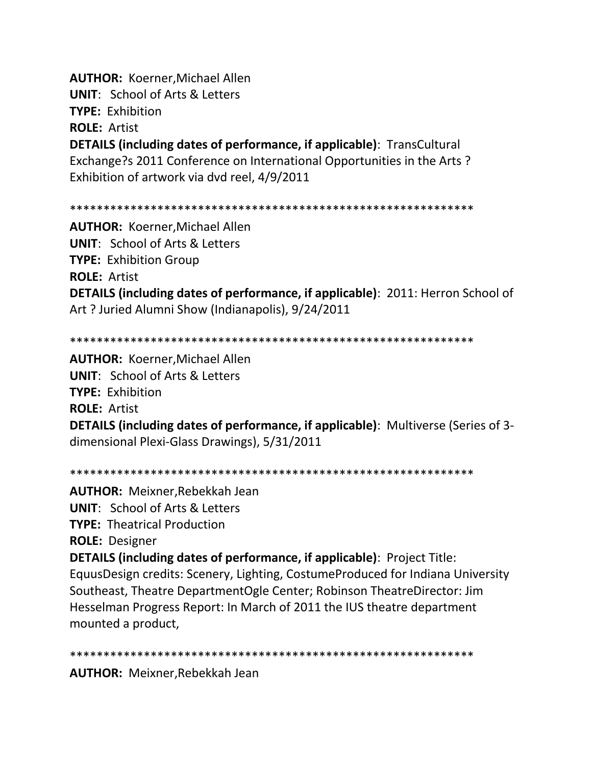**AUTHOR:** Koerner,Michael Allen
**UNIT**: School of Arts & Letters
**TYPE:** Exhibition
**ROLE:** Artist
**DETAILS (including dates of performance, if applicable)**: TransCultural Exchange?s 2011 Conference on International Opportunities in the Arts ? Exhibition of artwork via dvd reel, 4/9/2011

************************************************************

**AUTHOR:** Koerner,Michael Allen
**UNIT**: School of Arts & Letters
**TYPE:** Exhibition Group
**ROLE:** Artist
**DETAILS (including dates of performance, if applicable)**: 2011: Herron School of Art ? Juried Alumni Show (Indianapolis), 9/24/2011

************************************************************

**AUTHOR:** Koerner,Michael Allen
**UNIT**: School of Arts & Letters
**TYPE:** Exhibition
**ROLE:** Artist
**DETAILS (including dates of performance, if applicable)**: Multiverse (Series of 3-dimensional Plexi-Glass Drawings), 5/31/2011

************************************************************

**AUTHOR:** Meixner,Rebekkah Jean
**UNIT**: School of Arts & Letters
**TYPE:** Theatrical Production
**ROLE:** Designer
**DETAILS (including dates of performance, if applicable)**: Project Title: EquusDesign credits: Scenery, Lighting, CostumeProduced for Indiana University Southeast, Theatre DepartmentOgle Center; Robinson TheatreDirector: Jim Hesselman Progress Report: In March of 2011 the IUS theatre department mounted a product,

************************************************************

**AUTHOR:** Meixner,Rebekkah Jean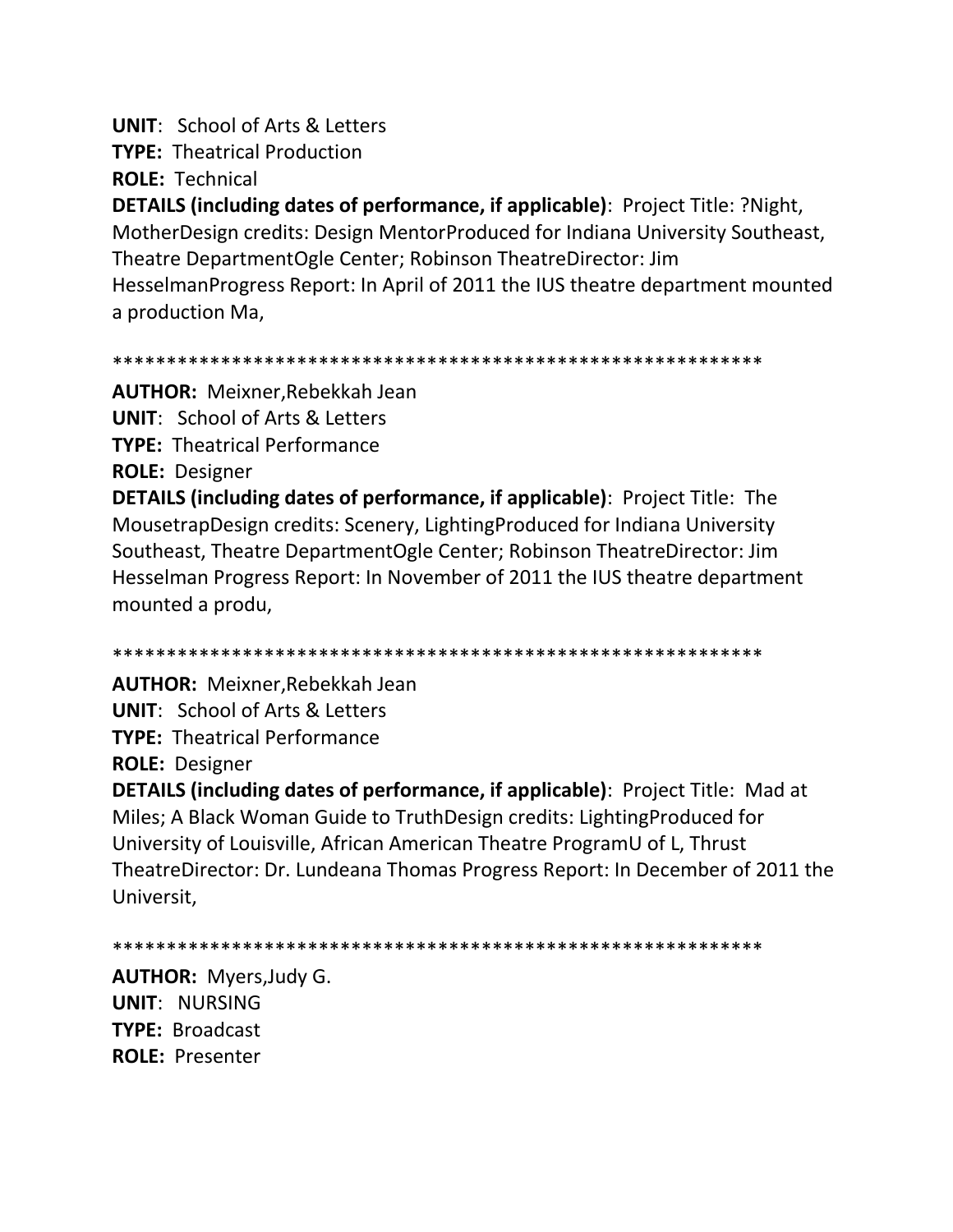**UNIT**: School of Arts & Letters
**TYPE:** Theatrical Production
**ROLE:** Technical
**DETAILS (including dates of performance, if applicable)**: Project Title: ?Night, MotherDesign credits: Design MentorProduced for Indiana University Southeast, Theatre DepartmentOgle Center; Robinson TheatreDirector: Jim HesselmanProgress Report: In April of 2011 the IUS theatre department mounted a production Ma,

************************************************************

**AUTHOR:** Meixner,Rebekkah Jean
**UNIT**: School of Arts & Letters
**TYPE:** Theatrical Performance
**ROLE:** Designer
**DETAILS (including dates of performance, if applicable)**: Project Title: The MousetrapDesign credits: Scenery, LightingProduced for Indiana University Southeast, Theatre DepartmentOgle Center; Robinson TheatreDirector: Jim Hesselman Progress Report: In November of 2011 the IUS theatre department mounted a produ,

************************************************************

**AUTHOR:** Meixner,Rebekkah Jean
**UNIT**: School of Arts & Letters
**TYPE:** Theatrical Performance
**ROLE:** Designer
**DETAILS (including dates of performance, if applicable)**: Project Title: Mad at Miles; A Black Woman Guide to TruthDesign credits: LightingProduced for University of Louisville, African American Theatre ProgramU of L, Thrust TheatreDirector: Dr. Lundeana Thomas Progress Report: In December of 2011 the Universit,

************************************************************

**AUTHOR:** Myers,Judy G.
**UNIT**: NURSING
**TYPE:** Broadcast
**ROLE:** Presenter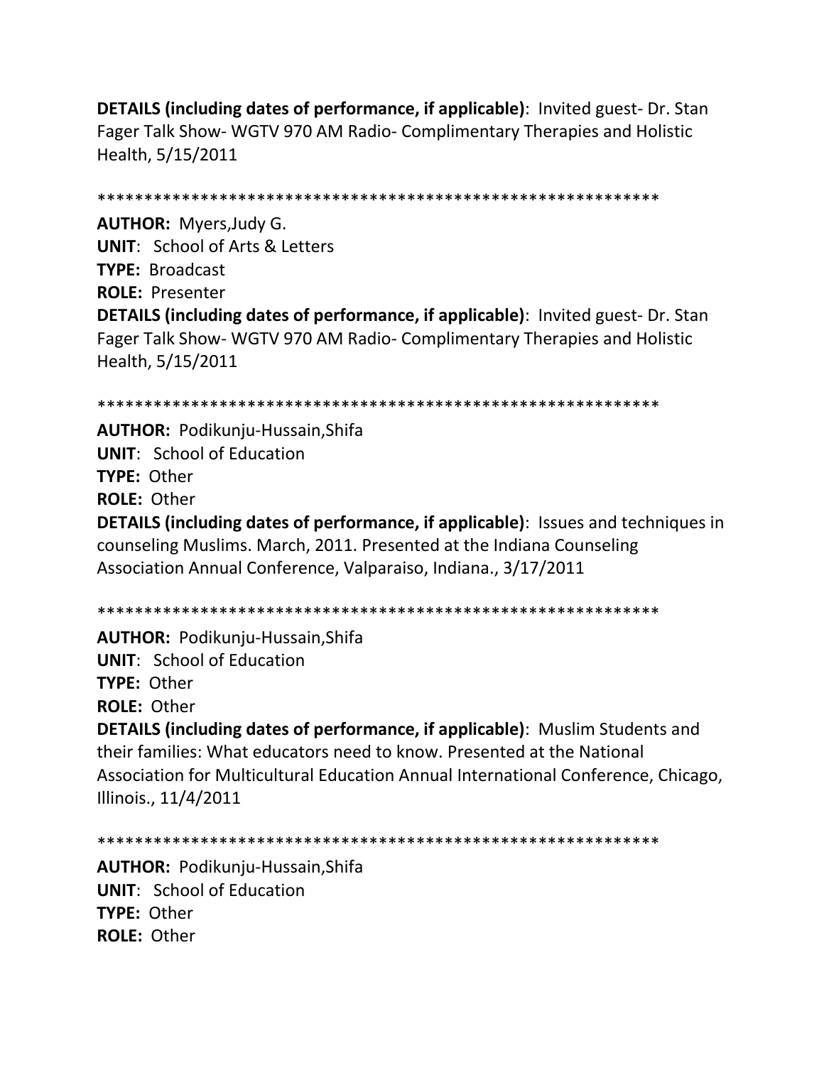**DETAILS (including dates of performance, if applicable)**: Invited guest- Dr. Stan Fager Talk Show- WGTV 970 AM Radio- Complimentary Therapies and Holistic Health, 5/15/2011

************************************************************

**AUTHOR:** Myers,Judy G.
**UNIT**: School of Arts & Letters
**TYPE:** Broadcast
**ROLE:** Presenter
**DETAILS (including dates of performance, if applicable)**: Invited guest- Dr. Stan Fager Talk Show- WGTV 970 AM Radio- Complimentary Therapies and Holistic Health, 5/15/2011

************************************************************

**AUTHOR:** Podikunju-Hussain,Shifa
**UNIT**: School of Education
**TYPE:** Other
**ROLE:** Other
**DETAILS (including dates of performance, if applicable)**: Issues and techniques in counseling Muslims. March, 2011. Presented at the Indiana Counseling Association Annual Conference, Valparaiso, Indiana., 3/17/2011

************************************************************

**AUTHOR:** Podikunju-Hussain,Shifa
**UNIT**: School of Education
**TYPE:** Other
**ROLE:** Other
**DETAILS (including dates of performance, if applicable)**: Muslim Students and their families: What educators need to know. Presented at the National Association for Multicultural Education Annual International Conference, Chicago, Illinois., 11/4/2011

************************************************************

**AUTHOR:** Podikunju-Hussain,Shifa
**UNIT**: School of Education
**TYPE:** Other
**ROLE:** Other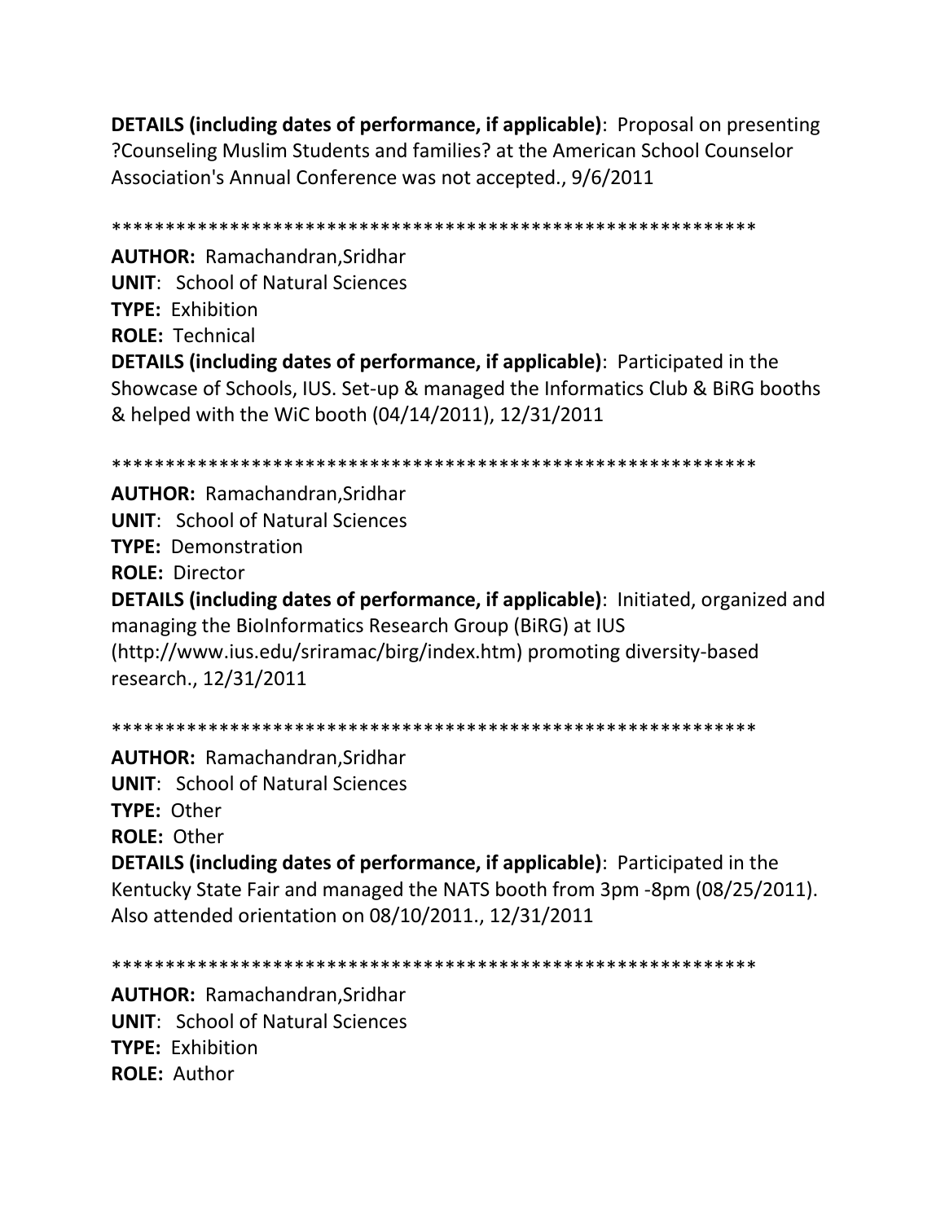**DETAILS (including dates of performance, if applicable)**: Proposal on presenting ?Counseling Muslim Students and families? at the American School Counselor Association's Annual Conference was not accepted., 9/6/2011

************************************************************

**AUTHOR:** Ramachandran,Sridhar
**UNIT**: School of Natural Sciences
**TYPE:** Exhibition
**ROLE:** Technical
**DETAILS (including dates of performance, if applicable)**: Participated in the Showcase of Schools, IUS. Set-up & managed the Informatics Club & BiRG booths & helped with the WiC booth (04/14/2011), 12/31/2011

************************************************************

**AUTHOR:** Ramachandran,Sridhar
**UNIT**: School of Natural Sciences
**TYPE:** Demonstration
**ROLE:** Director
**DETAILS (including dates of performance, if applicable)**: Initiated, organized and managing the BioInformatics Research Group (BiRG) at IUS (http://www.ius.edu/sriramac/birg/index.htm) promoting diversity-based research., 12/31/2011

************************************************************

**AUTHOR:** Ramachandran,Sridhar
**UNIT**: School of Natural Sciences
**TYPE:** Other
**ROLE:** Other
**DETAILS (including dates of performance, if applicable)**: Participated in the Kentucky State Fair and managed the NATS booth from 3pm -8pm (08/25/2011). Also attended orientation on 08/10/2011., 12/31/2011

************************************************************

**AUTHOR:** Ramachandran,Sridhar
**UNIT**: School of Natural Sciences
**TYPE:** Exhibition
**ROLE:** Author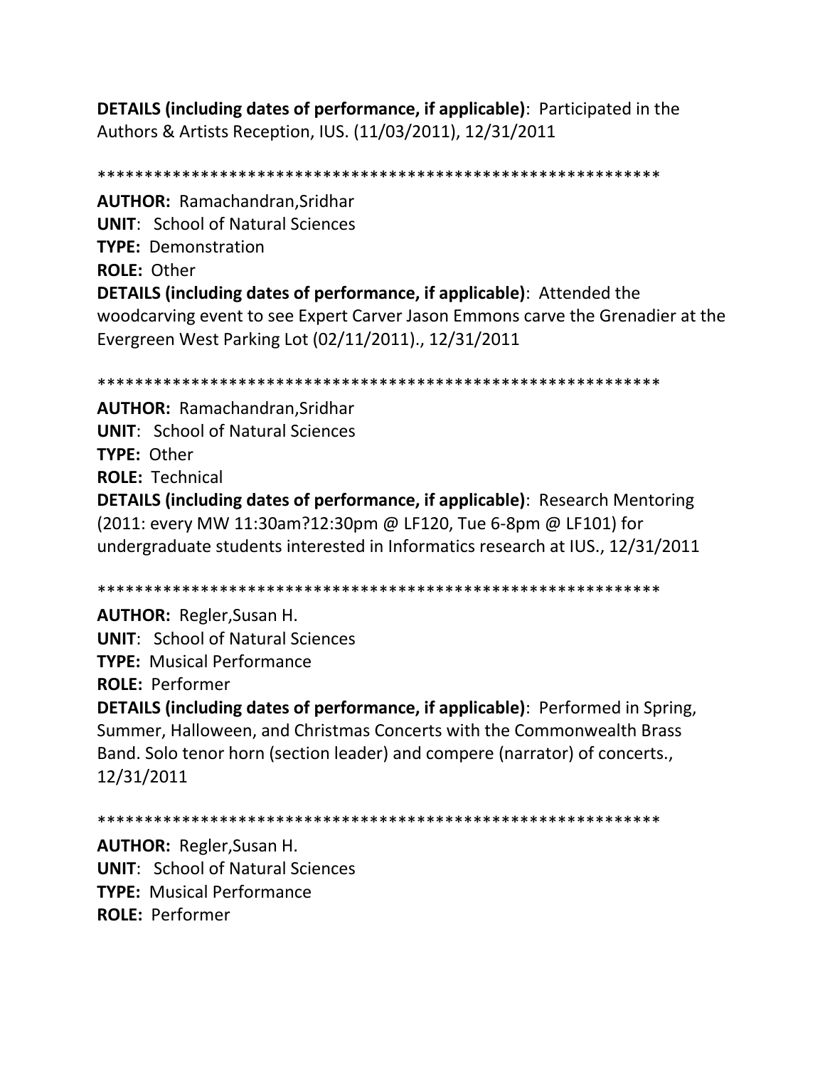**DETAILS (including dates of performance, if applicable)**: Participated in the Authors & Artists Reception, IUS. (11/03/2011), 12/31/2011

************************************************************

**AUTHOR:** Ramachandran,Sridhar
**UNIT**: School of Natural Sciences
**TYPE:** Demonstration
**ROLE:** Other
**DETAILS (including dates of performance, if applicable)**: Attended the woodcarving event to see Expert Carver Jason Emmons carve the Grenadier at the Evergreen West Parking Lot (02/11/2011)., 12/31/2011

************************************************************

**AUTHOR:** Ramachandran,Sridhar
**UNIT**: School of Natural Sciences
**TYPE:** Other
**ROLE:** Technical
**DETAILS (including dates of performance, if applicable)**: Research Mentoring (2011: every MW 11:30am?12:30pm @ LF120, Tue 6-8pm @ LF101) for undergraduate students interested in Informatics research at IUS., 12/31/2011

************************************************************

**AUTHOR:** Regler,Susan H.
**UNIT**: School of Natural Sciences
**TYPE:** Musical Performance
**ROLE:** Performer
**DETAILS (including dates of performance, if applicable)**: Performed in Spring, Summer, Halloween, and Christmas Concerts with the Commonwealth Brass Band. Solo tenor horn (section leader) and compere (narrator) of concerts., 12/31/2011

************************************************************

**AUTHOR:** Regler,Susan H.
**UNIT**: School of Natural Sciences
**TYPE:** Musical Performance
**ROLE:** Performer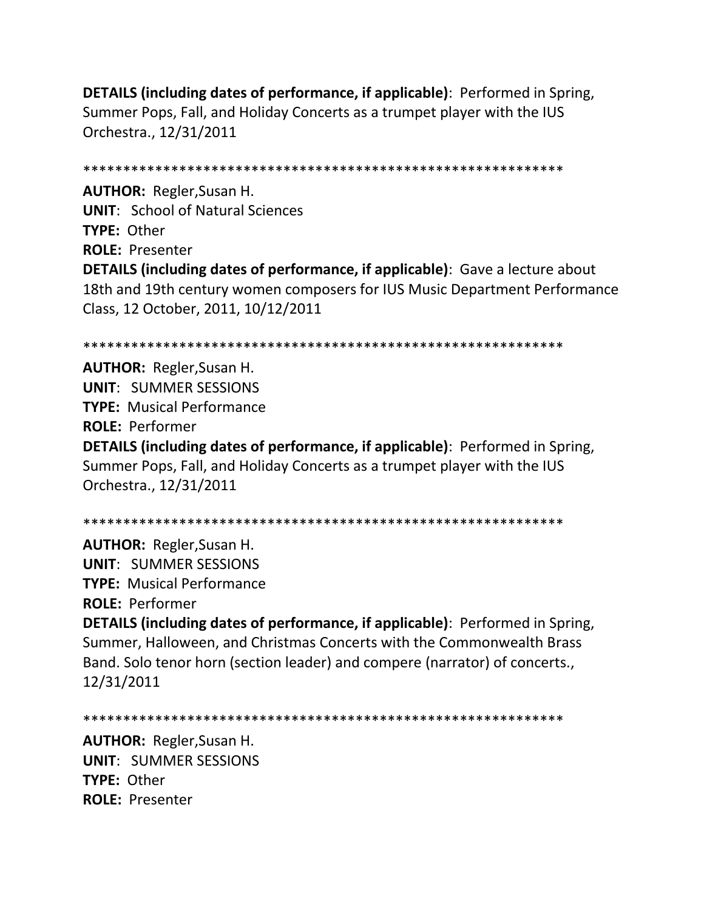**DETAILS (including dates of performance, if applicable)**: Performed in Spring, Summer Pops, Fall, and Holiday Concerts as a trumpet player with the IUS Orchestra., 12/31/2011

************************************************************

**AUTHOR:** Regler,Susan H.
**UNIT**: School of Natural Sciences
**TYPE:** Other
**ROLE:** Presenter
**DETAILS (including dates of performance, if applicable)**: Gave a lecture about 18th and 19th century women composers for IUS Music Department Performance Class, 12 October, 2011, 10/12/2011

************************************************************

**AUTHOR:** Regler,Susan H.
**UNIT**: SUMMER SESSIONS
**TYPE:** Musical Performance
**ROLE:** Performer
**DETAILS (including dates of performance, if applicable)**: Performed in Spring, Summer Pops, Fall, and Holiday Concerts as a trumpet player with the IUS Orchestra., 12/31/2011

************************************************************

**AUTHOR:** Regler,Susan H.
**UNIT**: SUMMER SESSIONS
**TYPE:** Musical Performance
**ROLE:** Performer
**DETAILS (including dates of performance, if applicable)**: Performed in Spring, Summer, Halloween, and Christmas Concerts with the Commonwealth Brass Band. Solo tenor horn (section leader) and compere (narrator) of concerts., 12/31/2011

************************************************************

**AUTHOR:** Regler,Susan H.
**UNIT**: SUMMER SESSIONS
**TYPE:** Other
**ROLE:** Presenter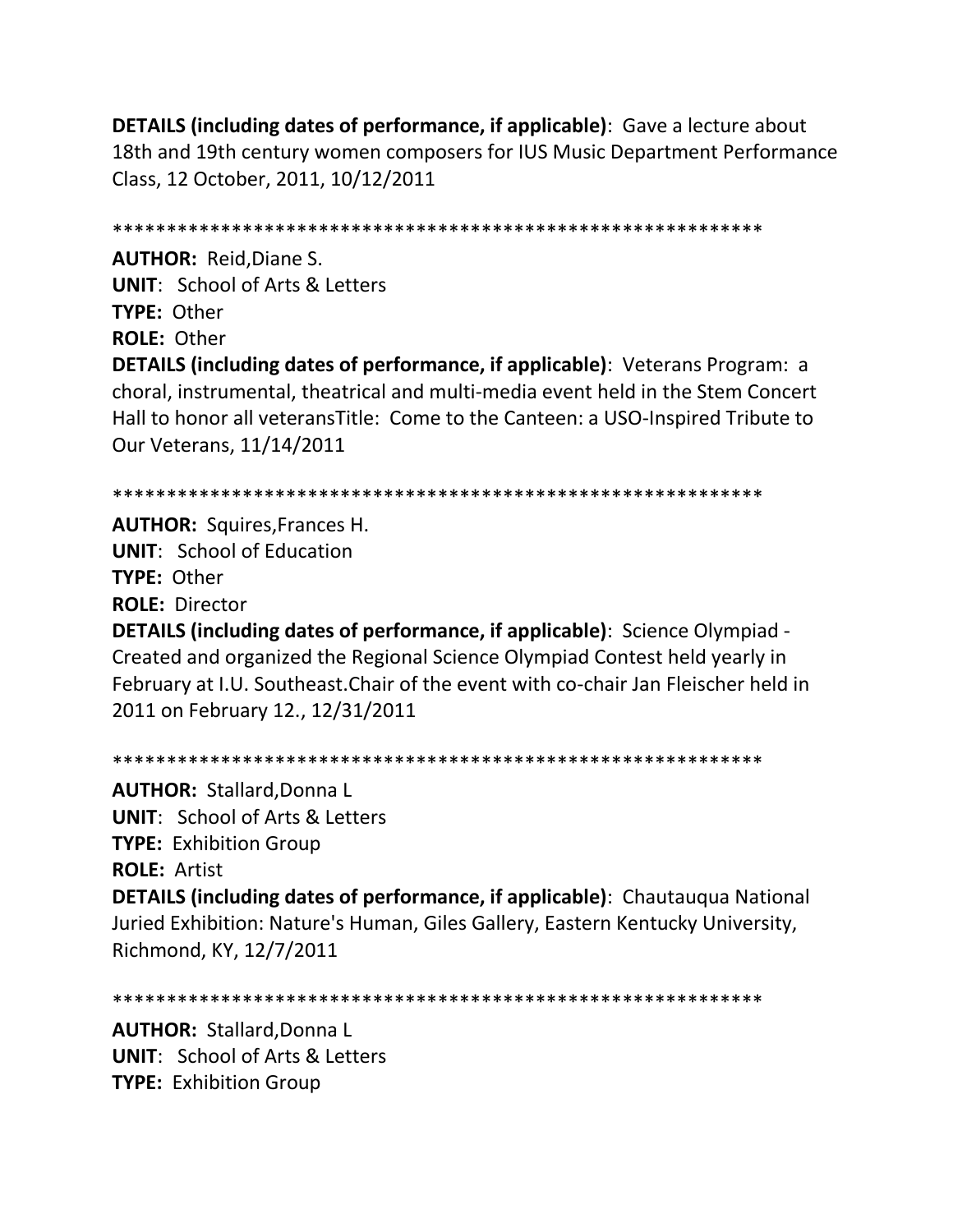**DETAILS (including dates of performance, if applicable)**: Gave a lecture about 18th and 19th century women composers for IUS Music Department Performance Class, 12 October, 2011, 10/12/2011

************************************************************

**AUTHOR:** Reid,Diane S.
**UNIT**: School of Arts & Letters
**TYPE:** Other
**ROLE:** Other
**DETAILS (including dates of performance, if applicable)**: Veterans Program: a choral, instrumental, theatrical and multi-media event held in the Stem Concert Hall to honor all veteransTitle: Come to the Canteen: a USO-Inspired Tribute to Our Veterans, 11/14/2011

************************************************************

**AUTHOR:** Squires,Frances H.
**UNIT**: School of Education
**TYPE:** Other
**ROLE:** Director
**DETAILS (including dates of performance, if applicable)**: Science Olympiad - Created and organized the Regional Science Olympiad Contest held yearly in February at I.U. Southeast.Chair of the event with co-chair Jan Fleischer held in 2011 on February 12., 12/31/2011

************************************************************

**AUTHOR:** Stallard,Donna L
**UNIT**: School of Arts & Letters
**TYPE:** Exhibition Group
**ROLE:** Artist
**DETAILS (including dates of performance, if applicable)**: Chautauqua National Juried Exhibition: Nature's Human, Giles Gallery, Eastern Kentucky University, Richmond, KY, 12/7/2011

************************************************************

**AUTHOR:** Stallard,Donna L
**UNIT**: School of Arts & Letters
**TYPE:** Exhibition Group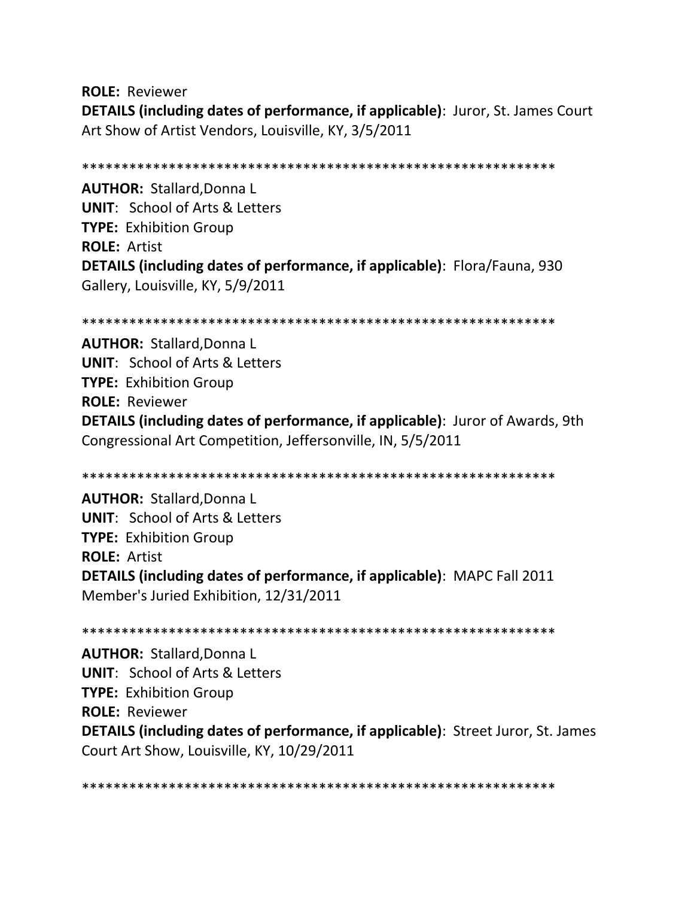**ROLE:** Reviewer
**DETAILS (including dates of performance, if applicable)**: Juror, St. James Court Art Show of Artist Vendors, Louisville, KY, 3/5/2011

************************************************************

**AUTHOR:** Stallard,Donna L
**UNIT**: School of Arts & Letters
**TYPE:** Exhibition Group
**ROLE:** Artist
**DETAILS (including dates of performance, if applicable)**: Flora/Fauna, 930 Gallery, Louisville, KY, 5/9/2011

************************************************************

**AUTHOR:** Stallard,Donna L
**UNIT**: School of Arts & Letters
**TYPE:** Exhibition Group
**ROLE:** Reviewer
**DETAILS (including dates of performance, if applicable)**: Juror of Awards, 9th Congressional Art Competition, Jeffersonville, IN, 5/5/2011

************************************************************

**AUTHOR:** Stallard,Donna L
**UNIT**: School of Arts & Letters
**TYPE:** Exhibition Group
**ROLE:** Artist
**DETAILS (including dates of performance, if applicable)**: MAPC Fall 2011 Member's Juried Exhibition, 12/31/2011

************************************************************

**AUTHOR:** Stallard,Donna L
**UNIT**: School of Arts & Letters
**TYPE:** Exhibition Group
**ROLE:** Reviewer
**DETAILS (including dates of performance, if applicable)**: Street Juror, St. James Court Art Show, Louisville, KY, 10/29/2011

************************************************************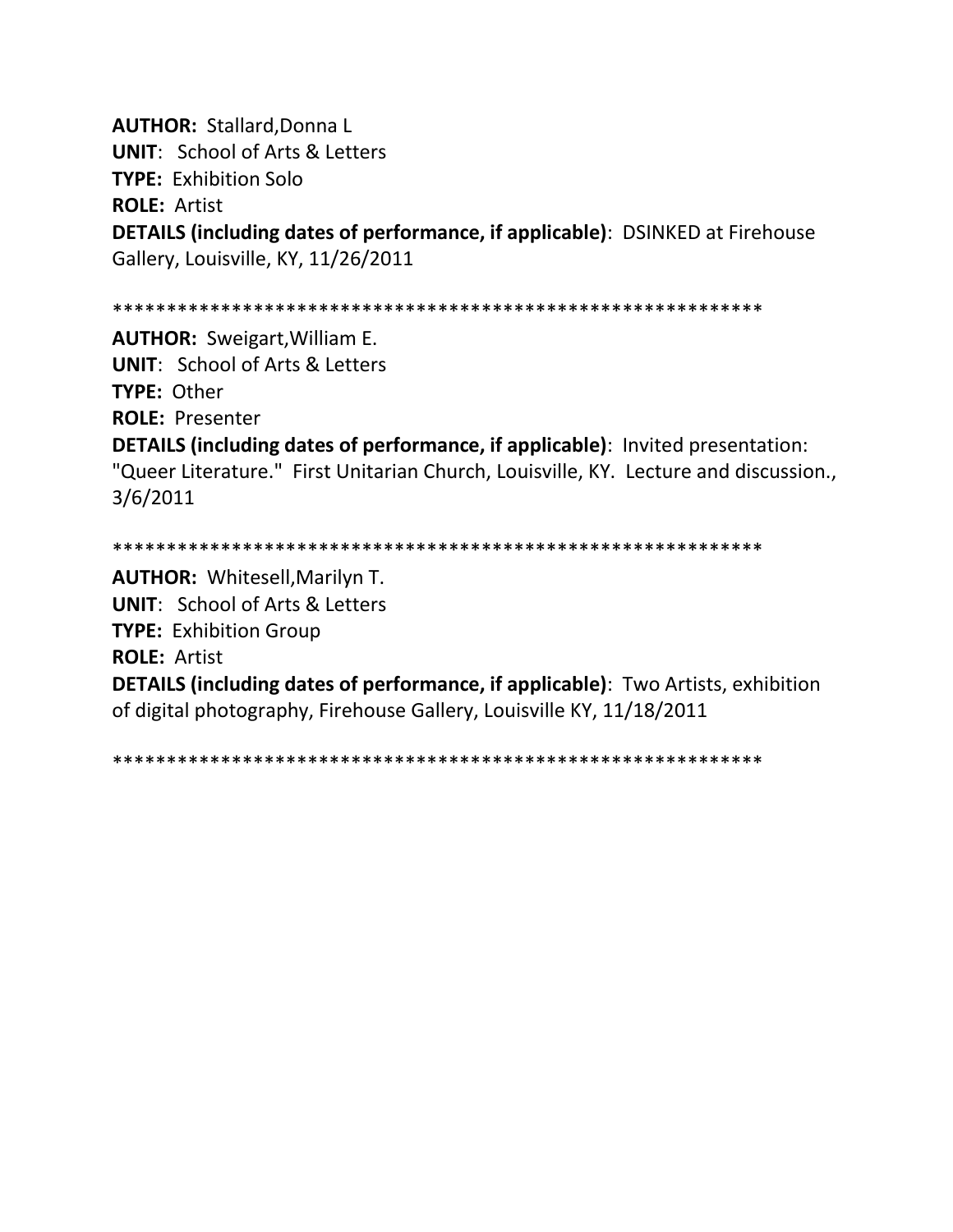**AUTHOR:** Stallard,Donna L
**UNIT**: School of Arts & Letters
**TYPE:** Exhibition Solo
**ROLE:** Artist
**DETAILS (including dates of performance, if applicable)**: DSINKED at Firehouse Gallery, Louisville, KY, 11/26/2011

************************************************************

**AUTHOR:** Sweigart,William E.
**UNIT**: School of Arts & Letters
**TYPE:** Other
**ROLE:** Presenter
**DETAILS (including dates of performance, if applicable)**: Invited presentation: "Queer Literature." First Unitarian Church, Louisville, KY. Lecture and discussion., 3/6/2011

************************************************************

**AUTHOR:** Whitesell,Marilyn T.
**UNIT**: School of Arts & Letters
**TYPE:** Exhibition Group
**ROLE:** Artist
**DETAILS (including dates of performance, if applicable)**: Two Artists, exhibition of digital photography, Firehouse Gallery, Louisville KY, 11/18/2011

************************************************************